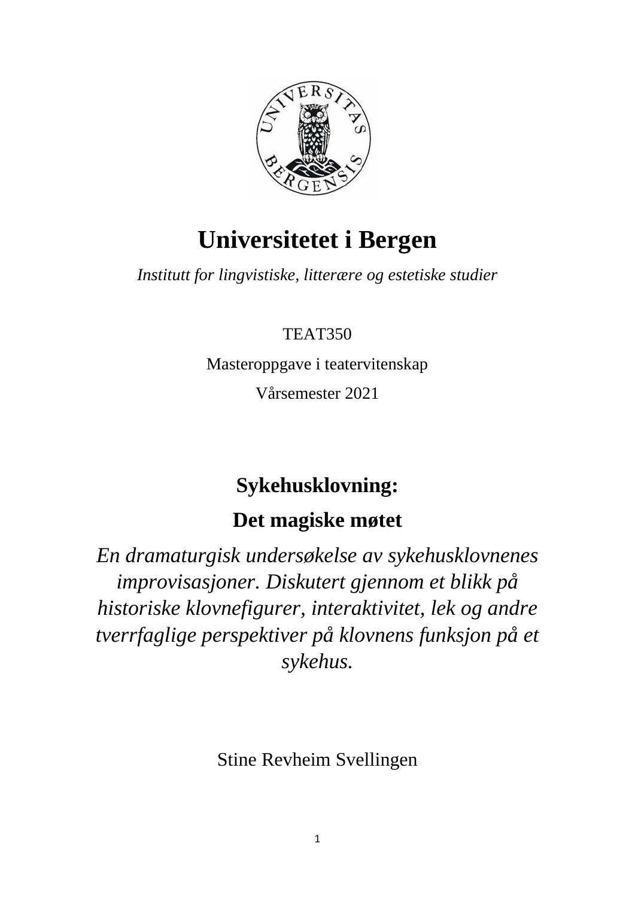# Universitetet i Bergen

*Institutt for lingvistiske, litterære og estetiske studier*

TEAT350

Masteroppgave i teatervitenskap

Vårsemester 2021

## Sykehusklovning:

## Det magiske møtet

*En dramaturgisk undersøkelse av sykehusklovnenes improvisasjoner. Diskutert gjennom et blikk på historiske klovnefigurer, interaktivitet, lek og andre tverrfaglige perspektiver på klovnens funksjon på et sykehus.*

Stine Revheim Svellingen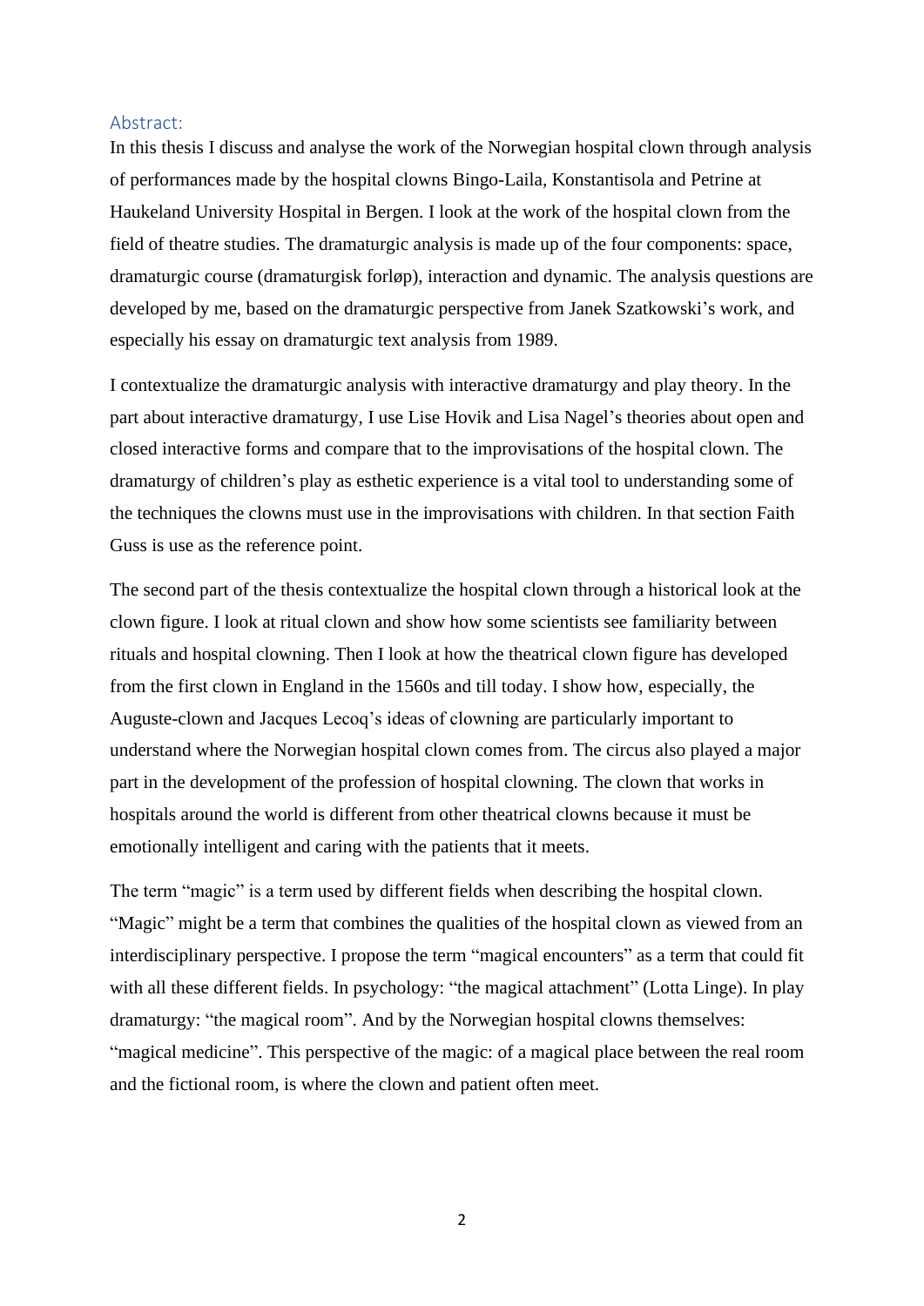## Abstract:

In this thesis I discuss and analyse the work of the Norwegian hospital clown through analysis of performances made by the hospital clowns Bingo-Laila, Konstantisola and Petrine at Haukeland University Hospital in Bergen. I look at the work of the hospital clown from the field of theatre studies. The dramaturgic analysis is made up of the four components: space, dramaturgic course (dramaturgisk forløp), interaction and dynamic. The analysis questions are developed by me, based on the dramaturgic perspective from Janek Szatkowski's work, and especially his essay on dramaturgic text analysis from 1989.

I contextualize the dramaturgic analysis with interactive dramaturgy and play theory. In the part about interactive dramaturgy, I use Lise Hovik and Lisa Nagel's theories about open and closed interactive forms and compare that to the improvisations of the hospital clown. The dramaturgy of children's play as esthetic experience is a vital tool to understanding some of the techniques the clowns must use in the improvisations with children. In that section Faith Guss is use as the reference point.

The second part of the thesis contextualize the hospital clown through a historical look at the clown figure. I look at ritual clown and show how some scientists see familiarity between rituals and hospital clowning. Then I look at how the theatrical clown figure has developed from the first clown in England in the 1560s and till today. I show how, especially, the Auguste-clown and Jacques Lecoq's ideas of clowning are particularly important to understand where the Norwegian hospital clown comes from. The circus also played a major part in the development of the profession of hospital clowning. The clown that works in hospitals around the world is different from other theatrical clowns because it must be emotionally intelligent and caring with the patients that it meets.

The term "magic" is a term used by different fields when describing the hospital clown. "Magic" might be a term that combines the qualities of the hospital clown as viewed from an interdisciplinary perspective. I propose the term "magical encounters" as a term that could fit with all these different fields. In psychology: "the magical attachment" (Lotta Linge). In play dramaturgy: "the magical room". And by the Norwegian hospital clowns themselves: "magical medicine". This perspective of the magic: of a magical place between the real room and the fictional room, is where the clown and patient often meet.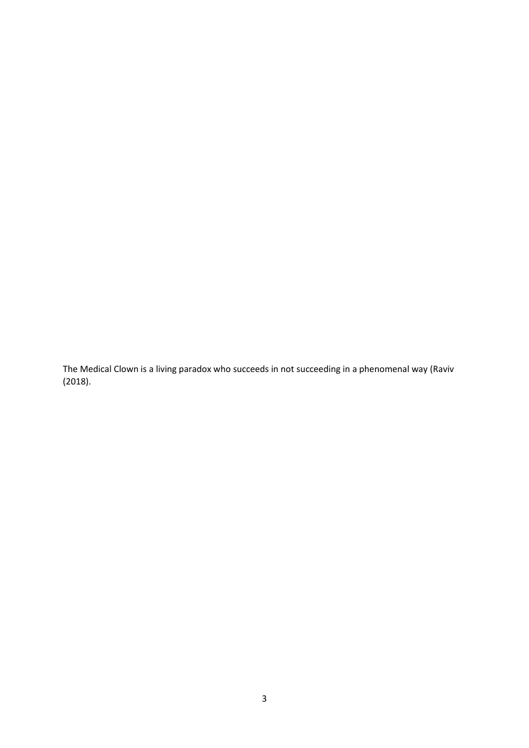The Medical Clown is a living paradox who succeeds in not succeeding in a phenomenal way (Raviv (2018).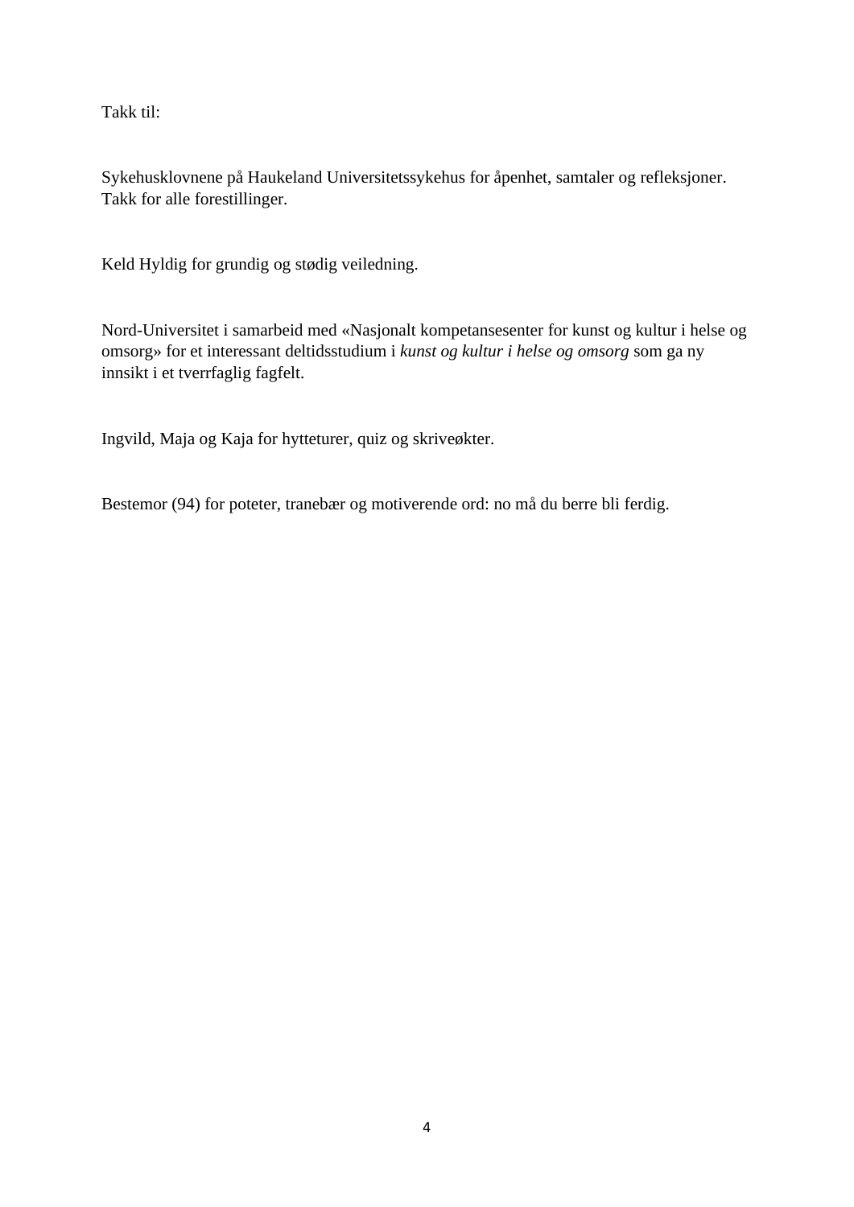Takk til:

Sykehusklovnene på Haukeland Universitetssykehus for åpenhet, samtaler og refleksjoner. Takk for alle forestillinger.

Keld Hyldig for grundig og stødig veiledning.

Nord-Universitet i samarbeid med «Nasjonalt kompetansesenter for kunst og kultur i helse og omsorg» for et interessant deltidsstudium i *kunst og kultur i helse og omsorg* som ga ny innsikt i et tverrfaglig fagfelt.

Ingvild, Maja og Kaja for hytteturer, quiz og skriveøkter.

Bestemor (94) for poteter, tranebær og motiverende ord: no må du berre bli ferdig.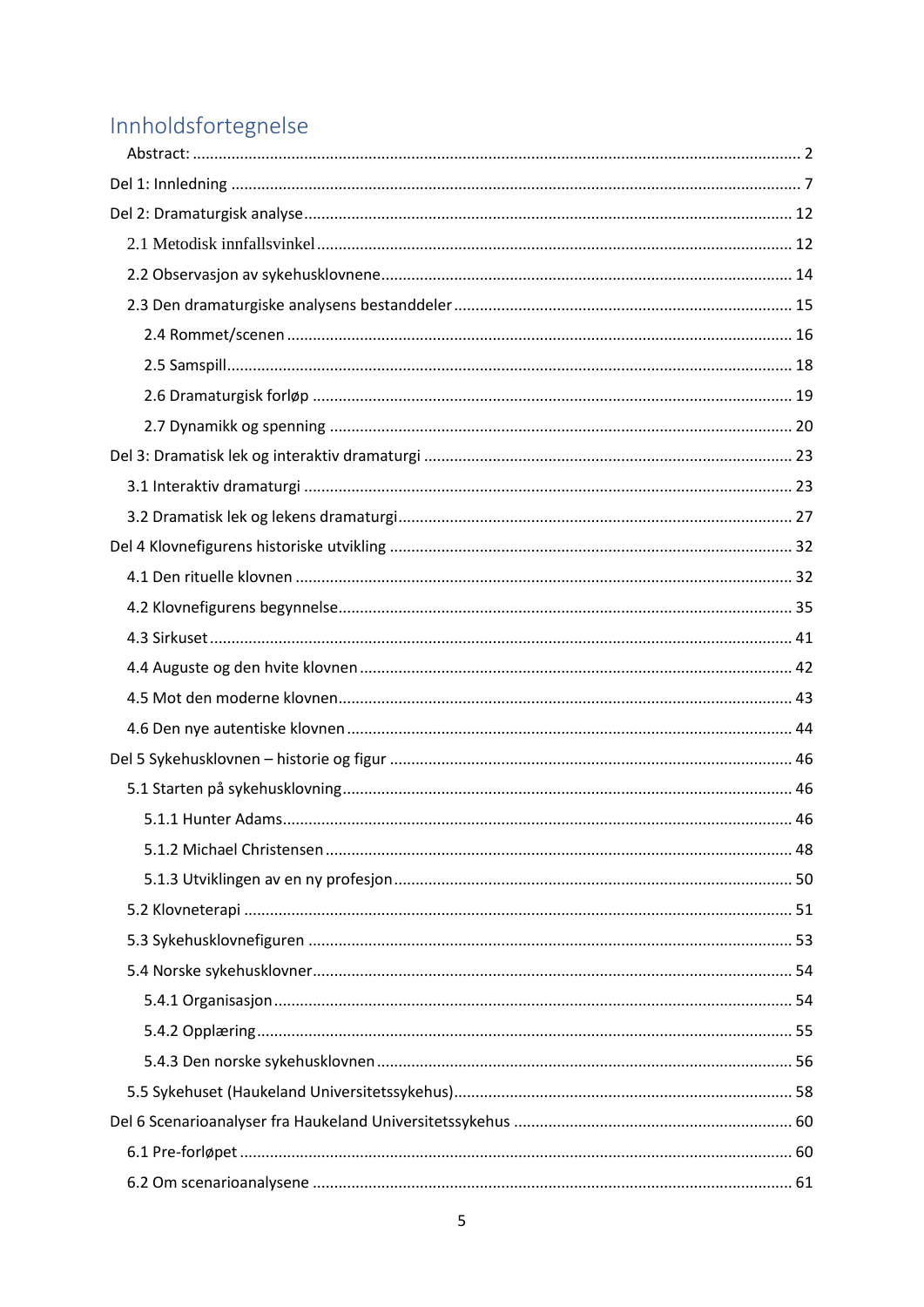# Innholdsfortegnelse

- Abstract: ..... 2
- Del 1: Innledning ..... 7
- Del 2: Dramaturgisk analyse ..... 12
  - 2.1 Metodisk innfallsvinkel ..... 12
  - 2.2 Observasjon av sykehusklovnene ..... 14
  - 2.3 Den dramaturgiske analysens bestanddeler ..... 15
    - 2.4 Rommet/scenen ..... 16
    - 2.5 Samspill ..... 18
    - 2.6 Dramaturgisk forløp ..... 19
    - 2.7 Dynamikk og spenning ..... 20
- Del 3: Dramatisk lek og interaktiv dramaturgi ..... 23
  - 3.1 Interaktiv dramaturgi ..... 23
  - 3.2 Dramatisk lek og lekens dramaturgi ..... 27
- Del 4 Klovnefigurens historiske utvikling ..... 32
  - 4.1 Den rituelle klovnen ..... 32
  - 4.2 Klovnefigurens begynnelse ..... 35
  - 4.3 Sirkuset ..... 41
  - 4.4 Auguste og den hvite klovnen ..... 42
  - 4.5 Mot den moderne klovnen ..... 43
  - 4.6 Den nye autentiske klovnen ..... 44
- Del 5 Sykehusklovnen – historie og figur ..... 46
  - 5.1 Starten på sykehusklovning ..... 46
    - 5.1.1 Hunter Adams ..... 46
    - 5.1.2 Michael Christensen ..... 48
    - 5.1.3 Utviklingen av en ny profesjon ..... 50
  - 5.2 Klovneterapi ..... 51
  - 5.3 Sykehusklovnefiguren ..... 53
  - 5.4 Norske sykehusklovner ..... 54
    - 5.4.1 Organisasjon ..... 54
    - 5.4.2 Opplæring ..... 55
    - 5.4.3 Den norske sykehusklovnen ..... 56
  - 5.5 Sykehuset (Haukeland Universitetssykehus) ..... 58
- Del 6 Scenarioanalyser fra Haukeland Universitetssykehus ..... 60
  - 6.1 Pre-forløpet ..... 60
  - 6.2 Om scenarioanalysene ..... 61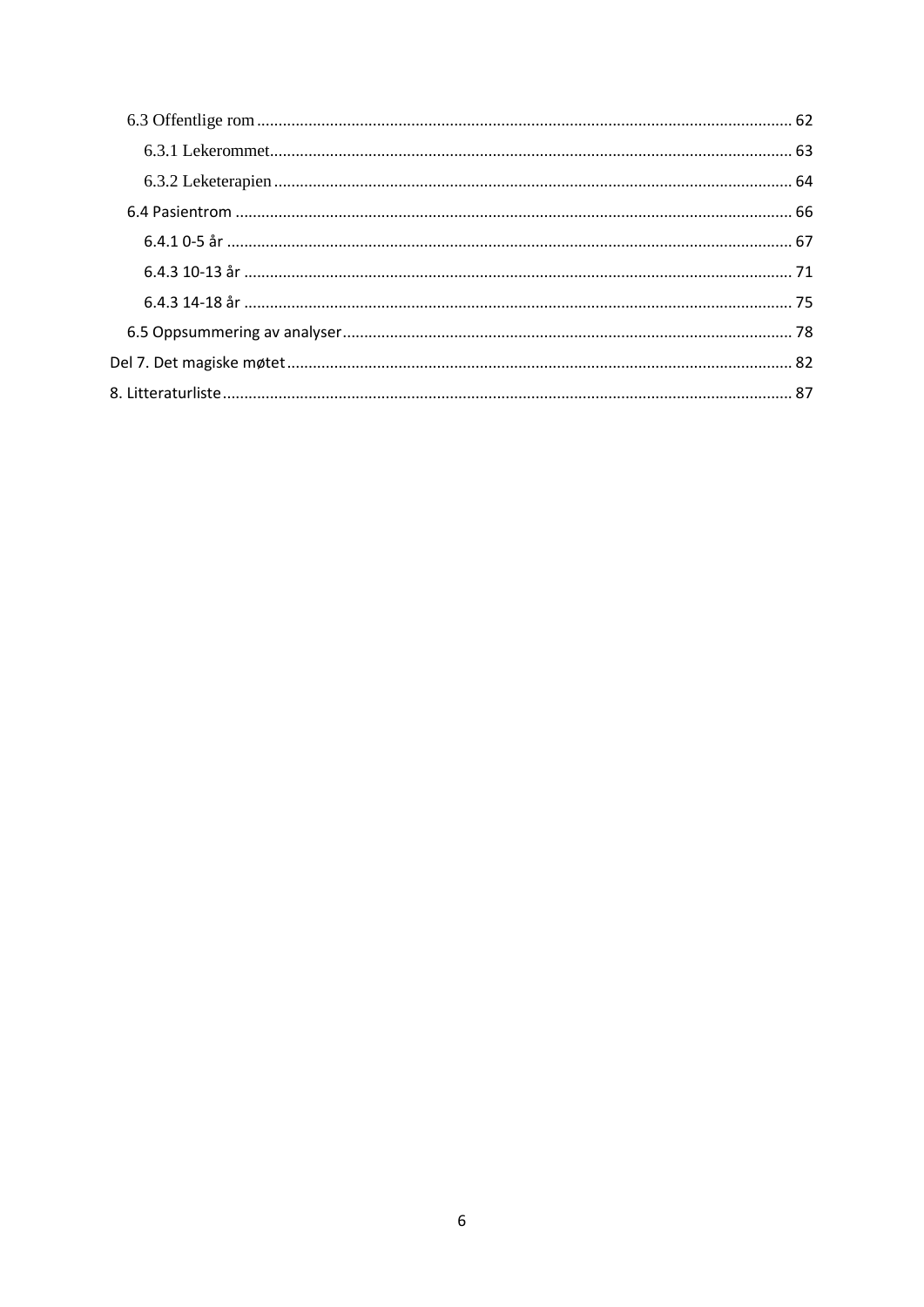6.3 Offentlige rom ..... 62

6.3.1 Lekerommet ..... 63

6.3.2 Leketerapien ..... 64

6.4 Pasientrom ..... 66

6.4.1 0-5 år ..... 67

6.4.3 10-13 år ..... 71

6.4.3 14-18 år ..... 75

6.5 Oppsummering av analyser ..... 78

Del 7. Det magiske møtet ..... 82

8. Litteraturliste ..... 87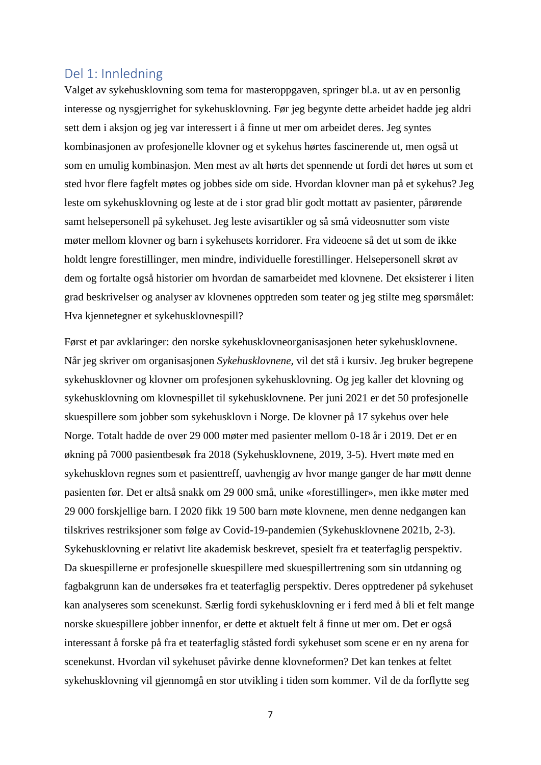## Del 1: Innledning

Valget av sykehusklovning som tema for masteroppgaven, springer bl.a. ut av en personlig interesse og nysgjerrighet for sykehusklovning. Før jeg begynte dette arbeidet hadde jeg aldri sett dem i aksjon og jeg var interessert i å finne ut mer om arbeidet deres. Jeg syntes kombinasjonen av profesjonelle klovner og et sykehus hørtes fascinerende ut, men også ut som en umulig kombinasjon. Men mest av alt hørts det spennende ut fordi det høres ut som et sted hvor flere fagfelt møtes og jobbes side om side. Hvordan klovner man på et sykehus? Jeg leste om sykehusklovning og leste at de i stor grad blir godt mottatt av pasienter, pårørende samt helsepersonell på sykehuset. Jeg leste avisartikler og så små videosnutter som viste møter mellom klovner og barn i sykehusets korridorer. Fra videoene så det ut som de ikke holdt lengre forestillinger, men mindre, individuelle forestillinger. Helsepersonell skrøt av dem og fortalte også historier om hvordan de samarbeidet med klovnene. Det eksisterer i liten grad beskrivelser og analyser av klovnenes opptreden som teater og jeg stilte meg spørsmålet: Hva kjennetegner et sykehusklovnespill?

Først et par avklaringer: den norske sykehusklovneorganisasjonen heter sykehusklovnene. Når jeg skriver om organisasjonen *Sykehusklovnene*, vil det stå i kursiv. Jeg bruker begrepene sykehusklovner og klovner om profesjonen sykehusklovning. Og jeg kaller det klovning og sykehusklovning om klovnespillet til sykehusklovnene. Per juni 2021 er det 50 profesjonelle skuespillere som jobber som sykehusklovn i Norge. De klovner på 17 sykehus over hele Norge. Totalt hadde de over 29 000 møter med pasienter mellom 0-18 år i 2019. Det er en økning på 7000 pasientbesøk fra 2018 (Sykehusklovnene, 2019, 3-5). Hvert møte med en sykehusklovn regnes som et pasienttreff, uavhengig av hvor mange ganger de har møtt denne pasienten før. Det er altså snakk om 29 000 små, unike «forestillinger», men ikke møter med 29 000 forskjellige barn. I 2020 fikk 19 500 barn møte klovnene, men denne nedgangen kan tilskrives restriksjoner som følge av Covid-19-pandemien (Sykehusklovnene 2021b, 2-3). Sykehusklovning er relativt lite akademisk beskrevet, spesielt fra et teaterfaglig perspektiv. Da skuespillerne er profesjonelle skuespillere med skuespillertrening som sin utdanning og fagbakgrunn kan de undersøkes fra et teaterfaglig perspektiv. Deres opptredener på sykehuset kan analyseres som scenekunst. Særlig fordi sykehusklovning er i ferd med å bli et felt mange norske skuespillere jobber innenfor, er dette et aktuelt felt å finne ut mer om. Det er også interessant å forske på fra et teaterfaglig ståsted fordi sykehuset som scene er en ny arena for scenekunst. Hvordan vil sykehuset påvirke denne klovneformen? Det kan tenkes at feltet sykehusklovning vil gjennomgå en stor utvikling i tiden som kommer. Vil de da forflytte seg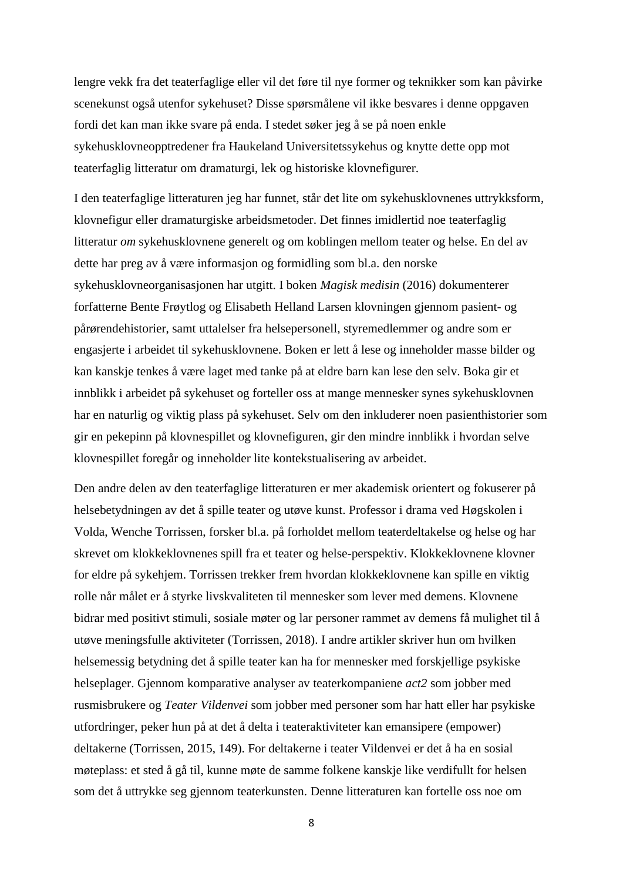lengre vekk fra det teaterfaglige eller vil det føre til nye former og teknikker som kan påvirke scenekunst også utenfor sykehuset? Disse spørsmålene vil ikke besvares i denne oppgaven fordi det kan man ikke svare på enda. I stedet søker jeg å se på noen enkle sykehusklovneopptredener fra Haukeland Universitetssykehus og knytte dette opp mot teaterfaglig litteratur om dramaturgi, lek og historiske klovnefigurer.

I den teaterfaglige litteraturen jeg har funnet, står det lite om sykehusklovnenes uttrykksform, klovnefigur eller dramaturgiske arbeidsmetoder. Det finnes imidlertid noe teaterfaglig litteratur *om* sykehusklovnene generelt og om koblingen mellom teater og helse. En del av dette har preg av å være informasjon og formidling som bl.a. den norske sykehusklovneorganisasjonen har utgitt. I boken *Magisk medisin* (2016) dokumenterer forfatterne Bente Frøytlog og Elisabeth Helland Larsen klovningen gjennom pasient- og pårørendehistorier, samt uttalelser fra helsepersonell, styremedlemmer og andre som er engasjerte i arbeidet til sykehusklovnene. Boken er lett å lese og inneholder masse bilder og kan kanskje tenkes å være laget med tanke på at eldre barn kan lese den selv. Boka gir et innblikk i arbeidet på sykehuset og forteller oss at mange mennesker synes sykehusklovnen har en naturlig og viktig plass på sykehuset. Selv om den inkluderer noen pasienthistorier som gir en pekepinn på klovnespillet og klovnefiguren, gir den mindre innblikk i hvordan selve klovnespillet foregår og inneholder lite kontekstualisering av arbeidet.

Den andre delen av den teaterfaglige litteraturen er mer akademisk orientert og fokuserer på helsebetydningen av det å spille teater og utøve kunst. Professor i drama ved Høgskolen i Volda, Wenche Torrissen, forsker bl.a. på forholdet mellom teaterdeltakelse og helse og har skrevet om klokkeklovnenes spill fra et teater og helse-perspektiv. Klokkeklovnene klovner for eldre på sykehjem. Torrissen trekker frem hvordan klokkeklovnene kan spille en viktig rolle når målet er å styrke livskvaliteten til mennesker som lever med demens. Klovnene bidrar med positivt stimuli, sosiale møter og lar personer rammet av demens få mulighet til å utøve meningsfulle aktiviteter (Torrissen, 2018). I andre artikler skriver hun om hvilken helsemessig betydning det å spille teater kan ha for mennesker med forskjellige psykiske helseplager. Gjennom komparative analyser av teaterkompaniene *act2* som jobber med rusmisbrukere og *Teater Vildenvei* som jobber med personer som har hatt eller har psykiske utfordringer, peker hun på at det å delta i teateraktiviteter kan emansipere (empower) deltakerne (Torrissen, 2015, 149). For deltakerne i teater Vildenvei er det å ha en sosial møteplass: et sted å gå til, kunne møte de samme folkene kanskje like verdifullt for helsen som det å uttrykke seg gjennom teaterkunsten. Denne litteraturen kan fortelle oss noe om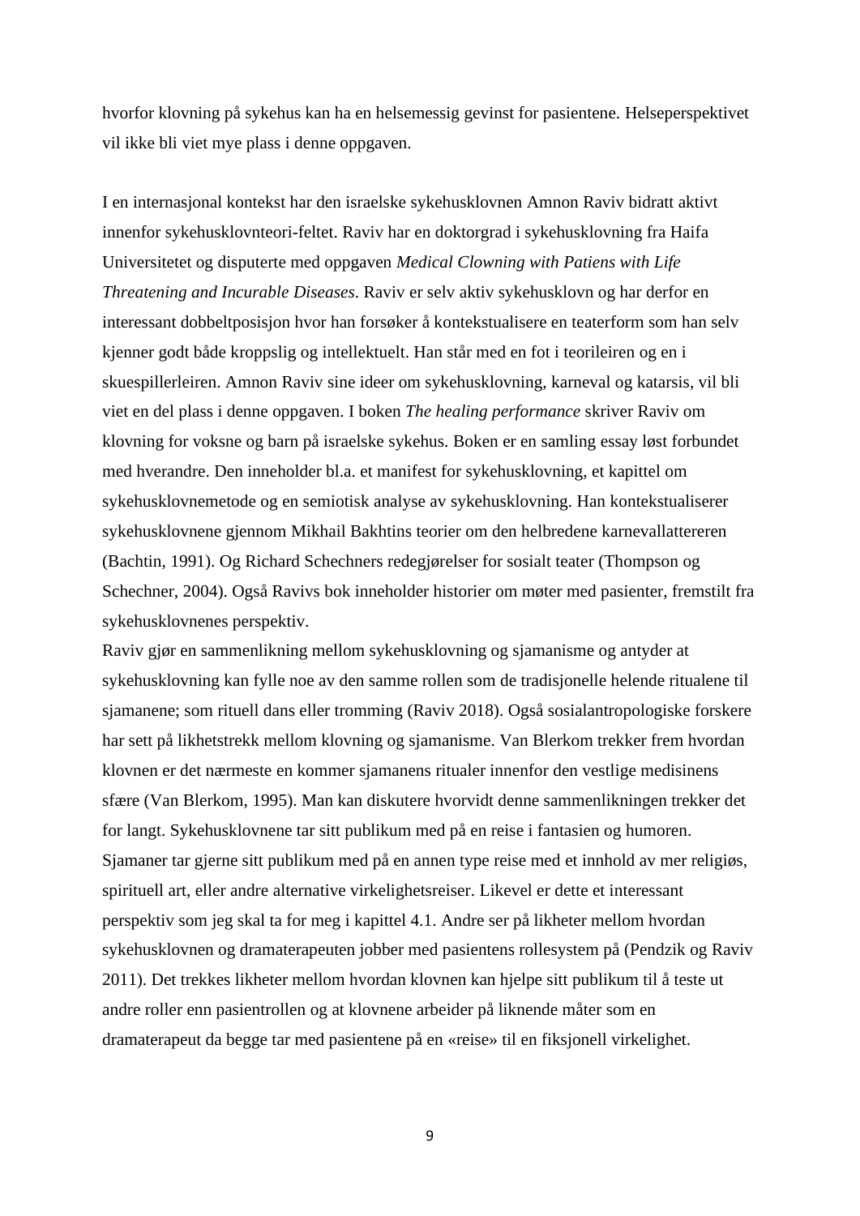hvorfor klovning på sykehus kan ha en helsemessig gevinst for pasientene. Helseperspektivet vil ikke bli viet mye plass i denne oppgaven.

I en internasjonal kontekst har den israelske sykehusklovnen Amnon Raviv bidratt aktivt innenfor sykehusklovnteori-feltet. Raviv har en doktorgrad i sykehusklovning fra Haifa Universitetet og disputerte med oppgaven *Medical Clowning with Patiens with Life Threatening and Incurable Diseases*. Raviv er selv aktiv sykehusklovn og har derfor en interessant dobbeltposisjon hvor han forsøker å kontekstualisere en teaterform som han selv kjenner godt både kroppslig og intellektuelt. Han står med en fot i teorileiren og en i skuespillerleiren. Amnon Raviv sine ideer om sykehusklovning, karneval og katarsis, vil bli viet en del plass i denne oppgaven. I boken *The healing performance* skriver Raviv om klovning for voksne og barn på israelske sykehus. Boken er en samling essay løst forbundet med hverandre. Den inneholder bl.a. et manifest for sykehusklovning, et kapittel om sykehusklovnemetode og en semiotisk analyse av sykehusklovning. Han kontekstualiserer sykehusklovnene gjennom Mikhail Bakhtins teorier om den helbredene karnevallattereren (Bachtin, 1991). Og Richard Schechners redegjørelser for sosialt teater (Thompson og Schechner, 2004). Også Ravivs bok inneholder historier om møter med pasienter, fremstilt fra sykehusklovnenes perspektiv.
Raviv gjør en sammenlikning mellom sykehusklovning og sjamanisme og antyder at sykehusklovning kan fylle noe av den samme rollen som de tradisjonelle helende ritualene til sjamanene; som rituell dans eller tromming (Raviv 2018). Også sosialantropologiske forskere har sett på likhetstrekk mellom klovning og sjamanisme. Van Blerkom trekker frem hvordan klovnen er det nærmeste en kommer sjamanens ritualer innenfor den vestlige medisinens sfære (Van Blerkom, 1995). Man kan diskutere hvorvidt denne sammenlikningen trekker det for langt. Sykehusklovnene tar sitt publikum med på en reise i fantasien og humoren. Sjamaner tar gjerne sitt publikum med på en annen type reise med et innhold av mer religiøs, spirituell art, eller andre alternative virkelighetsreiser. Likevel er dette et interessant perspektiv som jeg skal ta for meg i kapittel 4.1. Andre ser på likheter mellom hvordan sykehusklovnen og dramaterapeuten jobber med pasientens rollesystem på (Pendzik og Raviv 2011). Det trekkes likheter mellom hvordan klovnen kan hjelpe sitt publikum til å teste ut andre roller enn pasientrollen og at klovnene arbeider på liknende måter som en dramaterapeut da begge tar med pasientene på en «reise» til en fiksjonell virkelighet.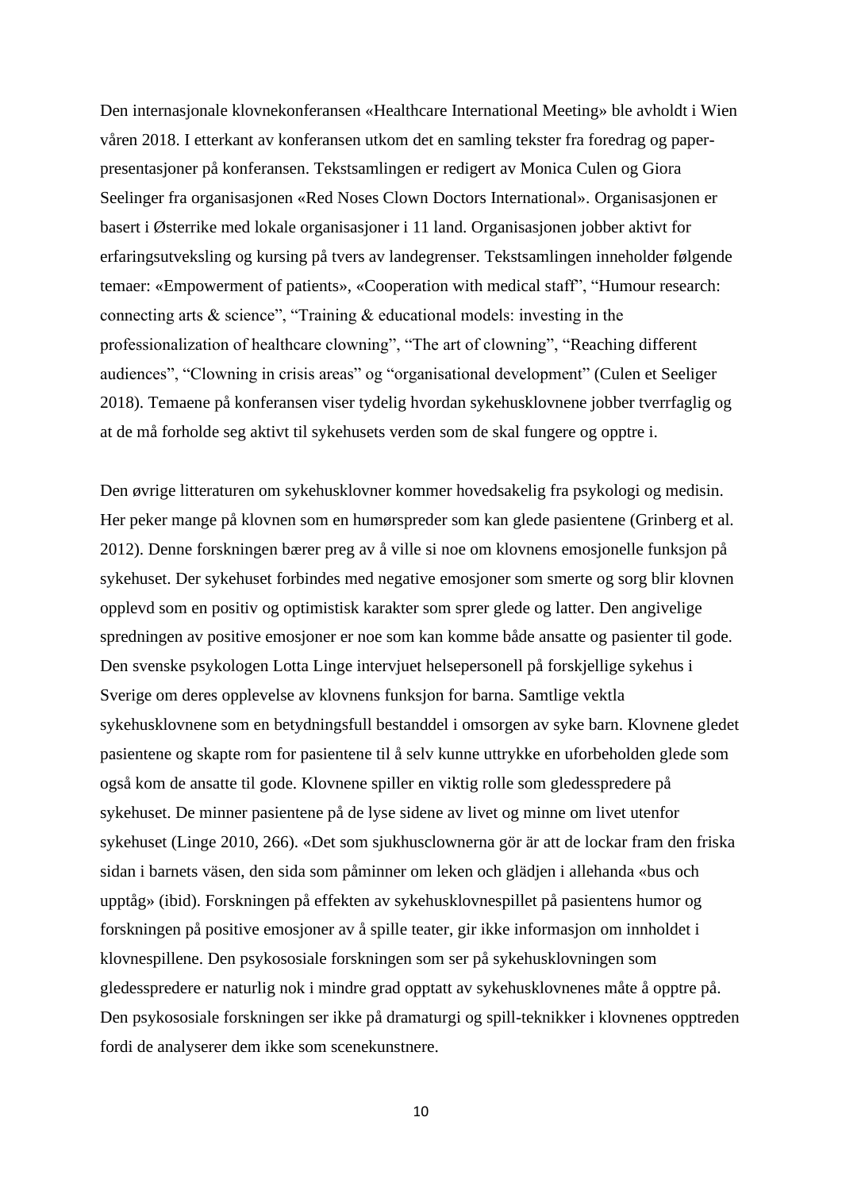Den internasjonale klovnekonferansen «Healthcare International Meeting» ble avholdt i Wien våren 2018. I etterkant av konferansen utkom det en samling tekster fra foredrag og paper-presentasjoner på konferansen. Tekstsamlingen er redigert av Monica Culen og Giora Seelinger fra organisasjonen «Red Noses Clown Doctors International». Organisasjonen er basert i Østerrike med lokale organisasjoner i 11 land. Organisasjonen jobber aktivt for erfaringsutveksling og kursing på tvers av landegrenser. Tekstsamlingen inneholder følgende temaer: «Empowerment of patients», «Cooperation with medical staff", "Humour research: connecting arts & science", "Training & educational models: investing in the professionalization of healthcare clowning", "The art of clowning", "Reaching different audiences", "Clowning in crisis areas" og "organisational development" (Culen et Seeliger 2018). Temaene på konferansen viser tydelig hvordan sykehusklovnene jobber tverrfaglig og at de må forholde seg aktivt til sykehusets verden som de skal fungere og opptre i.

Den øvrige litteraturen om sykehusklovner kommer hovedsakelig fra psykologi og medisin. Her peker mange på klovnen som en humørspreder som kan glede pasientene (Grinberg et al. 2012). Denne forskningen bærer preg av å ville si noe om klovnens emosjonelle funksjon på sykehuset. Der sykehuset forbindes med negative emosjoner som smerte og sorg blir klovnen opplevd som en positiv og optimistisk karakter som sprer glede og latter. Den angivelige spredningen av positive emosjoner er noe som kan komme både ansatte og pasienter til gode. Den svenske psykologen Lotta Linge intervjuet helsepersonell på forskjellige sykehus i Sverige om deres opplevelse av klovnens funksjon for barna. Samtlige vektla sykehusklovnene som en betydningsfull bestanddel i omsorgen av syke barn. Klovnene gledet pasientene og skapte rom for pasientene til å selv kunne uttrykke en uforbeholden glede som også kom de ansatte til gode. Klovnene spiller en viktig rolle som gledesspredere på sykehuset. De minner pasientene på de lyse sidene av livet og minne om livet utenfor sykehuset (Linge 2010, 266). «Det som sjukhusclownerna gör är att de lockar fram den friska sidan i barnets väsen, den sida som påminner om leken och glädjen i allehanda «bus och upptåg» (ibid). Forskningen på effekten av sykehusklovnespillet på pasientens humor og forskningen på positive emosjoner av å spille teater, gir ikke informasjon om innholdet i klovnespillene. Den psykososiale forskningen som ser på sykehusklovningen som gledesspredere er naturlig nok i mindre grad opptatt av sykehusklovnenes måte å opptre på. Den psykososiale forskningen ser ikke på dramaturgi og spill-teknikker i klovnenes opptreden fordi de analyserer dem ikke som scenekunstnere.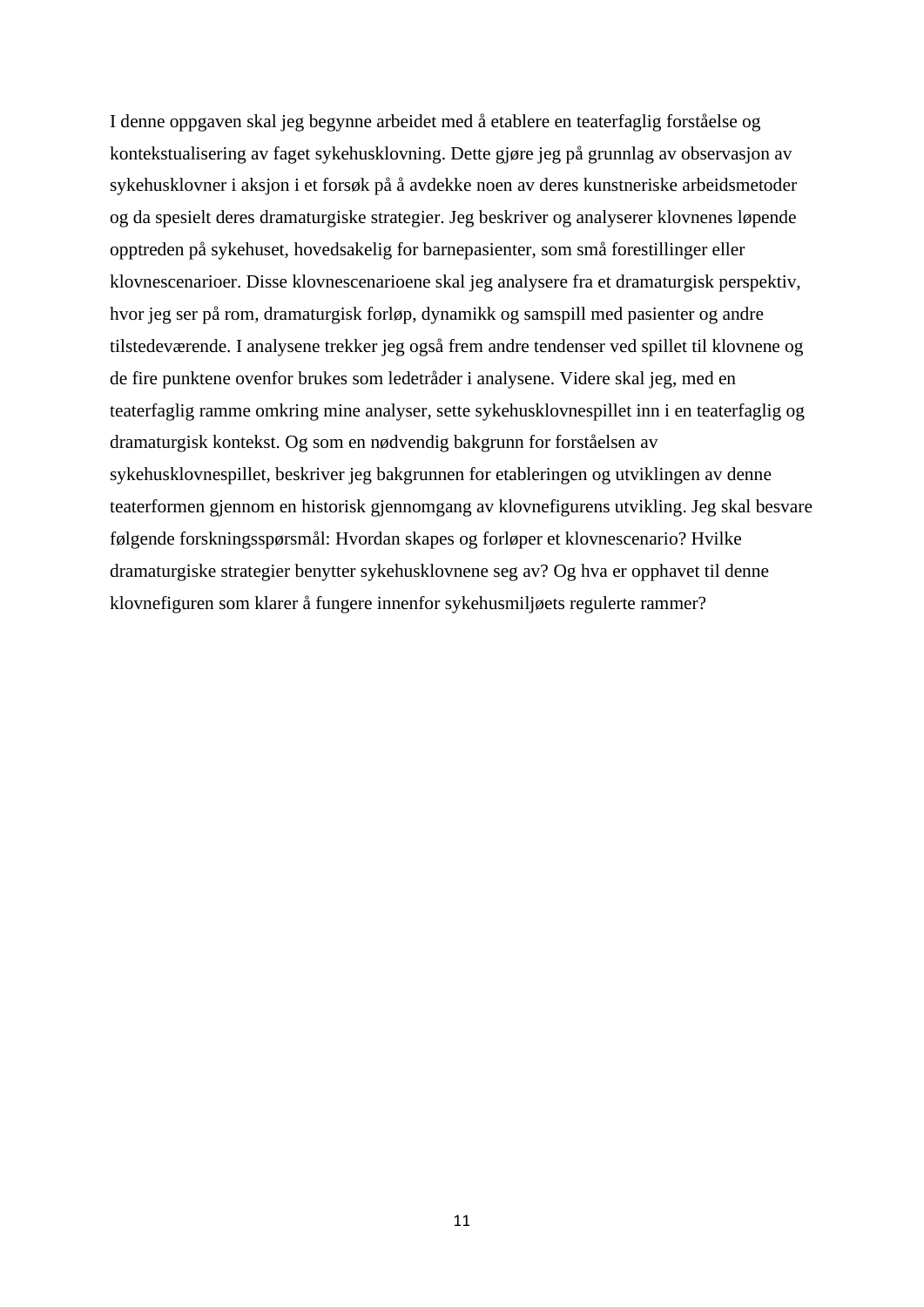I denne oppgaven skal jeg begynne arbeidet med å etablere en teaterfaglig forståelse og kontekstualisering av faget sykehusklovning. Dette gjøre jeg på grunnlag av observasjon av sykehusklovner i aksjon i et forsøk på å avdekke noen av deres kunstneriske arbeidsmetoder og da spesielt deres dramaturgiske strategier. Jeg beskriver og analyserer klovnenes løpende opptreden på sykehuset, hovedsakelig for barnepasienter, som små forestillinger eller klovnescenarioer. Disse klovnescenarioene skal jeg analysere fra et dramaturgisk perspektiv, hvor jeg ser på rom, dramaturgisk forløp, dynamikk og samspill med pasienter og andre tilstedeværende. I analysene trekker jeg også frem andre tendenser ved spillet til klovnene og de fire punktene ovenfor brukes som ledetråder i analysene. Videre skal jeg, med en teaterfaglig ramme omkring mine analyser, sette sykehusklovnespillet inn i en teaterfaglig og dramaturgisk kontekst. Og som en nødvendig bakgrunn for forståelsen av sykehusklovnespillet, beskriver jeg bakgrunnen for etableringen og utviklingen av denne teaterformen gjennom en historisk gjennomgang av klovnefigurens utvikling. Jeg skal besvare følgende forskningsspørsmål: Hvordan skapes og forløper et klovnescenario? Hvilke dramaturgiske strategier benytter sykehusklovnene seg av? Og hva er opphavet til denne klovnefiguren som klarer å fungere innenfor sykehusmiljøets regulerte rammer?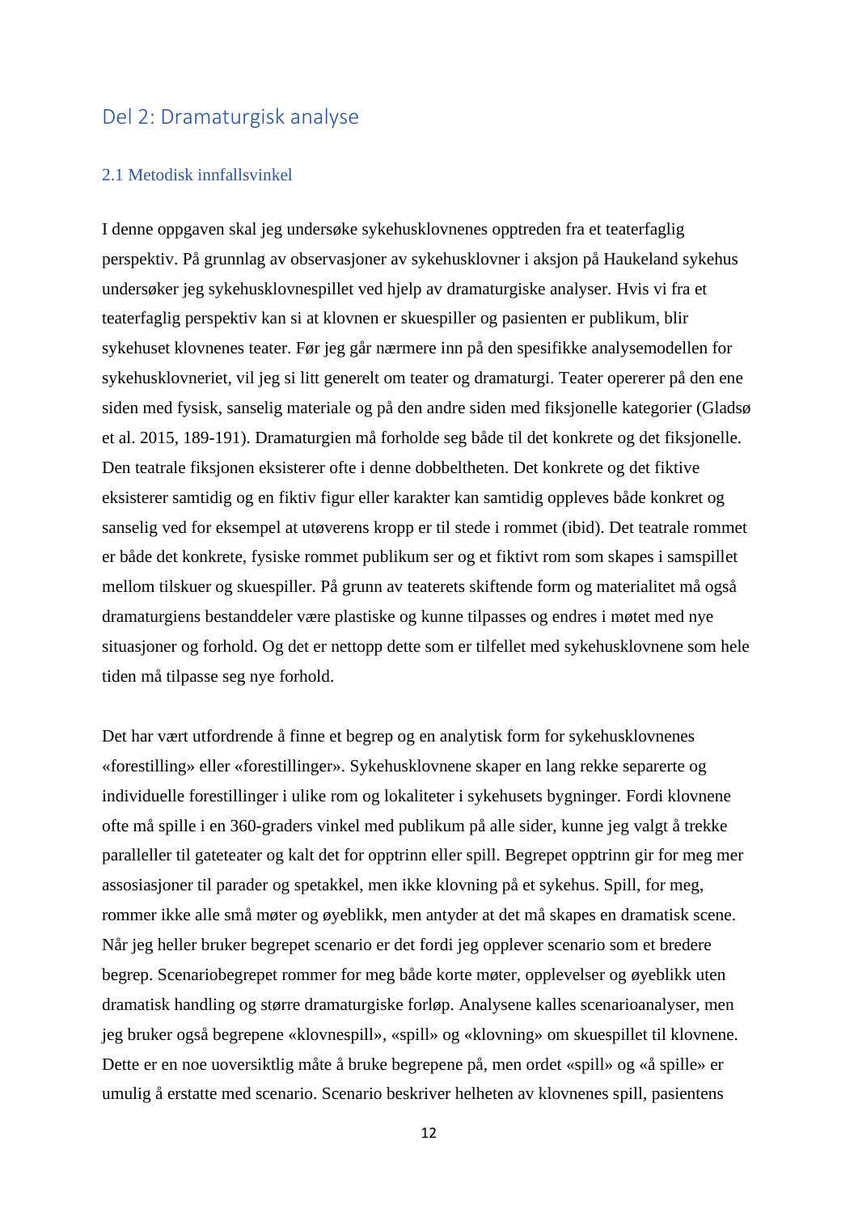## Del 2: Dramaturgisk analyse

### 2.1 Metodisk innfallsvinkel

I denne oppgaven skal jeg undersøke sykehusklovnenes opptreden fra et teaterfaglig perspektiv. På grunnlag av observasjoner av sykehusklovner i aksjon på Haukeland sykehus undersøker jeg sykehusklovnespillet ved hjelp av dramaturgiske analyser. Hvis vi fra et teaterfaglig perspektiv kan si at klovnen er skuespiller og pasienten er publikum, blir sykehuset klovnenes teater. Før jeg går nærmere inn på den spesifikke analysemodellen for sykehusklovneriet, vil jeg si litt generelt om teater og dramaturgi. Teater opererer på den ene siden med fysisk, sanselig materiale og på den andre siden med fiksjonelle kategorier (Gladsø et al. 2015, 189-191). Dramaturgien må forholde seg både til det konkrete og det fiksjonelle. Den teatrale fiksjonen eksisterer ofte i denne dobbeltheten. Det konkrete og det fiktive eksisterer samtidig og en fiktiv figur eller karakter kan samtidig oppleves både konkret og sanselig ved for eksempel at utøverens kropp er til stede i rommet (ibid). Det teatrale rommet er både det konkrete, fysiske rommet publikum ser og et fiktivt rom som skapes i samspillet mellom tilskuer og skuespiller. På grunn av teaterets skiftende form og materialitet må også dramaturgiens bestanddeler være plastiske og kunne tilpasses og endres i møtet med nye situasjoner og forhold. Og det er nettopp dette som er tilfellet med sykehusklovnene som hele tiden må tilpasse seg nye forhold.

Det har vært utfordrende å finne et begrep og en analytisk form for sykehusklovnenes «forestilling» eller «forestillinger». Sykehusklovnene skaper en lang rekke separerte og individuelle forestillinger i ulike rom og lokaliteter i sykehusets bygninger. Fordi klovnene ofte må spille i en 360-graders vinkel med publikum på alle sider, kunne jeg valgt å trekke paralleller til gateteater og kalt det for opptrinn eller spill. Begrepet opptrinn gir for meg mer assosiasjoner til parader og spetakkel, men ikke klovning på et sykehus. Spill, for meg, rommer ikke alle små møter og øyeblikk, men antyder at det må skapes en dramatisk scene. Når jeg heller bruker begrepet scenario er det fordi jeg opplever scenario som et bredere begrep. Scenariobegrepet rommer for meg både korte møter, opplevelser og øyeblikk uten dramatisk handling og større dramaturgiske forløp. Analysene kalles scenarioanalyser, men jeg bruker også begrepene «klovnespill», «spill» og «klovning» om skuespillet til klovnene. Dette er en noe uoversiktlig måte å bruke begrepene på, men ordet «spill» og «å spille» er umulig å erstatte med scenario. Scenario beskriver helheten av klovnenes spill, pasientens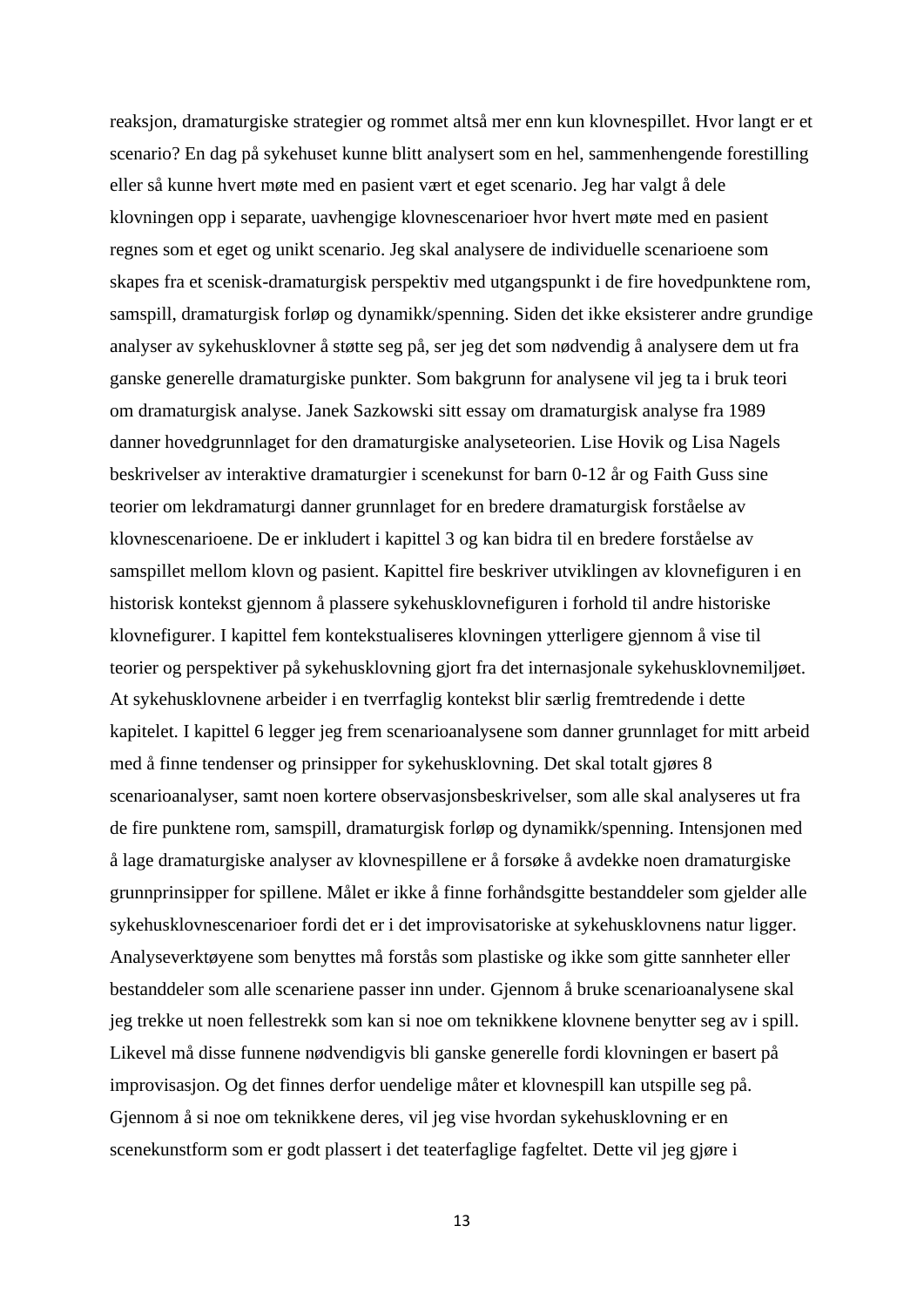reaksjon, dramaturgiske strategier og rommet altså mer enn kun klovnespillet. Hvor langt er et scenario? En dag på sykehuset kunne blitt analysert som en hel, sammenhengende forestilling eller så kunne hvert møte med en pasient vært et eget scenario. Jeg har valgt å dele klovningen opp i separate, uavhengige klovnescenarioer hvor hvert møte med en pasient regnes som et eget og unikt scenario. Jeg skal analysere de individuelle scenarioene som skapes fra et scenisk-dramaturgisk perspektiv med utgangspunkt i de fire hovedpunktene rom, samspill, dramaturgisk forløp og dynamikk/spenning. Siden det ikke eksisterer andre grundige analyser av sykehusklovner å støtte seg på, ser jeg det som nødvendig å analysere dem ut fra ganske generelle dramaturgiske punkter. Som bakgrunn for analysene vil jeg ta i bruk teori om dramaturgisk analyse. Janek Sazkowski sitt essay om dramaturgisk analyse fra 1989 danner hovedgrunnlaget for den dramaturgiske analyseteorien. Lise Hovik og Lisa Nagels beskrivelser av interaktive dramaturgier i scenekunst for barn 0-12 år og Faith Guss sine teorier om lekdramaturgi danner grunnlaget for en bredere dramaturgisk forståelse av klovnescenarioene. De er inkludert i kapittel 3 og kan bidra til en bredere forståelse av samspillet mellom klovn og pasient. Kapittel fire beskriver utviklingen av klovnefiguren i en historisk kontekst gjennom å plassere sykehusklovnefiguren i forhold til andre historiske klovnefigurer. I kapittel fem kontekstualiseres klovningen ytterligere gjennom å vise til teorier og perspektiver på sykehusklovning gjort fra det internasjonale sykehusklovnemiljøet. At sykehusklovnene arbeider i en tverrfaglig kontekst blir særlig fremtredende i dette kapitelet. I kapittel 6 legger jeg frem scenarioanalysene som danner grunnlaget for mitt arbeid med å finne tendenser og prinsipper for sykehusklovning. Det skal totalt gjøres 8 scenarioanalyser, samt noen kortere observasjonsbeskrivelser, som alle skal analyseres ut fra de fire punktene rom, samspill, dramaturgisk forløp og dynamikk/spenning. Intensjonen med å lage dramaturgiske analyser av klovnespillene er å forsøke å avdekke noen dramaturgiske grunnprinsipper for spillene. Målet er ikke å finne forhåndsgitte bestanddeler som gjelder alle sykehusklovnescenarioer fordi det er i det improvisatoriske at sykehusklovnens natur ligger. Analyseverktøyene som benyttes må forstås som plastiske og ikke som gitte sannheter eller bestanddeler som alle scenariene passer inn under. Gjennom å bruke scenarioanalysene skal jeg trekke ut noen fellestrekk som kan si noe om teknikkene klovnene benytter seg av i spill. Likevel må disse funnene nødvendigvis bli ganske generelle fordi klovningen er basert på improvisasjon. Og det finnes derfor uendelige måter et klovnespill kan utspille seg på. Gjennom å si noe om teknikkene deres, vil jeg vise hvordan sykehusklovning er en scenekunstform som er godt plassert i det teaterfaglige fagfeltet. Dette vil jeg gjøre i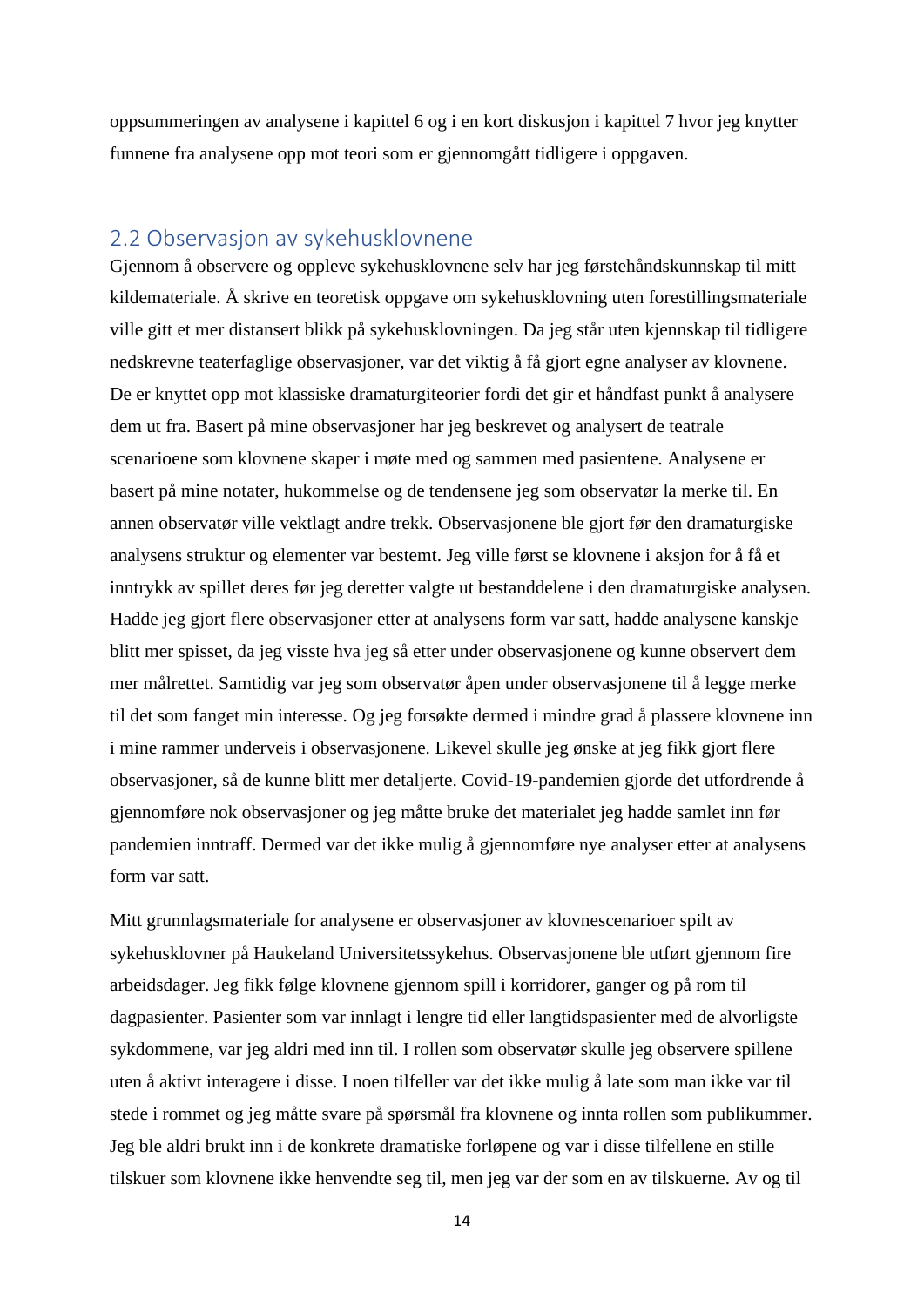oppsummeringen av analysene i kapittel 6 og i en kort diskusjon i kapittel 7 hvor jeg knytter funnene fra analysene opp mot teori som er gjennomgått tidligere i oppgaven.

## 2.2 Observasjon av sykehusklovnene

Gjennom å observere og oppleve sykehusklovnene selv har jeg førstehåndskunnskap til mitt kildemateriale. Å skrive en teoretisk oppgave om sykehusklovning uten forestillingsmateriale ville gitt et mer distansert blikk på sykehusklovningen. Da jeg står uten kjennskap til tidligere nedskrevne teaterfaglige observasjoner, var det viktig å få gjort egne analyser av klovnene. De er knyttet opp mot klassiske dramaturgiteorier fordi det gir et håndfast punkt å analysere dem ut fra. Basert på mine observasjoner har jeg beskrevet og analysert de teatrale scenarioene som klovnene skaper i møte med og sammen med pasientene. Analysene er basert på mine notater, hukommelse og de tendensene jeg som observatør la merke til. En annen observatør ville vektlagt andre trekk. Observasjonene ble gjort før den dramaturgiske analysens struktur og elementer var bestemt. Jeg ville først se klovnene i aksjon for å få et inntrykk av spillet deres før jeg deretter valgte ut bestanddelene i den dramaturgiske analysen. Hadde jeg gjort flere observasjoner etter at analysens form var satt, hadde analysene kanskje blitt mer spisset, da jeg visste hva jeg så etter under observasjonene og kunne observert dem mer målrettet. Samtidig var jeg som observatør åpen under observasjonene til å legge merke til det som fanget min interesse. Og jeg forsøkte dermed i mindre grad å plassere klovnene inn i mine rammer underveis i observasjonene. Likevel skulle jeg ønske at jeg fikk gjort flere observasjoner, så de kunne blitt mer detaljerte. Covid-19-pandemien gjorde det utfordrende å gjennomføre nok observasjoner og jeg måtte bruke det materialet jeg hadde samlet inn før pandemien inntraff. Dermed var det ikke mulig å gjennomføre nye analyser etter at analysens form var satt.

Mitt grunnlagsmateriale for analysene er observasjoner av klovnescenarioer spilt av sykehusklovner på Haukeland Universitetssykehus. Observasjonene ble utført gjennom fire arbeidsdager. Jeg fikk følge klovnene gjennom spill i korridorer, ganger og på rom til dagpasienter. Pasienter som var innlagt i lengre tid eller langtidspasienter med de alvorligste sykdommene, var jeg aldri med inn til. I rollen som observatør skulle jeg observere spillene uten å aktivt interagere i disse. I noen tilfeller var det ikke mulig å late som man ikke var til stede i rommet og jeg måtte svare på spørsmål fra klovnene og innta rollen som publikummer. Jeg ble aldri brukt inn i de konkrete dramatiske forløpene og var i disse tilfellene en stille tilskuer som klovnene ikke henvendte seg til, men jeg var der som en av tilskuerne. Av og til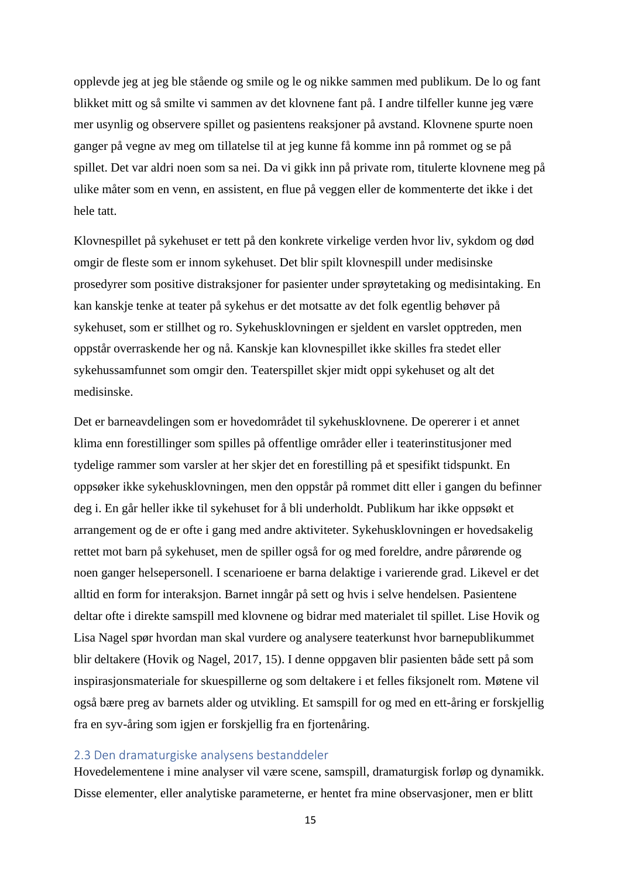opplevde jeg at jeg ble stående og smile og le og nikke sammen med publikum. De lo og fant blikket mitt og så smilte vi sammen av det klovnene fant på. I andre tilfeller kunne jeg være mer usynlig og observere spillet og pasientens reaksjoner på avstand. Klovnene spurte noen ganger på vegne av meg om tillatelse til at jeg kunne få komme inn på rommet og se på spillet. Det var aldri noen som sa nei. Da vi gikk inn på private rom, titulerte klovnene meg på ulike måter som en venn, en assistent, en flue på veggen eller de kommenterte det ikke i det hele tatt.

Klovnespillet på sykehuset er tett på den konkrete virkelige verden hvor liv, sykdom og død omgir de fleste som er innom sykehuset. Det blir spilt klovnespill under medisinske prosedyrer som positive distraksjoner for pasienter under sprøytetaking og medisinintaking. En kan kanskje tenke at teater på sykehus er det motsatte av det folk egentlig behøver på sykehuset, som er stillhet og ro. Sykehusklovningen er sjeldent en varslet opptreden, men oppstår overraskende her og nå. Kanskje kan klovnespillet ikke skilles fra stedet eller sykehussamfunnet som omgir den. Teaterspillet skjer midt oppi sykehuset og alt det medisinske.

Det er barneavdelingen som er hovedområdet til sykehusklovnene. De opererer i et annet klima enn forestillinger som spilles på offentlige områder eller i teaterinstitusjoner med tydelige rammer som varsler at her skjer det en forestilling på et spesifikt tidspunkt. En oppsøker ikke sykehusklovningen, men den oppstår på rommet ditt eller i gangen du befinner deg i. En går heller ikke til sykehuset for å bli underholdt. Publikum har ikke oppsøkt et arrangement og de er ofte i gang med andre aktiviteter. Sykehusklovningen er hovedsakelig rettet mot barn på sykehuset, men de spiller også for og med foreldre, andre pårørende og noen ganger helsepersonell. I scenarioene er barna delaktige i varierende grad. Likevel er det alltid en form for interaksjon. Barnet inngår på sett og hvis i selve hendelsen. Pasientene deltar ofte i direkte samspill med klovnene og bidrar med materialet til spillet. Lise Hovik og Lisa Nagel spør hvordan man skal vurdere og analysere teaterkunst hvor barnepublikummet blir deltakere (Hovik og Nagel, 2017, 15). I denne oppgaven blir pasienten både sett på som inspirasjonsmateriale for skuespillerne og som deltakere i et felles fiksjonelt rom. Møtene vil også bære preg av barnets alder og utvikling. Et samspill for og med en ett-åring er forskjellig fra en syv-åring som igjen er forskjellig fra en fjortenåring.

### 2.3 Den dramaturgiske analysens bestanddeler

Hovedelementene i mine analyser vil være scene, samspill, dramaturgisk forløp og dynamikk. Disse elementer, eller analytiske parameterne, er hentet fra mine observasjoner, men er blitt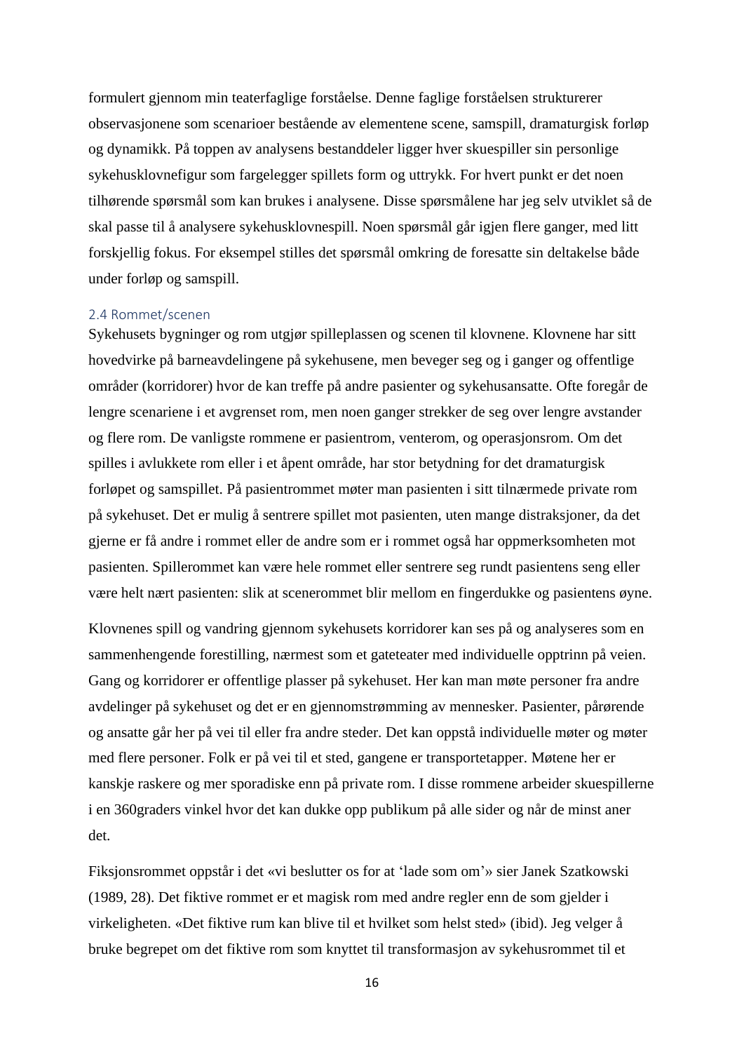formulert gjennom min teaterfaglige forståelse. Denne faglige forståelsen strukturerer observasjonene som scenarioer bestående av elementene scene, samspill, dramaturgisk forløp og dynamikk. På toppen av analysens bestanddeler ligger hver skuespiller sin personlige sykehusklovnefigur som fargelegger spillets form og uttrykk. For hvert punkt er det noen tilhørende spørsmål som kan brukes i analysene. Disse spørsmålene har jeg selv utviklet så de skal passe til å analysere sykehusklovnespill. Noen spørsmål går igjen flere ganger, med litt forskjellig fokus. For eksempel stilles det spørsmål omkring de foresatte sin deltakelse både under forløp og samspill.

### 2.4 Rommet/scenen

Sykehusets bygninger og rom utgjør spilleplassen og scenen til klovnene. Klovnene har sitt hovedvirke på barneavdelingene på sykehusene, men beveger seg og i ganger og offentlige områder (korridorer) hvor de kan treffe på andre pasienter og sykehusansatte. Ofte foregår de lengre scenariene i et avgrenset rom, men noen ganger strekker de seg over lengre avstander og flere rom. De vanligste rommene er pasientrom, venterom, og operasjonsrom. Om det spilles i avlukkete rom eller i et åpent område, har stor betydning for det dramaturgisk forløpet og samspillet. På pasientrommet møter man pasienten i sitt tilnærmede private rom på sykehuset. Det er mulig å sentrere spillet mot pasienten, uten mange distraksjoner, da det gjerne er få andre i rommet eller de andre som er i rommet også har oppmerksomheten mot pasienten. Spillerommet kan være hele rommet eller sentrere seg rundt pasientens seng eller være helt nært pasienten: slik at scenerommet blir mellom en fingerdukke og pasientens øyne.

Klovnenes spill og vandring gjennom sykehusets korridorer kan ses på og analyseres som en sammenhengende forestilling, nærmest som et gateteater med individuelle opptrinn på veien. Gang og korridorer er offentlige plasser på sykehuset. Her kan man møte personer fra andre avdelinger på sykehuset og det er en gjennomstrømming av mennesker. Pasienter, pårørende og ansatte går her på vei til eller fra andre steder. Det kan oppstå individuelle møter og møter med flere personer. Folk er på vei til et sted, gangene er transportetapper. Møtene her er kanskje raskere og mer sporadiske enn på private rom. I disse rommene arbeider skuespillerne i en 360graders vinkel hvor det kan dukke opp publikum på alle sider og når de minst aner det.

Fiksjonsrommet oppstår i det «vi beslutter os for at 'lade som om'» sier Janek Szatkowski (1989, 28). Det fiktive rommet er et magisk rom med andre regler enn de som gjelder i virkeligheten. «Det fiktive rum kan blive til et hvilket som helst sted» (ibid). Jeg velger å bruke begrepet om det fiktive rom som knyttet til transformasjon av sykehusrommet til et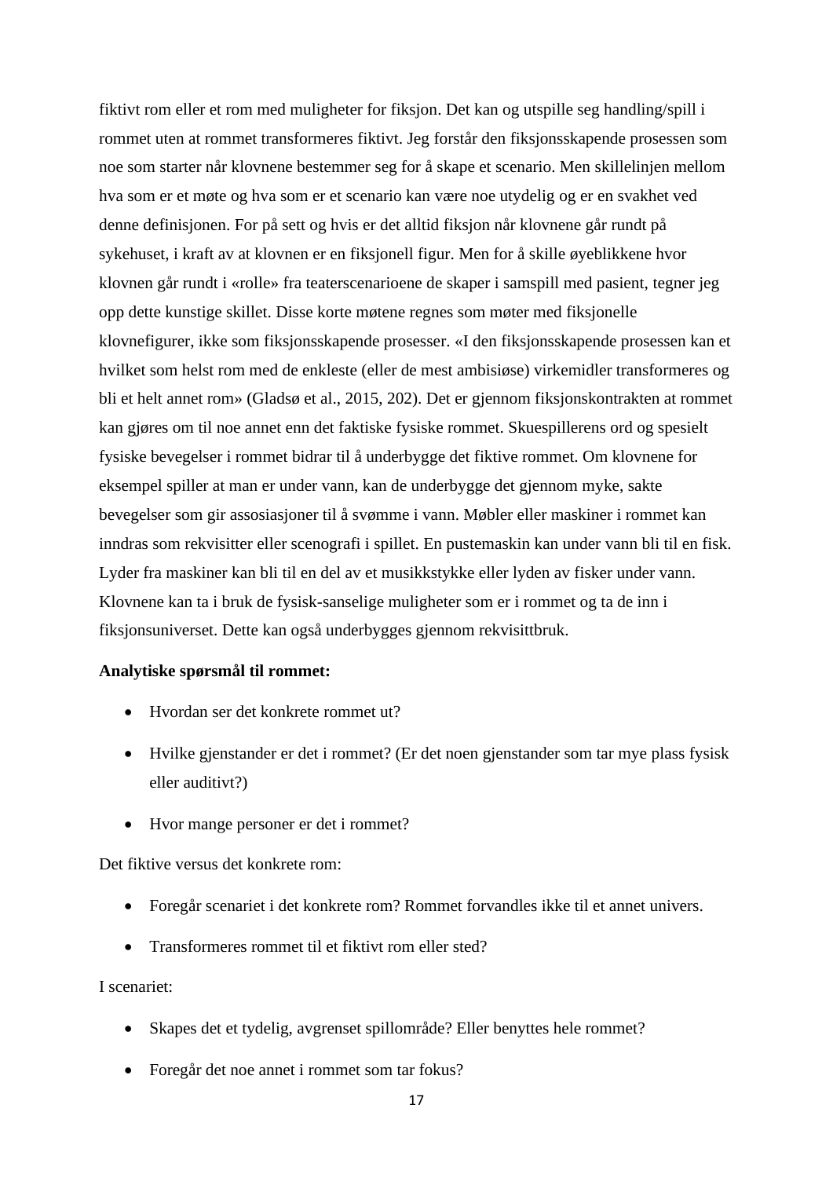fiktivt rom eller et rom med muligheter for fiksjon. Det kan og utspille seg handling/spill i rommet uten at rommet transformeres fiktivt. Jeg forstår den fiksjonsskapende prosessen som noe som starter når klovnene bestemmer seg for å skape et scenario. Men skillelinjen mellom hva som er et møte og hva som er et scenario kan være noe utydelig og er en svakhet ved denne definisjonen. For på sett og hvis er det alltid fiksjon når klovnene går rundt på sykehuset, i kraft av at klovnen er en fiksjonell figur. Men for å skille øyeblikkene hvor klovnen går rundt i «rolle» fra teaterscenarioene de skaper i samspill med pasient, tegner jeg opp dette kunstige skillet. Disse korte møtene regnes som møter med fiksjonelle klovnefigurer, ikke som fiksjonsskapende prosesser. «I den fiksjonsskapende prosessen kan et hvilket som helst rom med de enkleste (eller de mest ambisiøse) virkemidler transformeres og bli et helt annet rom» (Gladsø et al., 2015, 202). Det er gjennom fiksjonskontrakten at rommet kan gjøres om til noe annet enn det faktiske fysiske rommet. Skuespillerens ord og spesielt fysiske bevegelser i rommet bidrar til å underbygge det fiktive rommet. Om klovnene for eksempel spiller at man er under vann, kan de underbygge det gjennom myke, sakte bevegelser som gir assosiasjoner til å svømme i vann. Møbler eller maskiner i rommet kan inndras som rekvisitter eller scenografi i spillet. En pustemaskin kan under vann bli til en fisk. Lyder fra maskiner kan bli til en del av et musikkstykke eller lyden av fisker under vann. Klovnene kan ta i bruk de fysisk-sanselige muligheter som er i rommet og ta de inn i fiksjonsuniverset. Dette kan også underbygges gjennom rekvisittbruk.

**Analytiske spørsmål til rommet:**

- Hvordan ser det konkrete rommet ut?
- Hvilke gjenstander er det i rommet? (Er det noen gjenstander som tar mye plass fysisk eller auditivt?)
- Hvor mange personer er det i rommet?

Det fiktive versus det konkrete rom:

- Foregår scenariet i det konkrete rom? Rommet forvandles ikke til et annet univers.
- Transformeres rommet til et fiktivt rom eller sted?

I scenariet:

- Skapes det et tydelig, avgrenset spillområde? Eller benyttes hele rommet?
- Foregår det noe annet i rommet som tar fokus?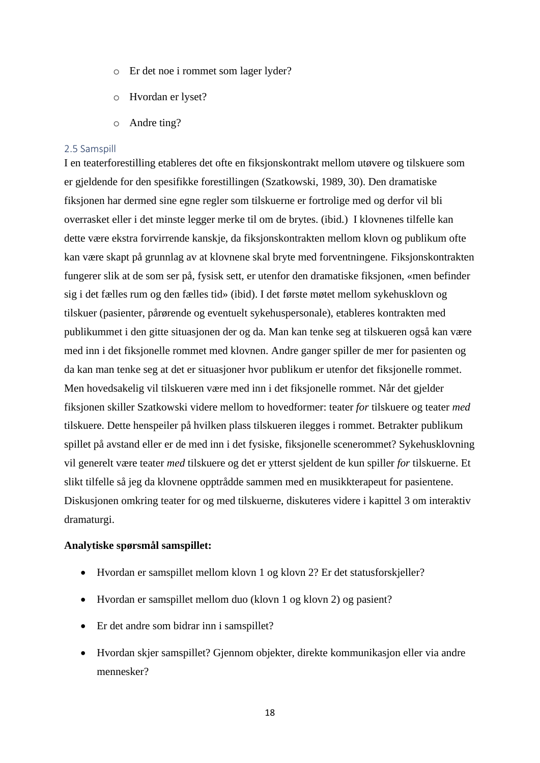- Er det noe i rommet som lager lyder?
   - Hvordan er lyset?
   - Andre ting?

### 2.5 Samspill

I en teaterforestilling etableres det ofte en fiksjonskontrakt mellom utøvere og tilskuere som er gjeldende for den spesifikke forestillingen (Szatkowski, 1989, 30). Den dramatiske fiksjonen har dermed sine egne regler som tilskuerne er fortrolige med og derfor vil bli overrasket eller i det minste legger merke til om de brytes. (ibid.)  I klovnenes tilfelle kan dette være ekstra forvirrende kanskje, da fiksjonskontrakten mellom klovn og publikum ofte kan være skapt på grunnlag av at klovnene skal bryte med forventningene. Fiksjonskontrakten fungerer slik at de som ser på, fysisk sett, er utenfor den dramatiske fiksjonen, «men befinder sig i det fælles rum og den fælles tid» (ibid). I det første møtet mellom sykehusklovn og tilskuer (pasienter, pårørende og eventuelt sykehuspersonale), etableres kontrakten med publikummet i den gitte situasjonen der og da. Man kan tenke seg at tilskueren også kan være med inn i det fiksjonelle rommet med klovnen. Andre ganger spiller de mer for pasienten og da kan man tenke seg at det er situasjoner hvor publikum er utenfor det fiksjonelle rommet. Men hovedsakelig vil tilskueren være med inn i det fiksjonelle rommet. Når det gjelder fiksjonen skiller Szatkowski videre mellom to hovedformer: teater *for* tilskuere og teater *med* tilskuere. Dette henspeiler på hvilken plass tilskueren ilegges i rommet. Betrakter publikum spillet på avstand eller er de med inn i det fysiske, fiksjonelle scenerommet? Sykehusklovning vil generelt være teater *med* tilskuere og det er ytterst sjeldent de kun spiller *for* tilskuerne. Et slikt tilfelle så jeg da klovnene opptrådde sammen med en musikkterapeut for pasientene. Diskusjonen omkring teater for og med tilskuerne, diskuteres videre i kapittel 3 om interaktiv dramaturgi.

**Analytiske spørsmål samspillet:**

- Hvordan er samspillet mellom klovn 1 og klovn 2? Er det statusforskjeller?
- Hvordan er samspillet mellom duo (klovn 1 og klovn 2) og pasient?
- Er det andre som bidrar inn i samspillet?
- Hvordan skjer samspillet? Gjennom objekter, direkte kommunikasjon eller via andre mennesker?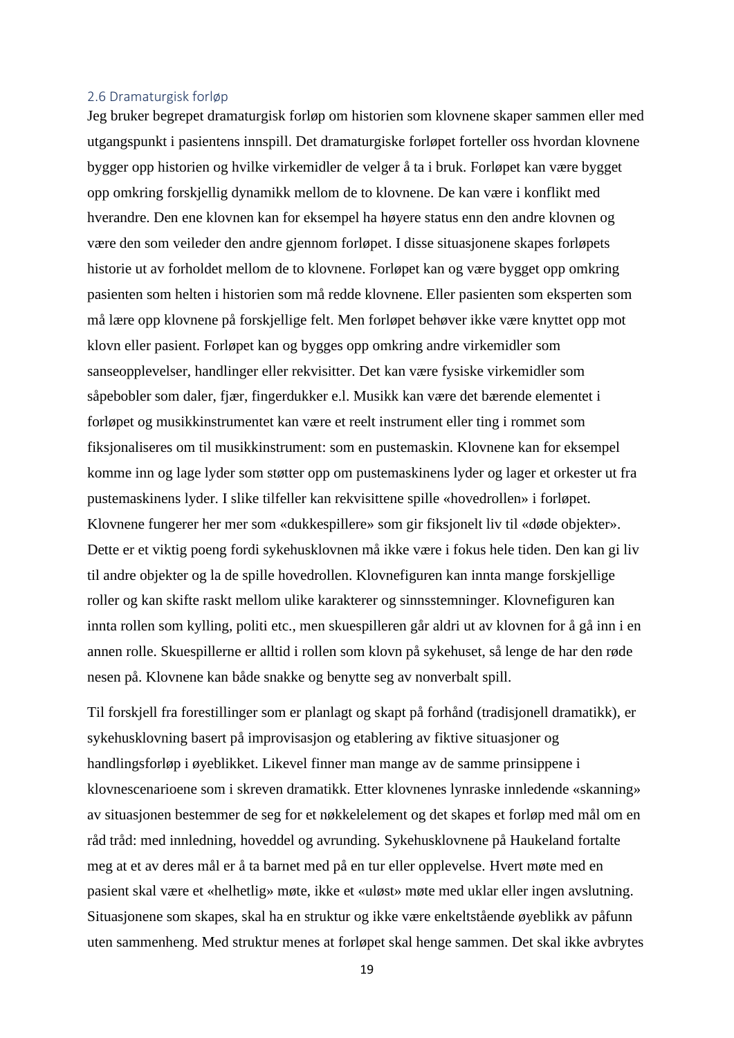## 2.6 Dramaturgisk forløp

Jeg bruker begrepet dramaturgisk forløp om historien som klovnene skaper sammen eller med utgangspunkt i pasientens innspill. Det dramaturgiske forløpet forteller oss hvordan klovnene bygger opp historien og hvilke virkemidler de velger å ta i bruk. Forløpet kan være bygget opp omkring forskjellig dynamikk mellom de to klovnene. De kan være i konflikt med hverandre. Den ene klovnen kan for eksempel ha høyere status enn den andre klovnen og være den som veileder den andre gjennom forløpet. I disse situasjonene skapes forløpets historie ut av forholdet mellom de to klovnene. Forløpet kan og være bygget opp omkring pasienten som helten i historien som må redde klovnene. Eller pasienten som eksperten som må lære opp klovnene på forskjellige felt. Men forløpet behøver ikke være knyttet opp mot klovn eller pasient. Forløpet kan og bygges opp omkring andre virkemidler som sanseopplevelser, handlinger eller rekvisitter. Det kan være fysiske virkemidler som såpebobler som daler, fjær, fingerdukker e.l. Musikk kan være det bærende elementet i forløpet og musikkinstrumentet kan være et reelt instrument eller ting i rommet som fiksjonaliseres om til musikkinstrument: som en pustemaskin. Klovnene kan for eksempel komme inn og lage lyder som støtter opp om pustemaskinens lyder og lager et orkester ut fra pustemaskinens lyder. I slike tilfeller kan rekvisittene spille «hovedrollen» i forløpet. Klovnene fungerer her mer som «dukkespillere» som gir fiksjonelt liv til «døde objekter». Dette er et viktig poeng fordi sykehusklovnen må ikke være i fokus hele tiden. Den kan gi liv til andre objekter og la de spille hovedrollen. Klovnefiguren kan innta mange forskjellige roller og kan skifte raskt mellom ulike karakterer og sinnsstemninger. Klovnefiguren kan innta rollen som kylling, politi etc., men skuespilleren går aldri ut av klovnen for å gå inn i en annen rolle. Skuespillerne er alltid i rollen som klovn på sykehuset, så lenge de har den røde nesen på. Klovnene kan både snakke og benytte seg av nonverbalt spill.

Til forskjell fra forestillinger som er planlagt og skapt på forhånd (tradisjonell dramatikk), er sykehusklovning basert på improvisasjon og etablering av fiktive situasjoner og handlingsforløp i øyeblikket. Likevel finner man mange av de samme prinsippene i klovnescenarioene som i skreven dramatikk. Etter klovnenes lynraske innledende «skanning» av situasjonen bestemmer de seg for et nøkkelelement og det skapes et forløp med mål om en råd tråd: med innledning, hoveddel og avrunding. Sykehusklovnene på Haukeland fortalte meg at et av deres mål er å ta barnet med på en tur eller opplevelse. Hvert møte med en pasient skal være et «helhetlig» møte, ikke et «uløst» møte med uklar eller ingen avslutning. Situasjonene som skapes, skal ha en struktur og ikke være enkeltstående øyeblikk av påfunn uten sammenheng. Med struktur menes at forløpet skal henge sammen. Det skal ikke avbrytes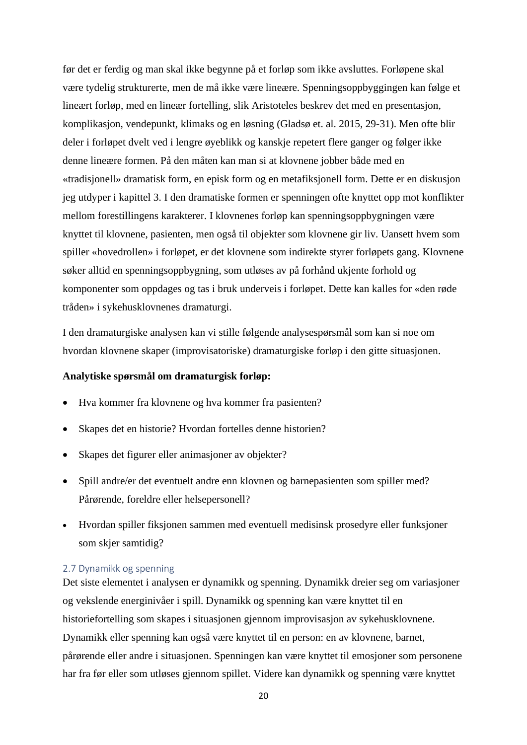før det er ferdig og man skal ikke begynne på et forløp som ikke avsluttes. Forløpene skal være tydelig strukturerte, men de må ikke være lineære. Spenningsoppbyggingen kan følge et lineært forløp, med en lineær fortelling, slik Aristoteles beskrev det med en presentasjon, komplikasjon, vendepunkt, klimaks og en løsning (Gladsø et. al. 2015, 29-31). Men ofte blir deler i forløpet dvelt ved i lengre øyeblikk og kanskje repetert flere ganger og følger ikke denne lineære formen. På den måten kan man si at klovnene jobber både med en «tradisjonell» dramatisk form, en episk form og en metafiksjonell form. Dette er en diskusjon jeg utdyper i kapittel 3. I den dramatiske formen er spenningen ofte knyttet opp mot konflikter mellom forestillingens karakterer. I klovnenes forløp kan spenningsoppbygningen være knyttet til klovnene, pasienten, men også til objekter som klovnene gir liv. Uansett hvem som spiller «hovedrollen» i forløpet, er det klovnene som indirekte styrer forløpets gang. Klovnene søker alltid en spenningsoppbygning, som utløses av på forhånd ukjente forhold og komponenter som oppdages og tas i bruk underveis i forløpet. Dette kan kalles for «den røde tråden» i sykehusklovnenes dramaturgi.

I den dramaturgiske analysen kan vi stille følgende analysespørsmål som kan si noe om hvordan klovnene skaper (improvisatoriske) dramaturgiske forløp i den gitte situasjonen.

**Analytiske spørsmål om dramaturgisk forløp:**

- Hva kommer fra klovnene og hva kommer fra pasienten?
- Skapes det en historie? Hvordan fortelles denne historien?
- Skapes det figurer eller animasjoner av objekter?
- Spill andre/er det eventuelt andre enn klovnen og barnepasienten som spiller med? Pårørende, foreldre eller helsepersonell?
- Hvordan spiller fiksjonen sammen med eventuell medisinsk prosedyre eller funksjoner som skjer samtidig?

## 2.7 Dynamikk og spenning

Det siste elementet i analysen er dynamikk og spenning. Dynamikk dreier seg om variasjoner og vekslende energinivåer i spill. Dynamikk og spenning kan være knyttet til en historiefortelling som skapes i situasjonen gjennom improvisasjon av sykehusklovnene. Dynamikk eller spenning kan også være knyttet til en person: en av klovnene, barnet, pårørende eller andre i situasjonen. Spenningen kan være knyttet til emosjoner som personene har fra før eller som utløses gjennom spillet. Videre kan dynamikk og spenning være knyttet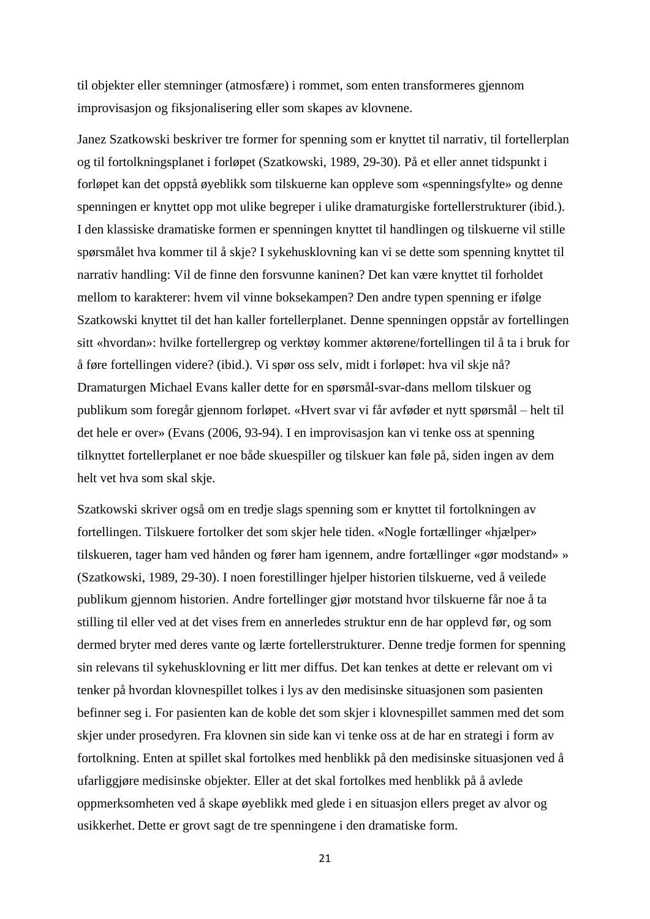til objekter eller stemninger (atmosfære) i rommet, som enten transformeres gjennom improvisasjon og fiksjonalisering eller som skapes av klovnene.

Janez Szatkowski beskriver tre former for spenning som er knyttet til narrativ, til fortellerplan og til fortolkningsplanet i forløpet (Szatkowski, 1989, 29-30). På et eller annet tidspunkt i forløpet kan det oppstå øyeblikk som tilskuerne kan oppleve som «spenningsfylte» og denne spenningen er knyttet opp mot ulike begreper i ulike dramaturgiske fortellerstrukturer (ibid.). I den klassiske dramatiske formen er spenningen knyttet til handlingen og tilskuerne vil stille spørsmålet hva kommer til å skje? I sykehusklovning kan vi se dette som spenning knyttet til narrativ handling: Vil de finne den forsvunne kaninen? Det kan være knyttet til forholdet mellom to karakterer: hvem vil vinne boksekampen? Den andre typen spenning er ifølge Szatkowski knyttet til det han kaller fortellerplanet. Denne spenningen oppstår av fortellingen sitt «hvordan»: hvilke fortellergrep og verktøy kommer aktørene/fortellingen til å ta i bruk for å føre fortellingen videre? (ibid.). Vi spør oss selv, midt i forløpet: hva vil skje nå? Dramaturgen Michael Evans kaller dette for en spørsmål-svar-dans mellom tilskuer og publikum som foregår gjennom forløpet. «Hvert svar vi får avføder et nytt spørsmål – helt til det hele er over» (Evans (2006, 93-94). I en improvisasjon kan vi tenke oss at spenning tilknyttet fortellerplanet er noe både skuespiller og tilskuer kan føle på, siden ingen av dem helt vet hva som skal skje.

Szatkowski skriver også om en tredje slags spenning som er knyttet til fortolkningen av fortellingen. Tilskuere fortolker det som skjer hele tiden. «Nogle fortællinger «hjælper» tilskueren, tager ham ved hånden og fører ham igennem, andre fortællinger «gør modstand» » (Szatkowski, 1989, 29-30). I noen forestillinger hjelper historien tilskuerne, ved å veilede publikum gjennom historien. Andre fortellinger gjør motstand hvor tilskuerne får noe å ta stilling til eller ved at det vises frem en annerledes struktur enn de har opplevd før, og som dermed bryter med deres vante og lærte fortellerstrukturer. Denne tredje formen for spenning sin relevans til sykehusklovning er litt mer diffus. Det kan tenkes at dette er relevant om vi tenker på hvordan klovnespillet tolkes i lys av den medisinske situasjonen som pasienten befinner seg i. For pasienten kan de koble det som skjer i klovnespillet sammen med det som skjer under prosedyren. Fra klovnen sin side kan vi tenke oss at de har en strategi i form av fortolkning. Enten at spillet skal fortolkes med henblikk på den medisinske situasjonen ved å ufarliggjøre medisinske objekter. Eller at det skal fortolkes med henblikk på å avlede oppmerksomheten ved å skape øyeblikk med glede i en situasjon ellers preget av alvor og usikkerhet. Dette er grovt sagt de tre spenningene i den dramatiske form.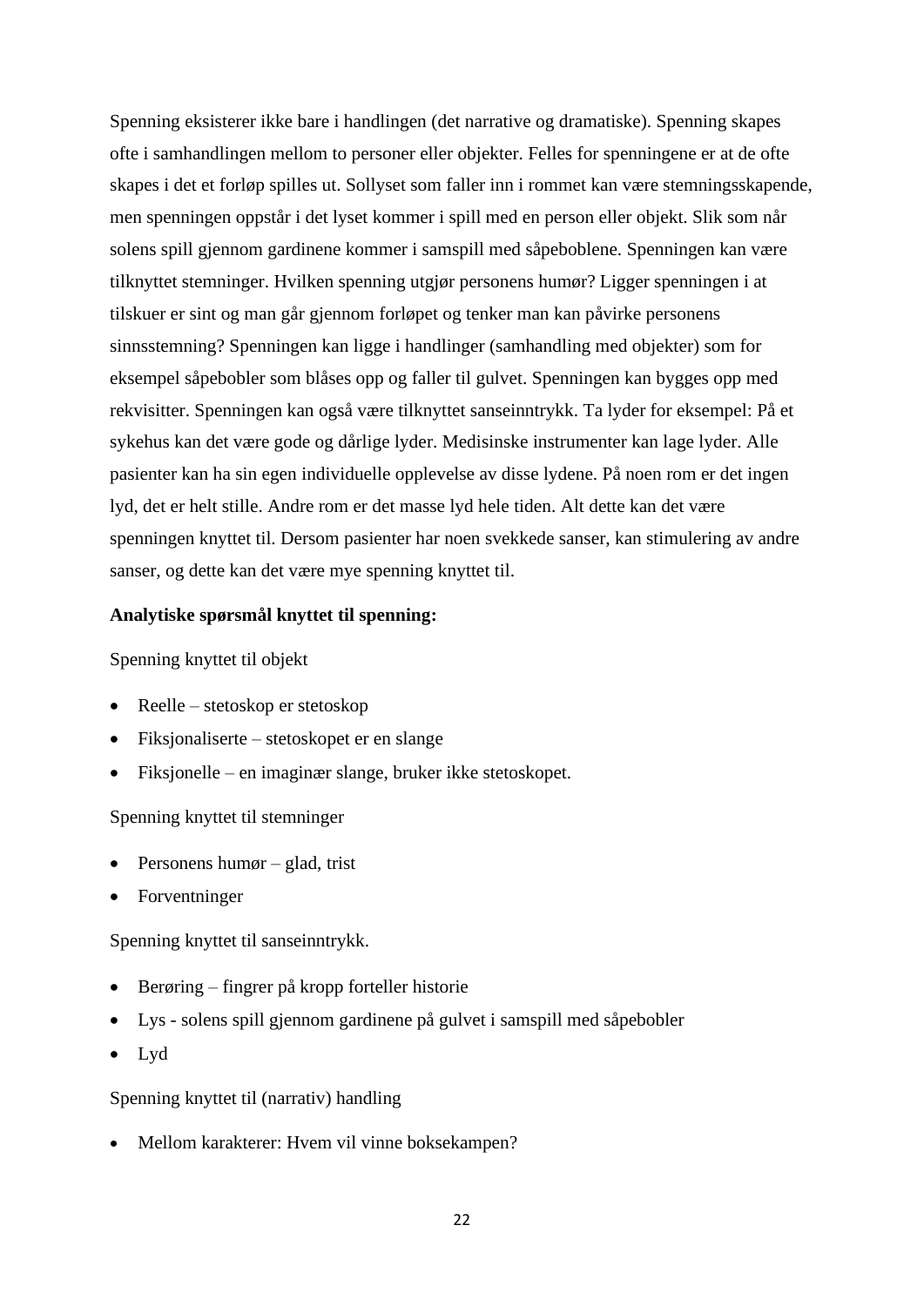Spenning eksisterer ikke bare i handlingen (det narrative og dramatiske). Spenning skapes ofte i samhandlingen mellom to personer eller objekter. Felles for spenningene er at de ofte skapes i det et forløp spilles ut. Sollyset som faller inn i rommet kan være stemningsskapende, men spenningen oppstår i det lyset kommer i spill med en person eller objekt. Slik som når solens spill gjennom gardinene kommer i samspill med såpeboblene. Spenningen kan være tilknyttet stemninger. Hvilken spenning utgjør personens humør? Ligger spenningen i at tilskuer er sint og man går gjennom forløpet og tenker man kan påvirke personens sinnsstemning? Spenningen kan ligge i handlinger (samhandling med objekter) som for eksempel såpebobler som blåses opp og faller til gulvet. Spenningen kan bygges opp med rekvisitter. Spenningen kan også være tilknyttet sanseinntrykk. Ta lyder for eksempel: På et sykehus kan det være gode og dårlige lyder. Medisinske instrumenter kan lage lyder. Alle pasienter kan ha sin egen individuelle opplevelse av disse lydene. På noen rom er det ingen lyd, det er helt stille. Andre rom er det masse lyd hele tiden. Alt dette kan det være spenningen knyttet til. Dersom pasienter har noen svekkede sanser, kan stimulering av andre sanser, og dette kan det være mye spenning knyttet til.

**Analytiske spørsmål knyttet til spenning:**

Spenning knyttet til objekt

- Reelle – stetoskop er stetoskop
- Fiksjonaliserte – stetoskopet er en slange
- Fiksjonelle – en imaginær slange, bruker ikke stetoskopet.

Spenning knyttet til stemninger

- Personens humør – glad, trist
- Forventninger

Spenning knyttet til sanseinntrykk.

- Berøring – fingrer på kropp forteller historie
- Lys - solens spill gjennom gardinene på gulvet i samspill med såpebobler
- Lyd

Spenning knyttet til (narrativ) handling

- Mellom karakterer: Hvem vil vinne boksekampen?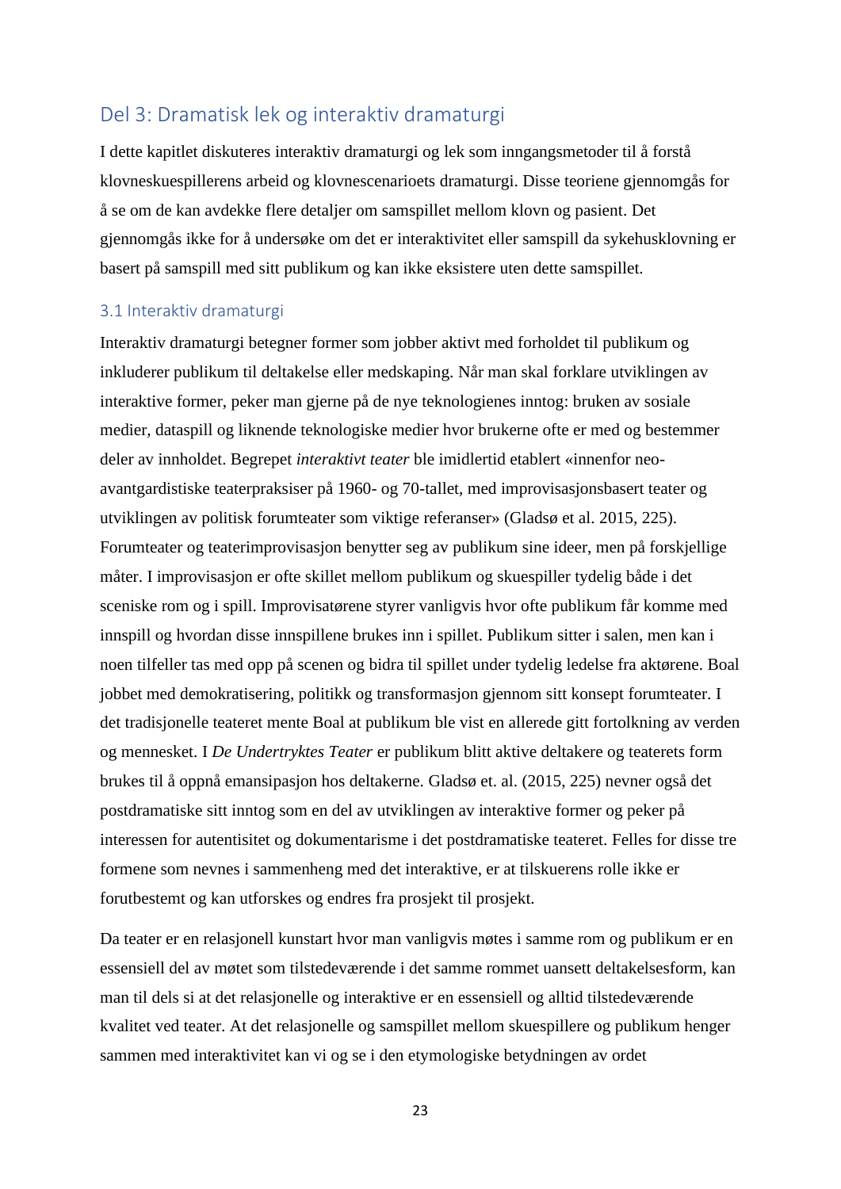## Del 3: Dramatisk lek og interaktiv dramaturgi

I dette kapitlet diskuteres interaktiv dramaturgi og lek som inngangsmetoder til å forstå klovneskuespillerens arbeid og klovnescenarioets dramaturgi. Disse teoriene gjennomgås for å se om de kan avdekke flere detaljer om samspillet mellom klovn og pasient. Det gjennomgås ikke for å undersøke om det er interaktivitet eller samspill da sykehusklovning er basert på samspill med sitt publikum og kan ikke eksistere uten dette samspillet.

### 3.1 Interaktiv dramaturgi

Interaktiv dramaturgi betegner former som jobber aktivt med forholdet til publikum og inkluderer publikum til deltakelse eller medskaping. Når man skal forklare utviklingen av interaktive former, peker man gjerne på de nye teknologienes inntog: bruken av sosiale medier, dataspill og liknende teknologiske medier hvor brukerne ofte er med og bestemmer deler av innholdet. Begrepet *interaktivt teater* ble imidlertid etablert «innenfor neo-avantgardistiske teaterpraksiser på 1960- og 70-tallet, med improvisasjonsbasert teater og utviklingen av politisk forumteater som viktige referanser» (Gladsø et al. 2015, 225). Forumteater og teaterimprovisasjon benytter seg av publikum sine ideer, men på forskjellige måter. I improvisasjon er ofte skillet mellom publikum og skuespiller tydelig både i det sceniske rom og i spill. Improvisatørene styrer vanligvis hvor ofte publikum får komme med innspill og hvordan disse innspillene brukes inn i spillet. Publikum sitter i salen, men kan i noen tilfeller tas med opp på scenen og bidra til spillet under tydelig ledelse fra aktørene. Boal jobbet med demokratisering, politikk og transformasjon gjennom sitt konsept forumteater. I det tradisjonelle teateret mente Boal at publikum ble vist en allerede gitt fortolkning av verden og mennesket. I *De Undertryktes Teater* er publikum blitt aktive deltakere og teaterets form brukes til å oppnå emansipasjon hos deltakerne. Gladsø et. al. (2015, 225) nevner også det postdramatiske sitt inntog som en del av utviklingen av interaktive former og peker på interessen for autentisitet og dokumentarisme i det postdramatiske teateret. Felles for disse tre formene som nevnes i sammenheng med det interaktive, er at tilskuerens rolle ikke er forutbestemt og kan utforskes og endres fra prosjekt til prosjekt.

Da teater er en relasjonell kunstart hvor man vanligvis møtes i samme rom og publikum er en essensiell del av møtet som tilstedeværende i det samme rommet uansett deltakelsesform, kan man til dels si at det relasjonelle og interaktive er en essensiell og alltid tilstedeværende kvalitet ved teater. At det relasjonelle og samspillet mellom skuespillere og publikum henger sammen med interaktivitet kan vi og se i den etymologiske betydningen av ordet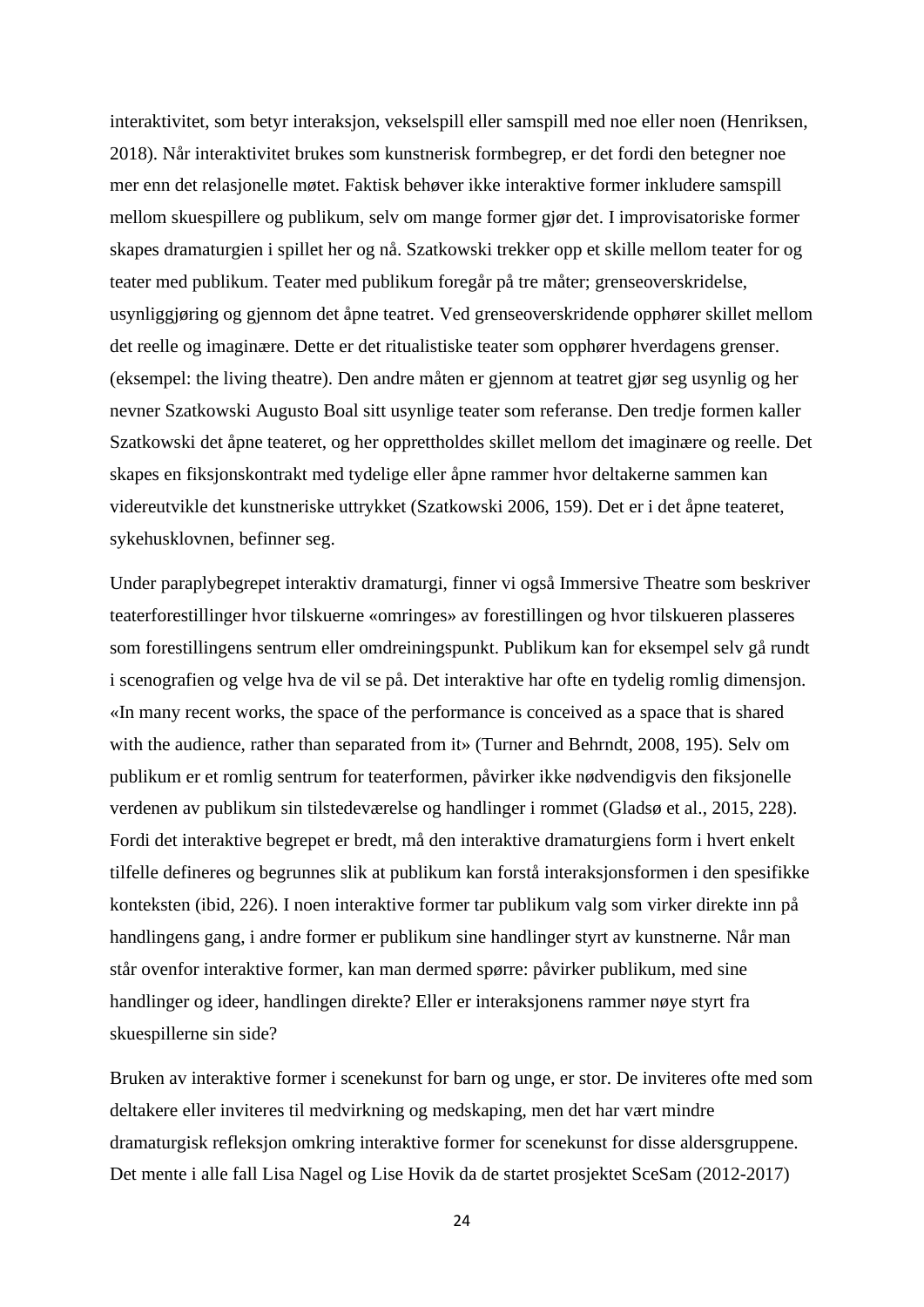interaktivitet, som betyr interaksjon, vekselspill eller samspill med noe eller noen (Henriksen, 2018). Når interaktivitet brukes som kunstnerisk formbegrep, er det fordi den betegner noe mer enn det relasjonelle møtet. Faktisk behøver ikke interaktive former inkludere samspill mellom skuespillere og publikum, selv om mange former gjør det. I improvisatoriske former skapes dramaturgien i spillet her og nå. Szatkowski trekker opp et skille mellom teater for og teater med publikum. Teater med publikum foregår på tre måter; grenseoverskridelse, usynliggjøring og gjennom det åpne teatret. Ved grenseoverskridende opphører skillet mellom det reelle og imaginære. Dette er det ritualistiske teater som opphører hverdagens grenser. (eksempel: the living theatre). Den andre måten er gjennom at teatret gjør seg usynlig og her nevner Szatkowski Augusto Boal sitt usynlige teater som referanse. Den tredje formen kaller Szatkowski det åpne teateret, og her opprettholdes skillet mellom det imaginære og reelle. Det skapes en fiksjonskontrakt med tydelige eller åpne rammer hvor deltakerne sammen kan videreutvikle det kunstneriske uttrykket (Szatkowski 2006, 159). Det er i det åpne teateret, sykehusklovnen, befinner seg.

Under paraplybegrepet interaktiv dramaturgi, finner vi også Immersive Theatre som beskriver teaterforestillinger hvor tilskuerne «omringes» av forestillingen og hvor tilskueren plasseres som forestillingens sentrum eller omdreiningspunkt. Publikum kan for eksempel selv gå rundt i scenografien og velge hva de vil se på. Det interaktive har ofte en tydelig romlig dimensjon. «In many recent works, the space of the performance is conceived as a space that is shared with the audience, rather than separated from it» (Turner and Behrndt, 2008, 195). Selv om publikum er et romlig sentrum for teaterformen, påvirker ikke nødvendigvis den fiksjonelle verdenen av publikum sin tilstedeværelse og handlinger i rommet (Gladsø et al., 2015, 228). Fordi det interaktive begrepet er bredt, må den interaktive dramaturgiens form i hvert enkelt tilfelle defineres og begrunnes slik at publikum kan forstå interaksjonsformen i den spesifikke konteksten (ibid, 226). I noen interaktive former tar publikum valg som virker direkte inn på handlingens gang, i andre former er publikum sine handlinger styrt av kunstnerne. Når man står ovenfor interaktive former, kan man dermed spørre: påvirker publikum, med sine handlinger og ideer, handlingen direkte? Eller er interaksjonens rammer nøye styrt fra skuespillerne sin side?

Bruken av interaktive former i scenekunst for barn og unge, er stor. De inviteres ofte med som deltakere eller inviteres til medvirkning og medskaping, men det har vært mindre dramaturgisk refleksjon omkring interaktive former for scenekunst for disse aldersgruppene. Det mente i alle fall Lisa Nagel og Lise Hovik da de startet prosjektet SceSam (2012-2017)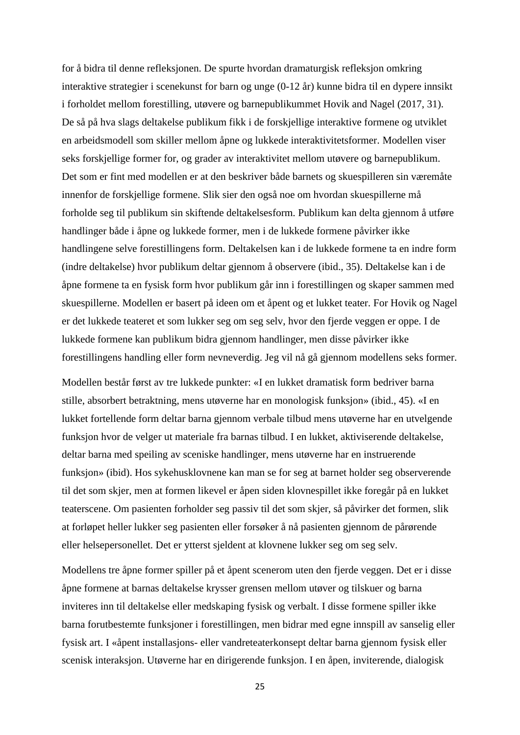for å bidra til denne refleksjonen. De spurte hvordan dramaturgisk refleksjon omkring interaktive strategier i scenekunst for barn og unge (0-12 år) kunne bidra til en dypere innsikt i forholdet mellom forestilling, utøvere og barnepublikummet Hovik and Nagel (2017, 31). De så på hva slags deltakelse publikum fikk i de forskjellige interaktive formene og utviklet en arbeidsmodell som skiller mellom åpne og lukkede interaktivitetsformer. Modellen viser seks forskjellige former for, og grader av interaktivitet mellom utøvere og barnepublikum. Det som er fint med modellen er at den beskriver både barnets og skuespilleren sin væremåte innenfor de forskjellige formene. Slik sier den også noe om hvordan skuespillerne må forholde seg til publikum sin skiftende deltakelsesform. Publikum kan delta gjennom å utføre handlinger både i åpne og lukkede former, men i de lukkede formene påvirker ikke handlingene selve forestillingens form. Deltakelsen kan i de lukkede formene ta en indre form (indre deltakelse) hvor publikum deltar gjennom å observere (ibid., 35). Deltakelse kan i de åpne formene ta en fysisk form hvor publikum går inn i forestillingen og skaper sammen med skuespillerne. Modellen er basert på ideen om et åpent og et lukket teater. For Hovik og Nagel er det lukkede teateret et som lukker seg om seg selv, hvor den fjerde veggen er oppe. I de lukkede formene kan publikum bidra gjennom handlinger, men disse påvirker ikke forestillingens handling eller form nevneverdig. Jeg vil nå gå gjennom modellens seks former.

Modellen består først av tre lukkede punkter: «I en lukket dramatisk form bedriver barna stille, absorbert betraktning, mens utøverne har en monologisk funksjon» (ibid., 45). «I en lukket fortellende form deltar barna gjennom verbale tilbud mens utøverne har en utvelgende funksjon hvor de velger ut materiale fra barnas tilbud. I en lukket, aktiviserende deltakelse, deltar barna med speiling av sceniske handlinger, mens utøverne har en instruerende funksjon» (ibid). Hos sykehusklovnene kan man se for seg at barnet holder seg observerende til det som skjer, men at formen likevel er åpen siden klovnespillet ikke foregår på en lukket teaterscene. Om pasienten forholder seg passiv til det som skjer, så påvirker det formen, slik at forløpet heller lukker seg pasienten eller forsøker å nå pasienten gjennom de pårørende eller helsepersonellet. Det er ytterst sjeldent at klovnene lukker seg om seg selv.

Modellens tre åpne former spiller på et åpent scenerom uten den fjerde veggen. Det er i disse åpne formene at barnas deltakelse krysser grensen mellom utøver og tilskuer og barna inviteres inn til deltakelse eller medskaping fysisk og verbalt. I disse formene spiller ikke barna forutbestemte funksjoner i forestillingen, men bidrar med egne innspill av sanselig eller fysisk art. I «åpent installasjons- eller vandreteaterkonsept deltar barna gjennom fysisk eller scenisk interaksjon. Utøverne har en dirigerende funksjon. I en åpen, inviterende, dialogisk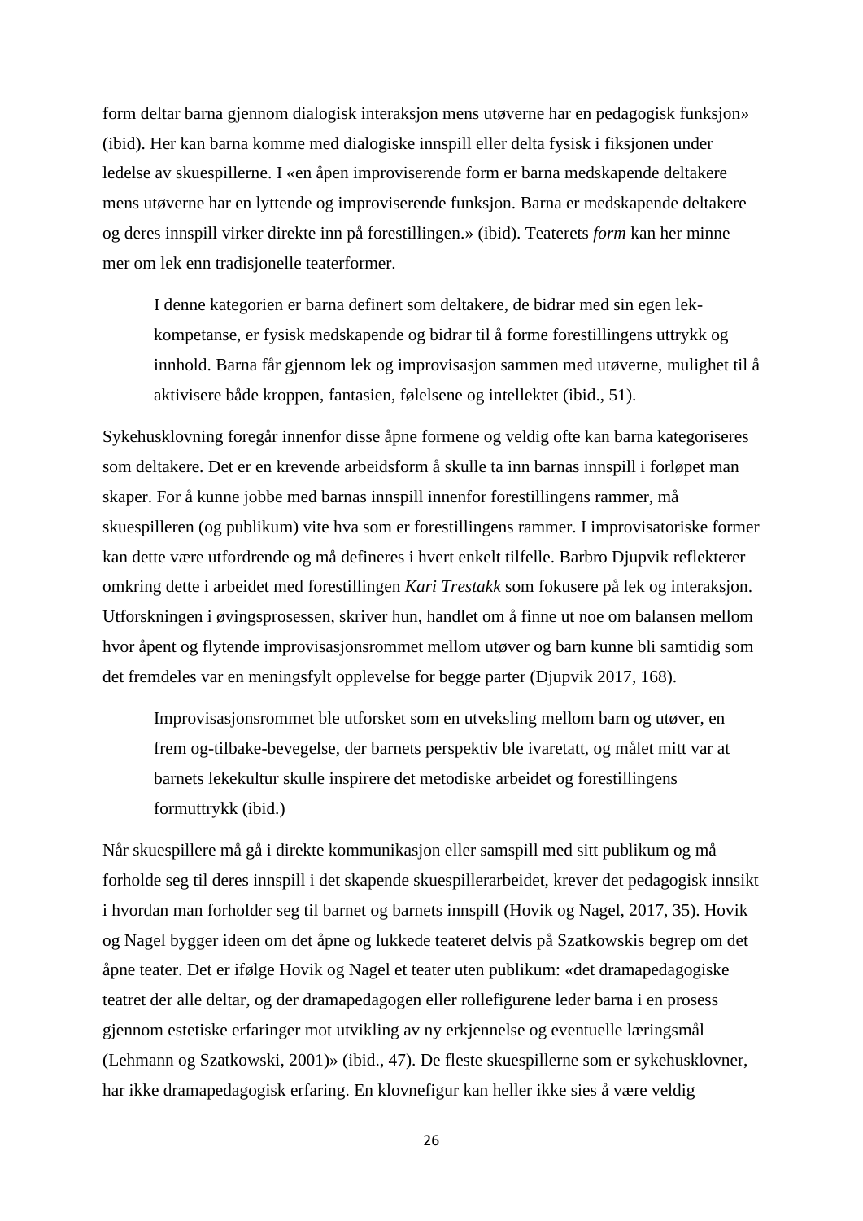form deltar barna gjennom dialogisk interaksjon mens utøverne har en pedagogisk funksjon» (ibid). Her kan barna komme med dialogiske innspill eller delta fysisk i fiksjonen under ledelse av skuespillerne. I «en åpen improviserende form er barna medskapende deltakere mens utøverne har en lyttende og improviserende funksjon. Barna er medskapende deltakere og deres innspill virker direkte inn på forestillingen.» (ibid). Teaterets *form* kan her minne mer om lek enn tradisjonelle teaterformer.

> I denne kategorien er barna definert som deltakere, de bidrar med sin egen lek-kompetanse, er fysisk medskapende og bidrar til å forme forestillingens uttrykk og innhold. Barna får gjennom lek og improvisasjon sammen med utøverne, mulighet til å aktivisere både kroppen, fantasien, følelsene og intellektet (ibid., 51).

Sykehusklovning foregår innenfor disse åpne formene og veldig ofte kan barna kategoriseres som deltakere. Det er en krevende arbeidsform å skulle ta inn barnas innspill i forløpet man skaper. For å kunne jobbe med barnas innspill innenfor forestillingens rammer, må skuespilleren (og publikum) vite hva som er forestillingens rammer. I improvisatoriske former kan dette være utfordrende og må defineres i hvert enkelt tilfelle. Barbro Djupvik reflekterer omkring dette i arbeidet med forestillingen *Kari Trestakk* som fokusere på lek og interaksjon. Utforskningen i øvingsprosessen, skriver hun, handlet om å finne ut noe om balansen mellom hvor åpent og flytende improvisasjonsrommet mellom utøver og barn kunne bli samtidig som det fremdeles var en meningsfylt opplevelse for begge parter (Djupvik 2017, 168).

> Improvisasjonsrommet ble utforsket som en utveksling mellom barn og utøver, en frem og-tilbake-bevegelse, der barnets perspektiv ble ivaretatt, og målet mitt var at barnets lekekultur skulle inspirere det metodiske arbeidet og forestillingens formuttrykk (ibid.)

Når skuespillere må gå i direkte kommunikasjon eller samspill med sitt publikum og må forholde seg til deres innspill i det skapende skuespillerarbeidet, krever det pedagogisk innsikt i hvordan man forholder seg til barnet og barnets innspill (Hovik og Nagel, 2017, 35). Hovik og Nagel bygger ideen om det åpne og lukkede teateret delvis på Szatkowskis begrep om det åpne teater. Det er ifølge Hovik og Nagel et teater uten publikum: «det dramapedagogiske teatret der alle deltar, og der dramapedagogen eller rollefigurene leder barna i en prosess gjennom estetiske erfaringer mot utvikling av ny erkjennelse og eventuelle læringsmål (Lehmann og Szatkowski, 2001)» (ibid., 47). De fleste skuespillerne som er sykehusklovner, har ikke dramapedagogisk erfaring. En klovnefigur kan heller ikke sies å være veldig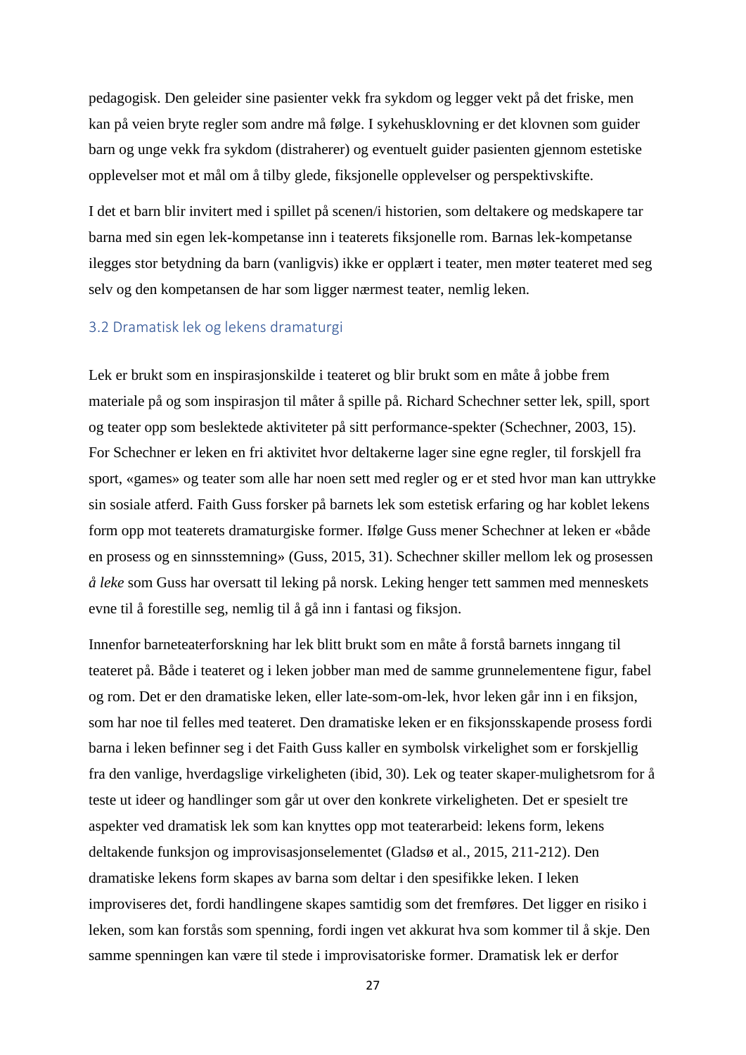pedagogisk. Den geleider sine pasienter vekk fra sykdom og legger vekt på det friske, men kan på veien bryte regler som andre må følge. I sykehusklovning er det klovnen som guider barn og unge vekk fra sykdom (distraherer) og eventuelt guider pasienten gjennom estetiske opplevelser mot et mål om å tilby glede, fiksjonelle opplevelser og perspektivskifte.

I det et barn blir invitert med i spillet på scenen/i historien, som deltakere og medskapere tar barna med sin egen lek-kompetanse inn i teaterets fiksjonelle rom. Barnas lek-kompetanse ilegges stor betydning da barn (vanligvis) ikke er opplært i teater, men møter teateret med seg selv og den kompetansen de har som ligger nærmest teater, nemlig leken.

### 3.2 Dramatisk lek og lekens dramaturgi

Lek er brukt som en inspirasjonskilde i teateret og blir brukt som en måte å jobbe frem materiale på og som inspirasjon til måter å spille på. Richard Schechner setter lek, spill, sport og teater opp som beslektede aktiviteter på sitt performance-spekter (Schechner, 2003, 15). For Schechner er leken en fri aktivitet hvor deltakerne lager sine egne regler, til forskjell fra sport, «games» og teater som alle har noen sett med regler og er et sted hvor man kan uttrykke sin sosiale atferd. Faith Guss forsker på barnets lek som estetisk erfaring og har koblet lekens form opp mot teaterets dramaturgiske former. Ifølge Guss mener Schechner at leken er «både en prosess og en sinnsstemning» (Guss, 2015, 31). Schechner skiller mellom lek og prosessen *å leke* som Guss har oversatt til leking på norsk. Leking henger tett sammen med menneskets evne til å forestille seg, nemlig til å gå inn i fantasi og fiksjon.

Innenfor barneteaterforskning har lek blitt brukt som en måte å forstå barnets inngang til teateret på. Både i teateret og i leken jobber man med de samme grunnelementene figur, fabel og rom. Det er den dramatiske leken, eller late-som-om-lek, hvor leken går inn i en fiksjon, som har noe til felles med teateret. Den dramatiske leken er en fiksjonsskapende prosess fordi barna i leken befinner seg i det Faith Guss kaller en symbolsk virkelighet som er forskjellig fra den vanlige, hverdagslige virkeligheten (ibid, 30). Lek og teater skaper mulighetsrom for å teste ut ideer og handlinger som går ut over den konkrete virkeligheten. Det er spesielt tre aspekter ved dramatisk lek som kan knyttes opp mot teaterarbeid: lekens form, lekens deltakende funksjon og improvisasjonselementet (Gladsø et al., 2015, 211-212). Den dramatiske lekens form skapes av barna som deltar i den spesifikke leken. I leken improviseres det, fordi handlingene skapes samtidig som det fremføres. Det ligger en risiko i leken, som kan forstås som spenning, fordi ingen vet akkurat hva som kommer til å skje. Den samme spenningen kan være til stede i improvisatoriske former. Dramatisk lek er derfor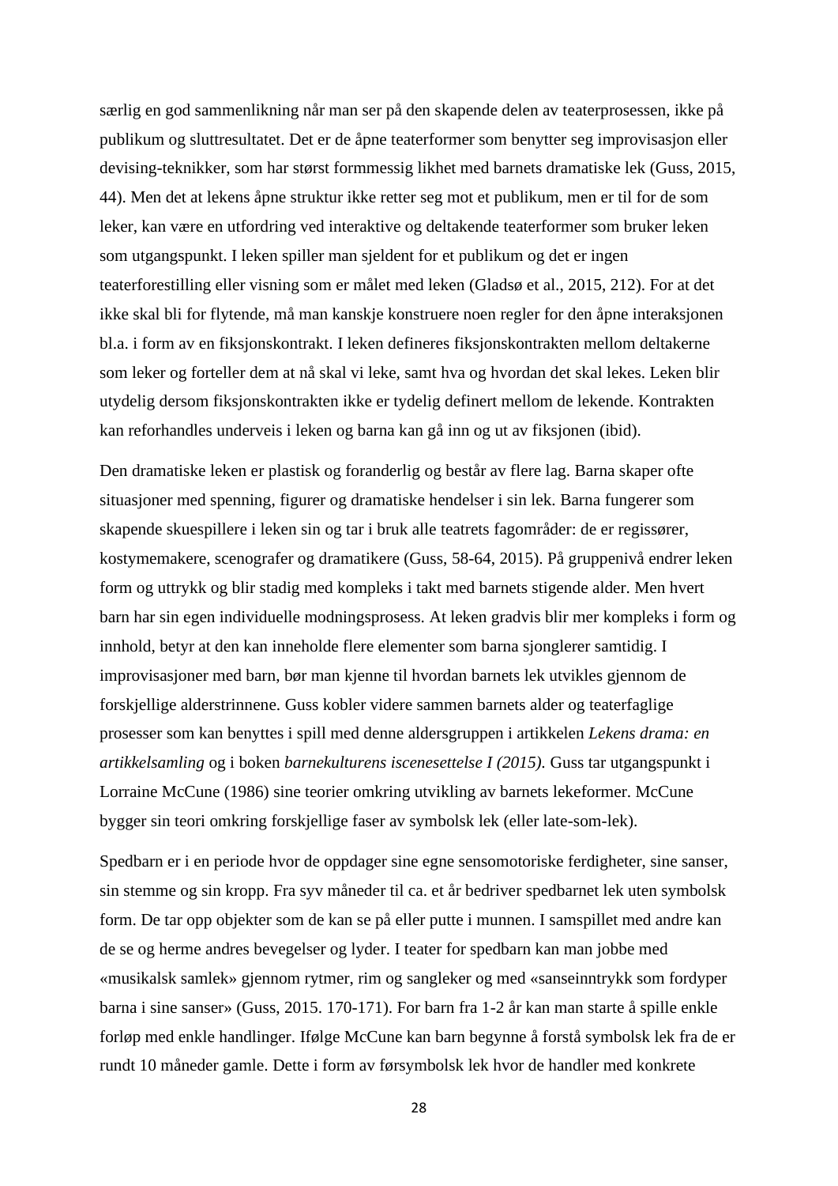særlig en god sammenlikning når man ser på den skapende delen av teaterprosessen, ikke på publikum og sluttresultatet. Det er de åpne teaterformer som benytter seg improvisasjon eller devising-teknikker, som har størst formmessig likhet med barnets dramatiske lek (Guss, 2015, 44). Men det at lekens åpne struktur ikke retter seg mot et publikum, men er til for de som leker, kan være en utfordring ved interaktive og deltakende teaterformer som bruker leken som utgangspunkt. I leken spiller man sjeldent for et publikum og det er ingen teaterforestilling eller visning som er målet med leken (Gladsø et al., 2015, 212). For at det ikke skal bli for flytende, må man kanskje konstruere noen regler for den åpne interaksjonen bl.a. i form av en fiksjonskontrakt. I leken defineres fiksjonskontrakten mellom deltakerne som leker og forteller dem at nå skal vi leke, samt hva og hvordan det skal lekes. Leken blir utydelig dersom fiksjonskontrakten ikke er tydelig definert mellom de lekende. Kontrakten kan reforhandles underveis i leken og barna kan gå inn og ut av fiksjonen (ibid).

Den dramatiske leken er plastisk og foranderlig og består av flere lag. Barna skaper ofte situasjoner med spenning, figurer og dramatiske hendelser i sin lek. Barna fungerer som skapende skuespillere i leken sin og tar i bruk alle teatrets fagområder: de er regissører, kostymemakere, scenografer og dramatikere (Guss, 58-64, 2015). På gruppenivå endrer leken form og uttrykk og blir stadig med kompleks i takt med barnets stigende alder. Men hvert barn har sin egen individuelle modningsprosess. At leken gradvis blir mer kompleks i form og innhold, betyr at den kan inneholde flere elementer som barna sjonglerer samtidig. I improvisasjoner med barn, bør man kjenne til hvordan barnets lek utvikles gjennom de forskjellige alderstrinnene. Guss kobler videre sammen barnets alder og teaterfaglige prosesser som kan benyttes i spill med denne aldersgruppen i artikkelen *Lekens drama: en artikkelsamling* og i boken *barnekulturens iscenesettelse I (2015).* Guss tar utgangspunkt i Lorraine McCune (1986) sine teorier omkring utvikling av barnets lekeformer. McCune bygger sin teori omkring forskjellige faser av symbolsk lek (eller late-som-lek).

Spedbarn er i en periode hvor de oppdager sine egne sensomotoriske ferdigheter, sine sanser, sin stemme og sin kropp. Fra syv måneder til ca. et år bedriver spedbarnet lek uten symbolsk form. De tar opp objekter som de kan se på eller putte i munnen. I samspillet med andre kan de se og herme andres bevegelser og lyder. I teater for spedbarn kan man jobbe med «musikalsk samlek» gjennom rytmer, rim og sangleker og med «sanseinntrykk som fordyper barna i sine sanser» (Guss, 2015. 170-171). For barn fra 1-2 år kan man starte å spille enkle forløp med enkle handlinger. Ifølge McCune kan barn begynne å forstå symbolsk lek fra de er rundt 10 måneder gamle. Dette i form av førsymbolsk lek hvor de handler med konkrete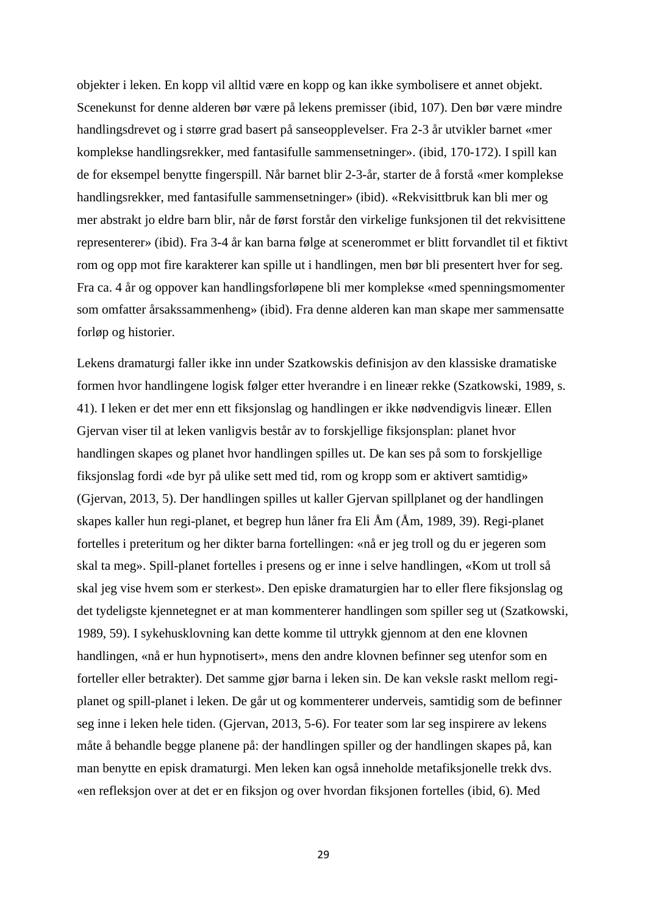objekter i leken. En kopp vil alltid være en kopp og kan ikke symbolisere et annet objekt. Scenekunst for denne alderen bør være på lekens premisser (ibid, 107). Den bør være mindre handlingsdrevet og i større grad basert på sanseopplevelser. Fra 2-3 år utvikler barnet «mer komplekse handlingsrekker, med fantasifulle sammensetninger». (ibid, 170-172). I spill kan de for eksempel benytte fingerspill. Når barnet blir 2-3-år, starter de å forstå «mer komplekse handlingsrekker, med fantasifulle sammensetninger» (ibid). «Rekvisittbruk kan bli mer og mer abstrakt jo eldre barn blir, når de først forstår den virkelige funksjonen til det rekvisittene representerer» (ibid). Fra 3-4 år kan barna følge at scenerommet er blitt forvandlet til et fiktivt rom og opp mot fire karakterer kan spille ut i handlingen, men bør bli presentert hver for seg. Fra ca. 4 år og oppover kan handlingsforløpene bli mer komplekse «med spenningsmomenter som omfatter årsakssammenheng» (ibid). Fra denne alderen kan man skape mer sammensatte forløp og historier.

Lekens dramaturgi faller ikke inn under Szatkowskis definisjon av den klassiske dramatiske formen hvor handlingene logisk følger etter hverandre i en lineær rekke (Szatkowski, 1989, s. 41). I leken er det mer enn ett fiksjonslag og handlingen er ikke nødvendigvis lineær. Ellen Gjervan viser til at leken vanligvis består av to forskjellige fiksjonsplan: planet hvor handlingen skapes og planet hvor handlingen spilles ut. De kan ses på som to forskjellige fiksjonslag fordi «de byr på ulike sett med tid, rom og kropp som er aktivert samtidig» (Gjervan, 2013, 5). Der handlingen spilles ut kaller Gjervan spillplanet og der handlingen skapes kaller hun regi-planet, et begrep hun låner fra Eli Åm (Åm, 1989, 39). Regi-planet fortelles i preteritum og her dikter barna fortellingen: «nå er jeg troll og du er jegeren som skal ta meg». Spill-planet fortelles i presens og er inne i selve handlingen, «Kom ut troll så skal jeg vise hvem som er sterkest». Den episke dramaturgien har to eller flere fiksjonslag og det tydeligste kjennetegnet er at man kommenterer handlingen som spiller seg ut (Szatkowski, 1989, 59). I sykehusklovning kan dette komme til uttrykk gjennom at den ene klovnen handlingen, «nå er hun hypnotisert», mens den andre klovnen befinner seg utenfor som en forteller eller betrakter). Det samme gjør barna i leken sin. De kan veksle raskt mellom regi-planet og spill-planet i leken. De går ut og kommenterer underveis, samtidig som de befinner seg inne i leken hele tiden. (Gjervan, 2013, 5-6). For teater som lar seg inspirere av lekens måte å behandle begge planene på: der handlingen spiller og der handlingen skapes på, kan man benytte en episk dramaturgi. Men leken kan også inneholde metafiksjonelle trekk dvs. «en refleksjon over at det er en fiksjon og over hvordan fiksjonen fortelles (ibid, 6). Med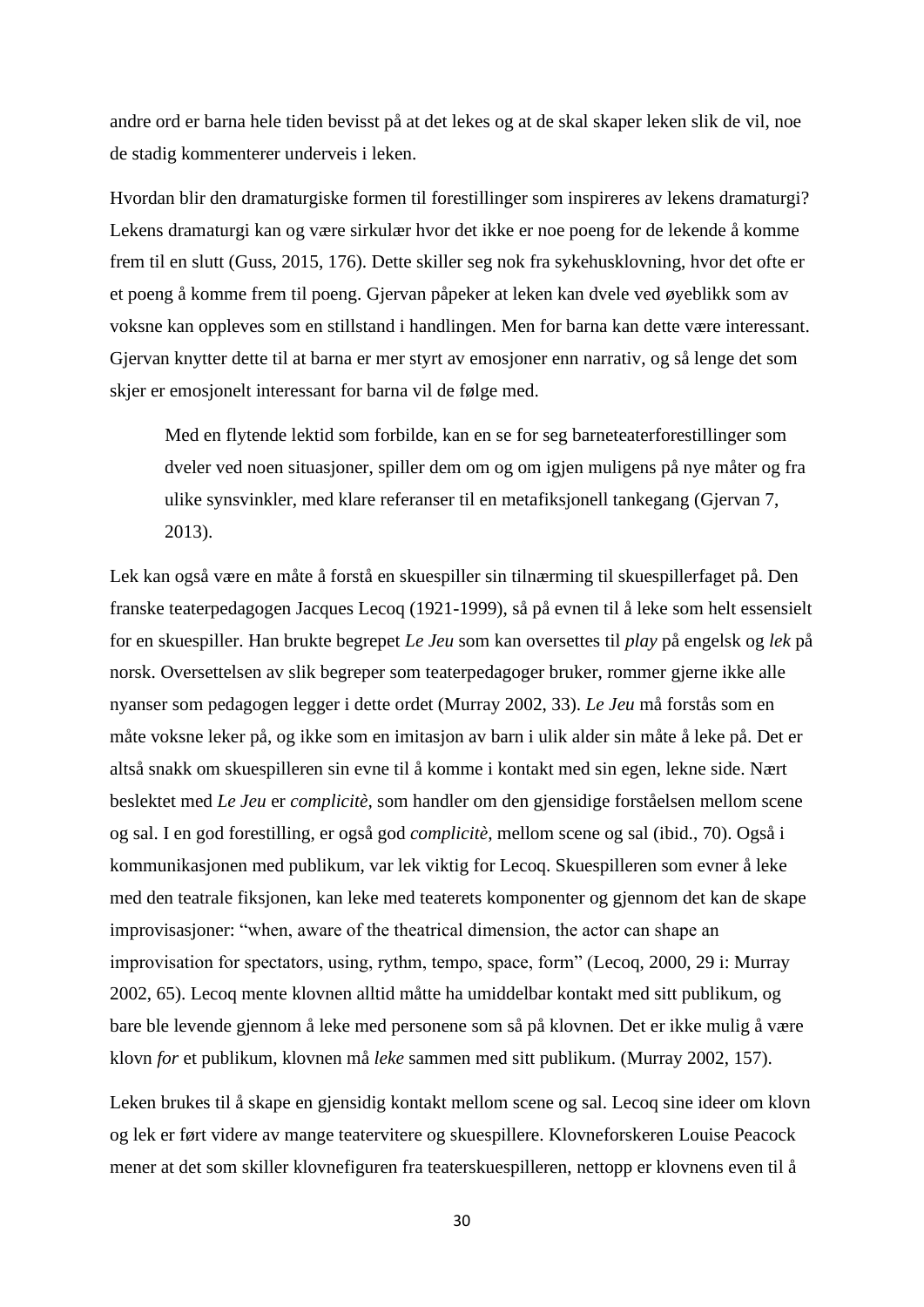andre ord er barna hele tiden bevisst på at det lekes og at de skal skaper leken slik de vil, noe de stadig kommenterer underveis i leken.

Hvordan blir den dramaturgiske formen til forestillinger som inspireres av lekens dramaturgi? Lekens dramaturgi kan og være sirkulær hvor det ikke er noe poeng for de lekende å komme frem til en slutt (Guss, 2015, 176). Dette skiller seg nok fra sykehusklovning, hvor det ofte er et poeng å komme frem til poeng. Gjervan påpeker at leken kan dvele ved øyeblikk som av voksne kan oppleves som en stillstand i handlingen. Men for barna kan dette være interessant. Gjervan knytter dette til at barna er mer styrt av emosjoner enn narrativ, og så lenge det som skjer er emosjonelt interessant for barna vil de følge med.

> Med en flytende lektid som forbilde, kan en se for seg barneteaterforestillinger som dveler ved noen situasjoner, spiller dem om og om igjen muligens på nye måter og fra ulike synsvinkler, med klare referanser til en metafiksjonell tankegang (Gjervan 7, 2013).

Lek kan også være en måte å forstå en skuespiller sin tilnærming til skuespillerfaget på. Den franske teaterpedagogen Jacques Lecoq (1921-1999), så på evnen til å leke som helt essensielt for en skuespiller. Han brukte begrepet *Le Jeu* som kan oversettes til *play* på engelsk og *lek* på norsk. Oversettelsen av slik begreper som teaterpedagoger bruker, rommer gjerne ikke alle nyanser som pedagogen legger i dette ordet (Murray 2002, 33). *Le Jeu* må forstås som en måte voksne leker på, og ikke som en imitasjon av barn i ulik alder sin måte å leke på. Det er altså snakk om skuespilleren sin evne til å komme i kontakt med sin egen, lekne side. Nært beslektet med *Le Jeu* er *complicitè*, som handler om den gjensidige forståelsen mellom scene og sal. I en god forestilling, er også god *complicitè*, mellom scene og sal (ibid., 70). Også i kommunikasjonen med publikum, var lek viktig for Lecoq. Skuespilleren som evner å leke med den teatrale fiksjonen, kan leke med teaterets komponenter og gjennom det kan de skape improvisasjoner: "when, aware of the theatrical dimension, the actor can shape an improvisation for spectators, using, rythm, tempo, space, form" (Lecoq, 2000, 29 i: Murray 2002, 65). Lecoq mente klovnen alltid måtte ha umiddelbar kontakt med sitt publikum, og bare ble levende gjennom å leke med personene som så på klovnen. Det er ikke mulig å være klovn *for* et publikum, klovnen må *leke* sammen med sitt publikum. (Murray 2002, 157).

Leken brukes til å skape en gjensidig kontakt mellom scene og sal. Lecoq sine ideer om klovn og lek er ført videre av mange teatervitere og skuespillere. Klovneforskeren Louise Peacock mener at det som skiller klovnefiguren fra teaterskuespilleren, nettopp er klovnens even til å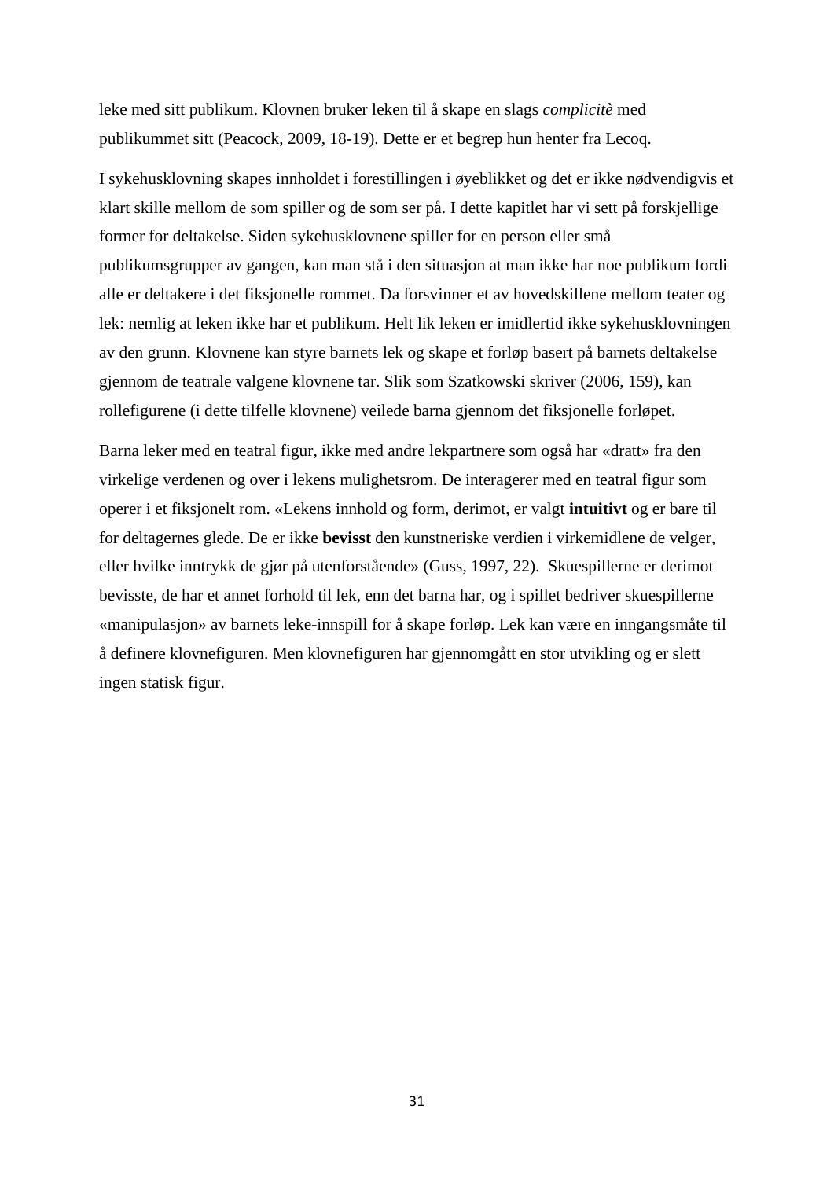leke med sitt publikum. Klovnen bruker leken til å skape en slags *complicitè* med publikummet sitt (Peacock, 2009, 18-19). Dette er et begrep hun henter fra Lecoq.

I sykehusklovning skapes innholdet i forestillingen i øyeblikket og det er ikke nødvendigvis et klart skille mellom de som spiller og de som ser på. I dette kapitlet har vi sett på forskjellige former for deltakelse. Siden sykehusklovnene spiller for en person eller små publikumsgrupper av gangen, kan man stå i den situasjon at man ikke har noe publikum fordi alle er deltakere i det fiksjonelle rommet. Da forsvinner et av hovedskillene mellom teater og lek: nemlig at leken ikke har et publikum. Helt lik leken er imidlertid ikke sykehusklovningen av den grunn. Klovnene kan styre barnets lek og skape et forløp basert på barnets deltakelse gjennom de teatrale valgene klovnene tar. Slik som Szatkowski skriver (2006, 159), kan rollefigurene (i dette tilfelle klovnene) veilede barna gjennom det fiksjonelle forløpet.

Barna leker med en teatral figur, ikke med andre lekpartnere som også har «dratt» fra den virkelige verdenen og over i lekens mulighetsrom. De interagerer med en teatral figur som operer i et fiksjonelt rom. «Lekens innhold og form, derimot, er valgt **intuitivt** og er bare til for deltagernes glede. De er ikke **bevisst** den kunstneriske verdien i virkemidlene de velger, eller hvilke inntrykk de gjør på utenforstående» (Guss, 1997, 22). Skuespillerne er derimot bevisste, de har et annet forhold til lek, enn det barna har, og i spillet bedriver skuespillerne «manipulasjon» av barnets leke-innspill for å skape forløp. Lek kan være en inngangsmåte til å definere klovnefiguren. Men klovnefiguren har gjennomgått en stor utvikling og er slett ingen statisk figur.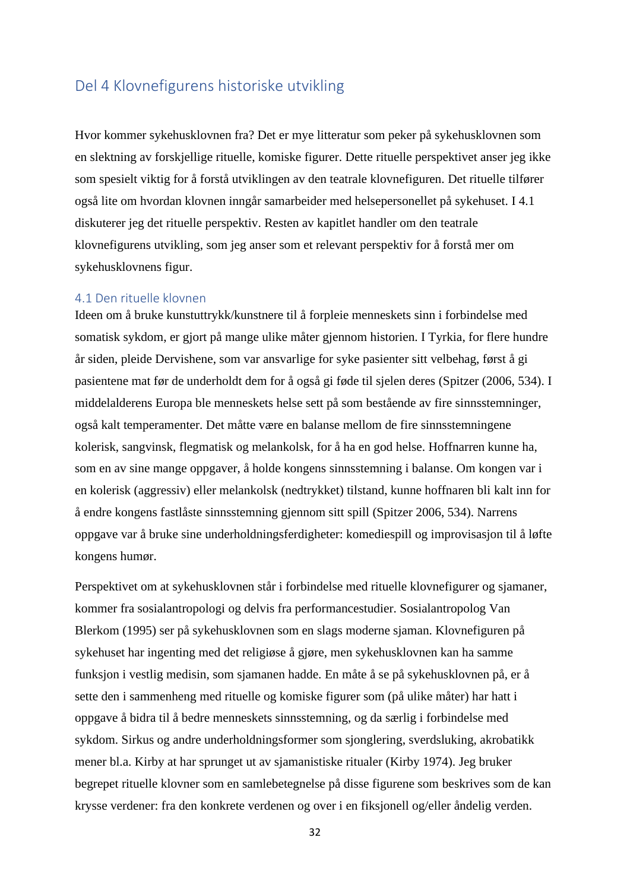## Del 4 Klovnefigurens historiske utvikling

Hvor kommer sykehusklovnen fra? Det er mye litteratur som peker på sykehusklovnen som en slektning av forskjellige rituelle, komiske figurer. Dette rituelle perspektivet anser jeg ikke som spesielt viktig for å forstå utviklingen av den teatrale klovnefiguren. Det rituelle tilfører også lite om hvordan klovnen inngår samarbeider med helsepersonellet på sykehuset. I 4.1 diskuterer jeg det rituelle perspektiv. Resten av kapitlet handler om den teatrale klovnefigurens utvikling, som jeg anser som et relevant perspektiv for å forstå mer om sykehusklovnens figur.

### 4.1 Den rituelle klovnen

Ideen om å bruke kunstuttrykk/kunstnere til å forpleie menneskets sinn i forbindelse med somatisk sykdom, er gjort på mange ulike måter gjennom historien. I Tyrkia, for flere hundre år siden, pleide Dervishene, som var ansvarlige for syke pasienter sitt velbehag, først å gi pasientene mat før de underholdt dem for å også gi føde til sjelen deres (Spitzer (2006, 534). I middelalderens Europa ble menneskets helse sett på som bestående av fire sinnsstemninger, også kalt temperamenter. Det måtte være en balanse mellom de fire sinnsstemningene kolerisk, sangvinsk, flegmatisk og melankolsk, for å ha en god helse. Hoffnarren kunne ha, som en av sine mange oppgaver, å holde kongens sinnsstemning i balanse. Om kongen var i en kolerisk (aggressiv) eller melankolsk (nedtrykket) tilstand, kunne hoffnaren bli kalt inn for å endre kongens fastlåste sinnsstemning gjennom sitt spill (Spitzer 2006, 534). Narrens oppgave var å bruke sine underholdningsferdigheter: komediespill og improvisasjon til å løfte kongens humør.

Perspektivet om at sykehusklovnen står i forbindelse med rituelle klovnefigurer og sjamaner, kommer fra sosialantropologi og delvis fra performancestudier. Sosialantropolog Van Blerkom (1995) ser på sykehusklovnen som en slags moderne sjaman. Klovnefiguren på sykehuset har ingenting med det religiøse å gjøre, men sykehusklovnen kan ha samme funksjon i vestlig medisin, som sjamanen hadde. En måte å se på sykehusklovnen på, er å sette den i sammenheng med rituelle og komiske figurer som (på ulike måter) har hatt i oppgave å bidra til å bedre menneskets sinnsstemning, og da særlig i forbindelse med sykdom. Sirkus og andre underholdningsformer som sjonglering, sverdsluking, akrobatikk mener bl.a. Kirby at har sprunget ut av sjamanistiske ritualer (Kirby 1974). Jeg bruker begrepet rituelle klovner som en samlebetegnelse på disse figurene som beskrives som de kan krysse verdener: fra den konkrete verdenen og over i en fiksjonell og/eller åndelig verden.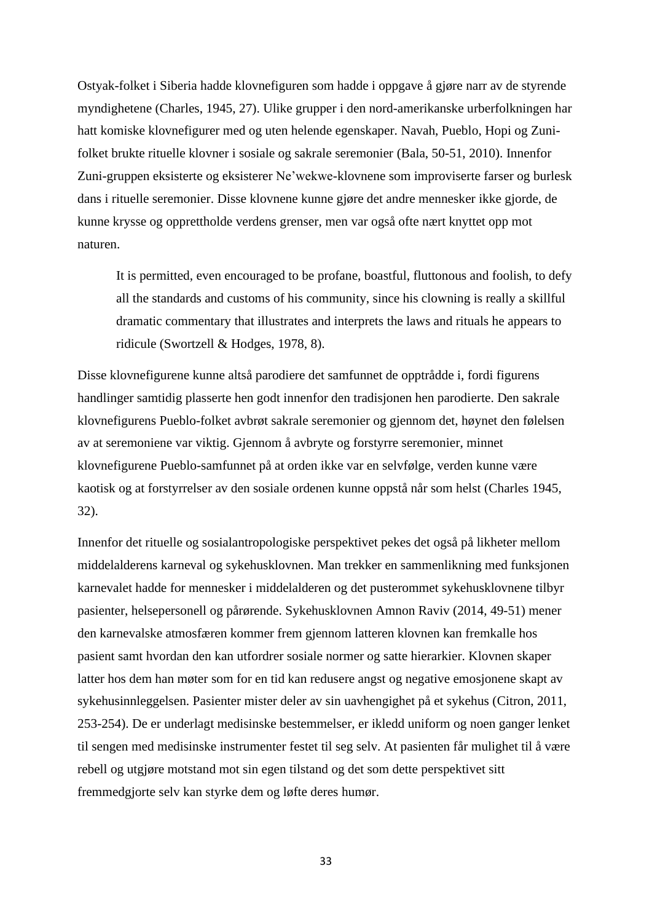Ostyak-folket i Siberia hadde klovnefiguren som hadde i oppgave å gjøre narr av de styrende myndighetene (Charles, 1945, 27). Ulike grupper i den nord-amerikanske urberfolkningen har hatt komiske klovnefigurer med og uten helende egenskaper. Navah, Pueblo, Hopi og Zuni-folket brukte rituelle klovner i sosiale og sakrale seremonier (Bala, 50-51, 2010). Innenfor Zuni-gruppen eksisterte og eksisterer Ne'wekwe-klovnene som improviserte farser og burlesk dans i rituelle seremonier. Disse klovnene kunne gjøre det andre mennesker ikke gjorde, de kunne krysse og opprettholde verdens grenser, men var også ofte nært knyttet opp mot naturen.

> It is permitted, even encouraged to be profane, boastful, fluttonous and foolish, to defy all the standards and customs of his community, since his clowning is really a skillful dramatic commentary that illustrates and interprets the laws and rituals he appears to ridicule (Swortzell & Hodges, 1978, 8).

Disse klovnefigurene kunne altså parodiere det samfunnet de opptrådde i, fordi figurens handlinger samtidig plasserte hen godt innenfor den tradisjonen hen parodierte. Den sakrale klovnefigurens Pueblo-folket avbrøt sakrale seremonier og gjennom det, høynet den følelsen av at seremoniene var viktig. Gjennom å avbryte og forstyrre seremonier, minnet klovnefigurene Pueblo-samfunnet på at orden ikke var en selvfølge, verden kunne være kaotisk og at forstyrrelser av den sosiale ordenen kunne oppstå når som helst (Charles 1945, 32).

Innenfor det rituelle og sosialantropologiske perspektivet pekes det også på likheter mellom middelalderens karneval og sykehusklovnen. Man trekker en sammenlikning med funksjonen karnevalet hadde for mennesker i middelalderen og det pusterommet sykehusklovnene tilbyr pasienter, helsepersonell og pårørende. Sykehusklovnen Amnon Raviv (2014, 49-51) mener den karnevalske atmosfæren kommer frem gjennom latteren klovnen kan fremkalle hos pasient samt hvordan den kan utfordrer sosiale normer og satte hierarkier. Klovnen skaper latter hos dem han møter som for en tid kan redusere angst og negative emosjonene skapt av sykehusinnleggelsen. Pasienter mister deler av sin uavhengighet på et sykehus (Citron, 2011, 253-254). De er underlagt medisinske bestemmelser, er ikledd uniform og noen ganger lenket til sengen med medisinske instrumenter festet til seg selv. At pasienten får mulighet til å være rebell og utgjøre motstand mot sin egen tilstand og det som dette perspektivet sitt fremmedgjorte selv kan styrke dem og løfte deres humør.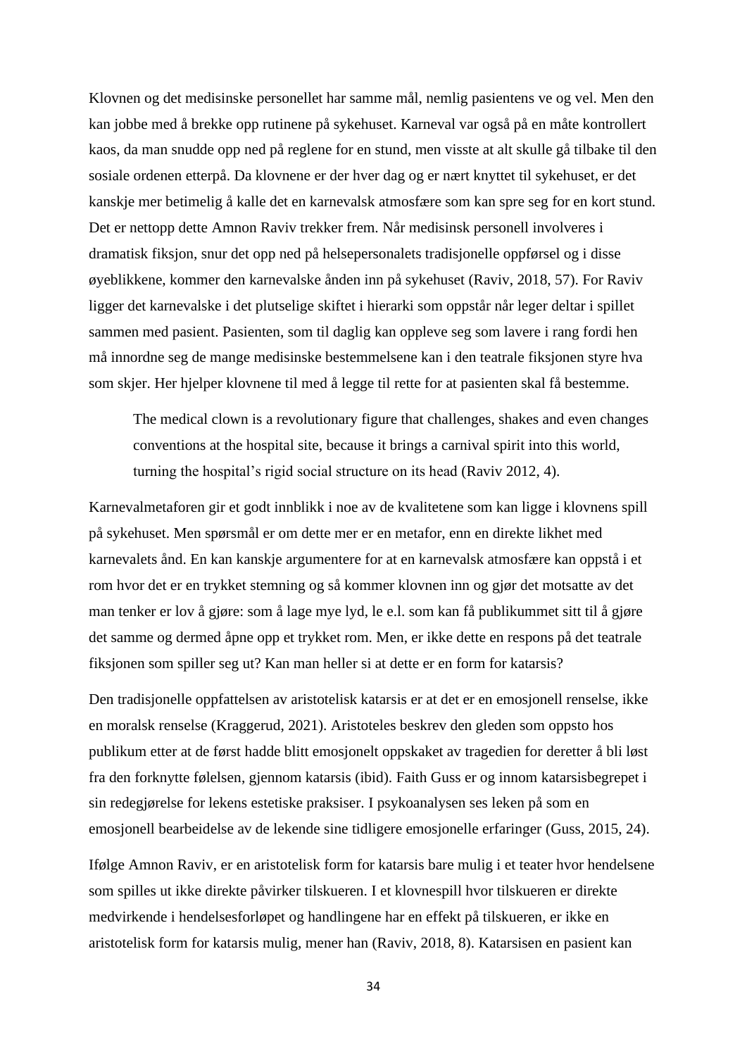Klovnen og det medisinske personellet har samme mål, nemlig pasientens ve og vel. Men den kan jobbe med å brekke opp rutinene på sykehuset. Karneval var også på en måte kontrollert kaos, da man snudde opp ned på reglene for en stund, men visste at alt skulle gå tilbake til den sosiale ordenen etterpå. Da klovnene er der hver dag og er nært knyttet til sykehuset, er det kanskje mer betimelig å kalle det en karnevalsk atmosfære som kan spre seg for en kort stund. Det er nettopp dette Amnon Raviv trekker frem. Når medisinsk personell involveres i dramatisk fiksjon, snur det opp ned på helsepersonalets tradisjonelle oppførsel og i disse øyeblikkene, kommer den karnevalske ånden inn på sykehuset (Raviv, 2018, 57). For Raviv ligger det karnevalske i det plutselige skiftet i hierarki som oppstår når leger deltar i spillet sammen med pasient. Pasienten, som til daglig kan oppleve seg som lavere i rang fordi hen må innordne seg de mange medisinske bestemmelsene kan i den teatrale fiksjonen styre hva som skjer. Her hjelper klovnene til med å legge til rette for at pasienten skal få bestemme.

> The medical clown is a revolutionary figure that challenges, shakes and even changes conventions at the hospital site, because it brings a carnival spirit into this world, turning the hospital's rigid social structure on its head (Raviv 2012, 4).

Karnevalmetaforen gir et godt innblikk i noe av de kvalitetene som kan ligge i klovnens spill på sykehuset. Men spørsmål er om dette mer er en metafor, enn en direkte likhet med karnevalets ånd. En kan kanskje argumentere for at en karnevalsk atmosfære kan oppstå i et rom hvor det er en trykket stemning og så kommer klovnen inn og gjør det motsatte av det man tenker er lov å gjøre: som å lage mye lyd, le e.l. som kan få publikummet sitt til å gjøre det samme og dermed åpne opp et trykket rom. Men, er ikke dette en respons på det teatrale fiksjonen som spiller seg ut? Kan man heller si at dette er en form for katarsis?

Den tradisjonelle oppfattelsen av aristotelisk katarsis er at det er en emosjonell renselse, ikke en moralsk renselse (Kraggerud, 2021). Aristoteles beskrev den gleden som oppsto hos publikum etter at de først hadde blitt emosjonelt oppskaket av tragedien for deretter å bli løst fra den forknytte følelsen, gjennom katarsis (ibid). Faith Guss er og innom katarsisbegrepet i sin redegjørelse for lekens estetiske praksiser. I psykoanalysen ses leken på som en emosjonell bearbeidelse av de lekende sine tidligere emosjonelle erfaringer (Guss, 2015, 24).

Ifølge Amnon Raviv, er en aristotelisk form for katarsis bare mulig i et teater hvor hendelsene som spilles ut ikke direkte påvirker tilskueren. I et klovnespill hvor tilskueren er direkte medvirkende i hendelsesforløpet og handlingene har en effekt på tilskueren, er ikke en aristotelisk form for katarsis mulig, mener han (Raviv, 2018, 8). Katarsisen en pasient kan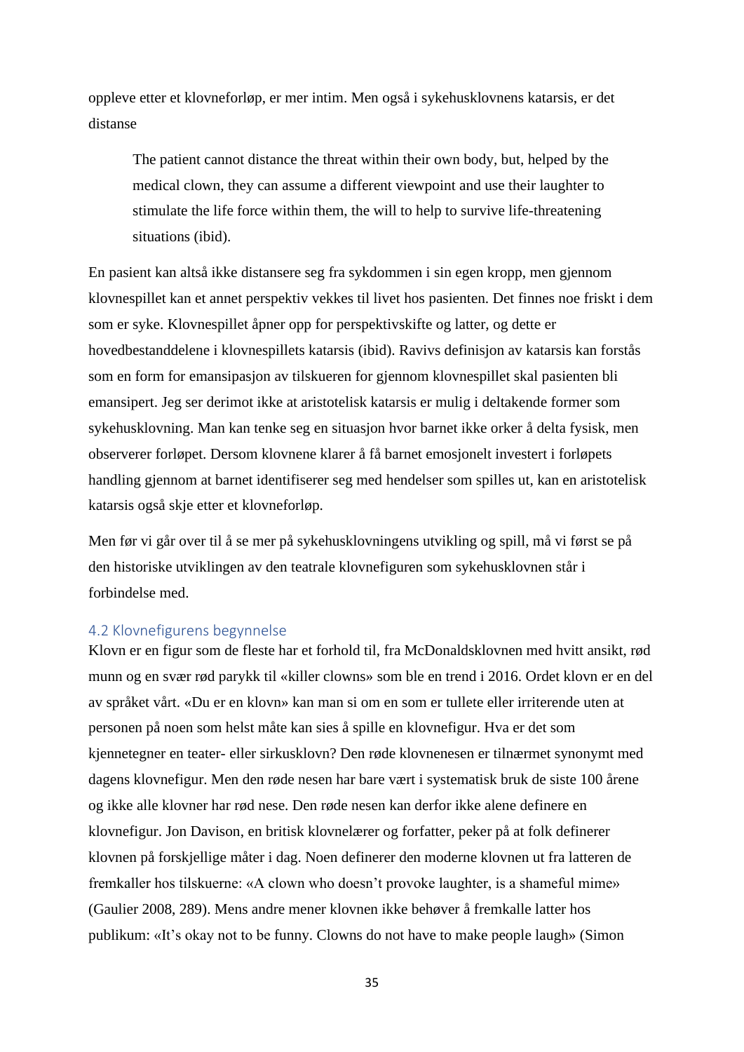oppleve etter et klovneforløp, er mer intim. Men også i sykehusklovnens katarsis, er det distanse

> The patient cannot distance the threat within their own body, but, helped by the medical clown, they can assume a different viewpoint and use their laughter to stimulate the life force within them, the will to help to survive life-threatening situations (ibid).

En pasient kan altså ikke distansere seg fra sykdommen i sin egen kropp, men gjennom klovnespillet kan et annet perspektiv vekkes til livet hos pasienten. Det finnes noe friskt i dem som er syke. Klovnespillet åpner opp for perspektivskifte og latter, og dette er hovedbestanddelene i klovnespillets katarsis (ibid). Ravivs definisjon av katarsis kan forstås som en form for emansipasjon av tilskueren for gjennom klovnespillet skal pasienten bli emansipert. Jeg ser derimot ikke at aristotelisk katarsis er mulig i deltakende former som sykehusklovning. Man kan tenke seg en situasjon hvor barnet ikke orker å delta fysisk, men observerer forløpet. Dersom klovnene klarer å få barnet emosjonelt investert i forløpets handling gjennom at barnet identifiserer seg med hendelser som spilles ut, kan en aristotelisk katarsis også skje etter et klovneforløp.

Men før vi går over til å se mer på sykehusklovningens utvikling og spill, må vi først se på den historiske utviklingen av den teatrale klovnefiguren som sykehusklovnen står i forbindelse med.

## 4.2 Klovnefigurens begynnelse

Klovn er en figur som de fleste har et forhold til, fra McDonaldsklovnen med hvitt ansikt, rød munn og en svær rød parykk til «killer clowns» som ble en trend i 2016. Ordet klovn er en del av språket vårt. «Du er en klovn» kan man si om en som er tullete eller irriterende uten at personen på noen som helst måte kan sies å spille en klovnefigur. Hva er det som kjennetegner en teater- eller sirkusklovn? Den røde klovnenesen er tilnærmet synonymt med dagens klovnefigur. Men den røde nesen har bare vært i systematisk bruk de siste 100 årene og ikke alle klovner har rød nese. Den røde nesen kan derfor ikke alene definere en klovnefigur. Jon Davison, en britisk klovnelærer og forfatter, peker på at folk definerer klovnen på forskjellige måter i dag. Noen definerer den moderne klovnen ut fra latteren de fremkaller hos tilskuerne: «A clown who doesn't provoke laughter, is a shameful mime» (Gaulier 2008, 289). Mens andre mener klovnen ikke behøver å fremkalle latter hos publikum: «It's okay not to be funny. Clowns do not have to make people laugh» (Simon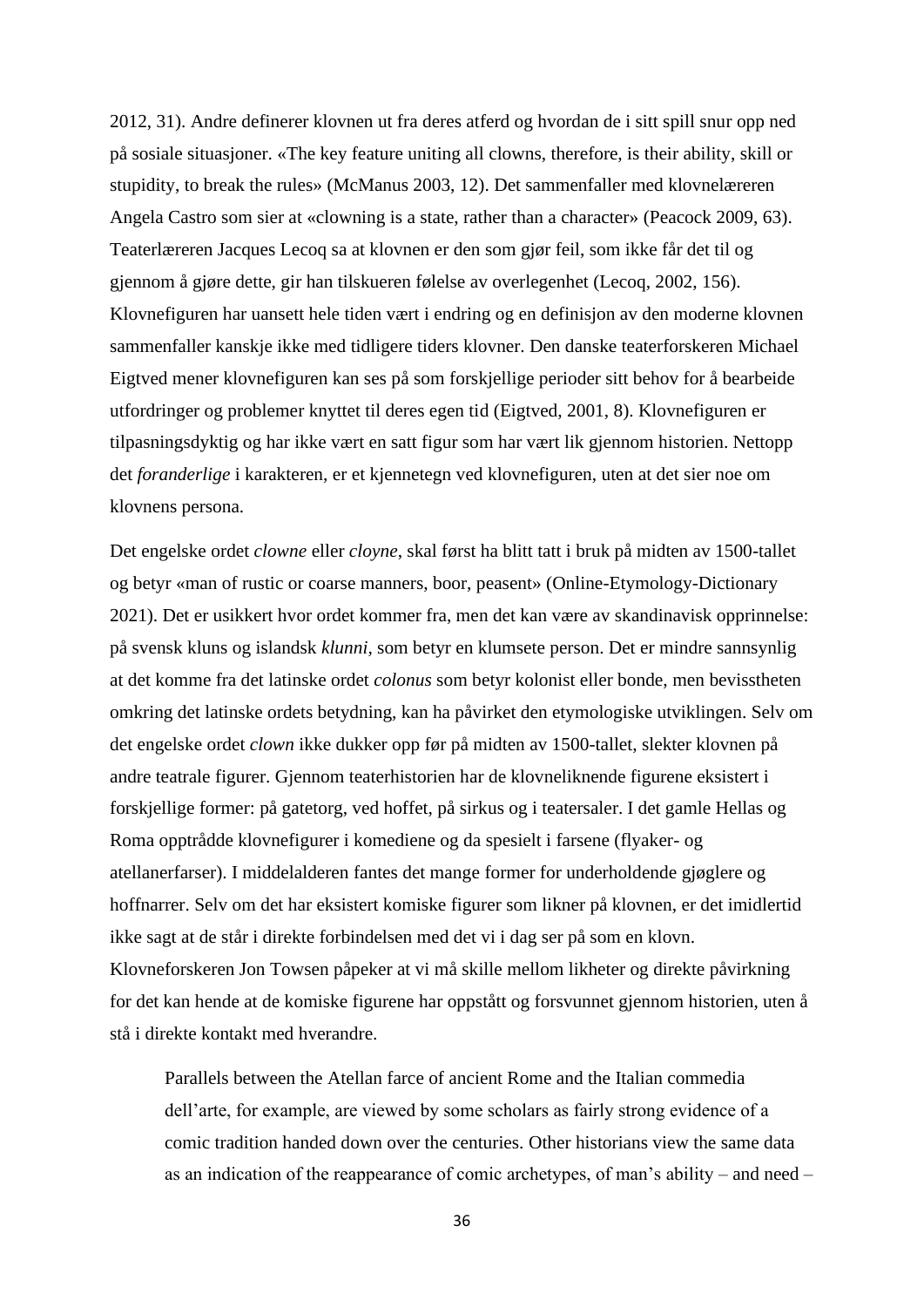2012, 31). Andre definerer klovnen ut fra deres atferd og hvordan de i sitt spill snur opp ned på sosiale situasjoner. «The key feature uniting all clowns, therefore, is their ability, skill or stupidity, to break the rules» (McManus 2003, 12). Det sammenfaller med klovnelæreren Angela Castro som sier at «clowning is a state, rather than a character» (Peacock 2009, 63). Teaterlæreren Jacques Lecoq sa at klovnen er den som gjør feil, som ikke får det til og gjennom å gjøre dette, gir han tilskueren følelse av overlegenhet (Lecoq, 2002, 156). Klovnefiguren har uansett hele tiden vært i endring og en definisjon av den moderne klovnen sammenfaller kanskje ikke med tidligere tiders klovner. Den danske teaterforskeren Michael Eigtved mener klovnefiguren kan ses på som forskjellige perioder sitt behov for å bearbeide utfordringer og problemer knyttet til deres egen tid (Eigtved, 2001, 8). Klovnefiguren er tilpasningsdyktig og har ikke vært en satt figur som har vært lik gjennom historien. Nettopp det *foranderlige* i karakteren, er et kjennetegn ved klovnefiguren, uten at det sier noe om klovnens persona.

Det engelske ordet *clowne* eller *cloyne*, skal først ha blitt tatt i bruk på midten av 1500-tallet og betyr «man of rustic or coarse manners, boor, peasent» (Online-Etymology-Dictionary 2021). Det er usikkert hvor ordet kommer fra, men det kan være av skandinavisk opprinnelse: på svensk kluns og islandsk *klunni,* som betyr en klumsete person. Det er mindre sannsynlig at det komme fra det latinske ordet *colonus* som betyr kolonist eller bonde, men bevisstheten omkring det latinske ordets betydning, kan ha påvirket den etymologiske utviklingen. Selv om det engelske ordet *clown* ikke dukker opp før på midten av 1500-tallet, slekter klovnen på andre teatrale figurer. Gjennom teaterhistorien har de klovneliknende figurene eksistert i forskjellige former: på gatetorg, ved hoffet, på sirkus og i teatersaler. I det gamle Hellas og Roma opptrådde klovnefigurer i komediene og da spesielt i farsene (flyaker- og atellanerfarser). I middelalderen fantes det mange former for underholdende gjøglere og hoffnarrer. Selv om det har eksistert komiske figurer som likner på klovnen, er det imidlertid ikke sagt at de står i direkte forbindelsen med det vi i dag ser på som en klovn. Klovneforskeren Jon Towsen påpeker at vi må skille mellom likheter og direkte påvirkning for det kan hende at de komiske figurene har oppstått og forsvunnet gjennom historien, uten å stå i direkte kontakt med hverandre.

> Parallels between the Atellan farce of ancient Rome and the Italian commedia dell'arte, for example, are viewed by some scholars as fairly strong evidence of a comic tradition handed down over the centuries. Other historians view the same data as an indication of the reappearance of comic archetypes, of man's ability – and need –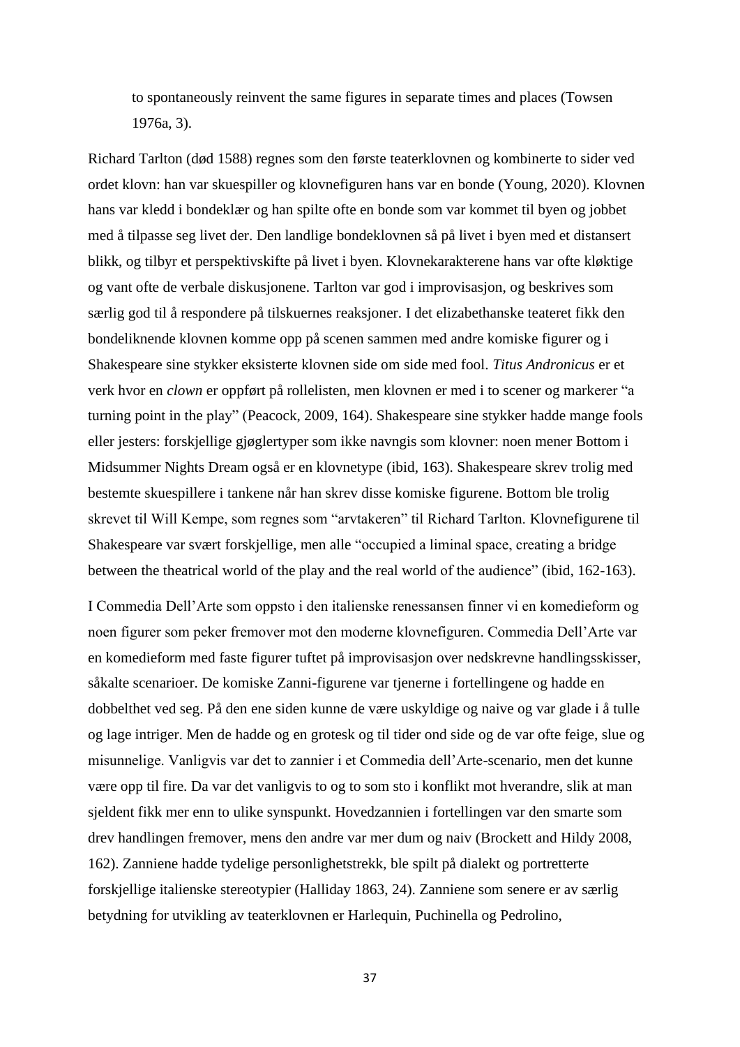> to spontaneously reinvent the same figures in separate times and places (Towsen 1976a, 3).

Richard Tarlton (død 1588) regnes som den første teaterklovnen og kombinerte to sider ved ordet klovn: han var skuespiller og klovnefiguren hans var en bonde (Young, 2020). Klovnen hans var kledd i bondeklær og han spilte ofte en bonde som var kommet til byen og jobbet med å tilpasse seg livet der. Den landlige bondeklovnen så på livet i byen med et distansert blikk, og tilbyr et perspektivskifte på livet i byen. Klovnekarakterene hans var ofte kløktige og vant ofte de verbale diskusjonene. Tarlton var god i improvisasjon, og beskrives som særlig god til å respondere på tilskuernes reaksjoner. I det elizabethanske teateret fikk den bondeliknende klovnen komme opp på scenen sammen med andre komiske figurer og i Shakespeare sine stykker eksisterte klovnen side om side med fool. *Titus Andronicus* er et verk hvor en *clown* er oppført på rollelisten, men klovnen er med i to scener og markerer "a turning point in the play" (Peacock, 2009, 164). Shakespeare sine stykker hadde mange fools eller jesters: forskjellige gjøglertyper som ikke navngis som klovner: noen mener Bottom i Midsummer Nights Dream også er en klovnetype (ibid, 163). Shakespeare skrev trolig med bestemte skuespillere i tankene når han skrev disse komiske figurene. Bottom ble trolig skrevet til Will Kempe, som regnes som "arvtakeren" til Richard Tarlton. Klovnefigurene til Shakespeare var svært forskjellige, men alle "occupied a liminal space, creating a bridge between the theatrical world of the play and the real world of the audience" (ibid, 162-163).

I Commedia Dell'Arte som oppsto i den italienske renessansen finner vi en komedieform og noen figurer som peker fremover mot den moderne klovnefiguren. Commedia Dell'Arte var en komedieform med faste figurer tuftet på improvisasjon over nedskrevne handlingsskisser, såkalte scenarioer. De komiske Zanni-figurene var tjenerne i fortellingene og hadde en dobbelthet ved seg. På den ene siden kunne de være uskyldige og naive og var glade i å tulle og lage intriger. Men de hadde og en grotesk og til tider ond side og de var ofte feige, slue og misunnelige. Vanligvis var det to zannier i et Commedia dell'Arte-scenario, men det kunne være opp til fire. Da var det vanligvis to og to som sto i konflikt mot hverandre, slik at man sjeldent fikk mer enn to ulike synspunkt. Hovedzannien i fortellingen var den smarte som drev handlingen fremover, mens den andre var mer dum og naiv (Brockett and Hildy 2008, 162). Zanniene hadde tydelige personlighetstrekk, ble spilt på dialekt og portretterte forskjellige italienske stereotypier (Halliday 1863, 24). Zanniene som senere er av særlig betydning for utvikling av teaterklovnen er Harlequin, Puchinella og Pedrolino,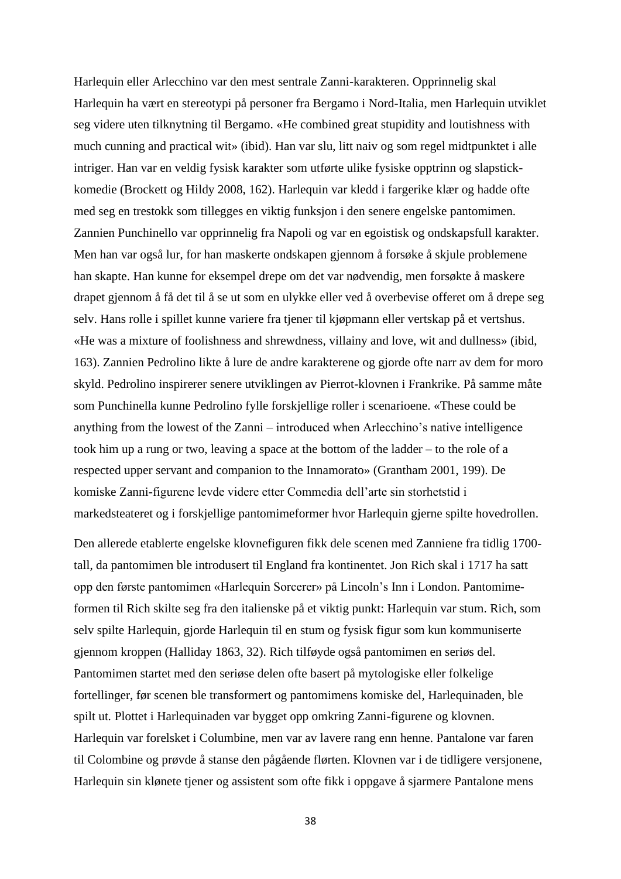Harlequin eller Arlecchino var den mest sentrale Zanni-karakteren. Opprinnelig skal Harlequin ha vært en stereotypi på personer fra Bergamo i Nord-Italia, men Harlequin utviklet seg videre uten tilknytning til Bergamo. «He combined great stupidity and loutishness with much cunning and practical wit» (ibid). Han var slu, litt naiv og som regel midtpunktet i alle intriger. Han var en veldig fysisk karakter som utførte ulike fysiske opptrinn og slapstick-komedie (Brockett og Hildy 2008, 162). Harlequin var kledd i fargerike klær og hadde ofte med seg en trestokk som tillegges en viktig funksjon i den senere engelske pantomimen. Zannien Punchinello var opprinnelig fra Napoli og var en egoistisk og ondskapsfull karakter. Men han var også lur, for han maskerte ondskapen gjennom å forsøke å skjule problemene han skapte. Han kunne for eksempel drepe om det var nødvendig, men forsøkte å maskere drapet gjennom å få det til å se ut som en ulykke eller ved å overbevise offeret om å drepe seg selv. Hans rolle i spillet kunne variere fra tjener til kjøpmann eller vertskap på et vertshus. «He was a mixture of foolishness and shrewdness, villainy and love, wit and dullness» (ibid, 163). Zannien Pedrolino likte å lure de andre karakterene og gjorde ofte narr av dem for moro skyld. Pedrolino inspirerer senere utviklingen av Pierrot-klovnen i Frankrike. På samme måte som Punchinella kunne Pedrolino fylle forskjellige roller i scenarioene. «These could be anything from the lowest of the Zanni – introduced when Arlecchino's native intelligence took him up a rung or two, leaving a space at the bottom of the ladder – to the role of a respected upper servant and companion to the Innamorato» (Grantham 2001, 199). De komiske Zanni-figurene levde videre etter Commedia dell'arte sin storhetstid i markedsteateret og i forskjellige pantomimeformer hvor Harlequin gjerne spilte hovedrollen.

Den allerede etablerte engelske klovnefiguren fikk dele scenen med Zanniene fra tidlig 1700-tall, da pantomimen ble introdusert til England fra kontinentet. Jon Rich skal i 1717 ha satt opp den første pantomimen «Harlequin Sorcerer» på Lincoln's Inn i London. Pantomime-formen til Rich skilte seg fra den italienske på et viktig punkt: Harlequin var stum. Rich, som selv spilte Harlequin, gjorde Harlequin til en stum og fysisk figur som kun kommuniserte gjennom kroppen (Halliday 1863, 32). Rich tilføyde også pantomimen en seriøs del. Pantomimen startet med den seriøse delen ofte basert på mytologiske eller folkelige fortellinger, før scenen ble transformert og pantomimens komiske del, Harlequinaden, ble spilt ut. Plottet i Harlequinaden var bygget opp omkring Zanni-figurene og klovnen. Harlequin var forelsket i Columbine, men var av lavere rang enn henne. Pantalone var faren til Colombine og prøvde å stanse den pågående flørten. Klovnen var i de tidligere versjonene, Harlequin sin klønete tjener og assistent som ofte fikk i oppgave å sjarmere Pantalone mens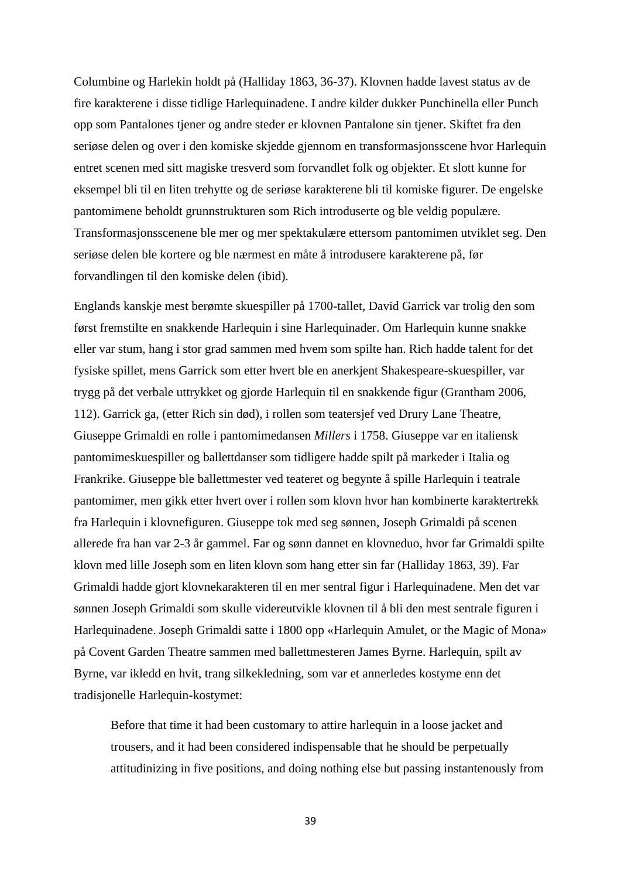Columbine og Harlekin holdt på (Halliday 1863, 36-37). Klovnen hadde lavest status av de fire karakterene i disse tidlige Harlequinadene. I andre kilder dukker Punchinella eller Punch opp som Pantalones tjener og andre steder er klovnen Pantalone sin tjener. Skiftet fra den seriøse delen og over i den komiske skjedde gjennom en transformasjonsscene hvor Harlequin entret scenen med sitt magiske tresverd som forvandlet folk og objekter. Et slott kunne for eksempel bli til en liten trehytte og de seriøse karakterene bli til komiske figurer. De engelske pantomimene beholdt grunnstrukturen som Rich introduserte og ble veldig populære. Transformasjonsscenene ble mer og mer spektakulære ettersom pantomimen utviklet seg. Den seriøse delen ble kortere og ble nærmest en måte å introdusere karakterene på, før forvandlingen til den komiske delen (ibid).

Englands kanskje mest berømte skuespiller på 1700-tallet, David Garrick var trolig den som først fremstilte en snakkende Harlequin i sine Harlequinader. Om Harlequin kunne snakke eller var stum, hang i stor grad sammen med hvem som spilte han. Rich hadde talent for det fysiske spillet, mens Garrick som etter hvert ble en anerkjent Shakespeare-skuespiller, var trygg på det verbale uttrykket og gjorde Harlequin til en snakkende figur (Grantham 2006, 112). Garrick ga, (etter Rich sin død), i rollen som teatersjef ved Drury Lane Theatre, Giuseppe Grimaldi en rolle i pantomimedansen *Millers* i 1758. Giuseppe var en italiensk pantomimeskuespiller og ballettdanser som tidligere hadde spilt på markeder i Italia og Frankrike. Giuseppe ble ballettmester ved teateret og begynte å spille Harlequin i teatrale pantomimer, men gikk etter hvert over i rollen som klovn hvor han kombinerte karaktertrekk fra Harlequin i klovnefiguren. Giuseppe tok med seg sønnen, Joseph Grimaldi på scenen allerede fra han var 2-3 år gammel. Far og sønn dannet en klovneduo, hvor far Grimaldi spilte klovn med lille Joseph som en liten klovn som hang etter sin far (Halliday 1863, 39). Far Grimaldi hadde gjort klovnekarakteren til en mer sentral figur i Harlequinadene. Men det var sønnen Joseph Grimaldi som skulle videreutvikle klovnen til å bli den mest sentrale figuren i Harlequinadene. Joseph Grimaldi satte i 1800 opp «Harlequin Amulet, or the Magic of Mona» på Covent Garden Theatre sammen med ballettmesteren James Byrne. Harlequin, spilt av Byrne, var ikledd en hvit, trang silkekledning, som var et annerledes kostyme enn det tradisjonelle Harlequin-kostymet:

> Before that time it had been customary to attire harlequin in a loose jacket and trousers, and it had been considered indispensable that he should be perpetually attitudinizing in five positions, and doing nothing else but passing instantenously from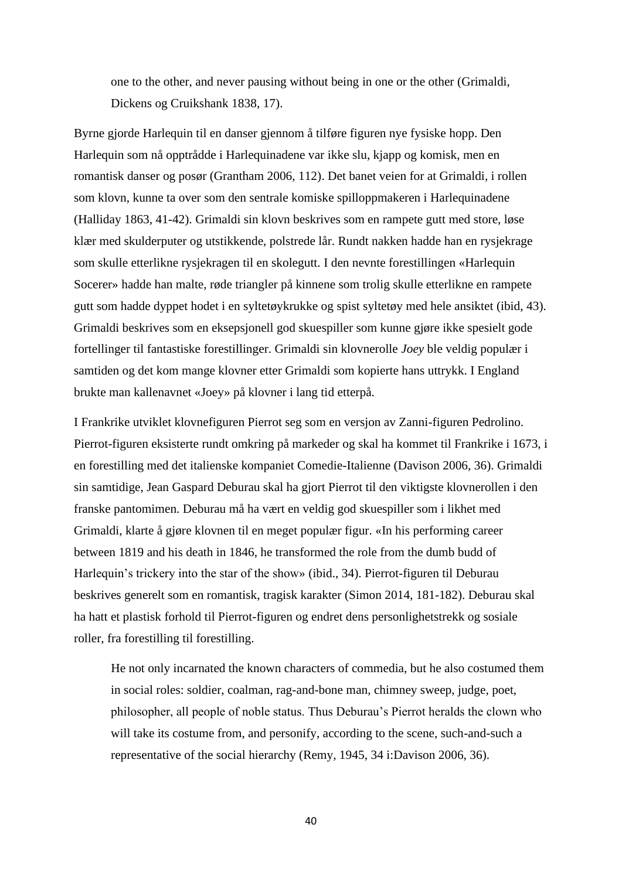> one to the other, and never pausing without being in one or the other (Grimaldi, Dickens og Cruikshank 1838, 17).

Byrne gjorde Harlequin til en danser gjennom å tilføre figuren nye fysiske hopp. Den Harlequin som nå opptrådde i Harlequinadene var ikke slu, kjapp og komisk, men en romantisk danser og posør (Grantham 2006, 112). Det banet veien for at Grimaldi, i rollen som klovn, kunne ta over som den sentrale komiske spilloppmakeren i Harlequinadene (Halliday 1863, 41-42). Grimaldi sin klovn beskrives som en rampete gutt med store, løse klær med skulderputer og utstikkende, polstrede lår. Rundt nakken hadde han en rysjekrage som skulle etterlikne rysjekragen til en skolegutt. I den nevnte forestillingen «Harlequin Socerer» hadde han malte, røde triangler på kinnene som trolig skulle etterlikne en rampete gutt som hadde dyppet hodet i en syltetøykrukke og spist syltetøy med hele ansiktet (ibid, 43). Grimaldi beskrives som en eksepsjonell god skuespiller som kunne gjøre ikke spesielt gode fortellinger til fantastiske forestillinger. Grimaldi sin klovnerolle *Joey* ble veldig populær i samtiden og det kom mange klovner etter Grimaldi som kopierte hans uttrykk. I England brukte man kallenavnet «Joey» på klovner i lang tid etterpå.

I Frankrike utviklet klovnefiguren Pierrot seg som en versjon av Zanni-figuren Pedrolino. Pierrot-figuren eksisterte rundt omkring på markeder og skal ha kommet til Frankrike i 1673, i en forestilling med det italienske kompaniet Comedie-Italienne (Davison 2006, 36). Grimaldi sin samtidige, Jean Gaspard Deburau skal ha gjort Pierrot til den viktigste klovnerollen i den franske pantomimen. Deburau må ha vært en veldig god skuespiller som i likhet med Grimaldi, klarte å gjøre klovnen til en meget populær figur. «In his performing career between 1819 and his death in 1846, he transformed the role from the dumb budd of Harlequin's trickery into the star of the show» (ibid., 34). Pierrot-figuren til Deburau beskrives generelt som en romantisk, tragisk karakter (Simon 2014, 181-182). Deburau skal ha hatt et plastisk forhold til Pierrot-figuren og endret dens personlighetstrekk og sosiale roller, fra forestilling til forestilling.

> He not only incarnated the known characters of commedia, but he also costumed them in social roles: soldier, coalman, rag-and-bone man, chimney sweep, judge, poet, philosopher, all people of noble status. Thus Deburau's Pierrot heralds the clown who will take its costume from, and personify, according to the scene, such-and-such a representative of the social hierarchy (Remy, 1945, 34 i:Davison 2006, 36).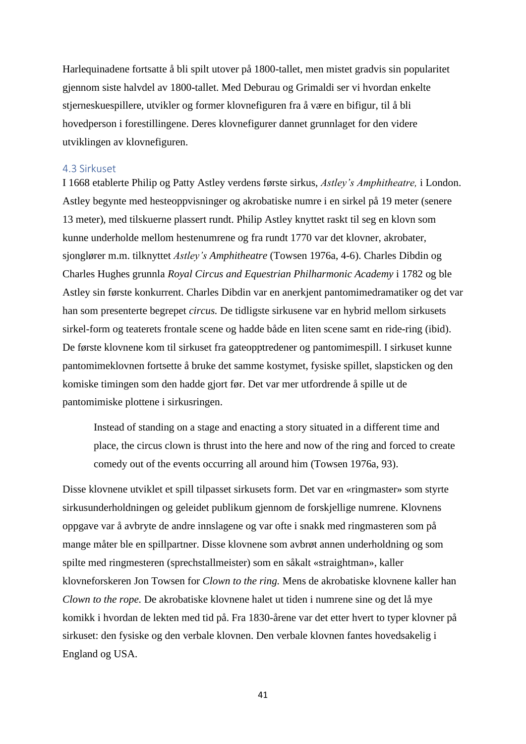Harlequinadene fortsatte å bli spilt utover på 1800-tallet, men mistet gradvis sin popularitet gjennom siste halvdel av 1800-tallet. Med Deburau og Grimaldi ser vi hvordan enkelte stjerneskuespillere, utvikler og former klovnefiguren fra å være en bifigur, til å bli hovedperson i forestillingene. Deres klovnefigurer dannet grunnlaget for den videre utviklingen av klovnefiguren.

### 4.3 Sirkuset

I 1668 etablerte Philip og Patty Astley verdens første sirkus, *Astley's Amphitheatre,* i London. Astley begynte med hesteoppvisninger og akrobatiske numre i en sirkel på 19 meter (senere 13 meter), med tilskuerne plassert rundt. Philip Astley knyttet raskt til seg en klovn som kunne underholde mellom hestenumrene og fra rundt 1770 var det klovner, akrobater, sjonglører m.m. tilknyttet *Astley's Amphitheatre* (Towsen 1976a, 4-6). Charles Dibdin og Charles Hughes grunnla *Royal Circus and Equestrian Philharmonic Academy* i 1782 og ble Astley sin første konkurrent. Charles Dibdin var en anerkjent pantomimedramatiker og det var han som presenterte begrepet *circus.* De tidligste sirkusene var en hybrid mellom sirkusets sirkel-form og teaterets frontale scene og hadde både en liten scene samt en ride-ring (ibid). De første klovnene kom til sirkuset fra gateopptredener og pantomimespill. I sirkuset kunne pantomimeklovnen fortsette å bruke det samme kostymet, fysiske spillet, slapsticken og den komiske timingen som den hadde gjort før. Det var mer utfordrende å spille ut de pantomimiske plottene i sirkusringen.

> Instead of standing on a stage and enacting a story situated in a different time and place, the circus clown is thrust into the here and now of the ring and forced to create comedy out of the events occurring all around him (Towsen 1976a, 93).

Disse klovnene utviklet et spill tilpasset sirkusets form. Det var en «ringmaster» som styrte sirkusunderholdningen og geleidet publikum gjennom de forskjellige numrene. Klovnens oppgave var å avbryte de andre innslagene og var ofte i snakk med ringmasteren som på mange måter ble en spillpartner. Disse klovnene som avbrøt annen underholdning og som spilte med ringmesteren (sprechstallmeister) som en såkalt «straightman», kaller klovneforskeren Jon Towsen for *Clown to the ring.* Mens de akrobatiske klovnene kaller han *Clown to the rope.* De akrobatiske klovnene halet ut tiden i numrene sine og det lå mye komikk i hvordan de lekten med tid på. Fra 1830-årene var det etter hvert to typer klovner på sirkuset: den fysiske og den verbale klovnen. Den verbale klovnen fantes hovedsakelig i England og USA.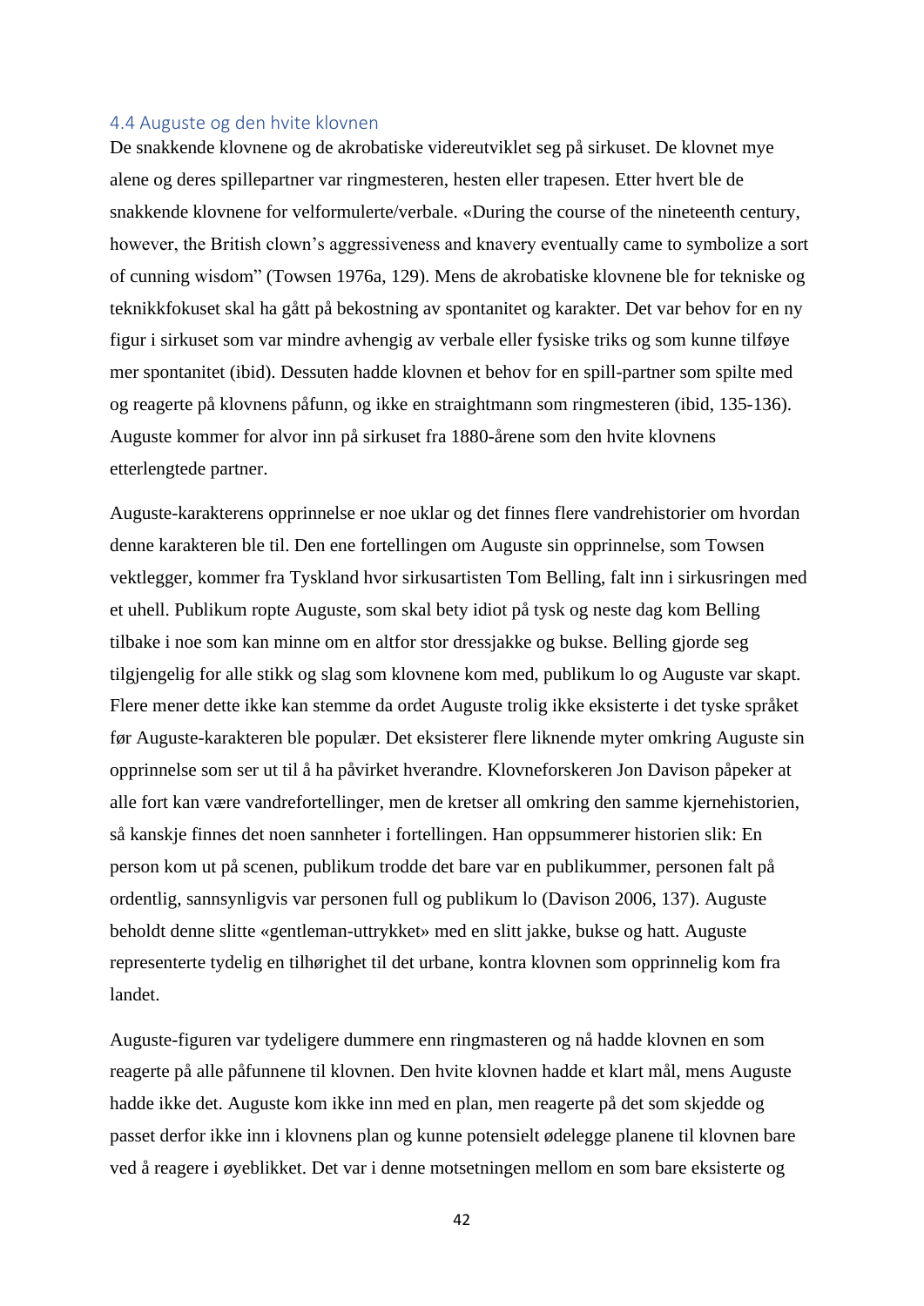### 4.4 Auguste og den hvite klovnen

De snakkende klovnene og de akrobatiske videreutviklet seg på sirkuset. De klovnet mye alene og deres spillepartner var ringmesteren, hesten eller trapesen. Etter hvert ble de snakkende klovnene for velformulerte/verbale. «During the course of the nineteenth century, however, the British clown's aggressiveness and knavery eventually came to symbolize a sort of cunning wisdom" (Towsen 1976a, 129). Mens de akrobatiske klovnene ble for tekniske og teknikkfokuset skal ha gått på bekostning av spontanitet og karakter. Det var behov for en ny figur i sirkuset som var mindre avhengig av verbale eller fysiske triks og som kunne tilføye mer spontanitet (ibid). Dessuten hadde klovnen et behov for en spill-partner som spilte med og reagerte på klovnens påfunn, og ikke en straightmann som ringmesteren (ibid, 135-136). Auguste kommer for alvor inn på sirkuset fra 1880-årene som den hvite klovnens etterlengtede partner.

Auguste-karakterens opprinnelse er noe uklar og det finnes flere vandrehistorier om hvordan denne karakteren ble til. Den ene fortellingen om Auguste sin opprinnelse, som Towsen vektlegger, kommer fra Tyskland hvor sirkusartisten Tom Belling, falt inn i sirkusringen med et uhell. Publikum ropte Auguste, som skal bety idiot på tysk og neste dag kom Belling tilbake i noe som kan minne om en altfor stor dressjakke og bukse. Belling gjorde seg tilgjengelig for alle stikk og slag som klovnene kom med, publikum lo og Auguste var skapt. Flere mener dette ikke kan stemme da ordet Auguste trolig ikke eksisterte i det tyske språket før Auguste-karakteren ble populær. Det eksisterer flere liknende myter omkring Auguste sin opprinnelse som ser ut til å ha påvirket hverandre. Klovneforskeren Jon Davison påpeker at alle fort kan være vandrefortellinger, men de kretser all omkring den samme kjernehistorien, så kanskje finnes det noen sannheter i fortellingen. Han oppsummerer historien slik: En person kom ut på scenen, publikum trodde det bare var en publikummer, personen falt på ordentlig, sannsynligvis var personen full og publikum lo (Davison 2006, 137). Auguste beholdt denne slitte «gentleman-uttrykket» med en slitt jakke, bukse og hatt. Auguste representerte tydelig en tilhørighet til det urbane, kontra klovnen som opprinnelig kom fra landet.

Auguste-figuren var tydeligere dummere enn ringmasteren og nå hadde klovnen en som reagerte på alle påfunnene til klovnen. Den hvite klovnen hadde et klart mål, mens Auguste hadde ikke det. Auguste kom ikke inn med en plan, men reagerte på det som skjedde og passet derfor ikke inn i klovnens plan og kunne potensielt ødelegge planene til klovnen bare ved å reagere i øyeblikket. Det var i denne motsetningen mellom en som bare eksisterte og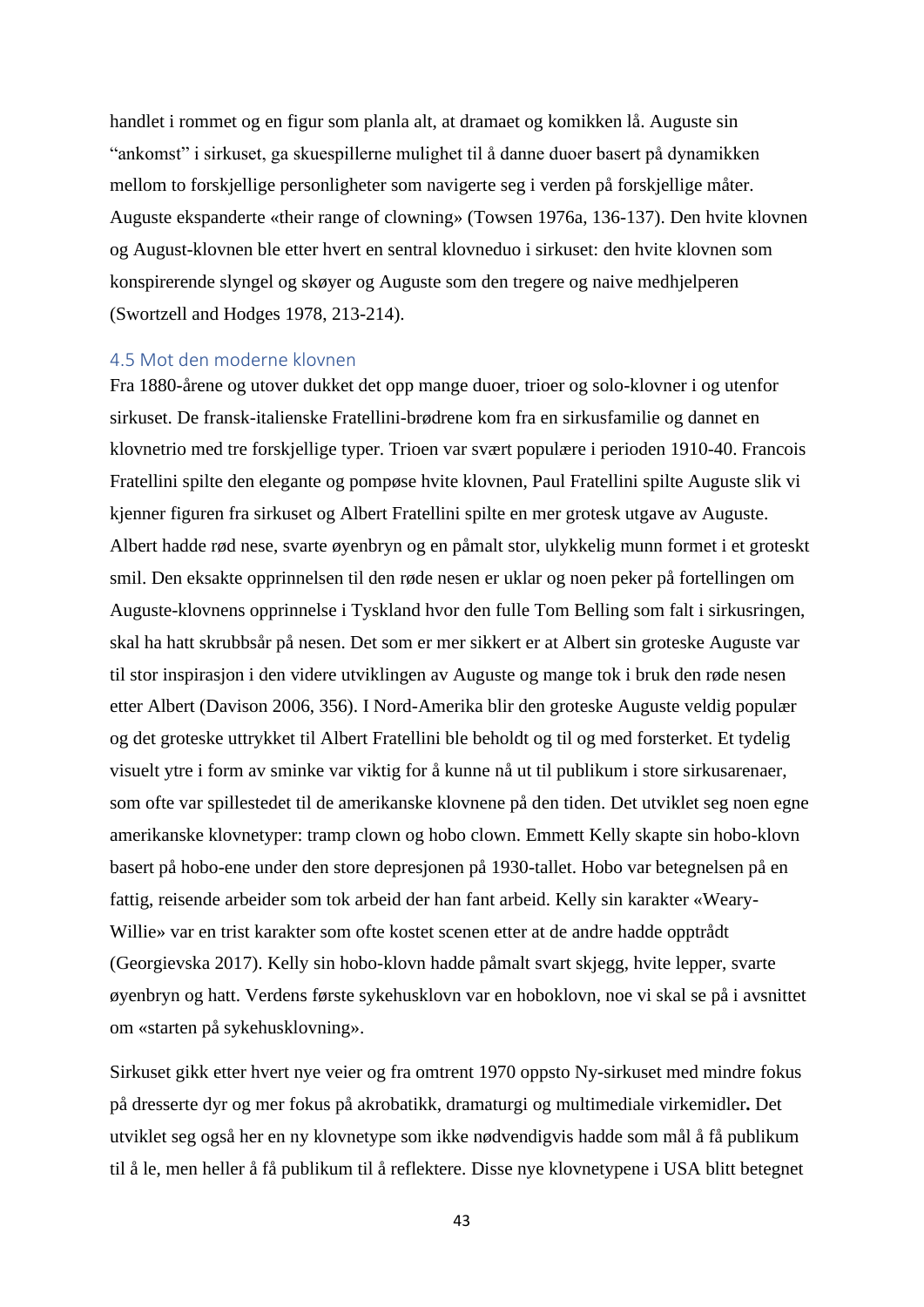handlet i rommet og en figur som planla alt, at dramaet og komikken lå. Auguste sin "ankomst" i sirkuset, ga skuespillerne mulighet til å danne duoer basert på dynamikken mellom to forskjellige personligheter som navigerte seg i verden på forskjellige måter. Auguste ekspanderte «their range of clowning» (Towsen 1976a, 136-137). Den hvite klovnen og August-klovnen ble etter hvert en sentral klovneduo i sirkuset: den hvite klovnen som konspirerende slyngel og skøyer og Auguste som den tregere og naive medhjelperen (Swortzell and Hodges 1978, 213-214).

### 4.5 Mot den moderne klovnen

Fra 1880-årene og utover dukket det opp mange duoer, trioer og solo-klovner i og utenfor sirkuset. De fransk-italienske Fratellini-brødrene kom fra en sirkusfamilie og dannet en klovnetrio med tre forskjellige typer. Trioen var svært populære i perioden 1910-40. Francois Fratellini spilte den elegante og pompøse hvite klovnen, Paul Fratellini spilte Auguste slik vi kjenner figuren fra sirkuset og Albert Fratellini spilte en mer grotesk utgave av Auguste. Albert hadde rød nese, svarte øyenbryn og en påmalt stor, ulykkelig munn formet i et groteskt smil. Den eksakte opprinnelsen til den røde nesen er uklar og noen peker på fortellingen om Auguste-klovnens opprinnelse i Tyskland hvor den fulle Tom Belling som falt i sirkusringen, skal ha hatt skrubbsår på nesen. Det som er mer sikkert er at Albert sin groteske Auguste var til stor inspirasjon i den videre utviklingen av Auguste og mange tok i bruk den røde nesen etter Albert (Davison 2006, 356). I Nord-Amerika blir den groteske Auguste veldig populær og det groteske uttrykket til Albert Fratellini ble beholdt og til og med forsterket. Et tydelig visuelt ytre i form av sminke var viktig for å kunne nå ut til publikum i store sirkusarenaer, som ofte var spillestedet til de amerikanske klovnene på den tiden. Det utviklet seg noen egne amerikanske klovnetyper: tramp clown og hobo clown. Emmett Kelly skapte sin hobo-klovn basert på hobo-ene under den store depresjonen på 1930-tallet. Hobo var betegnelsen på en fattig, reisende arbeider som tok arbeid der han fant arbeid. Kelly sin karakter «Weary-Willie» var en trist karakter som ofte kostet scenen etter at de andre hadde opptrådt (Georgievska 2017). Kelly sin hobo-klovn hadde påmalt svart skjegg, hvite lepper, svarte øyenbryn og hatt. Verdens første sykehusklovn var en hoboklovn, noe vi skal se på i avsnittet om «starten på sykehusklovning».

Sirkuset gikk etter hvert nye veier og fra omtrent 1970 oppsto Ny-sirkuset med mindre fokus på dresserte dyr og mer fokus på akrobatikk, dramaturgi og multimediale virkemidler**.** Det utviklet seg også her en ny klovnetype som ikke nødvendigvis hadde som mål å få publikum til å le, men heller å få publikum til å reflektere. Disse nye klovnetypene i USA blitt betegnet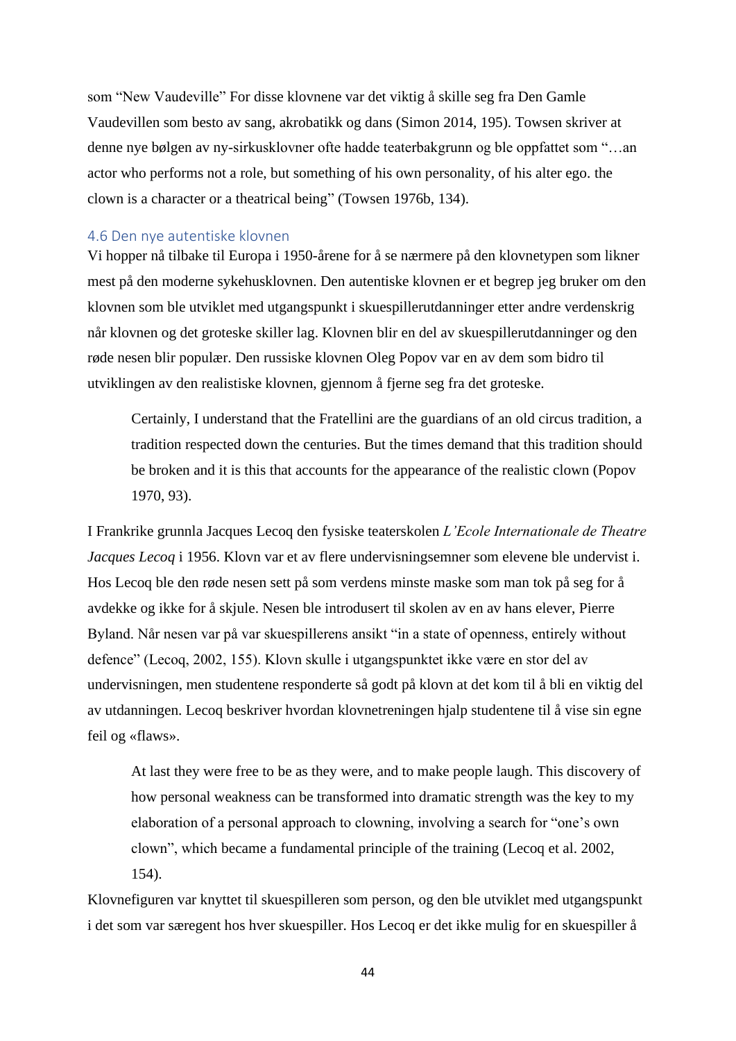som "New Vaudeville" For disse klovnene var det viktig å skille seg fra Den Gamle Vaudevillen som besto av sang, akrobatikk og dans (Simon 2014, 195). Towsen skriver at denne nye bølgen av ny-sirkusklovner ofte hadde teaterbakgrunn og ble oppfattet som "…an actor who performs not a role, but something of his own personality, of his alter ego. the clown is a character or a theatrical being" (Towsen 1976b, 134).

## 4.6 Den nye autentiske klovnen

Vi hopper nå tilbake til Europa i 1950-årene for å se nærmere på den klovnetypen som likner mest på den moderne sykehusklovnen. Den autentiske klovnen er et begrep jeg bruker om den klovnen som ble utviklet med utgangspunkt i skuespillerutdanninger etter andre verdenskrig når klovnen og det groteske skiller lag. Klovnen blir en del av skuespillerutdanninger og den røde nesen blir populær. Den russiske klovnen Oleg Popov var en av dem som bidro til utviklingen av den realistiske klovnen, gjennom å fjerne seg fra det groteske.

> Certainly, I understand that the Fratellini are the guardians of an old circus tradition, a tradition respected down the centuries. But the times demand that this tradition should be broken and it is this that accounts for the appearance of the realistic clown (Popov 1970, 93).

I Frankrike grunnla Jacques Lecoq den fysiske teaterskolen *L'Ecole Internationale de Theatre Jacques Lecoq* i 1956. Klovn var et av flere undervisningsemner som elevene ble undervist i. Hos Lecoq ble den røde nesen sett på som verdens minste maske som man tok på seg for å avdekke og ikke for å skjule. Nesen ble introdusert til skolen av en av hans elever, Pierre Byland. Når nesen var på var skuespillerens ansikt "in a state of openness, entirely without defence" (Lecoq, 2002, 155). Klovn skulle i utgangspunktet ikke være en stor del av undervisningen, men studentene responderte så godt på klovn at det kom til å bli en viktig del av utdanningen. Lecoq beskriver hvordan klovnetreningen hjalp studentene til å vise sin egne feil og «flaws».

> At last they were free to be as they were, and to make people laugh. This discovery of how personal weakness can be transformed into dramatic strength was the key to my elaboration of a personal approach to clowning, involving a search for "one's own clown", which became a fundamental principle of the training (Lecoq et al. 2002, 154).

Klovnefiguren var knyttet til skuespilleren som person, og den ble utviklet med utgangspunkt i det som var særegent hos hver skuespiller. Hos Lecoq er det ikke mulig for en skuespiller å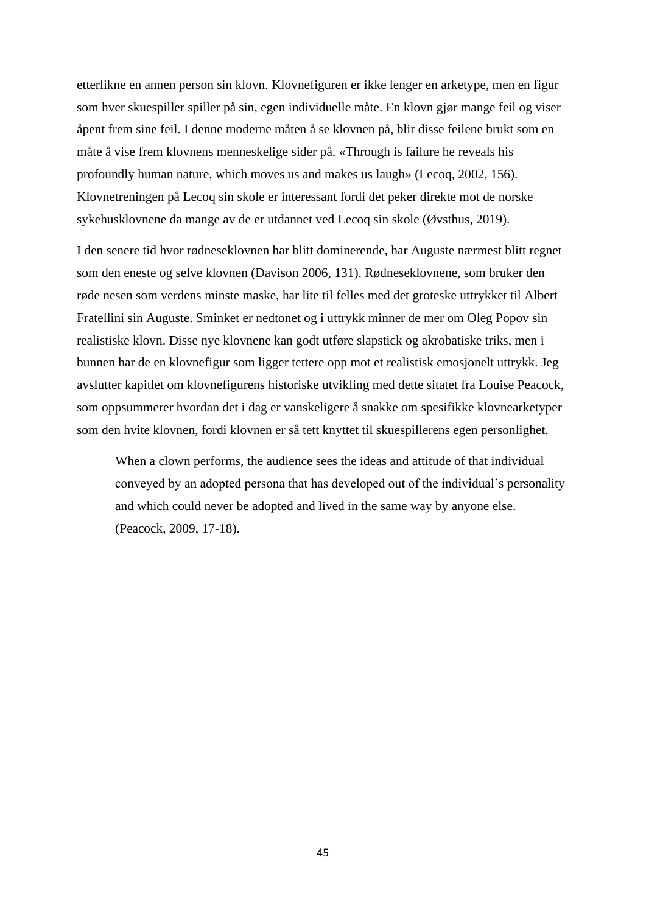etterlikne en annen person sin klovn. Klovnefiguren er ikke lenger en arketype, men en figur som hver skuespiller spiller på sin, egen individuelle måte. En klovn gjør mange feil og viser åpent frem sine feil. I denne moderne måten å se klovnen på, blir disse feilene brukt som en måte å vise frem klovnens menneskelige sider på. «Through is failure he reveals his profoundly human nature, which moves us and makes us laugh» (Lecoq, 2002, 156). Klovnetreningen på Lecoq sin skole er interessant fordi det peker direkte mot de norske sykehusklovnene da mange av de er utdannet ved Lecoq sin skole (Øvsthus, 2019).

I den senere tid hvor rødneseklovnen har blitt dominerende, har Auguste nærmest blitt regnet som den eneste og selve klovnen (Davison 2006, 131). Rødneseklovnene, som bruker den røde nesen som verdens minste maske, har lite til felles med det groteske uttrykket til Albert Fratellini sin Auguste. Sminket er nedtonet og i uttrykk minner de mer om Oleg Popov sin realistiske klovn. Disse nye klovnene kan godt utføre slapstick og akrobatiske triks, men i bunnen har de en klovnefigur som ligger tettere opp mot et realistisk emosjonelt uttrykk. Jeg avslutter kapitlet om klovnefigurens historiske utvikling med dette sitatet fra Louise Peacock, som oppsummerer hvordan det i dag er vanskeligere å snakke om spesifikke klovnearketyper som den hvite klovnen, fordi klovnen er så tett knyttet til skuespillerens egen personlighet.

> When a clown performs, the audience sees the ideas and attitude of that individual conveyed by an adopted persona that has developed out of the individual's personality and which could never be adopted and lived in the same way by anyone else. (Peacock, 2009, 17-18).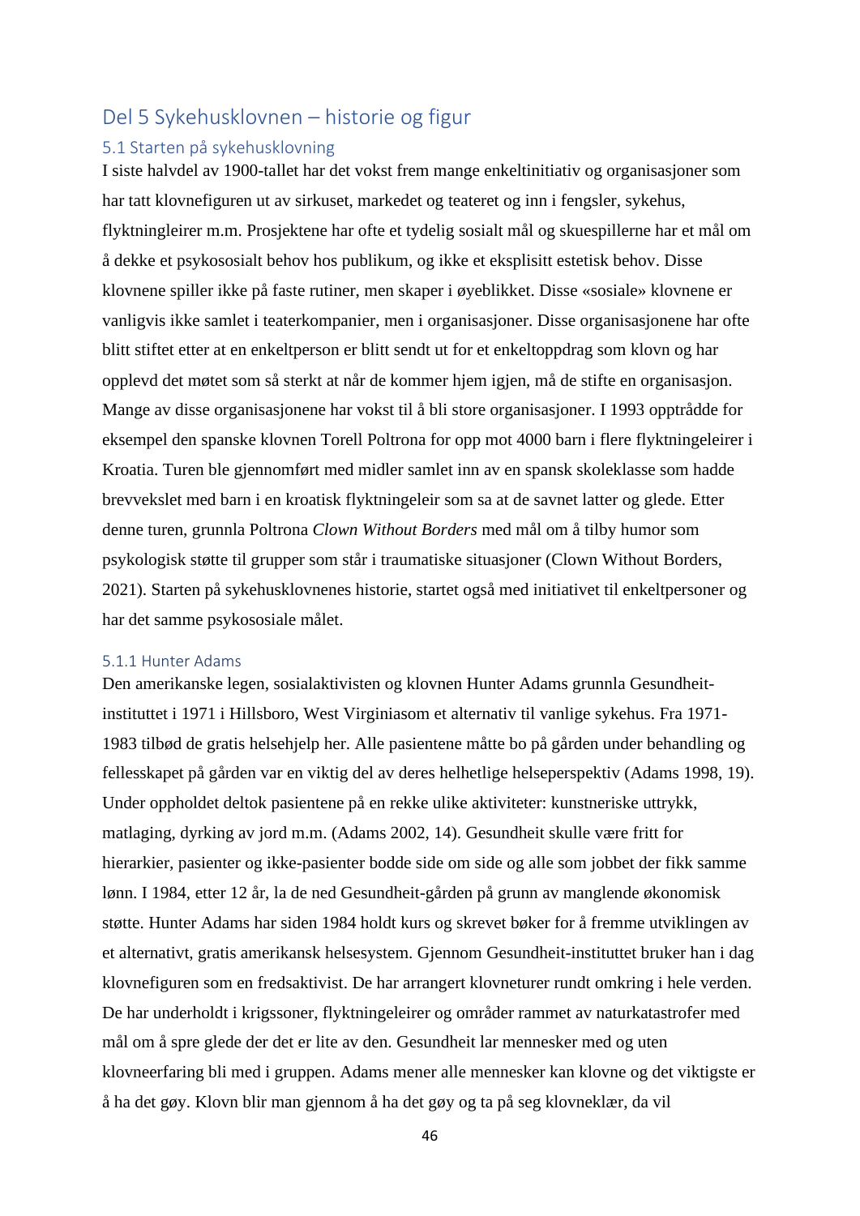# Del 5 Sykehusklovnen – historie og figur

## 5.1 Starten på sykehusklovning

I siste halvdel av 1900-tallet har det vokst frem mange enkeltinitiativ og organisasjoner som har tatt klovnefiguren ut av sirkuset, markedet og teateret og inn i fengsler, sykehus, flyktningleirer m.m. Prosjektene har ofte et tydelig sosialt mål og skuespillerne har et mål om å dekke et psykososialt behov hos publikum, og ikke et eksplisitt estetisk behov. Disse klovnene spiller ikke på faste rutiner, men skaper i øyeblikket. Disse «sosiale» klovnene er vanligvis ikke samlet i teaterkompanier, men i organisasjoner. Disse organisasjonene har ofte blitt stiftet etter at en enkeltperson er blitt sendt ut for et enkeltoppdrag som klovn og har opplevd det møtet som så sterkt at når de kommer hjem igjen, må de stifte en organisasjon. Mange av disse organisasjonene har vokst til å bli store organisasjoner. I 1993 opptrådde for eksempel den spanske klovnen Torell Poltrona for opp mot 4000 barn i flere flyktningeleirer i Kroatia. Turen ble gjennomført med midler samlet inn av en spansk skoleklasse som hadde brevvekslet med barn i en kroatisk flyktningeleir som sa at de savnet latter og glede. Etter denne turen, grunnla Poltrona *Clown Without Borders* med mål om å tilby humor som psykologisk støtte til grupper som står i traumatiske situasjoner (Clown Without Borders, 2021). Starten på sykehusklovnenes historie, startet også med initiativet til enkeltpersoner og har det samme psykososiale målet.

### 5.1.1 Hunter Adams

Den amerikanske legen, sosialaktivisten og klovnen Hunter Adams grunnla Gesundheit-instituttet i 1971 i Hillsboro, West Virginiasom et alternativ til vanlige sykehus. Fra 1971-1983 tilbød de gratis helsehjelp her. Alle pasientene måtte bo på gården under behandling og fellesskapet på gården var en viktig del av deres helhetlige helseperspektiv (Adams 1998, 19). Under oppholdet deltok pasientene på en rekke ulike aktiviteter: kunstneriske uttrykk, matlaging, dyrking av jord m.m. (Adams 2002, 14). Gesundheit skulle være fritt for hierarkier, pasienter og ikke-pasienter bodde side om side og alle som jobbet der fikk samme lønn. I 1984, etter 12 år, la de ned Gesundheit-gården på grunn av manglende økonomisk støtte. Hunter Adams har siden 1984 holdt kurs og skrevet bøker for å fremme utviklingen av et alternativt, gratis amerikansk helsesystem. Gjennom Gesundheit-instituttet bruker han i dag klovnefiguren som en fredsaktivist. De har arrangert klovneturer rundt omkring i hele verden. De har underholdt i krigssoner, flyktningeleirer og områder rammet av naturkatastrofer med mål om å spre glede der det er lite av den. Gesundheit lar mennesker med og uten klovneerfaring bli med i gruppen. Adams mener alle mennesker kan klovne og det viktigste er å ha det gøy. Klovn blir man gjennom å ha det gøy og ta på seg klovneklær, da vil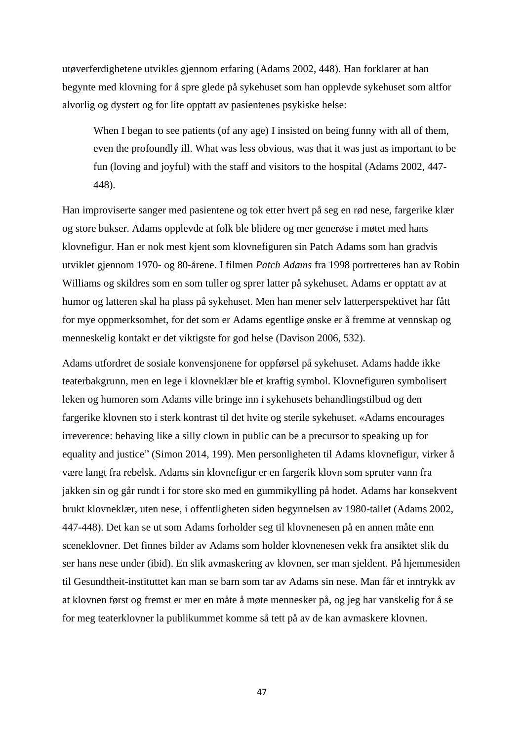utøverferdighetene utvikles gjennom erfaring (Adams 2002, 448). Han forklarer at han begynte med klovning for å spre glede på sykehuset som han opplevde sykehuset som altfor alvorlig og dystert og for lite opptatt av pasientenes psykiske helse:

> When I began to see patients (of any age) I insisted on being funny with all of them, even the profoundly ill. What was less obvious, was that it was just as important to be fun (loving and joyful) with the staff and visitors to the hospital (Adams 2002, 447-448).

Han improviserte sanger med pasientene og tok etter hvert på seg en rød nese, fargerike klær og store bukser. Adams opplevde at folk ble blidere og mer generøse i møtet med hans klovnefigur. Han er nok mest kjent som klovnefiguren sin Patch Adams som han gradvis utviklet gjennom 1970- og 80-årene. I filmen *Patch Adams* fra 1998 portretteres han av Robin Williams og skildres som en som tuller og sprer latter på sykehuset. Adams er opptatt av at humor og latteren skal ha plass på sykehuset. Men han mener selv latterperspektivet har fått for mye oppmerksomhet, for det som er Adams egentlige ønske er å fremme at vennskap og menneskelig kontakt er det viktigste for god helse (Davison 2006, 532).

Adams utfordret de sosiale konvensjonene for oppførsel på sykehuset. Adams hadde ikke teaterbakgrunn, men en lege i klovneklær ble et kraftig symbol. Klovnefiguren symbolisert leken og humoren som Adams ville bringe inn i sykehusets behandlingstilbud og den fargerike klovnen sto i sterk kontrast til det hvite og sterile sykehuset. «Adams encourages irreverence: behaving like a silly clown in public can be a precursor to speaking up for equality and justice" (Simon 2014, 199). Men personligheten til Adams klovnefigur, virker å være langt fra rebelsk. Adams sin klovnefigur er en fargerik klovn som spruter vann fra jakken sin og går rundt i for store sko med en gummikylling på hodet. Adams har konsekvent brukt klovneklær, uten nese, i offentligheten siden begynnelsen av 1980-tallet (Adams 2002, 447-448). Det kan se ut som Adams forholder seg til klovnenesen på en annen måte enn sceneklovner. Det finnes bilder av Adams som holder klovnenesen vekk fra ansiktet slik du ser hans nese under (ibid). En slik avmaskering av klovnen, ser man sjeldent. På hjemmesiden til Gesundtheit-instituttet kan man se barn som tar av Adams sin nese. Man får et inntrykk av at klovnen først og fremst er mer en måte å møte mennesker på, og jeg har vanskelig for å se for meg teaterklovner la publikummet komme så tett på av de kan avmaskere klovnen.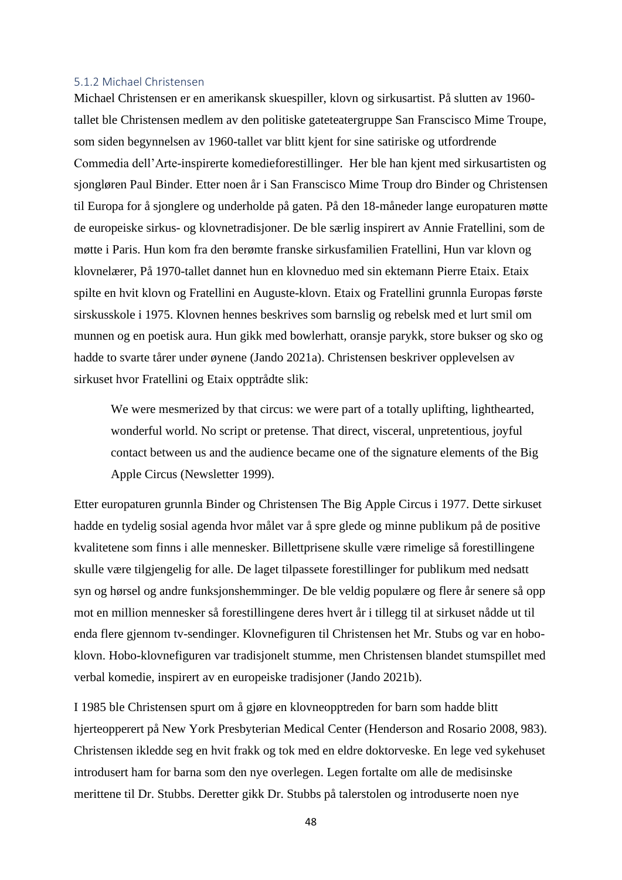### 5.1.2 Michael Christensen

Michael Christensen er en amerikansk skuespiller, klovn og sirkusartist. På slutten av 1960-tallet ble Christensen medlem av den politiske gateteatergruppe San Franscisco Mime Troupe, som siden begynnelsen av 1960-tallet var blitt kjent for sine satiriske og utfordrende Commedia dell'Arte-inspirerte komedieforestillinger. Her ble han kjent med sirkusartisten og sjongløren Paul Binder. Etter noen år i San Franscisco Mime Troup dro Binder og Christensen til Europa for å sjonglere og underholde på gaten. På den 18-måneder lange europaturen møtte de europeiske sirkus- og klovnetradisjoner. De ble særlig inspirert av Annie Fratellini, som de møtte i Paris. Hun kom fra den berømte franske sirkusfamilien Fratellini, Hun var klovn og klovnelærer, På 1970-tallet dannet hun en klovneduo med sin ektemann Pierre Etaix. Etaix spilte en hvit klovn og Fratellini en Auguste-klovn. Etaix og Fratellini grunnla Europas første sirskusskole i 1975. Klovnen hennes beskrives som barnslig og rebelsk med et lurt smil om munnen og en poetisk aura. Hun gikk med bowlerhatt, oransje parykk, store bukser og sko og hadde to svarte tårer under øynene (Jando 2021a). Christensen beskriver opplevelsen av sirkuset hvor Fratellini og Etaix opptrådte slik:

> We were mesmerized by that circus: we were part of a totally uplifting, lighthearted, wonderful world. No script or pretense. That direct, visceral, unpretentious, joyful contact between us and the audience became one of the signature elements of the Big Apple Circus (Newsletter 1999).

Etter europaturen grunnla Binder og Christensen The Big Apple Circus i 1977. Dette sirkuset hadde en tydelig sosial agenda hvor målet var å spre glede og minne publikum på de positive kvalitetene som finns i alle mennesker. Billettprisene skulle være rimelige så forestillingene skulle være tilgjengelig for alle. De laget tilpassete forestillinger for publikum med nedsatt syn og hørsel og andre funksjonshemminger. De ble veldig populære og flere år senere så opp mot en million mennesker så forestillingene deres hvert år i tillegg til at sirkuset nådde ut til enda flere gjennom tv-sendinger. Klovnefiguren til Christensen het Mr. Stubs og var en hobo-klovn. Hobo-klovnefiguren var tradisjonelt stumme, men Christensen blandet stumspillet med verbal komedie, inspirert av en europeiske tradisjoner (Jando 2021b).

I 1985 ble Christensen spurt om å gjøre en klovneopptreden for barn som hadde blitt hjerteopperert på New York Presbyterian Medical Center (Henderson and Rosario 2008, 983). Christensen ikledde seg en hvit frakk og tok med en eldre doktorveske. En lege ved sykehuset introdusert ham for barna som den nye overlegen. Legen fortalte om alle de medisinske merittene til Dr. Stubbs. Deretter gikk Dr. Stubbs på talerstolen og introduserte noen nye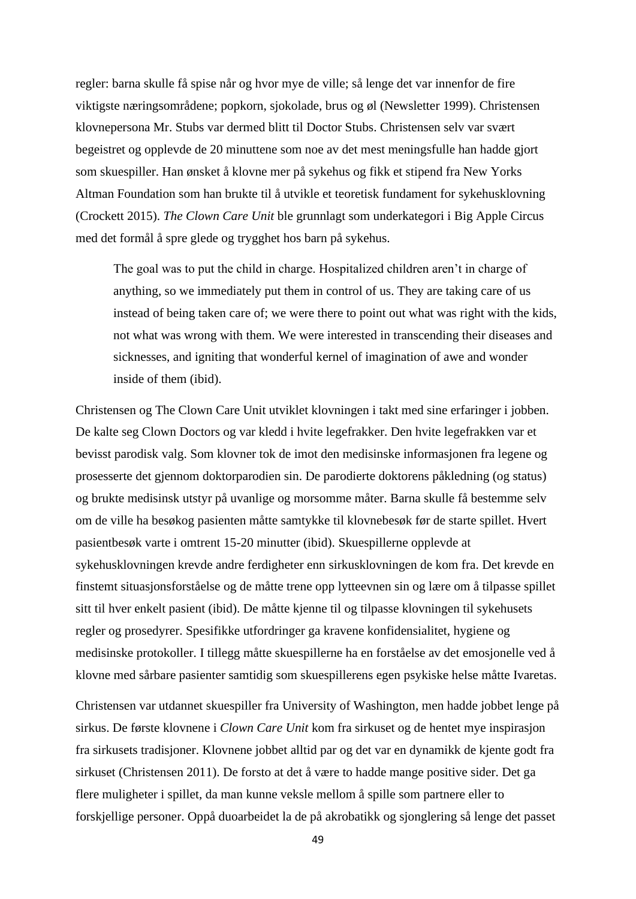regler: barna skulle få spise når og hvor mye de ville; så lenge det var innenfor de fire viktigste næringsområdene; popkorn, sjokolade, brus og øl (Newsletter 1999). Christensen klovnepersona Mr. Stubs var dermed blitt til Doctor Stubs. Christensen selv var svært begeistret og opplevde de 20 minuttene som noe av det mest meningsfulle han hadde gjort som skuespiller. Han ønsket å klovne mer på sykehus og fikk et stipend fra New Yorks Altman Foundation som han brukte til å utvikle et teoretisk fundament for sykehusklovning (Crockett 2015). *The Clown Care Unit* ble grunnlagt som underkategori i Big Apple Circus med det formål å spre glede og trygghet hos barn på sykehus.

> The goal was to put the child in charge. Hospitalized children aren't in charge of anything, so we immediately put them in control of us. They are taking care of us instead of being taken care of; we were there to point out what was right with the kids, not what was wrong with them. We were interested in transcending their diseases and sicknesses, and igniting that wonderful kernel of imagination of awe and wonder inside of them (ibid).

Christensen og The Clown Care Unit utviklet klovningen i takt med sine erfaringer i jobben. De kalte seg Clown Doctors og var kledd i hvite legefrakker. Den hvite legefrakken var et bevisst parodisk valg. Som klovner tok de imot den medisinske informasjonen fra legene og prosesserte det gjennom doktorparodien sin. De parodierte doktorens påkledning (og status) og brukte medisinsk utstyr på uvanlige og morsomme måter. Barna skulle få bestemme selv om de ville ha besøkog pasienten måtte samtykke til klovnebesøk før de starte spillet. Hvert pasientbesøk varte i omtrent 15-20 minutter (ibid). Skuespillerne opplevde at sykehusklovningen krevde andre ferdigheter enn sirkusklovningen de kom fra. Det krevde en finstemt situasjonsforståelse og de måtte trene opp lytteevnen sin og lære om å tilpasse spillet sitt til hver enkelt pasient (ibid). De måtte kjenne til og tilpasse klovningen til sykehusets regler og prosedyrer. Spesifikke utfordringer ga kravene konfidensialitet, hygiene og medisinske protokoller. I tillegg måtte skuespillerne ha en forståelse av det emosjonelle ved å klovne med sårbare pasienter samtidig som skuespillerens egen psykiske helse måtte Ivaretas.

Christensen var utdannet skuespiller fra University of Washington, men hadde jobbet lenge på sirkus. De første klovnene i *Clown Care Unit* kom fra sirkuset og de hentet mye inspirasjon fra sirkusets tradisjoner. Klovnene jobbet alltid par og det var en dynamikk de kjente godt fra sirkuset (Christensen 2011). De forsto at det å være to hadde mange positive sider. Det ga flere muligheter i spillet, da man kunne veksle mellom å spille som partnere eller to forskjellige personer. Oppå duoarbeidet la de på akrobatikk og sjonglering så lenge det passet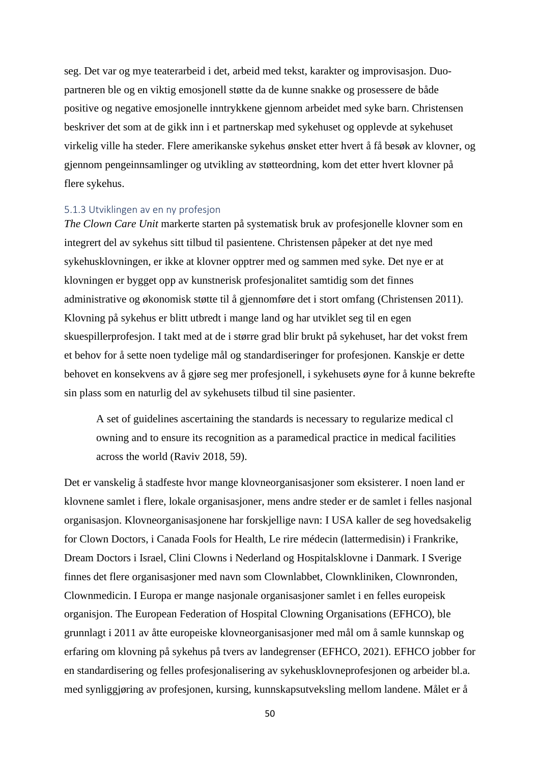seg. Det var og mye teaterarbeid i det, arbeid med tekst, karakter og improvisasjon. Duo-partneren ble og en viktig emosjonell støtte da de kunne snakke og prosessere de både positive og negative emosjonelle inntrykkene gjennom arbeidet med syke barn. Christensen beskriver det som at de gikk inn i et partnerskap med sykehuset og opplevde at sykehuset virkelig ville ha steder. Flere amerikanske sykehus ønsket etter hvert å få besøk av klovner, og gjennom pengeinnsamlinger og utvikling av støtteordning, kom det etter hvert klovner på flere sykehus.

### 5.1.3 Utviklingen av en ny profesjon

*The Clown Care Unit* markerte starten på systematisk bruk av profesjonelle klovner som en integrert del av sykehus sitt tilbud til pasientene. Christensen påpeker at det nye med sykehusklovningen, er ikke at klovner opptrer med og sammen med syke. Det nye er at klovningen er bygget opp av kunstnerisk profesjonalitet samtidig som det finnes administrative og økonomisk støtte til å gjennomføre det i stort omfang (Christensen 2011). Klovning på sykehus er blitt utbredt i mange land og har utviklet seg til en egen skuespillerprofesjon. I takt med at de i større grad blir brukt på sykehuset, har det vokst frem et behov for å sette noen tydelige mål og standardiseringer for profesjonen. Kanskje er dette behovet en konsekvens av å gjøre seg mer profesjonell, i sykehusets øyne for å kunne bekrefte sin plass som en naturlig del av sykehusets tilbud til sine pasienter.

> A set of guidelines ascertaining the standards is necessary to regularize medical cl owning and to ensure its recognition as a paramedical practice in medical facilities across the world (Raviv 2018, 59).

Det er vanskelig å stadfeste hvor mange klovneorganisasjoner som eksisterer. I noen land er klovnene samlet i flere, lokale organisasjoner, mens andre steder er de samlet i felles nasjonal organisasjon. Klovneorganisasjonene har forskjellige navn: I USA kaller de seg hovedsakelig for Clown Doctors, i Canada Fools for Health, Le rire médecin (lattermedisin) i Frankrike, Dream Doctors i Israel, Clini Clowns i Nederland og Hospitalsklovne i Danmark. I Sverige finnes det flere organisasjoner med navn som Clownlabbet, Clownkliniken, Clownronden, Clownmedicin. I Europa er mange nasjonale organisasjoner samlet i en felles europeisk organisjon. The European Federation of Hospital Clowning Organisations (EFHCO), ble grunnlagt i 2011 av åtte europeiske klovneorganisasjoner med mål om å samle kunnskap og erfaring om klovning på sykehus på tvers av landegrenser (EFHCO, 2021). EFHCO jobber for en standardisering og felles profesjonalisering av sykehusklovneprofesjonen og arbeider bl.a. med synliggjøring av profesjonen, kursing, kunnskapsutveksling mellom landene. Målet er å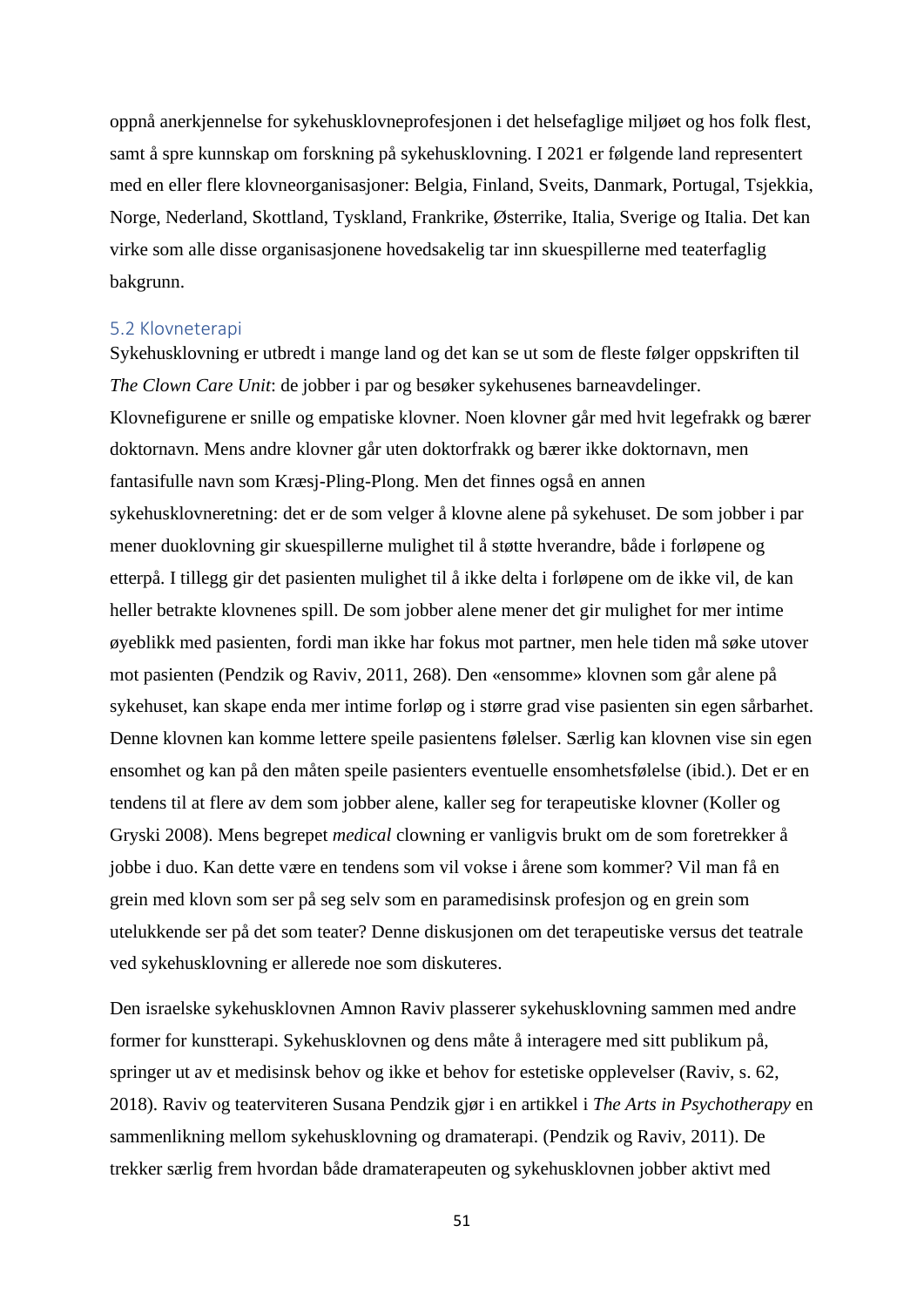oppnå anerkjennelse for sykehusklovneprofesjonen i det helsefaglige miljøet og hos folk flest, samt å spre kunnskap om forskning på sykehusklovning. I 2021 er følgende land representert med en eller flere klovneorganisasjoner: Belgia, Finland, Sveits, Danmark, Portugal, Tsjekkia, Norge, Nederland, Skottland, Tyskland, Frankrike, Østerrike, Italia, Sverige og Italia. Det kan virke som alle disse organisasjonene hovedsakelig tar inn skuespillerne med teaterfaglig bakgrunn.

## 5.2 Klovneterapi

Sykehusklovning er utbredt i mange land og det kan se ut som de fleste følger oppskriften til *The Clown Care Unit*: de jobber i par og besøker sykehusenes barneavdelinger. Klovnefigurene er snille og empatiske klovner. Noen klovner går med hvit legefrakk og bærer doktornavn. Mens andre klovner går uten doktorfrakk og bærer ikke doktornavn, men fantasifulle navn som Kræsj-Pling-Plong. Men det finnes også en annen sykehusklovneretning: det er de som velger å klovne alene på sykehuset. De som jobber i par mener duoklovning gir skuespillerne mulighet til å støtte hverandre, både i forløpene og etterpå. I tillegg gir det pasienten mulighet til å ikke delta i forløpene om de ikke vil, de kan heller betrakte klovnenes spill. De som jobber alene mener det gir mulighet for mer intime øyeblikk med pasienten, fordi man ikke har fokus mot partner, men hele tiden må søke utover mot pasienten (Pendzik og Raviv, 2011, 268). Den «ensomme» klovnen som går alene på sykehuset, kan skape enda mer intime forløp og i større grad vise pasienten sin egen sårbarhet. Denne klovnen kan komme lettere speile pasientens følelser. Særlig kan klovnen vise sin egen ensomhet og kan på den måten speile pasienters eventuelle ensomhetsfølelse (ibid.). Det er en tendens til at flere av dem som jobber alene, kaller seg for terapeutiske klovner (Koller og Gryski 2008). Mens begrepet *medical* clowning er vanligvis brukt om de som foretrekker å jobbe i duo. Kan dette være en tendens som vil vokse i årene som kommer? Vil man få en grein med klovn som ser på seg selv som en paramedisinsk profesjon og en grein som utelukkende ser på det som teater? Denne diskusjonen om det terapeutiske versus det teatrale ved sykehusklovning er allerede noe som diskuteres.

Den israelske sykehusklovnen Amnon Raviv plasserer sykehusklovning sammen med andre former for kunstterapi. Sykehusklovnen og dens måte å interagere med sitt publikum på, springer ut av et medisinsk behov og ikke et behov for estetiske opplevelser (Raviv, s. 62, 2018). Raviv og teaterviteren Susana Pendzik gjør i en artikkel i *The Arts in Psychotherapy* en sammenlikning mellom sykehusklovning og dramaterapi. (Pendzik og Raviv, 2011). De trekker særlig frem hvordan både dramaterapeuten og sykehusklovnen jobber aktivt med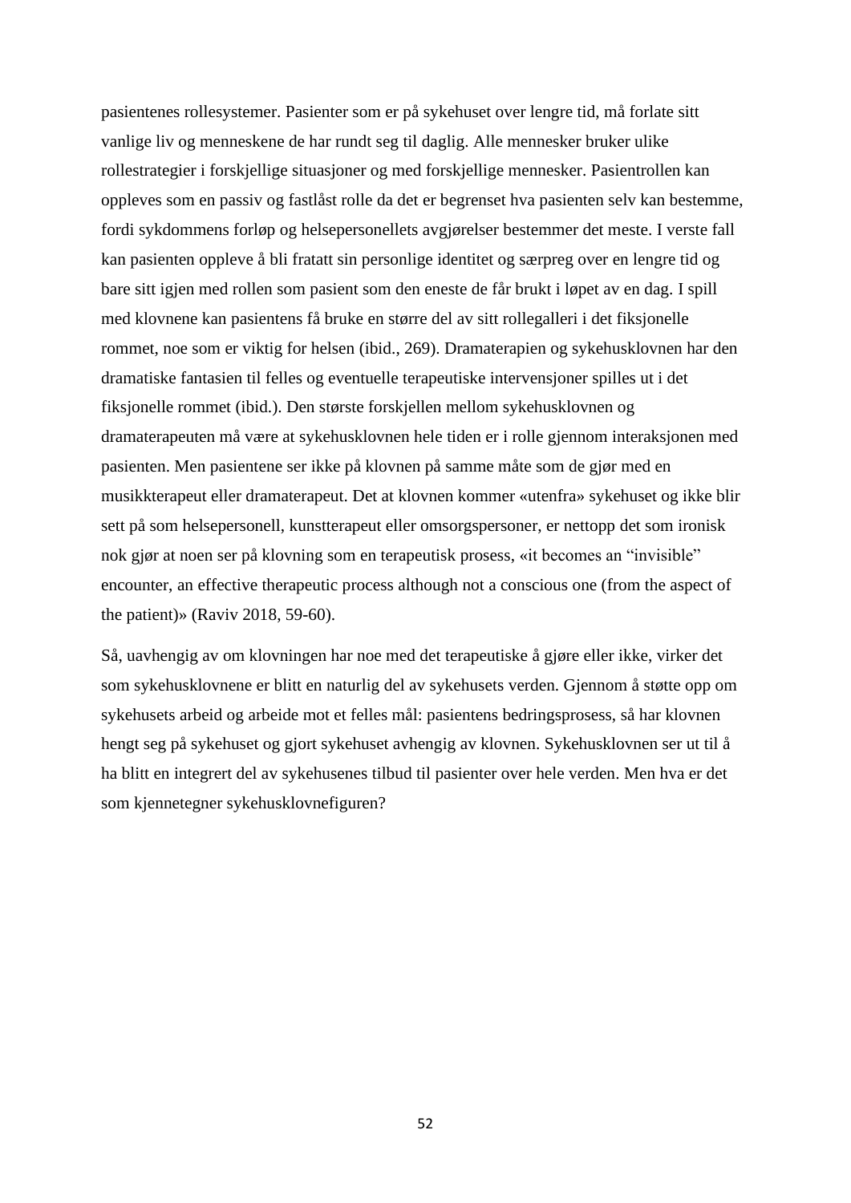pasientenes rollesystemer. Pasienter som er på sykehuset over lengre tid, må forlate sitt vanlige liv og menneskene de har rundt seg til daglig. Alle mennesker bruker ulike rollestrategier i forskjellige situasjoner og med forskjellige mennesker. Pasientrollen kan oppleves som en passiv og fastlåst rolle da det er begrenset hva pasienten selv kan bestemme, fordi sykdommens forløp og helsepersonellets avgjørelser bestemmer det meste. I verste fall kan pasienten oppleve å bli fratatt sin personlige identitet og særpreg over en lengre tid og bare sitt igjen med rollen som pasient som den eneste de får brukt i løpet av en dag. I spill med klovnene kan pasientens få bruke en større del av sitt rollegalleri i det fiksjonelle rommet, noe som er viktig for helsen (ibid., 269). Dramaterapien og sykehusklovnen har den dramatiske fantasien til felles og eventuelle terapeutiske intervensjoner spilles ut i det fiksjonelle rommet (ibid.). Den største forskjellen mellom sykehusklovnen og dramaterapeuten må være at sykehusklovnen hele tiden er i rolle gjennom interaksjonen med pasienten. Men pasientene ser ikke på klovnen på samme måte som de gjør med en musikkterapeut eller dramaterapeut. Det at klovnen kommer «utenfra» sykehuset og ikke blir sett på som helsepersonell, kunstterapeut eller omsorgspersoner, er nettopp det som ironisk nok gjør at noen ser på klovning som en terapeutisk prosess, «it becomes an "invisible" encounter, an effective therapeutic process although not a conscious one (from the aspect of the patient)» (Raviv 2018, 59-60).

Så, uavhengig av om klovningen har noe med det terapeutiske å gjøre eller ikke, virker det som sykehusklovnene er blitt en naturlig del av sykehusets verden. Gjennom å støtte opp om sykehusets arbeid og arbeide mot et felles mål: pasientens bedringsprosess, så har klovnen hengt seg på sykehuset og gjort sykehuset avhengig av klovnen. Sykehusklovnen ser ut til å ha blitt en integrert del av sykehusenes tilbud til pasienter over hele verden. Men hva er det som kjennetegner sykehusklovnefiguren?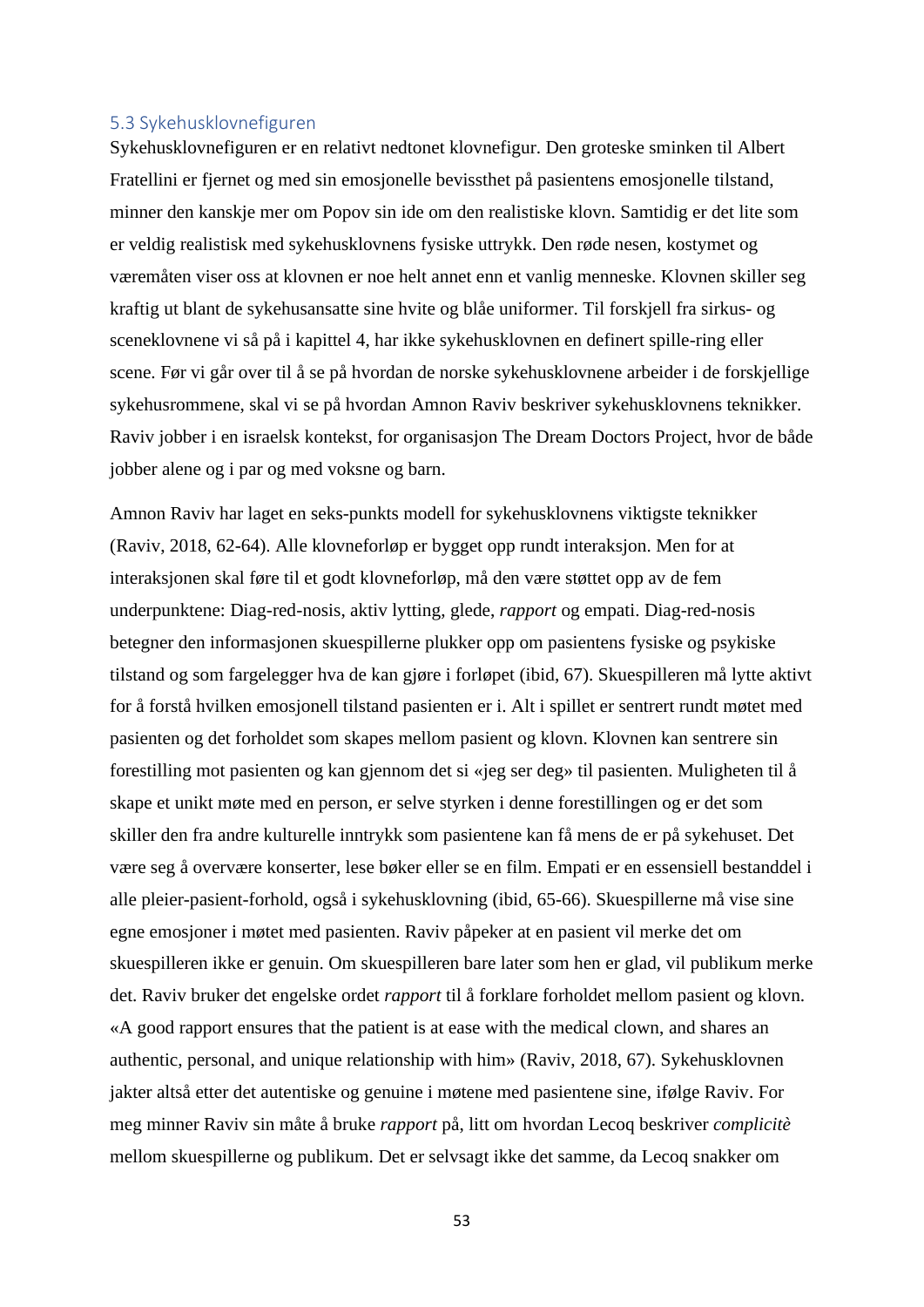### 5.3 Sykehusklovnefiguren

Sykehusklovnefiguren er en relativt nedtonet klovnefigur. Den groteske sminken til Albert Fratellini er fjernet og med sin emosjonelle bevissthet på pasientens emosjonelle tilstand, minner den kanskje mer om Popov sin ide om den realistiske klovn. Samtidig er det lite som er veldig realistisk med sykehusklovnens fysiske uttrykk. Den røde nesen, kostymet og væremåten viser oss at klovnen er noe helt annet enn et vanlig menneske. Klovnen skiller seg kraftig ut blant de sykehusansatte sine hvite og blåe uniformer. Til forskjell fra sirkus- og sceneklovnene vi så på i kapittel 4, har ikke sykehusklovnen en definert spille-ring eller scene. Før vi går over til å se på hvordan de norske sykehusklovnene arbeider i de forskjellige sykehusrommene, skal vi se på hvordan Amnon Raviv beskriver sykehusklovnens teknikker. Raviv jobber i en israelsk kontekst, for organisasjon The Dream Doctors Project, hvor de både jobber alene og i par og med voksne og barn.

Amnon Raviv har laget en seks-punkts modell for sykehusklovnens viktigste teknikker (Raviv, 2018, 62-64). Alle klovneforløp er bygget opp rundt interaksjon. Men for at interaksjonen skal føre til et godt klovneforløp, må den være støttet opp av de fem underpunktene: Diag-red-nosis, aktiv lytting, glede, *rapport* og empati. Diag-red-nosis betegner den informasjonen skuespillerne plukker opp om pasientens fysiske og psykiske tilstand og som fargelegger hva de kan gjøre i forløpet (ibid, 67). Skuespilleren må lytte aktivt for å forstå hvilken emosjonell tilstand pasienten er i. Alt i spillet er sentrert rundt møtet med pasienten og det forholdet som skapes mellom pasient og klovn. Klovnen kan sentrere sin forestilling mot pasienten og kan gjennom det si «jeg ser deg» til pasienten. Muligheten til å skape et unikt møte med en person, er selve styrken i denne forestillingen og er det som skiller den fra andre kulturelle inntrykk som pasientene kan få mens de er på sykehuset. Det være seg å overvære konserter, lese bøker eller se en film. Empati er en essensiell bestanddel i alle pleier-pasient-forhold, også i sykehusklovning (ibid, 65-66). Skuespillerne må vise sine egne emosjoner i møtet med pasienten. Raviv påpeker at en pasient vil merke det om skuespilleren ikke er genuin. Om skuespilleren bare later som hen er glad, vil publikum merke det. Raviv bruker det engelske ordet *rapport* til å forklare forholdet mellom pasient og klovn. «A good rapport ensures that the patient is at ease with the medical clown, and shares an authentic, personal, and unique relationship with him» (Raviv, 2018, 67). Sykehusklovnen jakter altså etter det autentiske og genuine i møtene med pasientene sine, ifølge Raviv. For meg minner Raviv sin måte å bruke *rapport* på, litt om hvordan Lecoq beskriver *complicitè* mellom skuespillerne og publikum. Det er selvsagt ikke det samme, da Lecoq snakker om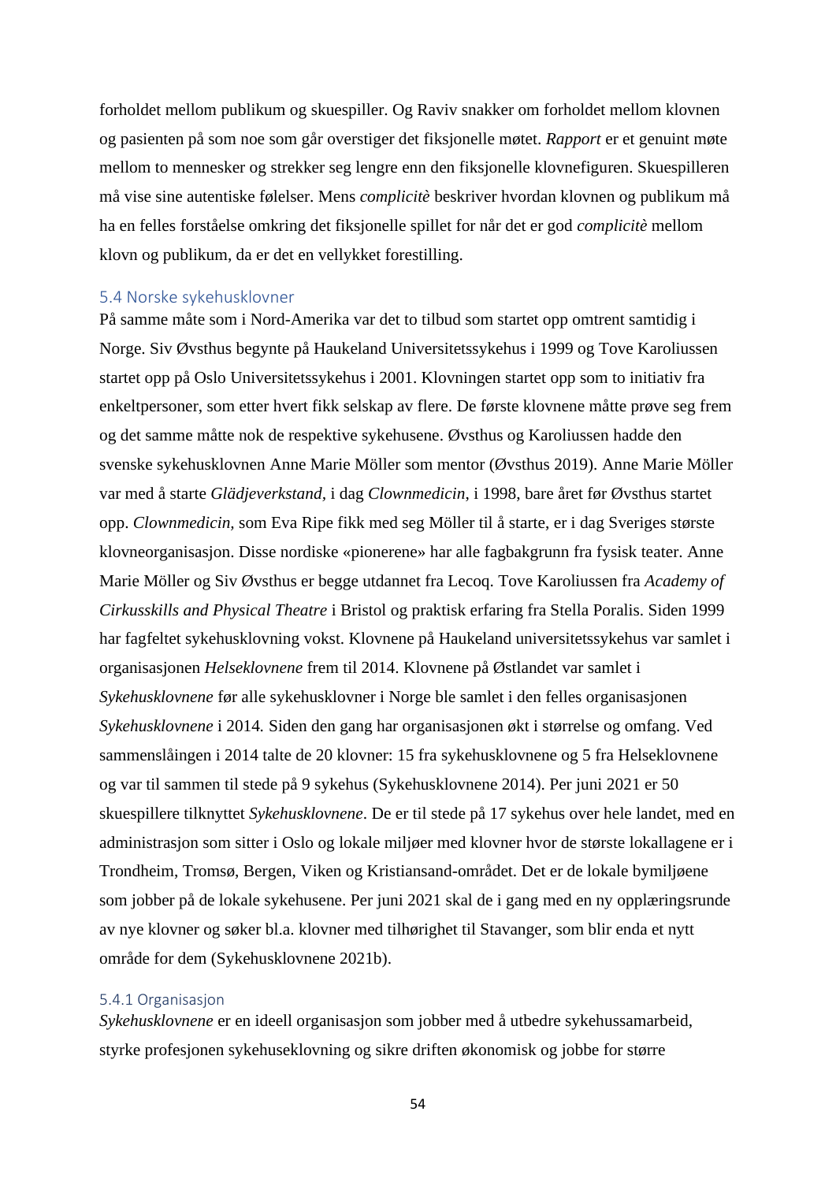forholdet mellom publikum og skuespiller. Og Raviv snakker om forholdet mellom klovnen og pasienten på som noe som går overstiger det fiksjonelle møtet. *Rapport* er et genuint møte mellom to mennesker og strekker seg lengre enn den fiksjonelle klovnefiguren. Skuespilleren må vise sine autentiske følelser. Mens *complicitè* beskriver hvordan klovnen og publikum må ha en felles forståelse omkring det fiksjonelle spillet for når det er god *complicitè* mellom klovn og publikum, da er det en vellykket forestilling.

## 5.4 Norske sykehusklovner

På samme måte som i Nord-Amerika var det to tilbud som startet opp omtrent samtidig i Norge. Siv Øvsthus begynte på Haukeland Universitetssykehus i 1999 og Tove Karoliussen startet opp på Oslo Universitetssykehus i 2001. Klovningen startet opp som to initiativ fra enkeltpersoner, som etter hvert fikk selskap av flere. De første klovnene måtte prøve seg frem og det samme måtte nok de respektive sykehusene. Øvsthus og Karoliussen hadde den svenske sykehusklovnen Anne Marie Möller som mentor (Øvsthus 2019). Anne Marie Möller var med å starte *Glädjeverkstand*, i dag *Clownmedicin*, i 1998, bare året før Øvsthus startet opp. *Clownmedicin*, som Eva Ripe fikk med seg Möller til å starte, er i dag Sveriges største klovneorganisasjon. Disse nordiske «pionerene» har alle fagbakgrunn fra fysisk teater. Anne Marie Möller og Siv Øvsthus er begge utdannet fra Lecoq. Tove Karoliussen fra *Academy of Cirkusskills and Physical Theatre* i Bristol og praktisk erfaring fra Stella Poralis. Siden 1999 har fagfeltet sykehusklovning vokst. Klovnene på Haukeland universitetssykehus var samlet i organisasjonen *Helseklovnene* frem til 2014. Klovnene på Østlandet var samlet i *Sykehusklovnene* før alle sykehusklovner i Norge ble samlet i den felles organisasjonen *Sykehusklovnene* i 2014. Siden den gang har organisasjonen økt i størrelse og omfang. Ved sammenslåingen i 2014 talte de 20 klovner: 15 fra sykehusklovnene og 5 fra Helseklovnene og var til sammen til stede på 9 sykehus (Sykehusklovnene 2014). Per juni 2021 er 50 skuespillere tilknyttet *Sykehusklovnene*. De er til stede på 17 sykehus over hele landet, med en administrasjon som sitter i Oslo og lokale miljøer med klovner hvor de største lokallagene er i Trondheim, Tromsø, Bergen, Viken og Kristiansand-området. Det er de lokale bymiljøene som jobber på de lokale sykehusene. Per juni 2021 skal de i gang med en ny opplæringsrunde av nye klovner og søker bl.a. klovner med tilhørighet til Stavanger, som blir enda et nytt område for dem (Sykehusklovnene 2021b).

### 5.4.1 Organisasjon

*Sykehusklovnene* er en ideell organisasjon som jobber med å utbedre sykehussamarbeid, styrke profesjonen sykehuseklovning og sikre driften økonomisk og jobbe for større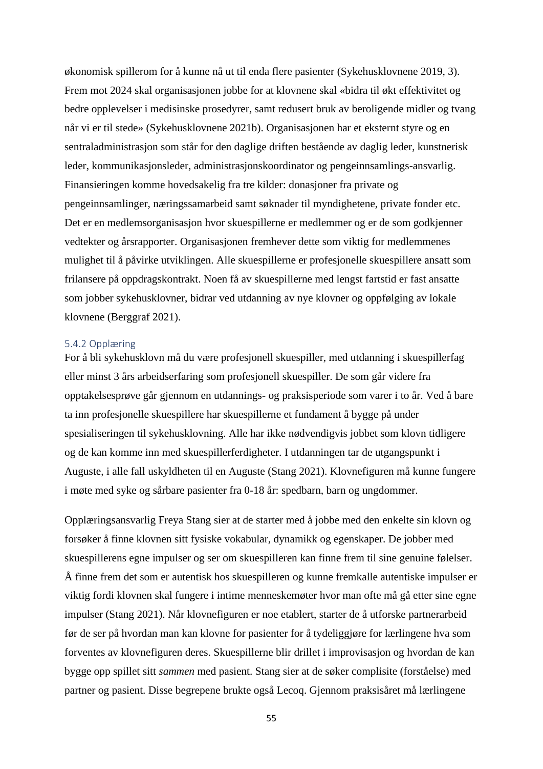økonomisk spillerom for å kunne nå ut til enda flere pasienter (Sykehusklovnene 2019, 3). Frem mot 2024 skal organisasjonen jobbe for at klovnene skal «bidra til økt effektivitet og bedre opplevelser i medisinske prosedyrer, samt redusert bruk av beroligende midler og tvang når vi er til stede» (Sykehusklovnene 2021b). Organisasjonen har et eksternt styre og en sentraladministrasjon som står for den daglige driften bestående av daglig leder, kunstnerisk leder, kommunikasjonsleder, administrasjonskoordinator og pengeinnsamlings-ansvarlig. Finansieringen komme hovedsakelig fra tre kilder: donasjoner fra private og pengeinnsamlinger, næringssamarbeid samt søknader til myndighetene, private fonder etc. Det er en medlemsorganisasjon hvor skuespillerne er medlemmer og er de som godkjenner vedtekter og årsrapporter. Organisasjonen fremhever dette som viktig for medlemmenes mulighet til å påvirke utviklingen. Alle skuespillerne er profesjonelle skuespillere ansatt som frilansere på oppdragskontrakt. Noen få av skuespillerne med lengst fartstid er fast ansatte som jobber sykehusklovner, bidrar ved utdanning av nye klovner og oppfølging av lokale klovnene (Berggraf 2021).

### 5.4.2 Opplæring

For å bli sykehusklovn må du være profesjonell skuespiller, med utdanning i skuespillerfag eller minst 3 års arbeidserfaring som profesjonell skuespiller. De som går videre fra opptakelsesprøve går gjennom en utdannings- og praksisperiode som varer i to år. Ved å bare ta inn profesjonelle skuespillere har skuespillerne et fundament å bygge på under spesialiseringen til sykehusklovning. Alle har ikke nødvendigvis jobbet som klovn tidligere og de kan komme inn med skuespillerferdigheter. I utdanningen tar de utgangspunkt i Auguste, i alle fall uskyldheten til en Auguste (Stang 2021). Klovnefiguren må kunne fungere i møte med syke og sårbare pasienter fra 0-18 år: spedbarn, barn og ungdommer.

Opplæringsansvarlig Freya Stang sier at de starter med å jobbe med den enkelte sin klovn og forsøker å finne klovnen sitt fysiske vokabular, dynamikk og egenskaper. De jobber med skuespillerens egne impulser og ser om skuespilleren kan finne frem til sine genuine følelser. Å finne frem det som er autentisk hos skuespilleren og kunne fremkalle autentiske impulser er viktig fordi klovnen skal fungere i intime menneskemøter hvor man ofte må gå etter sine egne impulser (Stang 2021). Når klovnefiguren er noe etablert, starter de å utforske partnerarbeid før de ser på hvordan man kan klovne for pasienter for å tydeliggjøre for lærlingene hva som forventes av klovnefiguren deres. Skuespillerne blir drillet i improvisasjon og hvordan de kan bygge opp spillet sitt *sammen* med pasient. Stang sier at de søker complisite (forståelse) med partner og pasient. Disse begrepene brukte også Lecoq. Gjennom praksisåret må lærlingene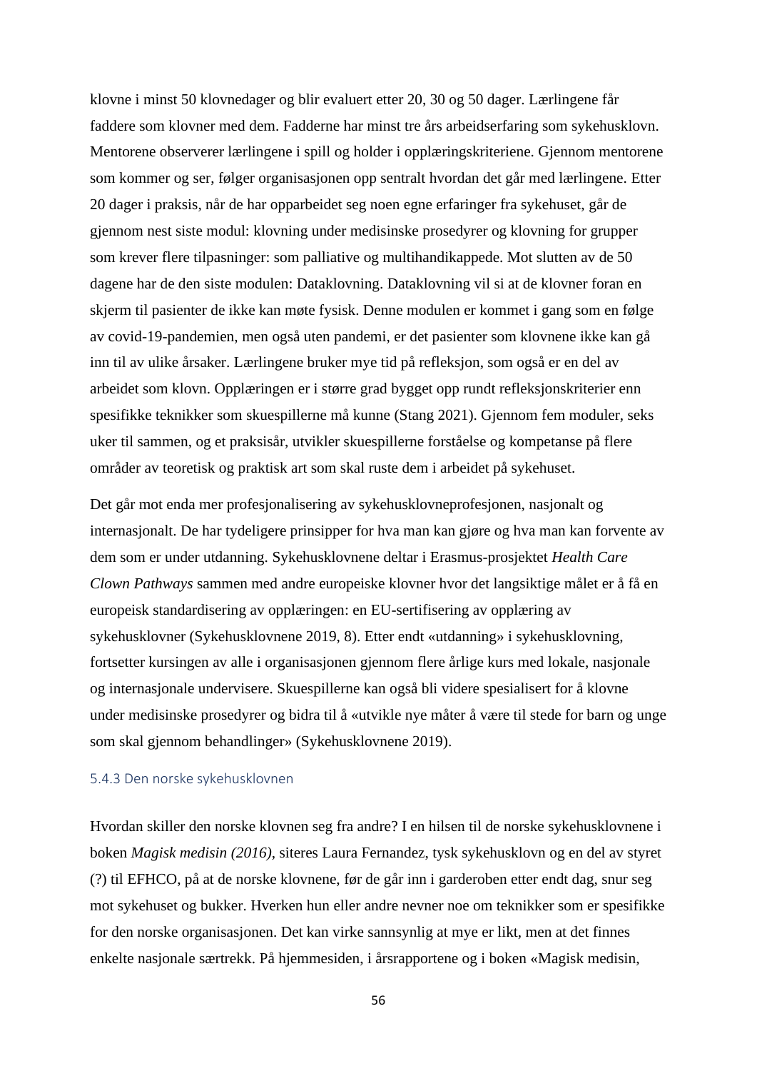klovne i minst 50 klovnedager og blir evaluert etter 20, 30 og 50 dager. Lærlingene får faddere som klovner med dem. Fadderne har minst tre års arbeidserfaring som sykehusklovn. Mentorene observerer lærlingene i spill og holder i opplæringskriteriene. Gjennom mentorene som kommer og ser, følger organisasjonen opp sentralt hvordan det går med lærlingene. Etter 20 dager i praksis, når de har opparbeidet seg noen egne erfaringer fra sykehuset, går de gjennom nest siste modul: klovning under medisinske prosedyrer og klovning for grupper som krever flere tilpasninger: som palliative og multihandikappede. Mot slutten av de 50 dagene har de den siste modulen: Dataklovning. Dataklovning vil si at de klovner foran en skjerm til pasienter de ikke kan møte fysisk. Denne modulen er kommet i gang som en følge av covid-19-pandemien, men også uten pandemi, er det pasienter som klovnene ikke kan gå inn til av ulike årsaker. Lærlingene bruker mye tid på refleksjon, som også er en del av arbeidet som klovn. Opplæringen er i større grad bygget opp rundt refleksjonskriterier enn spesifikke teknikker som skuespillerne må kunne (Stang 2021). Gjennom fem moduler, seks uker til sammen, og et praksisår, utvikler skuespillerne forståelse og kompetanse på flere områder av teoretisk og praktisk art som skal ruste dem i arbeidet på sykehuset.

Det går mot enda mer profesjonalisering av sykehusklovneprofesjonen, nasjonalt og internasjonalt. De har tydeligere prinsipper for hva man kan gjøre og hva man kan forvente av dem som er under utdanning. Sykehusklovnene deltar i Erasmus-prosjektet *Health Care Clown Pathways* sammen med andre europeiske klovner hvor det langsiktige målet er å få en europeisk standardisering av opplæringen: en EU-sertifisering av opplæring av sykehusklovner (Sykehusklovnene 2019, 8). Etter endt «utdanning» i sykehusklovning, fortsetter kursingen av alle i organisasjonen gjennom flere årlige kurs med lokale, nasjonale og internasjonale undervisere. Skuespillerne kan også bli videre spesialisert for å klovne under medisinske prosedyrer og bidra til å «utvikle nye måter å være til stede for barn og unge som skal gjennom behandlinger» (Sykehusklovnene 2019).

### 5.4.3 Den norske sykehusklovnen

Hvordan skiller den norske klovnen seg fra andre? I en hilsen til de norske sykehusklovnene i boken *Magisk medisin (2016)*, siteres Laura Fernandez, tysk sykehusklovn og en del av styret (?) til EFHCO, på at de norske klovnene, før de går inn i garderoben etter endt dag, snur seg mot sykehuset og bukker. Hverken hun eller andre nevner noe om teknikker som er spesifikke for den norske organisasjonen. Det kan virke sannsynlig at mye er likt, men at det finnes enkelte nasjonale særtrekk. På hjemmesiden, i årsrapportene og i boken «Magisk medisin,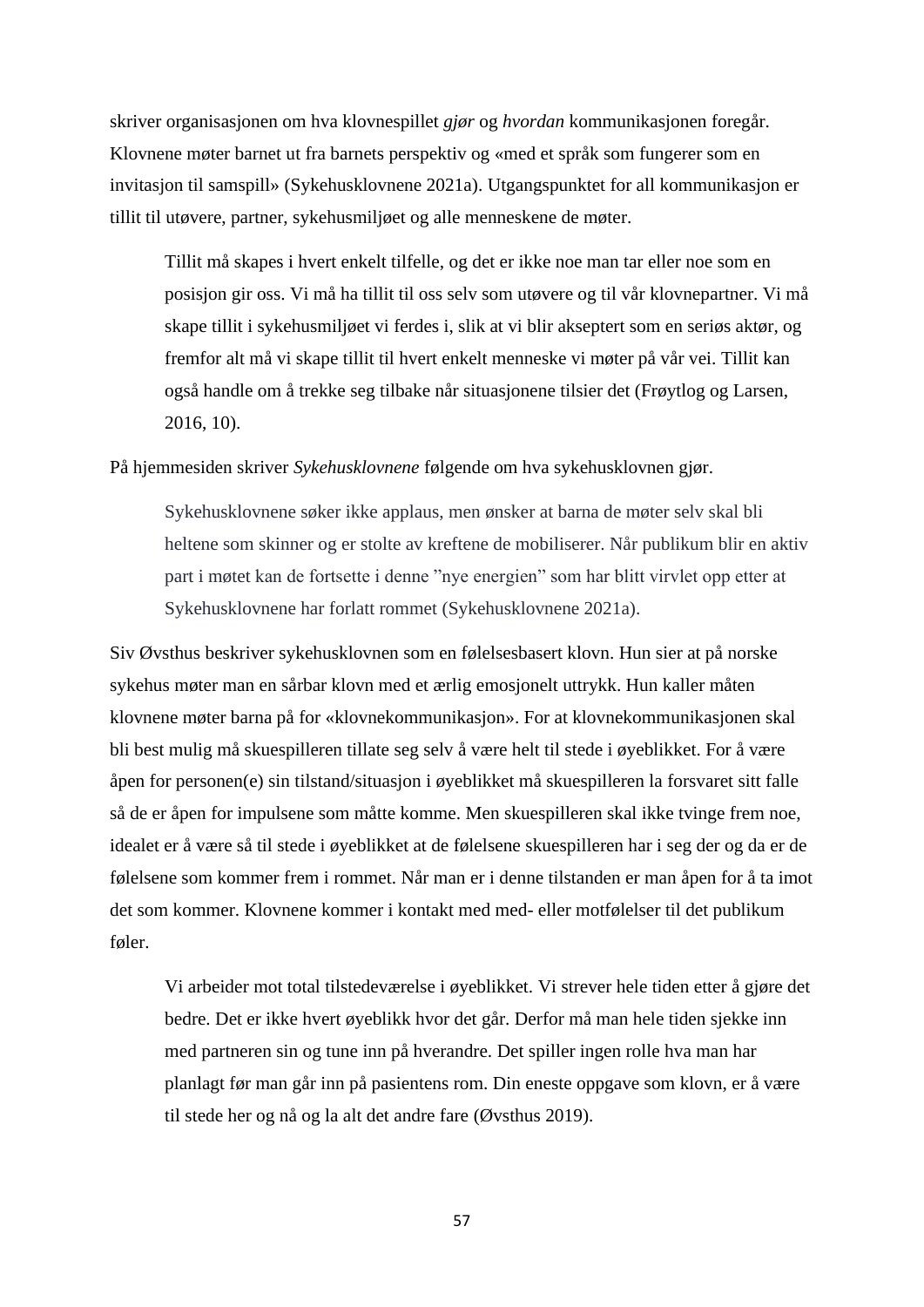skriver organisasjonen om hva klovnespillet *gjør* og *hvordan* kommunikasjonen foregår. Klovnene møter barnet ut fra barnets perspektiv og «med et språk som fungerer som en invitasjon til samspill» (Sykehusklovnene 2021a). Utgangspunktet for all kommunikasjon er tillit til utøvere, partner, sykehusmiljøet og alle menneskene de møter.

> Tillit må skapes i hvert enkelt tilfelle, og det er ikke noe man tar eller noe som en posisjon gir oss. Vi må ha tillit til oss selv som utøvere og til vår klovnepartner. Vi må skape tillit i sykehusmiljøet vi ferdes i, slik at vi blir akseptert som en seriøs aktør, og fremfor alt må vi skape tillit til hvert enkelt menneske vi møter på vår vei. Tillit kan også handle om å trekke seg tilbake når situasjonene tilsier det (Frøytlog og Larsen, 2016, 10).

På hjemmesiden skriver *Sykehusklovnene* følgende om hva sykehusklovnen gjør.

> Sykehusklovnene søker ikke applaus, men ønsker at barna de møter selv skal bli heltene som skinner og er stolte av kreftene de mobiliserer. Når publikum blir en aktiv part i møtet kan de fortsette i denne "nye energien" som har blitt virvlet opp etter at Sykehusklovnene har forlatt rommet (Sykehusklovnene 2021a).

Siv Øvsthus beskriver sykehusklovnen som en følelsesbasert klovn. Hun sier at på norske sykehus møter man en sårbar klovn med et ærlig emosjonelt uttrykk. Hun kaller måten klovnene møter barna på for «klovnekommunikasjon». For at klovnekommunikasjonen skal bli best mulig må skuespilleren tillate seg selv å være helt til stede i øyeblikket. For å være åpen for personen(e) sin tilstand/situasjon i øyeblikket må skuespilleren la forsvaret sitt falle så de er åpen for impulsene som måtte komme. Men skuespilleren skal ikke tvinge frem noe, idealet er å være så til stede i øyeblikket at de følelsene skuespilleren har i seg der og da er de følelsene som kommer frem i rommet. Når man er i denne tilstanden er man åpen for å ta imot det som kommer. Klovnene kommer i kontakt med med- eller motfølelser til det publikum føler.

> Vi arbeider mot total tilstedeværelse i øyeblikket. Vi strever hele tiden etter å gjøre det bedre. Det er ikke hvert øyeblikk hvor det går. Derfor må man hele tiden sjekke inn med partneren sin og tune inn på hverandre. Det spiller ingen rolle hva man har planlagt før man går inn på pasientens rom. Din eneste oppgave som klovn, er å være til stede her og nå og la alt det andre fare (Øvsthus 2019).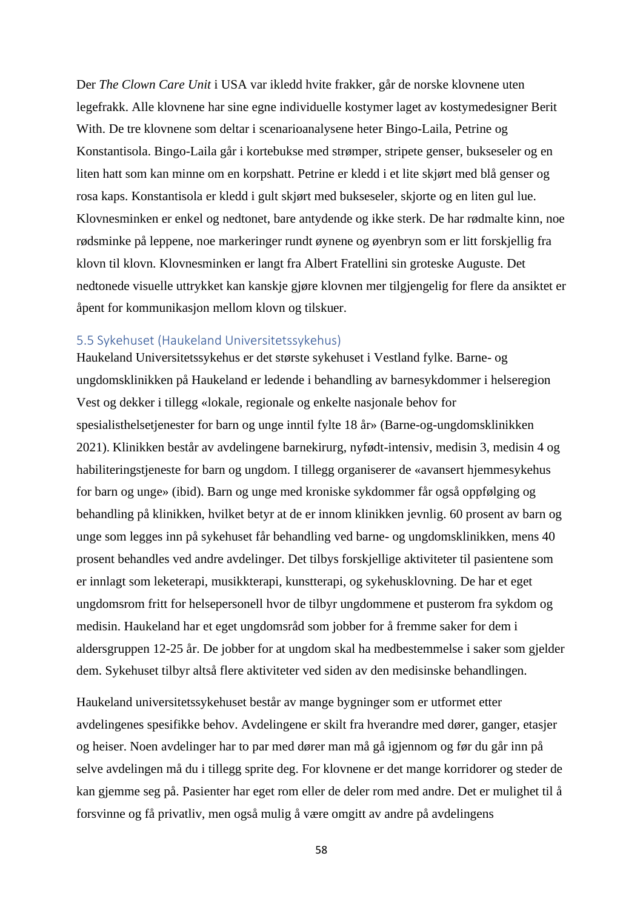Der *The Clown Care Unit* i USA var ikledd hvite frakker, går de norske klovnene uten legefrakk. Alle klovnene har sine egne individuelle kostymer laget av kostymedesigner Berit With. De tre klovnene som deltar i scenarioanalysene heter Bingo-Laila, Petrine og Konstantisola. Bingo-Laila går i kortebukse med strømper, stripete genser, bukseseler og en liten hatt som kan minne om en korpshatt. Petrine er kledd i et lite skjørt med blå genser og rosa kaps. Konstantisola er kledd i gult skjørt med bukseseler, skjorte og en liten gul lue. Klovnesminken er enkel og nedtonet, bare antydende og ikke sterk. De har rødmalte kinn, noe rødsminke på leppene, noe markeringer rundt øynene og øyenbryn som er litt forskjellig fra klovn til klovn. Klovnesminken er langt fra Albert Fratellini sin groteske Auguste. Det nedtonede visuelle uttrykket kan kanskje gjøre klovnen mer tilgjengelig for flere da ansiktet er åpent for kommunikasjon mellom klovn og tilskuer.

### 5.5 Sykehuset (Haukeland Universitetssykehus)

Haukeland Universitetssykehus er det største sykehuset i Vestland fylke. Barne- og ungdomsklinikken på Haukeland er ledende i behandling av barnesykdommer i helseregion Vest og dekker i tillegg «lokale, regionale og enkelte nasjonale behov for spesialisthelsetjenester for barn og unge inntil fylte 18 år» (Barne-og-ungdomsklinikken 2021). Klinikken består av avdelingene barnekirurg, nyfødt-intensiv, medisin 3, medisin 4 og habiliteringstjeneste for barn og ungdom. I tillegg organiserer de «avansert hjemmesykehus for barn og unge» (ibid). Barn og unge med kroniske sykdommer får også oppfølging og behandling på klinikken, hvilket betyr at de er innom klinikken jevnlig. 60 prosent av barn og unge som legges inn på sykehuset får behandling ved barne- og ungdomsklinikken, mens 40 prosent behandles ved andre avdelinger. Det tilbys forskjellige aktiviteter til pasientene som er innlagt som leketerapi, musikkterapi, kunstterapi, og sykehusklovning. De har et eget ungdomsrom fritt for helsepersonell hvor de tilbyr ungdommene et pusterom fra sykdom og medisin. Haukeland har et eget ungdomsråd som jobber for å fremme saker for dem i aldersgruppen 12-25 år. De jobber for at ungdom skal ha medbestemmelse i saker som gjelder dem. Sykehuset tilbyr altså flere aktiviteter ved siden av den medisinske behandlingen.

Haukeland universitetssykehuset består av mange bygninger som er utformet etter avdelingenes spesifikke behov. Avdelingene er skilt fra hverandre med dører, ganger, etasjer og heiser. Noen avdelinger har to par med dører man må gå igjennom og før du går inn på selve avdelingen må du i tillegg sprite deg. For klovnene er det mange korridorer og steder de kan gjemme seg på. Pasienter har eget rom eller de deler rom med andre. Det er mulighet til å forsvinne og få privatliv, men også mulig å være omgitt av andre på avdelingens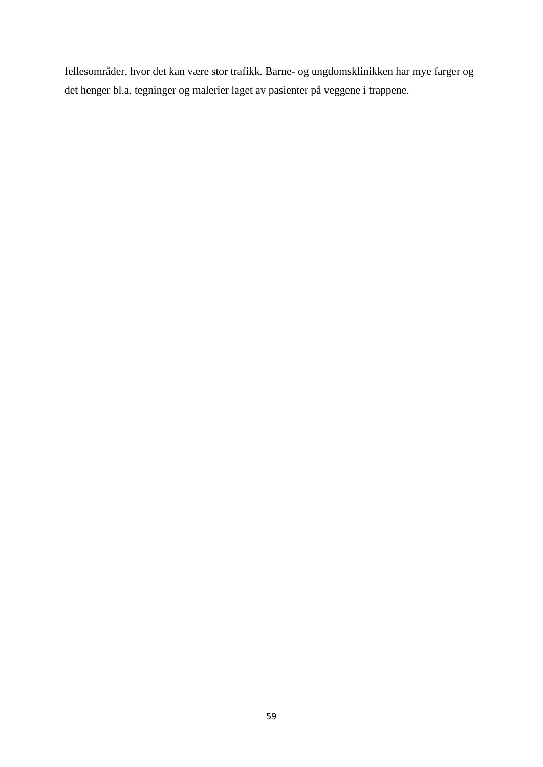fellesområder, hvor det kan være stor trafikk. Barne- og ungdomsklinikken har mye farger og det henger bl.a. tegninger og malerier laget av pasienter på veggene i trappene.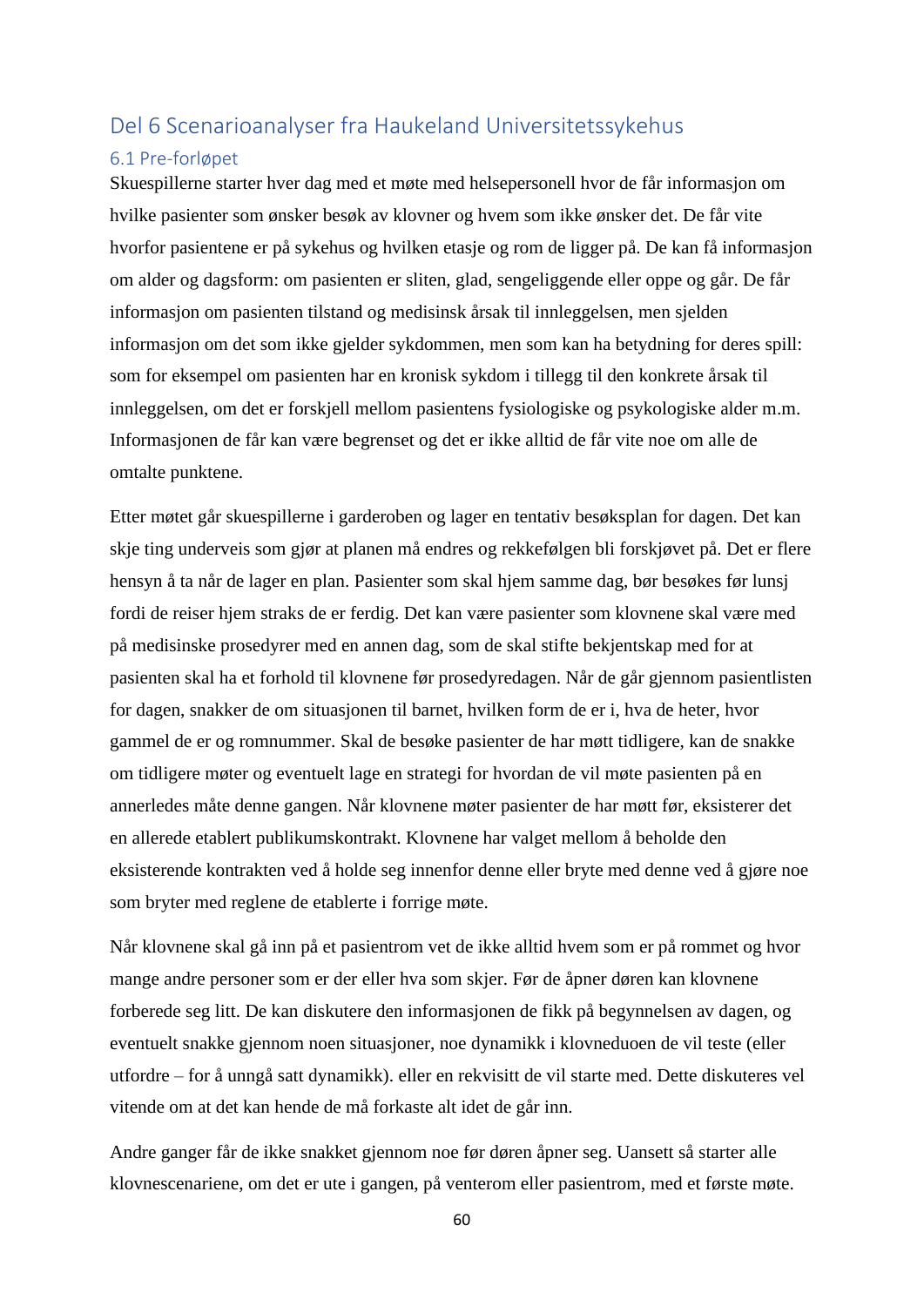# Del 6 Scenarioanalyser fra Haukeland Universitetssykehus

## 6.1 Pre-forløpet

Skuespillerne starter hver dag med et møte med helsepersonell hvor de får informasjon om hvilke pasienter som ønsker besøk av klovner og hvem som ikke ønsker det. De får vite hvorfor pasientene er på sykehus og hvilken etasje og rom de ligger på. De kan få informasjon om alder og dagsform: om pasienten er sliten, glad, sengeliggende eller oppe og går. De får informasjon om pasienten tilstand og medisinsk årsak til innleggelsen, men sjelden informasjon om det som ikke gjelder sykdommen, men som kan ha betydning for deres spill: som for eksempel om pasienten har en kronisk sykdom i tillegg til den konkrete årsak til innleggelsen, om det er forskjell mellom pasientens fysiologiske og psykologiske alder m.m. Informasjonen de får kan være begrenset og det er ikke alltid de får vite noe om alle de omtalte punktene.

Etter møtet går skuespillerne i garderoben og lager en tentativ besøksplan for dagen. Det kan skje ting underveis som gjør at planen må endres og rekkefølgen bli forskjøvet på. Det er flere hensyn å ta når de lager en plan. Pasienter som skal hjem samme dag, bør besøkes før lunsj fordi de reiser hjem straks de er ferdig. Det kan være pasienter som klovnene skal være med på medisinske prosedyrer med en annen dag, som de skal stifte bekjentskap med for at pasienten skal ha et forhold til klovnene før prosedyredagen. Når de går gjennom pasientlisten for dagen, snakker de om situasjonen til barnet, hvilken form de er i, hva de heter, hvor gammel de er og romnummer. Skal de besøke pasienter de har møtt tidligere, kan de snakke om tidligere møter og eventuelt lage en strategi for hvordan de vil møte pasienten på en annerledes måte denne gangen. Når klovnene møter pasienter de har møtt før, eksisterer det en allerede etablert publikumskontrakt. Klovnene har valget mellom å beholde den eksisterende kontrakten ved å holde seg innenfor denne eller bryte med denne ved å gjøre noe som bryter med reglene de etablerte i forrige møte.

Når klovnene skal gå inn på et pasientrom vet de ikke alltid hvem som er på rommet og hvor mange andre personer som er der eller hva som skjer. Før de åpner døren kan klovnene forberede seg litt. De kan diskutere den informasjonen de fikk på begynnelsen av dagen, og eventuelt snakke gjennom noen situasjoner, noe dynamikk i klovneduoen de vil teste (eller utfordre – for å unngå satt dynamikk). eller en rekvisitt de vil starte med. Dette diskuteres vel vitende om at det kan hende de må forkaste alt idet de går inn.

Andre ganger får de ikke snakket gjennom noe før døren åpner seg. Uansett så starter alle klovnescenariene, om det er ute i gangen, på venterom eller pasientrom, med et første møte.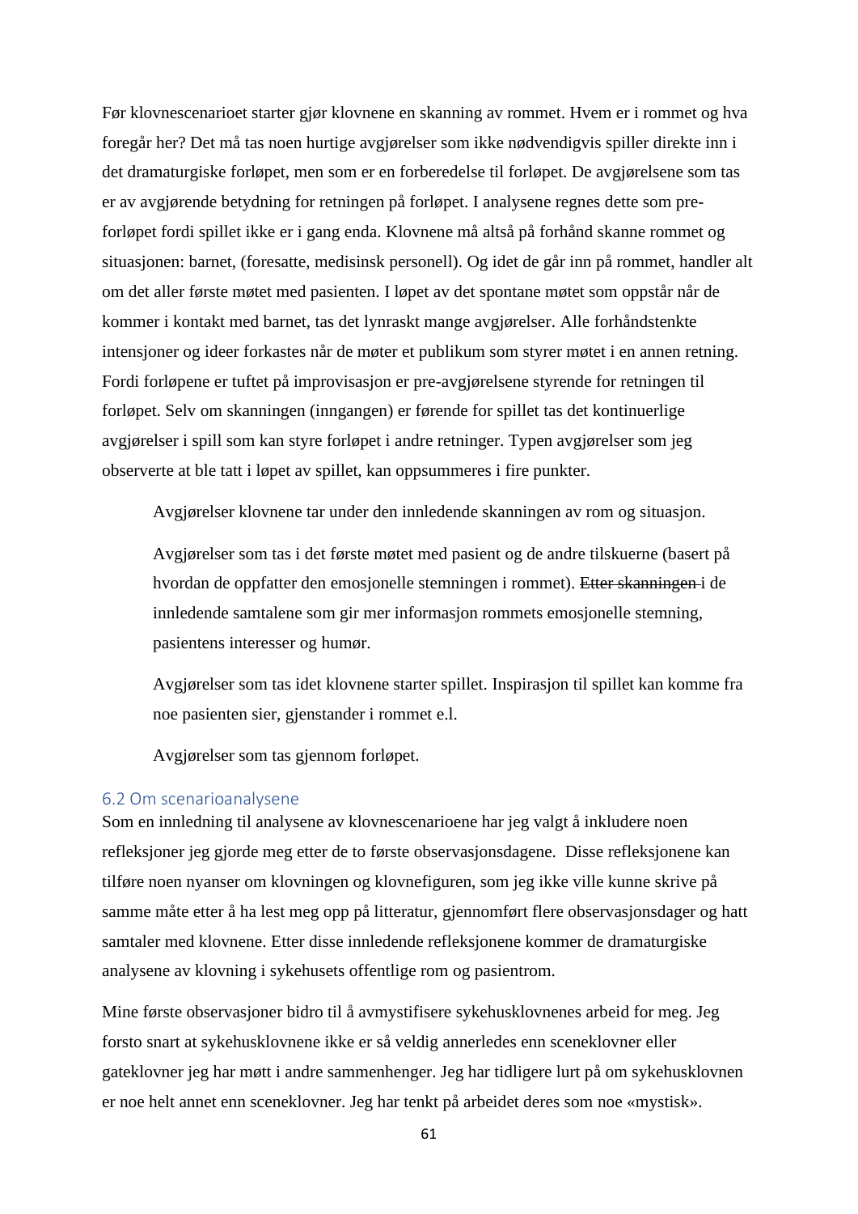Før klovnescenarioet starter gjør klovnene en skanning av rommet. Hvem er i rommet og hva foregår her? Det må tas noen hurtige avgjørelser som ikke nødvendigvis spiller direkte inn i det dramaturgiske forløpet, men som er en forberedelse til forløpet. De avgjørelsene som tas er av avgjørende betydning for retningen på forløpet. I analysene regnes dette som pre-forløpet fordi spillet ikke er i gang enda. Klovnene må altså på forhånd skanne rommet og situasjonen: barnet, (foresatte, medisinsk personell). Og idet de går inn på rommet, handler alt om det aller første møtet med pasienten. I løpet av det spontane møtet som oppstår når de kommer i kontakt med barnet, tas det lynraskt mange avgjørelser. Alle forhåndstenkte intensjoner og ideer forkastes når de møter et publikum som styrer møtet i en annen retning. Fordi forløpene er tuftet på improvisasjon er pre-avgjørelsene styrende for retningen til forløpet. Selv om skanningen (inngangen) er førende for spillet tas det kontinuerlige avgjørelser i spill som kan styre forløpet i andre retninger. Typen avgjørelser som jeg observerte at ble tatt i løpet av spillet, kan oppsummeres i fire punkter.

Avgjørelser klovnene tar under den innledende skanningen av rom og situasjon.

Avgjørelser som tas i det første møtet med pasient og de andre tilskuerne (basert på hvordan de oppfatter den emosjonelle stemningen i rommet). ~~Etter skanningen~~ i de innledende samtalene som gir mer informasjon rommets emosjonelle stemning, pasientens interesser og humør.

Avgjørelser som tas idet klovnene starter spillet. Inspirasjon til spillet kan komme fra noe pasienten sier, gjenstander i rommet e.l.

Avgjørelser som tas gjennom forløpet.

## 6.2 Om scenarioanalysene

Som en innledning til analysene av klovnescenarioene har jeg valgt å inkludere noen refleksjoner jeg gjorde meg etter de to første observasjonsdagene. Disse refleksjonene kan tilføre noen nyanser om klovningen og klovnefiguren, som jeg ikke ville kunne skrive på samme måte etter å ha lest meg opp på litteratur, gjennomført flere observasjonsdager og hatt samtaler med klovnene. Etter disse innledende refleksjonene kommer de dramaturgiske analysene av klovning i sykehusets offentlige rom og pasientrom.

Mine første observasjoner bidro til å avmystifisere sykehusklovnenes arbeid for meg. Jeg forsto snart at sykehusklovnene ikke er så veldig annerledes enn sceneklovner eller gateklovner jeg har møtt i andre sammenhenger. Jeg har tidligere lurt på om sykehusklovnen er noe helt annet enn sceneklovner. Jeg har tenkt på arbeidet deres som noe «mystisk».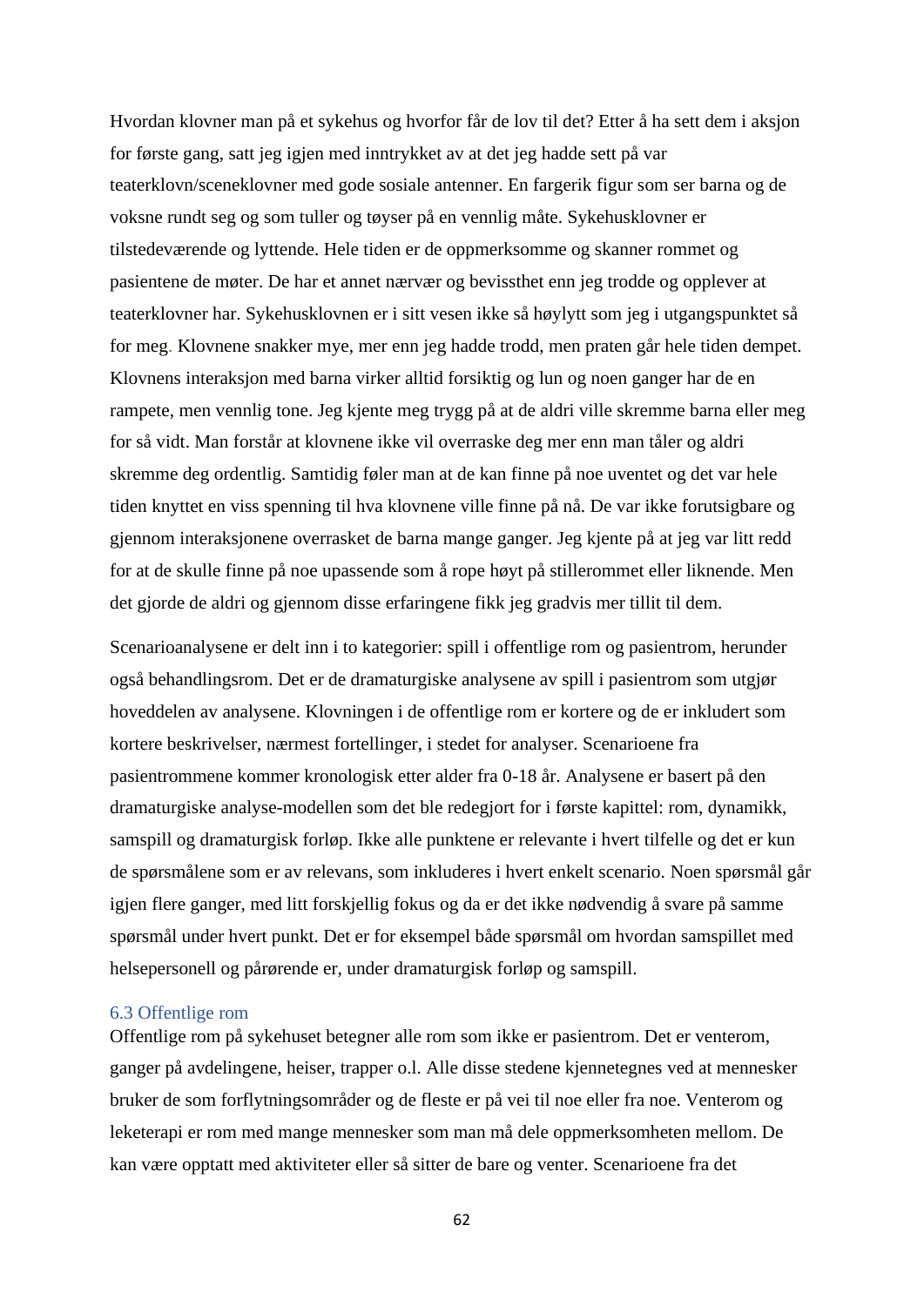Hvordan klovner man på et sykehus og hvorfor får de lov til det? Etter å ha sett dem i aksjon for første gang, satt jeg igjen med inntrykket av at det jeg hadde sett på var teaterklovn/sceneklovner med gode sosiale antenner. En fargerik figur som ser barna og de voksne rundt seg og som tuller og tøyser på en vennlig måte. Sykehusklovner er tilstedeværende og lyttende. Hele tiden er de oppmerksomme og skanner rommet og pasientene de møter. De har et annet nærvær og bevissthet enn jeg trodde og opplever at teaterklovner har. Sykehusklovnen er i sitt vesen ikke så høylytt som jeg i utgangspunktet så for meg. Klovnene snakker mye, mer enn jeg hadde trodd, men praten går hele tiden dempet. Klovnens interaksjon med barna virker alltid forsiktig og lun og noen ganger har de en rampete, men vennlig tone. Jeg kjente meg trygg på at de aldri ville skremme barna eller meg for så vidt. Man forstår at klovnene ikke vil overraske deg mer enn man tåler og aldri skremme deg ordentlig. Samtidig føler man at de kan finne på noe uventet og det var hele tiden knyttet en viss spenning til hva klovnene ville finne på nå. De var ikke forutsigbare og gjennom interaksjonene overrasket de barna mange ganger. Jeg kjente på at jeg var litt redd for at de skulle finne på noe upassende som å rope høyt på stillerommet eller liknende. Men det gjorde de aldri og gjennom disse erfaringene fikk jeg gradvis mer tillit til dem.

Scenarioanalysene er delt inn i to kategorier: spill i offentlige rom og pasientrom, herunder også behandlingsrom. Det er de dramaturgiske analysene av spill i pasientrom som utgjør hoveddelen av analysene. Klovningen i de offentlige rom er kortere og de er inkludert som kortere beskrivelser, nærmest fortellinger, i stedet for analyser. Scenarioene fra pasientrommene kommer kronologisk etter alder fra 0-18 år. Analysene er basert på den dramaturgiske analyse-modellen som det ble redegjort for i første kapittel: rom, dynamikk, samspill og dramaturgisk forløp. Ikke alle punktene er relevante i hvert tilfelle og det er kun de spørsmålene som er av relevans, som inkluderes i hvert enkelt scenario. Noen spørsmål går igjen flere ganger, med litt forskjellig fokus og da er det ikke nødvendig å svare på samme spørsmål under hvert punkt. Det er for eksempel både spørsmål om hvordan samspillet med helsepersonell og pårørende er, under dramaturgisk forløp og samspill.

### 6.3 Offentlige rom

Offentlige rom på sykehuset betegner alle rom som ikke er pasientrom. Det er venterom, ganger på avdelingene, heiser, trapper o.l. Alle disse stedene kjennetegnes ved at mennesker bruker de som forflytningsområder og de fleste er på vei til noe eller fra noe. Venterom og leketerapi er rom med mange mennesker som man må dele oppmerksomheten mellom. De kan være opptatt med aktiviteter eller så sitter de bare og venter. Scenarioene fra det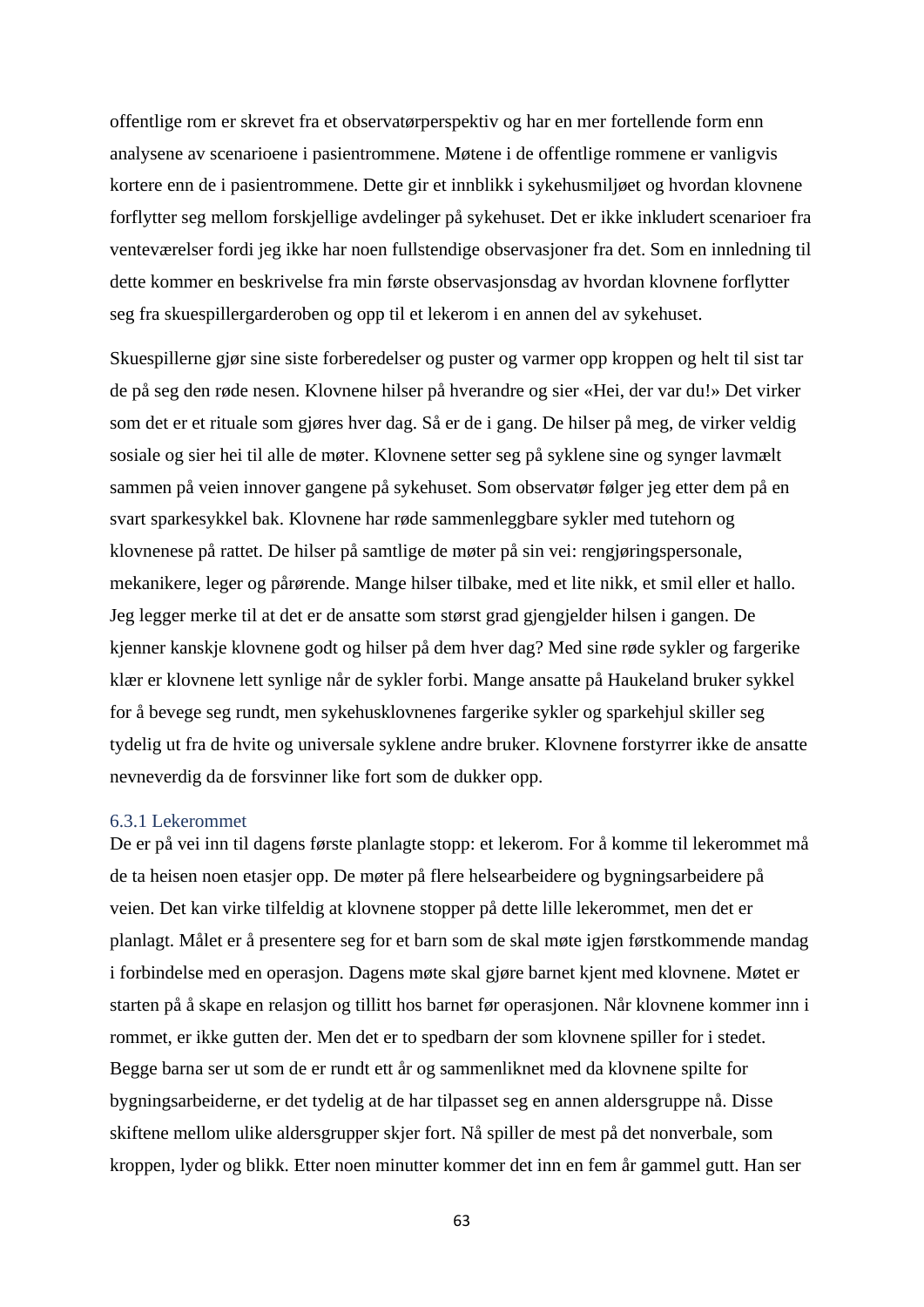offentlige rom er skrevet fra et observatørperspektiv og har en mer fortellende form enn analysene av scenarioene i pasientrommene. Møtene i de offentlige rommene er vanligvis kortere enn de i pasientrommene. Dette gir et innblikk i sykehusmiljøet og hvordan klovnene forflytter seg mellom forskjellige avdelinger på sykehuset. Det er ikke inkludert scenarioer fra venteværelser fordi jeg ikke har noen fullstendige observasjoner fra det. Som en innledning til dette kommer en beskrivelse fra min første observasjonsdag av hvordan klovnene forflytter seg fra skuespillergarderoben og opp til et lekerom i en annen del av sykehuset.

Skuespillerne gjør sine siste forberedelser og puster og varmer opp kroppen og helt til sist tar de på seg den røde nesen. Klovnene hilser på hverandre og sier «Hei, der var du!» Det virker som det er et rituale som gjøres hver dag. Så er de i gang. De hilser på meg, de virker veldig sosiale og sier hei til alle de møter. Klovnene setter seg på syklene sine og synger lavmælt sammen på veien innover gangene på sykehuset. Som observatør følger jeg etter dem på en svart sparkesykkel bak. Klovnene har røde sammenleggbare sykler med tutehorn og klovnenese på rattet. De hilser på samtlige de møter på sin vei: rengjøringspersonale, mekanikere, leger og pårørende. Mange hilser tilbake, med et lite nikk, et smil eller et hallo. Jeg legger merke til at det er de ansatte som størst grad gjengjelder hilsen i gangen. De kjenner kanskje klovnene godt og hilser på dem hver dag? Med sine røde sykler og fargerike klær er klovnene lett synlige når de sykler forbi. Mange ansatte på Haukeland bruker sykkel for å bevege seg rundt, men sykehusklovnenes fargerike sykler og sparkehjul skiller seg tydelig ut fra de hvite og universale syklene andre bruker. Klovnene forstyrrer ikke de ansatte nevneverdig da de forsvinner like fort som de dukker opp.

### 6.3.1 Lekerommet

De er på vei inn til dagens første planlagte stopp: et lekerom. For å komme til lekerommet må de ta heisen noen etasjer opp. De møter på flere helsearbeidere og bygningsarbeidere på veien. Det kan virke tilfeldig at klovnene stopper på dette lille lekerommet, men det er planlagt. Målet er å presentere seg for et barn som de skal møte igjen førstkommende mandag i forbindelse med en operasjon. Dagens møte skal gjøre barnet kjent med klovnene. Møtet er starten på å skape en relasjon og tillitt hos barnet før operasjonen. Når klovnene kommer inn i rommet, er ikke gutten der. Men det er to spedbarn der som klovnene spiller for i stedet. Begge barna ser ut som de er rundt ett år og sammenliknet med da klovnene spilte for bygningsarbeiderne, er det tydelig at de har tilpasset seg en annen aldersgruppe nå. Disse skiftene mellom ulike aldersgrupper skjer fort. Nå spiller de mest på det nonverbale, som kroppen, lyder og blikk. Etter noen minutter kommer det inn en fem år gammel gutt. Han ser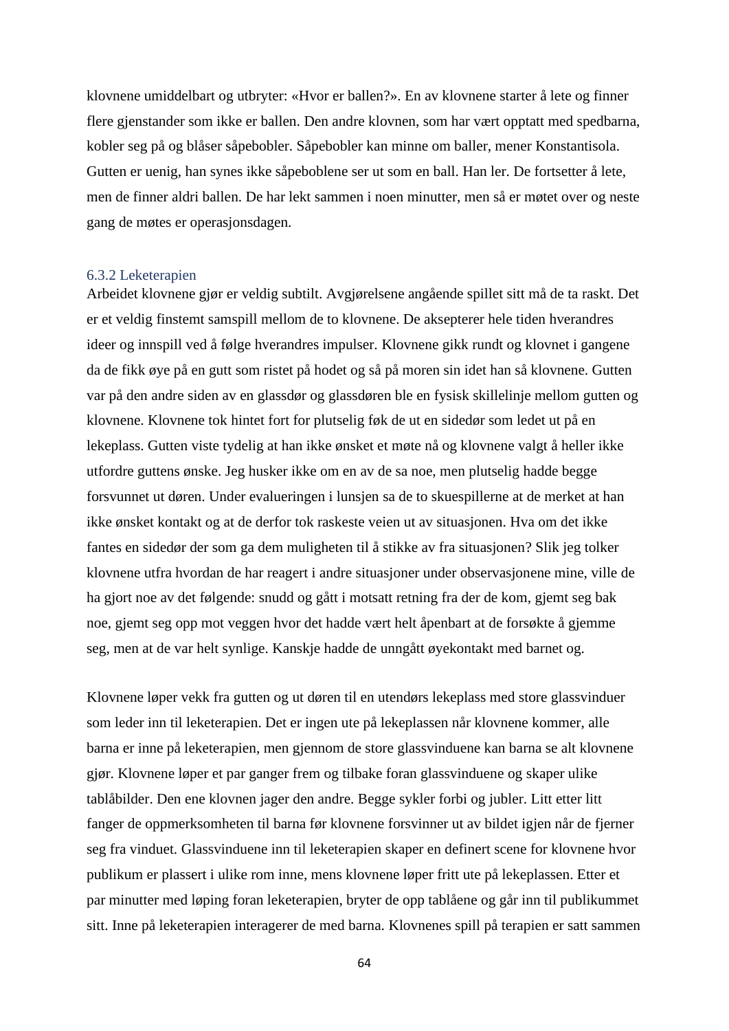klovnene umiddelbart og utbryter: «Hvor er ballen?». En av klovnene starter å lete og finner flere gjenstander som ikke er ballen. Den andre klovnen, som har vært opptatt med spedbarna, kobler seg på og blåser såpebobler. Såpebobler kan minne om baller, mener Konstantisola. Gutten er uenig, han synes ikke såpeboblene ser ut som en ball. Han ler. De fortsetter å lete, men de finner aldri ballen. De har lekt sammen i noen minutter, men så er møtet over og neste gang de møtes er operasjonsdagen.

### 6.3.2 Leketerapien

Arbeidet klovnene gjør er veldig subtilt. Avgjørelsene angående spillet sitt må de ta raskt. Det er et veldig finstemt samspill mellom de to klovnene. De aksepterer hele tiden hverandres ideer og innspill ved å følge hverandres impulser. Klovnene gikk rundt og klovnet i gangene da de fikk øye på en gutt som ristet på hodet og så på moren sin idet han så klovnene. Gutten var på den andre siden av en glassdør og glassdøren ble en fysisk skillelinje mellom gutten og klovnene. Klovnene tok hintet fort for plutselig føk de ut en sidedør som ledet ut på en lekeplass. Gutten viste tydelig at han ikke ønsket et møte nå og klovnene valgt å heller ikke utfordre guttens ønske. Jeg husker ikke om en av de sa noe, men plutselig hadde begge forsvunnet ut døren. Under evalueringen i lunsjen sa de to skuespillerne at de merket at han ikke ønsket kontakt og at de derfor tok raskeste veien ut av situasjonen. Hva om det ikke fantes en sidedør der som ga dem muligheten til å stikke av fra situasjonen? Slik jeg tolker klovnene utfra hvordan de har reagert i andre situasjoner under observasjonene mine, ville de ha gjort noe av det følgende: snudd og gått i motsatt retning fra der de kom, gjemt seg bak noe, gjemt seg opp mot veggen hvor det hadde vært helt åpenbart at de forsøkte å gjemme seg, men at de var helt synlige. Kanskje hadde de unngått øyekontakt med barnet og.

Klovnene løper vekk fra gutten og ut døren til en utendørs lekeplass med store glassvinduer som leder inn til leketerapien. Det er ingen ute på lekeplassen når klovnene kommer, alle barna er inne på leketerapien, men gjennom de store glassvinduene kan barna se alt klovnene gjør. Klovnene løper et par ganger frem og tilbake foran glassvinduene og skaper ulike tablåbilder. Den ene klovnen jager den andre. Begge sykler forbi og jubler. Litt etter litt fanger de oppmerksomheten til barna før klovnene forsvinner ut av bildet igjen når de fjerner seg fra vinduet. Glassvinduene inn til leketerapien skaper en definert scene for klovnene hvor publikum er plassert i ulike rom inne, mens klovnene løper fritt ute på lekeplassen. Etter et par minutter med løping foran leketerapien, bryter de opp tablåene og går inn til publikummet sitt. Inne på leketerapien interagerer de med barna. Klovnenes spill på terapien er satt sammen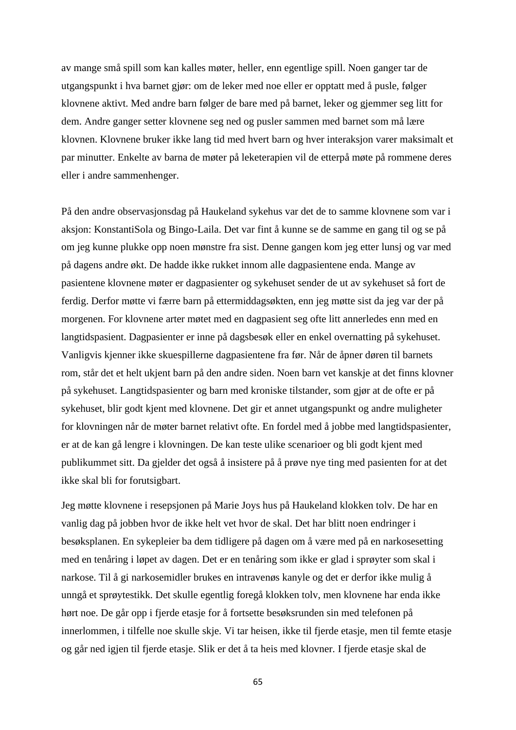av mange små spill som kan kalles møter, heller, enn egentlige spill. Noen ganger tar de utgangspunkt i hva barnet gjør: om de leker med noe eller er opptatt med å pusle, følger klovnene aktivt. Med andre barn følger de bare med på barnet, leker og gjemmer seg litt for dem. Andre ganger setter klovnene seg ned og pusler sammen med barnet som må lære klovnen. Klovnene bruker ikke lang tid med hvert barn og hver interaksjon varer maksimalt et par minutter. Enkelte av barna de møter på leketerapien vil de etterpå møte på rommene deres eller i andre sammenhenger.

På den andre observasjonsdag på Haukeland sykehus var det de to samme klovnene som var i aksjon: KonstantiSola og Bingo-Laila. Det var fint å kunne se de samme en gang til og se på om jeg kunne plukke opp noen mønstre fra sist. Denne gangen kom jeg etter lunsj og var med på dagens andre økt. De hadde ikke rukket innom alle dagpasientene enda. Mange av pasientene klovnene møter er dagpasienter og sykehuset sender de ut av sykehuset så fort de ferdig. Derfor møtte vi færre barn på ettermiddagsøkten, enn jeg møtte sist da jeg var der på morgenen. For klovnene arter møtet med en dagpasient seg ofte litt annerledes enn med en langtidspasient. Dagpasienter er inne på dagsbesøk eller en enkel overnatting på sykehuset. Vanligvis kjenner ikke skuespillerne dagpasientene fra før. Når de åpner døren til barnets rom, står det et helt ukjent barn på den andre siden. Noen barn vet kanskje at det finns klovner på sykehuset. Langtidspasienter og barn med kroniske tilstander, som gjør at de ofte er på sykehuset, blir godt kjent med klovnene. Det gir et annet utgangspunkt og andre muligheter for klovningen når de møter barnet relativt ofte. En fordel med å jobbe med langtidspasienter, er at de kan gå lengre i klovningen. De kan teste ulike scenarioer og bli godt kjent med publikummet sitt. Da gjelder det også å insistere på å prøve nye ting med pasienten for at det ikke skal bli for forutsigbart.

Jeg møtte klovnene i resepsjonen på Marie Joys hus på Haukeland klokken tolv. De har en vanlig dag på jobben hvor de ikke helt vet hvor de skal. Det har blitt noen endringer i besøksplanen. En sykepleier ba dem tidligere på dagen om å være med på en narkosesetting med en tenåring i løpet av dagen. Det er en tenåring som ikke er glad i sprøyter som skal i narkose. Til å gi narkosemidler brukes en intravenøs kanyle og det er derfor ikke mulig å unngå et sprøytestikk. Det skulle egentlig foregå klokken tolv, men klovnene har enda ikke hørt noe. De går opp i fjerde etasje for å fortsette besøksrunden sin med telefonen på innerlommen, i tilfelle noe skulle skje. Vi tar heisen, ikke til fjerde etasje, men til femte etasje og går ned igjen til fjerde etasje. Slik er det å ta heis med klovner. I fjerde etasje skal de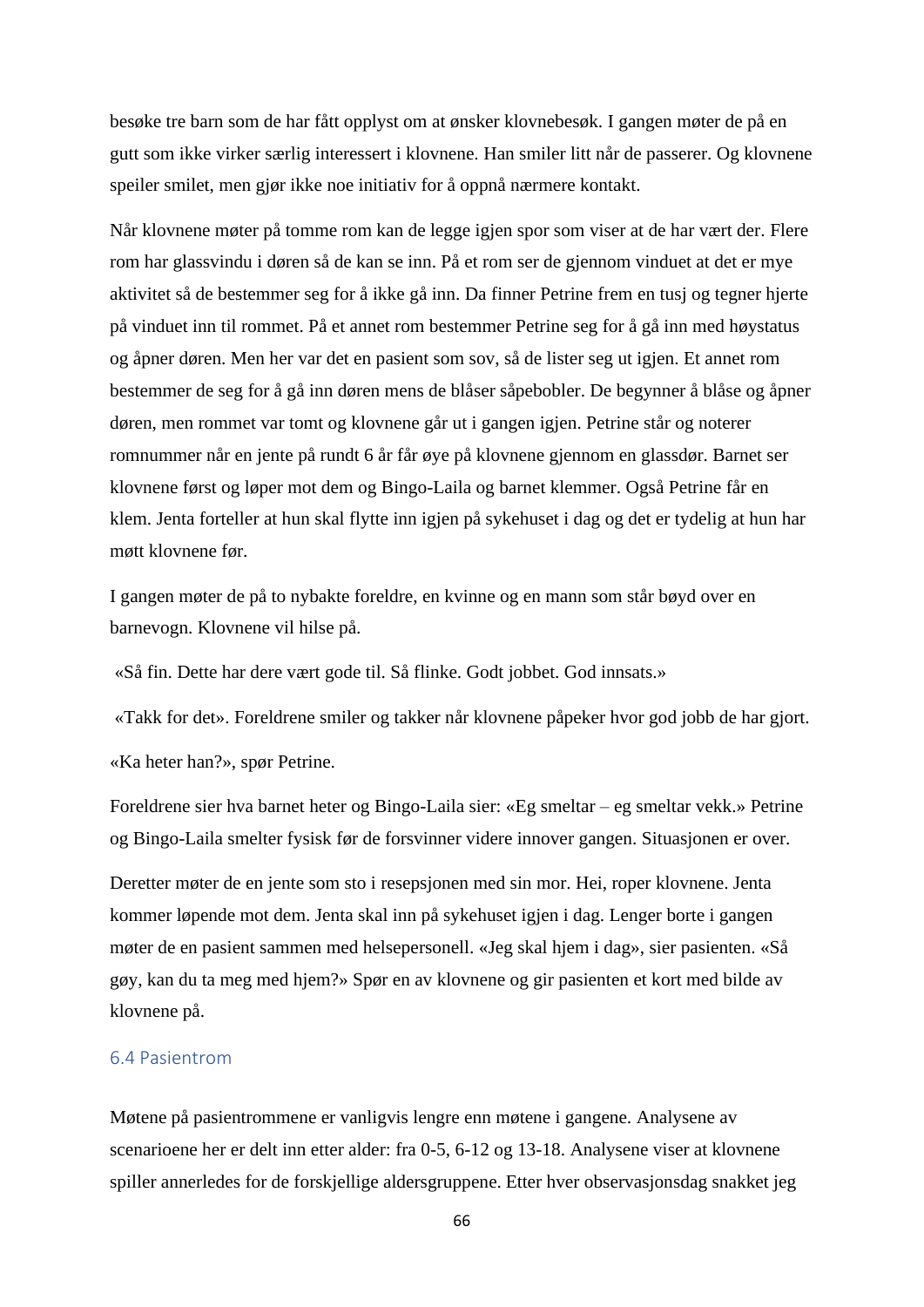besøke tre barn som de har fått opplyst om at ønsker klovnebesøk. I gangen møter de på en gutt som ikke virker særlig interessert i klovnene. Han smiler litt når de passerer. Og klovnene speiler smilet, men gjør ikke noe initiativ for å oppnå nærmere kontakt.

Når klovnene møter på tomme rom kan de legge igjen spor som viser at de har vært der. Flere rom har glassvindu i døren så de kan se inn. På et rom ser de gjennom vinduet at det er mye aktivitet så de bestemmer seg for å ikke gå inn. Da finner Petrine frem en tusj og tegner hjerte på vinduet inn til rommet. På et annet rom bestemmer Petrine seg for å gå inn med høystatus og åpner døren. Men her var det en pasient som sov, så de lister seg ut igjen. Et annet rom bestemmer de seg for å gå inn døren mens de blåser såpebobler. De begynner å blåse og åpner døren, men rommet var tomt og klovnene går ut i gangen igjen. Petrine står og noterer romnummer når en jente på rundt 6 år får øye på klovnene gjennom en glassdør. Barnet ser klovnene først og løper mot dem og Bingo-Laila og barnet klemmer. Også Petrine får en klem. Jenta forteller at hun skal flytte inn igjen på sykehuset i dag og det er tydelig at hun har møtt klovnene før.

I gangen møter de på to nybakte foreldre, en kvinne og en mann som står bøyd over en barnevogn. Klovnene vil hilse på.

«Så fin. Dette har dere vært gode til. Så flinke. Godt jobbet. God innsats.»

«Takk for det». Foreldrene smiler og takker når klovnene påpeker hvor god jobb de har gjort.

«Ka heter han?», spør Petrine.

Foreldrene sier hva barnet heter og Bingo-Laila sier: «Eg smeltar – eg smeltar vekk.» Petrine og Bingo-Laila smelter fysisk før de forsvinner videre innover gangen. Situasjonen er over.

Deretter møter de en jente som sto i resepsjonen med sin mor. Hei, roper klovnene. Jenta kommer løpende mot dem. Jenta skal inn på sykehuset igjen i dag. Lenger borte i gangen møter de en pasient sammen med helsepersonell. «Jeg skal hjem i dag», sier pasienten. «Så gøy, kan du ta meg med hjem?» Spør en av klovnene og gir pasienten et kort med bilde av klovnene på.

## 6.4 Pasientrom

Møtene på pasientrommene er vanligvis lengre enn møtene i gangene. Analysene av scenarioene her er delt inn etter alder: fra 0-5, 6-12 og 13-18. Analysene viser at klovnene spiller annerledes for de forskjellige aldersgruppene. Etter hver observasjonsdag snakket jeg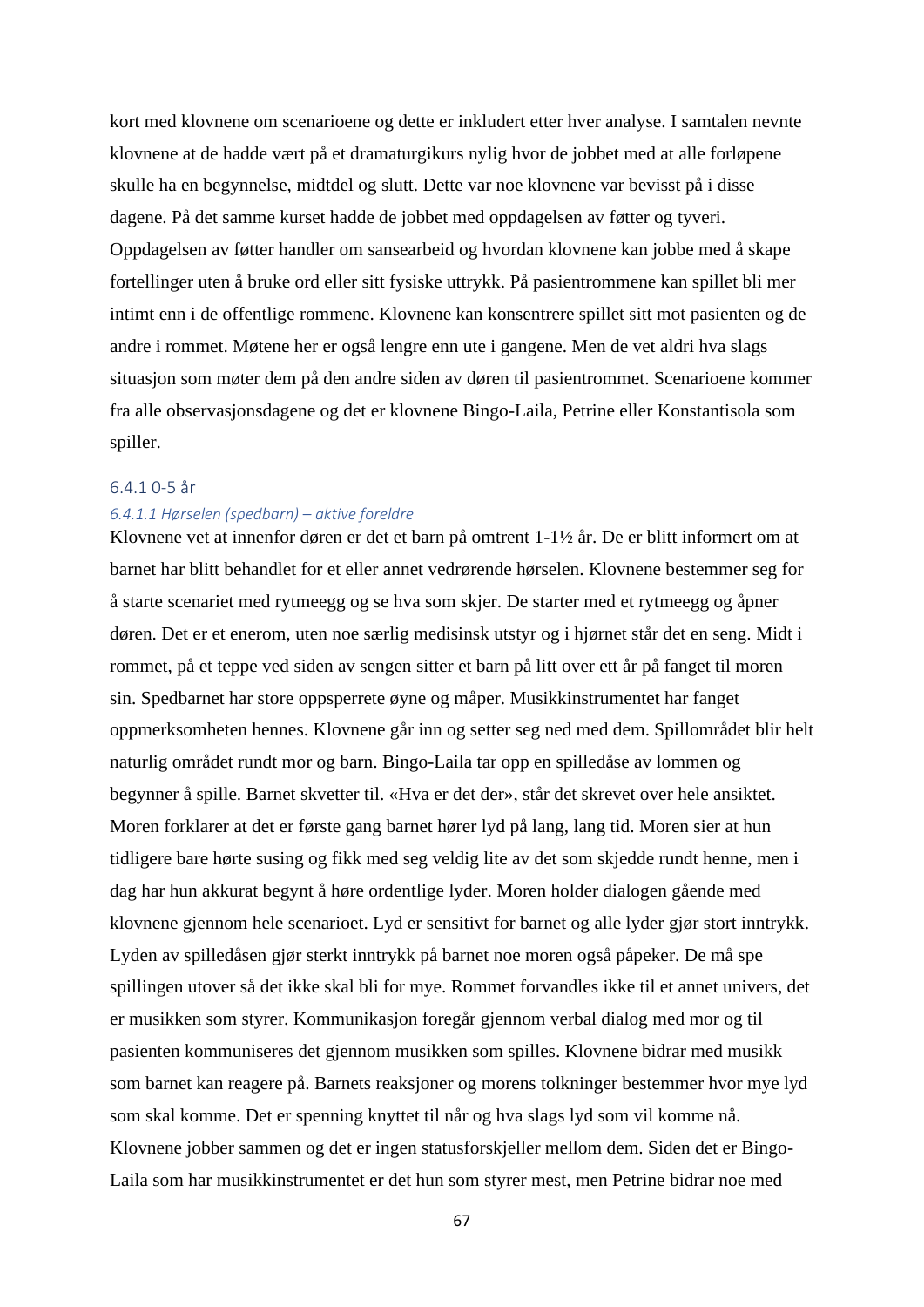kort med klovnene om scenarioene og dette er inkludert etter hver analyse. I samtalen nevnte klovnene at de hadde vært på et dramaturgikurs nylig hvor de jobbet med at alle forløpene skulle ha en begynnelse, midtdel og slutt. Dette var noe klovnene var bevisst på i disse dagene. På det samme kurset hadde de jobbet med oppdagelsen av føtter og tyveri. Oppdagelsen av føtter handler om sansearbeid og hvordan klovnene kan jobbe med å skape fortellinger uten å bruke ord eller sitt fysiske uttrykk. På pasientrommene kan spillet bli mer intimt enn i de offentlige rommene. Klovnene kan konsentrere spillet sitt mot pasienten og de andre i rommet. Møtene her er også lengre enn ute i gangene. Men de vet aldri hva slags situasjon som møter dem på den andre siden av døren til pasientrommet. Scenarioene kommer fra alle observasjonsdagene og det er klovnene Bingo-Laila, Petrine eller Konstantisola som spiller.

### 6.4.1 0-5 år

#### *6.4.1.1 Hørselen (spedbarn) – aktive foreldre*

Klovnene vet at innenfor døren er det et barn på omtrent 1-1½ år. De er blitt informert om at barnet har blitt behandlet for et eller annet vedrørende hørselen. Klovnene bestemmer seg for å starte scenariet med rytmeegg og se hva som skjer. De starter med et rytmeegg og åpner døren. Det er et enerom, uten noe særlig medisinsk utstyr og i hjørnet står det en seng. Midt i rommet, på et teppe ved siden av sengen sitter et barn på litt over ett år på fanget til moren sin. Spedbarnet har store oppsperrete øyne og måper. Musikkinstrumentet har fanget oppmerksomheten hennes. Klovnene går inn og setter seg ned med dem. Spillområdet blir helt naturlig området rundt mor og barn. Bingo-Laila tar opp en spilledåse av lommen og begynner å spille. Barnet skvetter til. «Hva er det der», står det skrevet over hele ansiktet. Moren forklarer at det er første gang barnet hører lyd på lang, lang tid. Moren sier at hun tidligere bare hørte susing og fikk med seg veldig lite av det som skjedde rundt henne, men i dag har hun akkurat begynt å høre ordentlige lyder. Moren holder dialogen gående med klovnene gjennom hele scenarioet. Lyd er sensitivt for barnet og alle lyder gjør stort inntrykk. Lyden av spilledåsen gjør sterkt inntrykk på barnet noe moren også påpeker. De må spe spillingen utover så det ikke skal bli for mye. Rommet forvandles ikke til et annet univers, det er musikken som styrer. Kommunikasjon foregår gjennom verbal dialog med mor og til pasienten kommuniseres det gjennom musikken som spilles. Klovnene bidrar med musikk som barnet kan reagere på. Barnets reaksjoner og morens tolkninger bestemmer hvor mye lyd som skal komme. Det er spenning knyttet til når og hva slags lyd som vil komme nå. Klovnene jobber sammen og det er ingen statusforskjeller mellom dem. Siden det er Bingo-Laila som har musikkinstrumentet er det hun som styrer mest, men Petrine bidrar noe med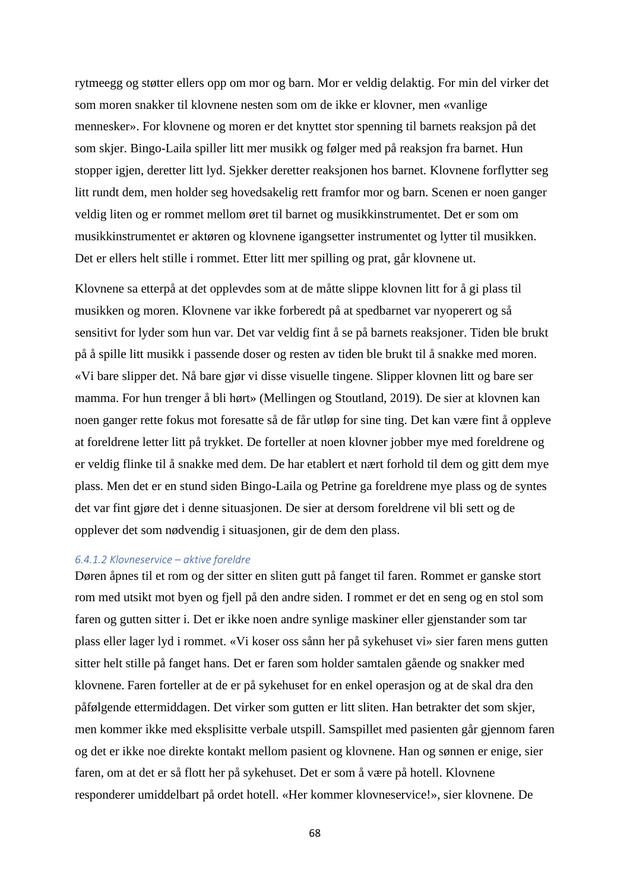rytmeegg og støtter ellers opp om mor og barn. Mor er veldig delaktig. For min del virker det som moren snakker til klovnene nesten som om de ikke er klovner, men «vanlige mennesker». For klovnene og moren er det knyttet stor spenning til barnets reaksjon på det som skjer. Bingo-Laila spiller litt mer musikk og følger med på reaksjon fra barnet. Hun stopper igjen, deretter litt lyd. Sjekker deretter reaksjonen hos barnet. Klovnene forflytter seg litt rundt dem, men holder seg hovedsakelig rett framfor mor og barn. Scenen er noen ganger veldig liten og er rommet mellom øret til barnet og musikkinstrumentet. Det er som om musikkinstrumentet er aktøren og klovnene igangsetter instrumentet og lytter til musikken. Det er ellers helt stille i rommet. Etter litt mer spilling og prat, går klovnene ut.

Klovnene sa etterpå at det opplevdes som at de måtte slippe klovnen litt for å gi plass til musikken og moren. Klovnene var ikke forberedt på at spedbarnet var nyoperert og så sensitivt for lyder som hun var. Det var veldig fint å se på barnets reaksjoner. Tiden ble brukt på å spille litt musikk i passende doser og resten av tiden ble brukt til å snakke med moren. «Vi bare slipper det. Nå bare gjør vi disse visuelle tingene. Slipper klovnen litt og bare ser mamma. For hun trenger å bli hørt» (Mellingen og Stoutland, 2019). De sier at klovnen kan noen ganger rette fokus mot foresatte så de får utløp for sine ting. Det kan være fint å oppleve at foreldrene letter litt på trykket. De forteller at noen klovner jobber mye med foreldrene og er veldig flinke til å snakke med dem. De har etablert et nært forhold til dem og gitt dem mye plass. Men det er en stund siden Bingo-Laila og Petrine ga foreldrene mye plass og de syntes det var fint gjøre det i denne situasjonen. De sier at dersom foreldrene vil bli sett og de opplever det som nødvendig i situasjonen, gir de dem den plass.

##### *6.4.1.2 Klovneservice – aktive foreldre*

Døren åpnes til et rom og der sitter en sliten gutt på fanget til faren. Rommet er ganske stort rom med utsikt mot byen og fjell på den andre siden. I rommet er det en seng og en stol som faren og gutten sitter i. Det er ikke noen andre synlige maskiner eller gjenstander som tar plass eller lager lyd i rommet. «Vi koser oss sånn her på sykehuset vi» sier faren mens gutten sitter helt stille på fanget hans. Det er faren som holder samtalen gående og snakker med klovnene. Faren forteller at de er på sykehuset for en enkel operasjon og at de skal dra den påfølgende ettermiddagen. Det virker som gutten er litt sliten. Han betrakter det som skjer, men kommer ikke med eksplisitte verbale utspill. Samspillet med pasienten går gjennom faren og det er ikke noe direkte kontakt mellom pasient og klovnene. Han og sønnen er enige, sier faren, om at det er så flott her på sykehuset. Det er som å være på hotell. Klovnene responderer umiddelbart på ordet hotell. «Her kommer klovneservice!», sier klovnene. De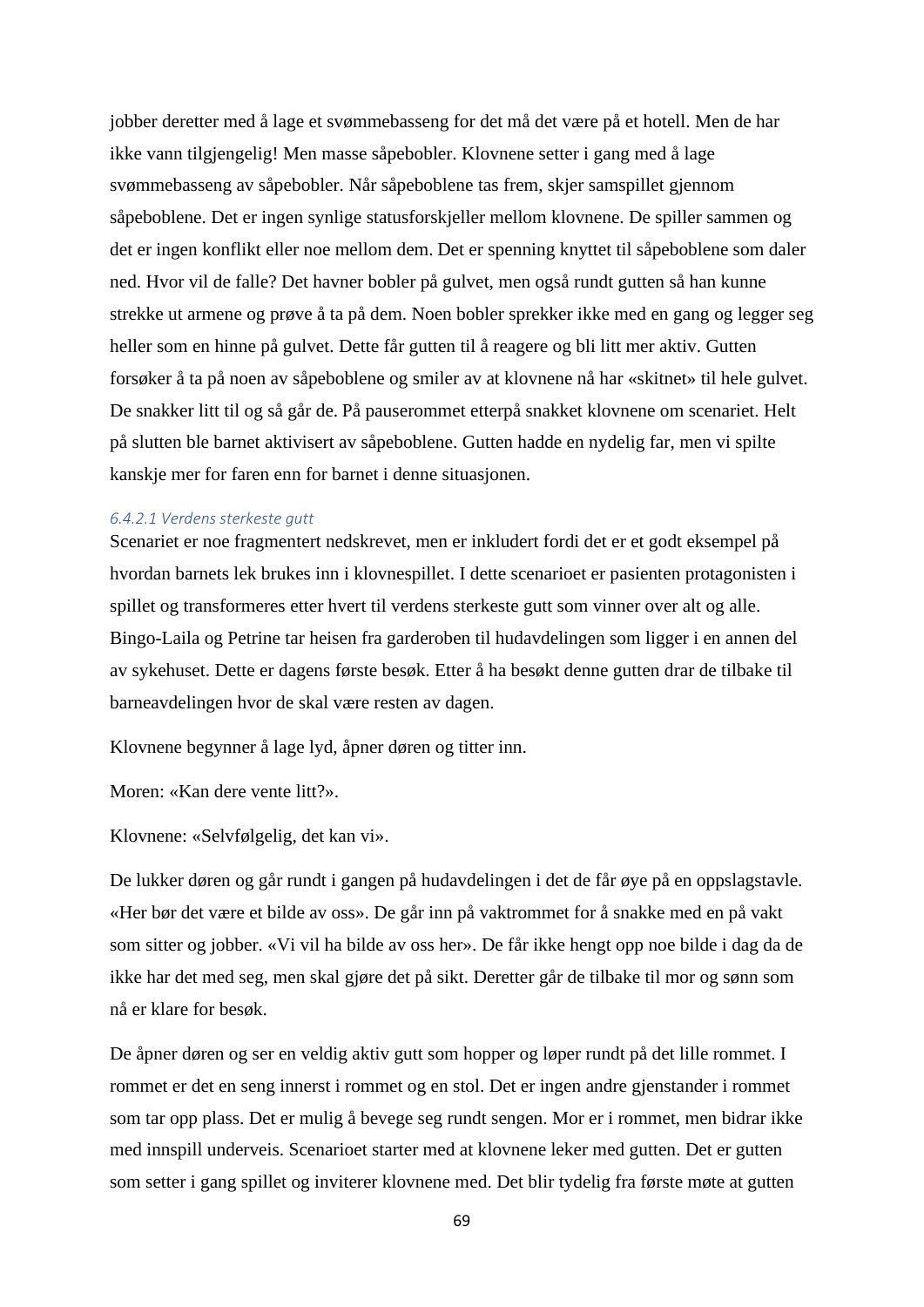jobber deretter med å lage et svømmebasseng for det må det være på et hotell. Men de har ikke vann tilgjengelig! Men masse såpebobler. Klovnene setter i gang med å lage svømmebasseng av såpebobler. Når såpeboblene tas frem, skjer samspillet gjennom såpeboblene. Det er ingen synlige statusforskjeller mellom klovnene. De spiller sammen og det er ingen konflikt eller noe mellom dem. Det er spenning knyttet til såpeboblene som daler ned. Hvor vil de falle? Det havner bobler på gulvet, men også rundt gutten så han kunne strekke ut armene og prøve å ta på dem. Noen bobler sprekker ikke med en gang og legger seg heller som en hinne på gulvet. Dette får gutten til å reagere og bli litt mer aktiv. Gutten forsøker å ta på noen av såpeboblene og smiler av at klovnene nå har «skitnet» til hele gulvet. De snakker litt til og så går de. På pauserommet etterpå snakket klovnene om scenariet. Helt på slutten ble barnet aktivisert av såpeboblene. Gutten hadde en nydelig far, men vi spilte kanskje mer for faren enn for barnet i denne situasjonen.

#### 6.4.2.1 Verdens sterkeste gutt

Scenariet er noe fragmentert nedskrevet, men er inkludert fordi det er et godt eksempel på hvordan barnets lek brukes inn i klovnespillet. I dette scenarioet er pasienten protagonisten i spillet og transformeres etter hvert til verdens sterkeste gutt som vinner over alt og alle. Bingo-Laila og Petrine tar heisen fra garderoben til hudavdelingen som ligger i en annen del av sykehuset. Dette er dagens første besøk. Etter å ha besøkt denne gutten drar de tilbake til barneavdelingen hvor de skal være resten av dagen.

Klovnene begynner å lage lyd, åpner døren og titter inn.

Moren: «Kan dere vente litt?».

Klovnene: «Selvfølgelig, det kan vi».

De lukker døren og går rundt i gangen på hudavdelingen i det de får øye på en oppslagstavle. «Her bør det være et bilde av oss». De går inn på vaktrommet for å snakke med en på vakt som sitter og jobber. «Vi vil ha bilde av oss her». De får ikke hengt opp noe bilde i dag da de ikke har det med seg, men skal gjøre det på sikt. Deretter går de tilbake til mor og sønn som nå er klare for besøk.

De åpner døren og ser en veldig aktiv gutt som hopper og løper rundt på det lille rommet. I rommet er det en seng innerst i rommet og en stol. Det er ingen andre gjenstander i rommet som tar opp plass. Det er mulig å bevege seg rundt sengen. Mor er i rommet, men bidrar ikke med innspill underveis. Scenarioet starter med at klovnene leker med gutten. Det er gutten som setter i gang spillet og inviterer klovnene med. Det blir tydelig fra første møte at gutten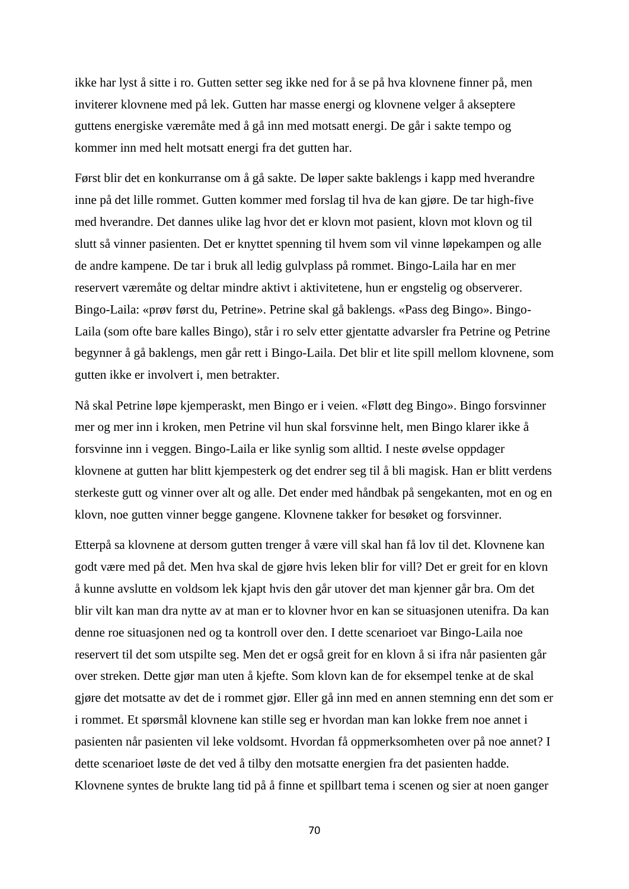ikke har lyst å sitte i ro. Gutten setter seg ikke ned for å se på hva klovnene finner på, men inviterer klovnene med på lek. Gutten har masse energi og klovnene velger å akseptere guttens energiske væremåte med å gå inn med motsatt energi. De går i sakte tempo og kommer inn med helt motsatt energi fra det gutten har.

Først blir det en konkurranse om å gå sakte. De løper sakte baklengs i kapp med hverandre inne på det lille rommet. Gutten kommer med forslag til hva de kan gjøre. De tar high-five med hverandre. Det dannes ulike lag hvor det er klovn mot pasient, klovn mot klovn og til slutt så vinner pasienten. Det er knyttet spenning til hvem som vil vinne løpekampen og alle de andre kampene. De tar i bruk all ledig gulvplass på rommet. Bingo-Laila har en mer reservert væremåte og deltar mindre aktivt i aktivitetene, hun er engstelig og observerer. Bingo-Laila: «prøv først du, Petrine». Petrine skal gå baklengs. «Pass deg Bingo». Bingo-Laila (som ofte bare kalles Bingo), står i ro selv etter gjentatte advarsler fra Petrine og Petrine begynner å gå baklengs, men går rett i Bingo-Laila. Det blir et lite spill mellom klovnene, som gutten ikke er involvert i, men betrakter.

Nå skal Petrine løpe kjemperaskt, men Bingo er i veien. «Fløtt deg Bingo». Bingo forsvinner mer og mer inn i kroken, men Petrine vil hun skal forsvinne helt, men Bingo klarer ikke å forsvinne inn i veggen. Bingo-Laila er like synlig som alltid. I neste øvelse oppdager klovnene at gutten har blitt kjempesterk og det endrer seg til å bli magisk. Han er blitt verdens sterkeste gutt og vinner over alt og alle. Det ender med håndbak på sengekanten, mot en og en klovn, noe gutten vinner begge gangene. Klovnene takker for besøket og forsvinner.

Etterpå sa klovnene at dersom gutten trenger å være vill skal han få lov til det. Klovnene kan godt være med på det. Men hva skal de gjøre hvis leken blir for vill? Det er greit for en klovn å kunne avslutte en voldsom lek kjapt hvis den går utover det man kjenner går bra. Om det blir vilt kan man dra nytte av at man er to klovner hvor en kan se situasjonen utenifra. Da kan denne roe situasjonen ned og ta kontroll over den. I dette scenarioet var Bingo-Laila noe reservert til det som utspilte seg. Men det er også greit for en klovn å si ifra når pasienten går over streken. Dette gjør man uten å kjefte. Som klovn kan de for eksempel tenke at de skal gjøre det motsatte av det de i rommet gjør. Eller gå inn med en annen stemning enn det som er i rommet. Et spørsmål klovnene kan stille seg er hvordan man kan lokke frem noe annet i pasienten når pasienten vil leke voldsomt. Hvordan få oppmerksomheten over på noe annet? I dette scenarioet løste de det ved å tilby den motsatte energien fra det pasienten hadde. Klovnene syntes de brukte lang tid på å finne et spillbart tema i scenen og sier at noen ganger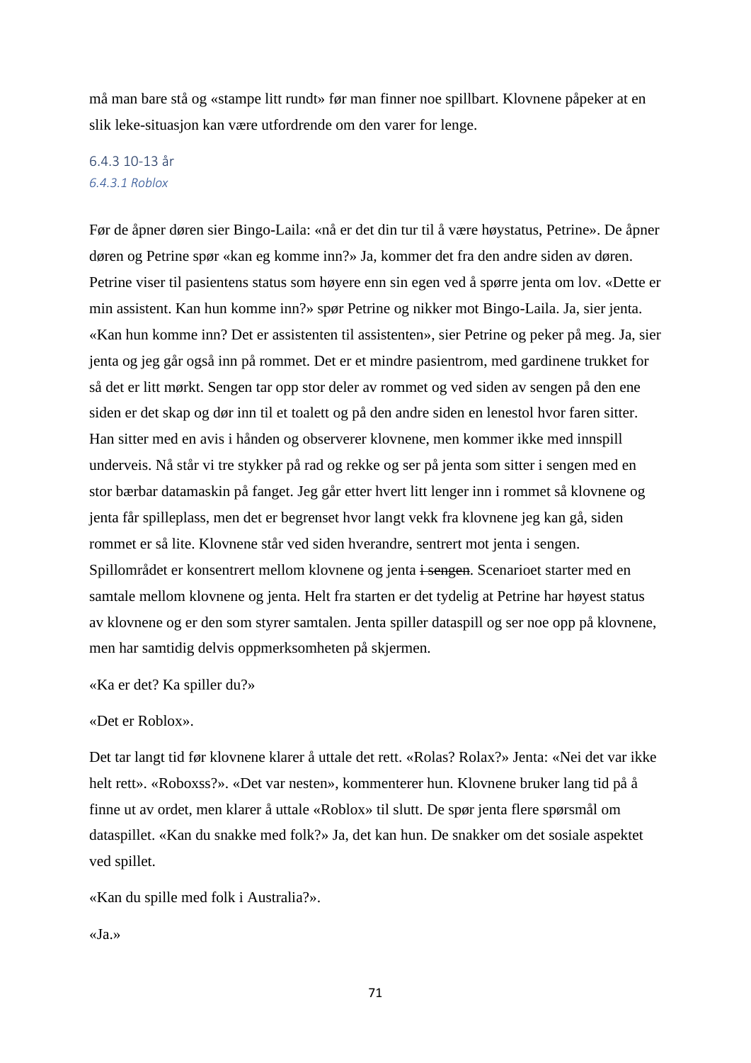må man bare stå og «stampe litt rundt» før man finner noe spillbart. Klovnene påpeker at en slik leke-situasjon kan være utfordrende om den varer for lenge.

### 6.4.3 10-13 år

#### *6.4.3.1 Roblox*

Før de åpner døren sier Bingo-Laila: «nå er det din tur til å være høystatus, Petrine». De åpner døren og Petrine spør «kan eg komme inn?» Ja, kommer det fra den andre siden av døren. Petrine viser til pasientens status som høyere enn sin egen ved å spørre jenta om lov. «Dette er min assistent. Kan hun komme inn?» spør Petrine og nikker mot Bingo-Laila. Ja, sier jenta. «Kan hun komme inn? Det er assistenten til assistenten», sier Petrine og peker på meg. Ja, sier jenta og jeg går også inn på rommet. Det er et mindre pasientrom, med gardinene trukket for så det er litt mørkt. Sengen tar opp stor deler av rommet og ved siden av sengen på den ene siden er det skap og dør inn til et toalett og på den andre siden en lenestol hvor faren sitter. Han sitter med en avis i hånden og observerer klovnene, men kommer ikke med innspill underveis. Nå står vi tre stykker på rad og rekke og ser på jenta som sitter i sengen med en stor bærbar datamaskin på fanget. Jeg går etter hvert litt lenger inn i rommet så klovnene og jenta får spilleplass, men det er begrenset hvor langt vekk fra klovnene jeg kan gå, siden rommet er så lite. Klovnene står ved siden hverandre, sentrert mot jenta i sengen. Spillområdet er konsentrert mellom klovnene og jenta ~~i sengen~~. Scenarioet starter med en samtale mellom klovnene og jenta. Helt fra starten er det tydelig at Petrine har høyest status av klovnene og er den som styrer samtalen. Jenta spiller dataspill og ser noe opp på klovnene, men har samtidig delvis oppmerksomheten på skjermen.

«Ka er det? Ka spiller du?»

«Det er Roblox».

Det tar langt tid før klovnene klarer å uttale det rett. «Rolas? Rolax?» Jenta: «Nei det var ikke helt rett». «Roboxss?». «Det var nesten», kommenterer hun. Klovnene bruker lang tid på å finne ut av ordet, men klarer å uttale «Roblox» til slutt. De spør jenta flere spørsmål om dataspillet. «Kan du snakke med folk?» Ja, det kan hun. De snakker om det sosiale aspektet ved spillet.

«Kan du spille med folk i Australia?».

«Ja.»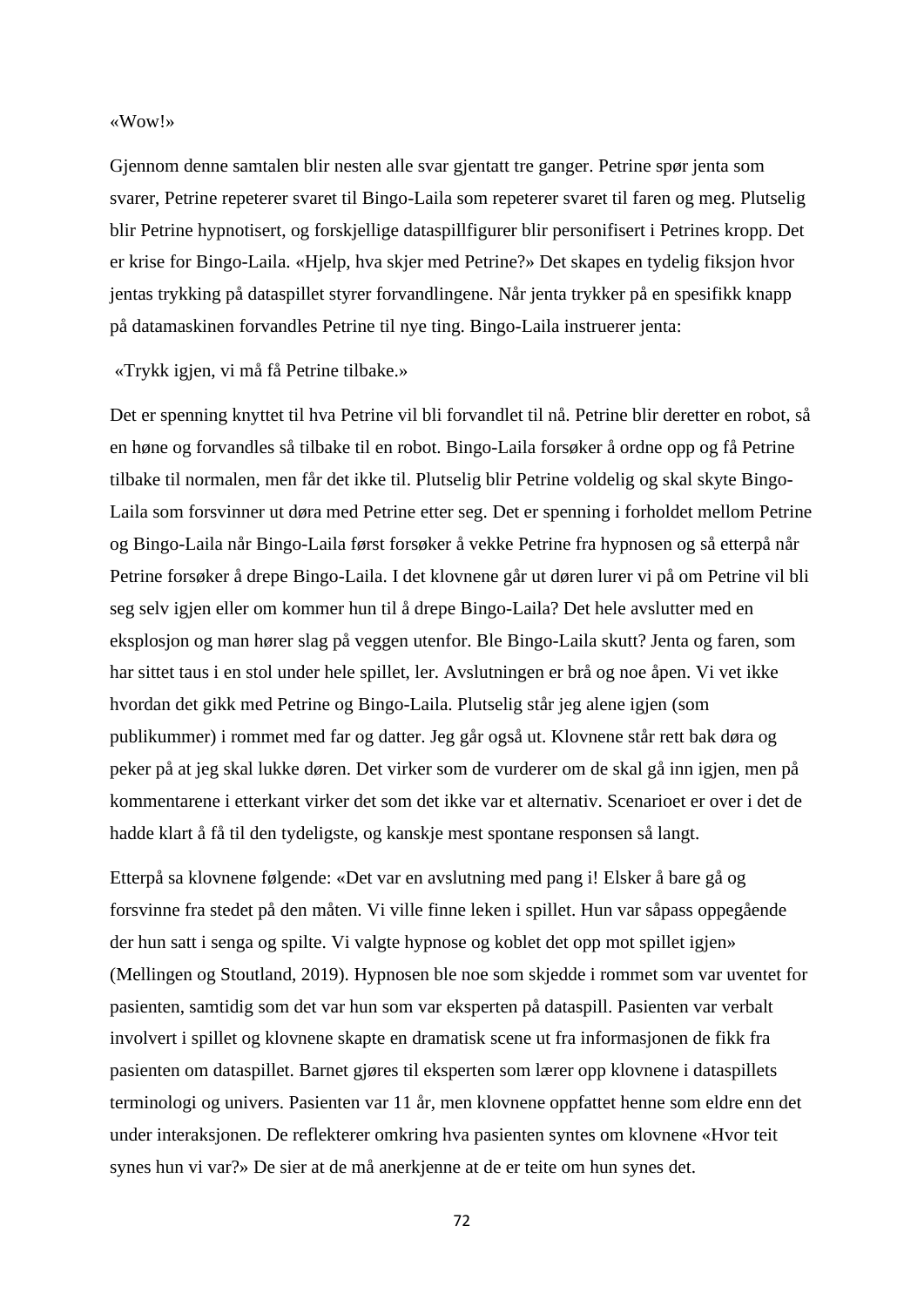«Wow!»

Gjennom denne samtalen blir nesten alle svar gjentatt tre ganger. Petrine spør jenta som svarer, Petrine repeterer svaret til Bingo-Laila som repeterer svaret til faren og meg. Plutselig blir Petrine hypnotisert, og forskjellige dataspillfigurer blir personifisert i Petrines kropp. Det er krise for Bingo-Laila. «Hjelp, hva skjer med Petrine?» Det skapes en tydelig fiksjon hvor jentas trykking på dataspillet styrer forvandlingene. Når jenta trykker på en spesifikk knapp på datamaskinen forvandles Petrine til nye ting. Bingo-Laila instruerer jenta:

«Trykk igjen, vi må få Petrine tilbake.»

Det er spenning knyttet til hva Petrine vil bli forvandlet til nå. Petrine blir deretter en robot, så en høne og forvandles så tilbake til en robot. Bingo-Laila forsøker å ordne opp og få Petrine tilbake til normalen, men får det ikke til. Plutselig blir Petrine voldelig og skal skyte Bingo-Laila som forsvinner ut døra med Petrine etter seg. Det er spenning i forholdet mellom Petrine og Bingo-Laila når Bingo-Laila først forsøker å vekke Petrine fra hypnosen og så etterpå når Petrine forsøker å drepe Bingo-Laila. I det klovnene går ut døren lurer vi på om Petrine vil bli seg selv igjen eller om kommer hun til å drepe Bingo-Laila? Det hele avslutter med en eksplosjon og man hører slag på veggen utenfor. Ble Bingo-Laila skutt? Jenta og faren, som har sittet taus i en stol under hele spillet, ler. Avslutningen er brå og noe åpen. Vi vet ikke hvordan det gikk med Petrine og Bingo-Laila. Plutselig står jeg alene igjen (som publikummer) i rommet med far og datter. Jeg går også ut. Klovnene står rett bak døra og peker på at jeg skal lukke døren. Det virker som de vurderer om de skal gå inn igjen, men på kommentarene i etterkant virker det som det ikke var et alternativ. Scenarioet er over i det de hadde klart å få til den tydeligste, og kanskje mest spontane responsen så langt.

Etterpå sa klovnene følgende: «Det var en avslutning med pang i! Elsker å bare gå og forsvinne fra stedet på den måten. Vi ville finne leken i spillet. Hun var såpass oppegående der hun satt i senga og spilte. Vi valgte hypnose og koblet det opp mot spillet igjen» (Mellingen og Stoutland, 2019). Hypnosen ble noe som skjedde i rommet som var uventet for pasienten, samtidig som det var hun som var eksperten på dataspill. Pasienten var verbalt involvert i spillet og klovnene skapte en dramatisk scene ut fra informasjonen de fikk fra pasienten om dataspillet. Barnet gjøres til eksperten som lærer opp klovnene i dataspillets terminologi og univers. Pasienten var 11 år, men klovnene oppfattet henne som eldre enn det under interaksjonen. De reflekterer omkring hva pasienten syntes om klovnene «Hvor teit synes hun vi var?» De sier at de må anerkjenne at de er teite om hun synes det.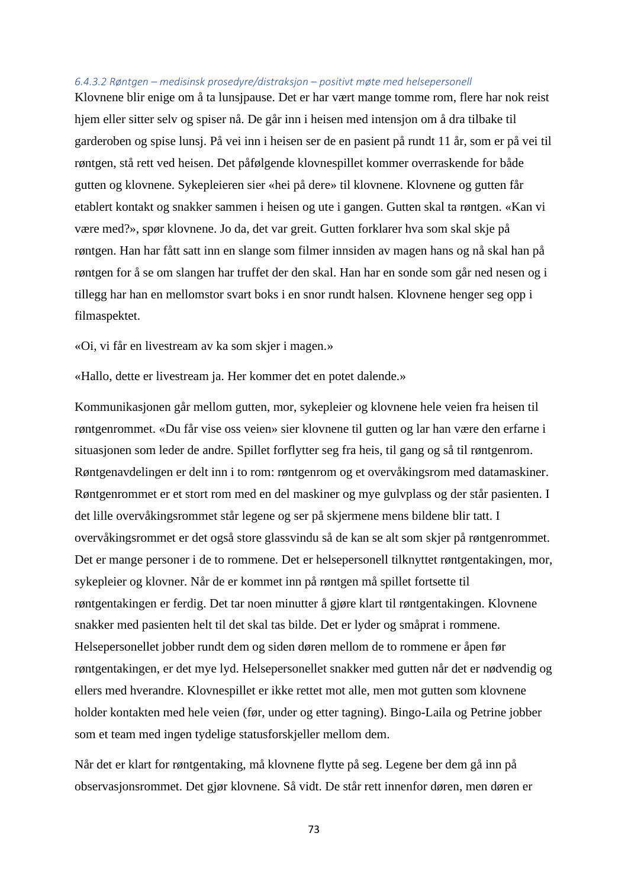#### *6.4.3.2 Røntgen – medisinsk prosedyre/distraksjon – positivt møte med helsepersonell*

Klovnene blir enige om å ta lunsjpause. Det er har vært mange tomme rom, flere har nok reist hjem eller sitter selv og spiser nå. De går inn i heisen med intensjon om å dra tilbake til garderoben og spise lunsj. På vei inn i heisen ser de en pasient på rundt 11 år, som er på vei til røntgen, stå rett ved heisen. Det påfølgende klovnespillet kommer overraskende for både gutten og klovnene. Sykepleieren sier «hei på dere» til klovnene. Klovnene og gutten får etablert kontakt og snakker sammen i heisen og ute i gangen. Gutten skal ta røntgen. «Kan vi være med?», spør klovnene. Jo da, det var greit. Gutten forklarer hva som skal skje på røntgen. Han har fått satt inn en slange som filmer innsiden av magen hans og nå skal han på røntgen for å se om slangen har truffet der den skal. Han har en sonde som går ned nesen og i tillegg har han en mellomstor svart boks i en snor rundt halsen. Klovnene henger seg opp i filmaspektet.

«Oi, vi får en livestream av ka som skjer i magen.»

«Hallo, dette er livestream ja. Her kommer det en potet dalende.»

Kommunikasjonen går mellom gutten, mor, sykepleier og klovnene hele veien fra heisen til røntgenrommet. «Du får vise oss veien» sier klovnene til gutten og lar han være den erfarne i situasjonen som leder de andre. Spillet forflytter seg fra heis, til gang og så til røntgenrom. Røntgenavdelingen er delt inn i to rom: røntgenrom og et overvåkingsrom med datamaskiner. Røntgenrommet er et stort rom med en del maskiner og mye gulvplass og der står pasienten. I det lille overvåkingsrommet står legene og ser på skjermene mens bildene blir tatt. I overvåkingsrommet er det også store glassvindu så de kan se alt som skjer på røntgenrommet. Det er mange personer i de to rommene. Det er helsepersonell tilknyttet røntgentakingen, mor, sykepleier og klovner. Når de er kommet inn på røntgen må spillet fortsette til røntgentakingen er ferdig. Det tar noen minutter å gjøre klart til røntgentakingen. Klovnene snakker med pasienten helt til det skal tas bilde. Det er lyder og småprat i rommene. Helsepersonellet jobber rundt dem og siden døren mellom de to rommene er åpen før røntgentakingen, er det mye lyd. Helsepersonellet snakker med gutten når det er nødvendig og ellers med hverandre. Klovnespillet er ikke rettet mot alle, men mot gutten som klovnene holder kontakten med hele veien (før, under og etter tagning). Bingo-Laila og Petrine jobber som et team med ingen tydelige statusforskjeller mellom dem.

Når det er klart for røntgentaking, må klovnene flytte på seg. Legene ber dem gå inn på observasjonsrommet. Det gjør klovnene. Så vidt. De står rett innenfor døren, men døren er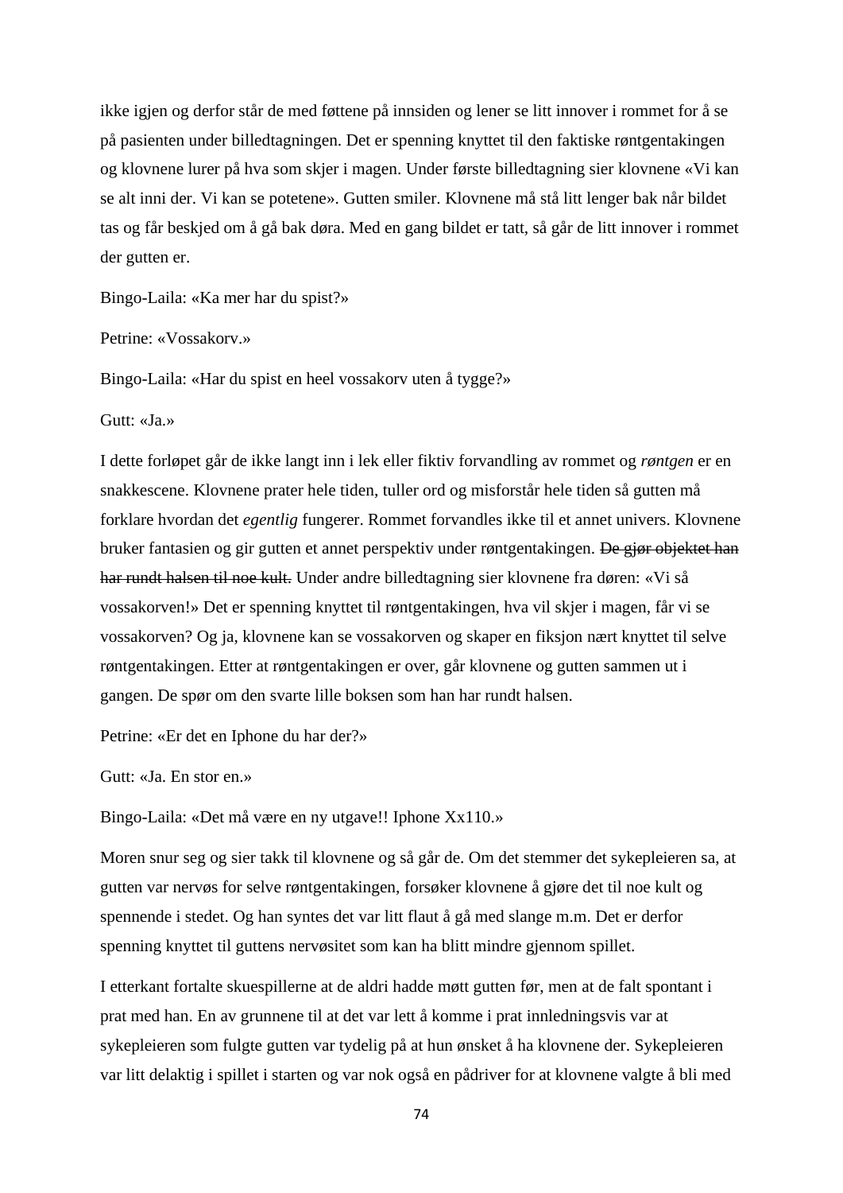ikke igjen og derfor står de med føttene på innsiden og lener se litt innover i rommet for å se på pasienten under billedtagningen. Det er spenning knyttet til den faktiske røntgentakingen og klovnene lurer på hva som skjer i magen. Under første billedtagning sier klovnene «Vi kan se alt inni der. Vi kan se potetene». Gutten smiler. Klovnene må stå litt lenger bak når bildet tas og får beskjed om å gå bak døra. Med en gang bildet er tatt, så går de litt innover i rommet der gutten er.

Bingo-Laila: «Ka mer har du spist?»

Petrine: «Vossakorv.»

Bingo-Laila: «Har du spist en heel vossakorv uten å tygge?»

Gutt: «Ja.»

I dette forløpet går de ikke langt inn i lek eller fiktiv forvandling av rommet og *røntgen* er en snakkescene. Klovnene prater hele tiden, tuller ord og misforstår hele tiden så gutten må forklare hvordan det *egentlig* fungerer. Rommet forvandles ikke til et annet univers. Klovnene bruker fantasien og gir gutten et annet perspektiv under røntgentakingen. ~~De gjør objektet han har rundt halsen til noe kult.~~ Under andre billedtagning sier klovnene fra døren: «Vi så vossakorven!» Det er spenning knyttet til røntgentakingen, hva vil skjer i magen, får vi se vossakorven? Og ja, klovnene kan se vossakorven og skaper en fiksjon nært knyttet til selve røntgentakingen. Etter at røntgentakingen er over, går klovnene og gutten sammen ut i gangen. De spør om den svarte lille boksen som han har rundt halsen.

Petrine: «Er det en Iphone du har der?»

Gutt: «Ja. En stor en.»

Bingo-Laila: «Det må være en ny utgave!! Iphone Xx110.»

Moren snur seg og sier takk til klovnene og så går de. Om det stemmer det sykepleieren sa, at gutten var nervøs for selve røntgentakingen, forsøker klovnene å gjøre det til noe kult og spennende i stedet. Og han syntes det var litt flaut å gå med slange m.m. Det er derfor spenning knyttet til guttens nervøsitet som kan ha blitt mindre gjennom spillet.

I etterkant fortalte skuespillerne at de aldri hadde møtt gutten før, men at de falt spontant i prat med han. En av grunnene til at det var lett å komme i prat innledningsvis var at sykepleieren som fulgte gutten var tydelig på at hun ønsket å ha klovnene der. Sykepleieren var litt delaktig i spillet i starten og var nok også en pådriver for at klovnene valgte å bli med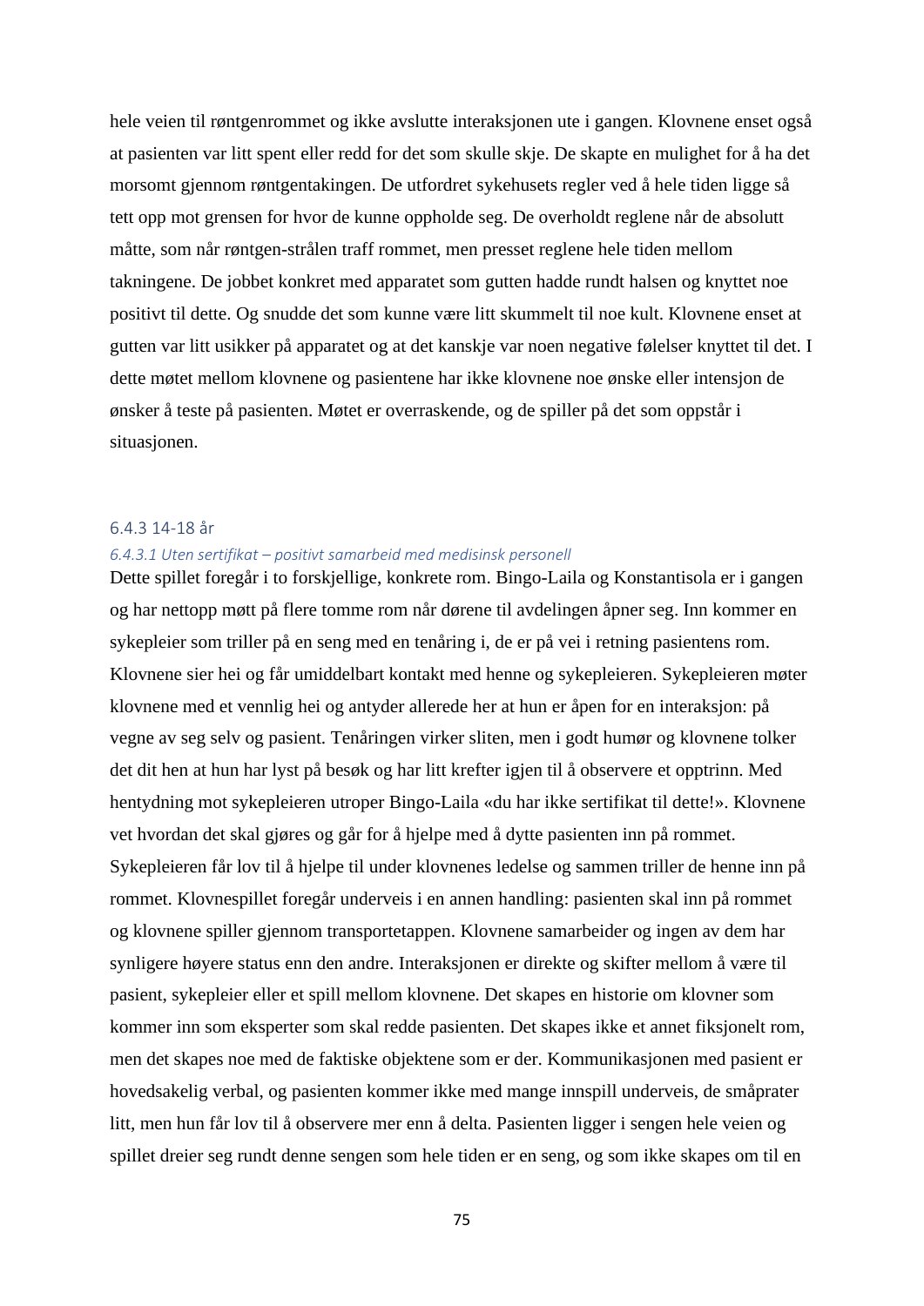hele veien til røntgenrommet og ikke avslutte interaksjonen ute i gangen. Klovnene enset også at pasienten var litt spent eller redd for det som skulle skje. De skapte en mulighet for å ha det morsomt gjennom røntgentakingen. De utfordret sykehusets regler ved å hele tiden ligge så tett opp mot grensen for hvor de kunne oppholde seg. De overholdt reglene når de absolutt måtte, som når røntgen-strålen traff rommet, men presset reglene hele tiden mellom takningene. De jobbet konkret med apparatet som gutten hadde rundt halsen og knyttet noe positivt til dette. Og snudde det som kunne være litt skummelt til noe kult. Klovnene enset at gutten var litt usikker på apparatet og at det kanskje var noen negative følelser knyttet til det. I dette møtet mellom klovnene og pasientene har ikke klovnene noe ønske eller intensjon de ønsker å teste på pasienten. Møtet er overraskende, og de spiller på det som oppstår i situasjonen.

### 6.4.3 14-18 år

#### *6.4.3.1 Uten sertifikat – positivt samarbeid med medisinsk personell*

Dette spillet foregår i to forskjellige, konkrete rom. Bingo-Laila og Konstantisola er i gangen og har nettopp møtt på flere tomme rom når dørene til avdelingen åpner seg. Inn kommer en sykepleier som triller på en seng med en tenåring i, de er på vei i retning pasientens rom. Klovnene sier hei og får umiddelbart kontakt med henne og sykepleieren. Sykepleieren møter klovnene med et vennlig hei og antyder allerede her at hun er åpen for en interaksjon: på vegne av seg selv og pasient. Tenåringen virker sliten, men i godt humør og klovnene tolker det dit hen at hun har lyst på besøk og har litt krefter igjen til å observere et opptrinn. Med hentydning mot sykepleieren utroper Bingo-Laila «du har ikke sertifikat til dette!». Klovnene vet hvordan det skal gjøres og går for å hjelpe med å dytte pasienten inn på rommet. Sykepleieren får lov til å hjelpe til under klovnenes ledelse og sammen triller de henne inn på rommet. Klovnespillet foregår underveis i en annen handling: pasienten skal inn på rommet og klovnene spiller gjennom transportetappen. Klovnene samarbeider og ingen av dem har synligere høyere status enn den andre. Interaksjonen er direkte og skifter mellom å være til pasient, sykepleier eller et spill mellom klovnene. Det skapes en historie om klovner som kommer inn som eksperter som skal redde pasienten. Det skapes ikke et annet fiksjonelt rom, men det skapes noe med de faktiske objektene som er der. Kommunikasjonen med pasient er hovedsakelig verbal, og pasienten kommer ikke med mange innspill underveis, de småprater litt, men hun får lov til å observere mer enn å delta. Pasienten ligger i sengen hele veien og spillet dreier seg rundt denne sengen som hele tiden er en seng, og som ikke skapes om til en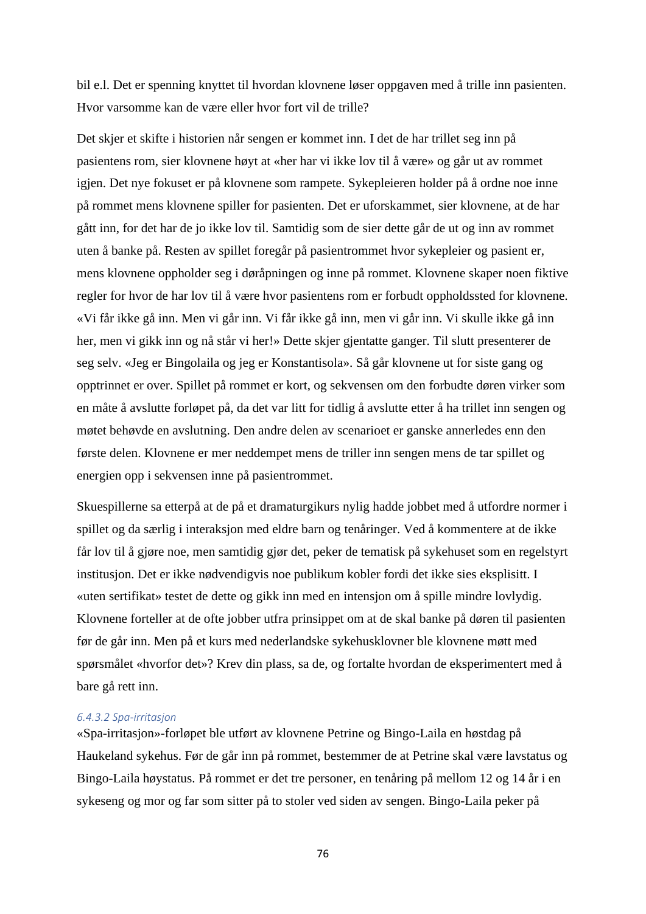bil e.l. Det er spenning knyttet til hvordan klovnene løser oppgaven med å trille inn pasienten. Hvor varsomme kan de være eller hvor fort vil de trille?

Det skjer et skifte i historien når sengen er kommet inn. I det de har trillet seg inn på pasientens rom, sier klovnene høyt at «her har vi ikke lov til å være» og går ut av rommet igjen. Det nye fokuset er på klovnene som rampete. Sykepleieren holder på å ordne noe inne på rommet mens klovnene spiller for pasienten. Det er uforskammet, sier klovnene, at de har gått inn, for det har de jo ikke lov til. Samtidig som de sier dette går de ut og inn av rommet uten å banke på. Resten av spillet foregår på pasientrommet hvor sykepleier og pasient er, mens klovnene oppholder seg i døråpningen og inne på rommet. Klovnene skaper noen fiktive regler for hvor de har lov til å være hvor pasientens rom er forbudt oppholdssted for klovnene. «Vi får ikke gå inn. Men vi går inn. Vi får ikke gå inn, men vi går inn. Vi skulle ikke gå inn her, men vi gikk inn og nå står vi her!» Dette skjer gjentatte ganger. Til slutt presenterer de seg selv. «Jeg er Bingolaila og jeg er Konstantisola». Så går klovnene ut for siste gang og opptrinnet er over. Spillet på rommet er kort, og sekvensen om den forbudte døren virker som en måte å avslutte forløpet på, da det var litt for tidlig å avslutte etter å ha trillet inn sengen og møtet behøvde en avslutning. Den andre delen av scenarioet er ganske annerledes enn den første delen. Klovnene er mer neddempet mens de triller inn sengen mens de tar spillet og energien opp i sekvensen inne på pasientrommet.

Skuespillerne sa etterpå at de på et dramaturgikurs nylig hadde jobbet med å utfordre normer i spillet og da særlig i interaksjon med eldre barn og tenåringer. Ved å kommentere at de ikke får lov til å gjøre noe, men samtidig gjør det, peker de tematisk på sykehuset som en regelstyrt institusjon. Det er ikke nødvendigvis noe publikum kobler fordi det ikke sies eksplisitt. I «uten sertifikat» testet de dette og gikk inn med en intensjon om å spille mindre lovlydig. Klovnene forteller at de ofte jobber utfra prinsippet om at de skal banke på døren til pasienten før de går inn. Men på et kurs med nederlandske sykehusklovner ble klovnene møtt med spørsmålet «hvorfor det»? Krev din plass, sa de, og fortalte hvordan de eksperimentert med å bare gå rett inn.

#### 6.4.3.2 Spa-irritasjon

«Spa-irritasjon»-forløpet ble utført av klovnene Petrine og Bingo-Laila en høstdag på Haukeland sykehus. Før de går inn på rommet, bestemmer de at Petrine skal være lavstatus og Bingo-Laila høystatus. På rommet er det tre personer, en tenåring på mellom 12 og 14 år i sykeseng og mor og far som sitter på to stoler ved siden av sengen. Bingo-Laila peker på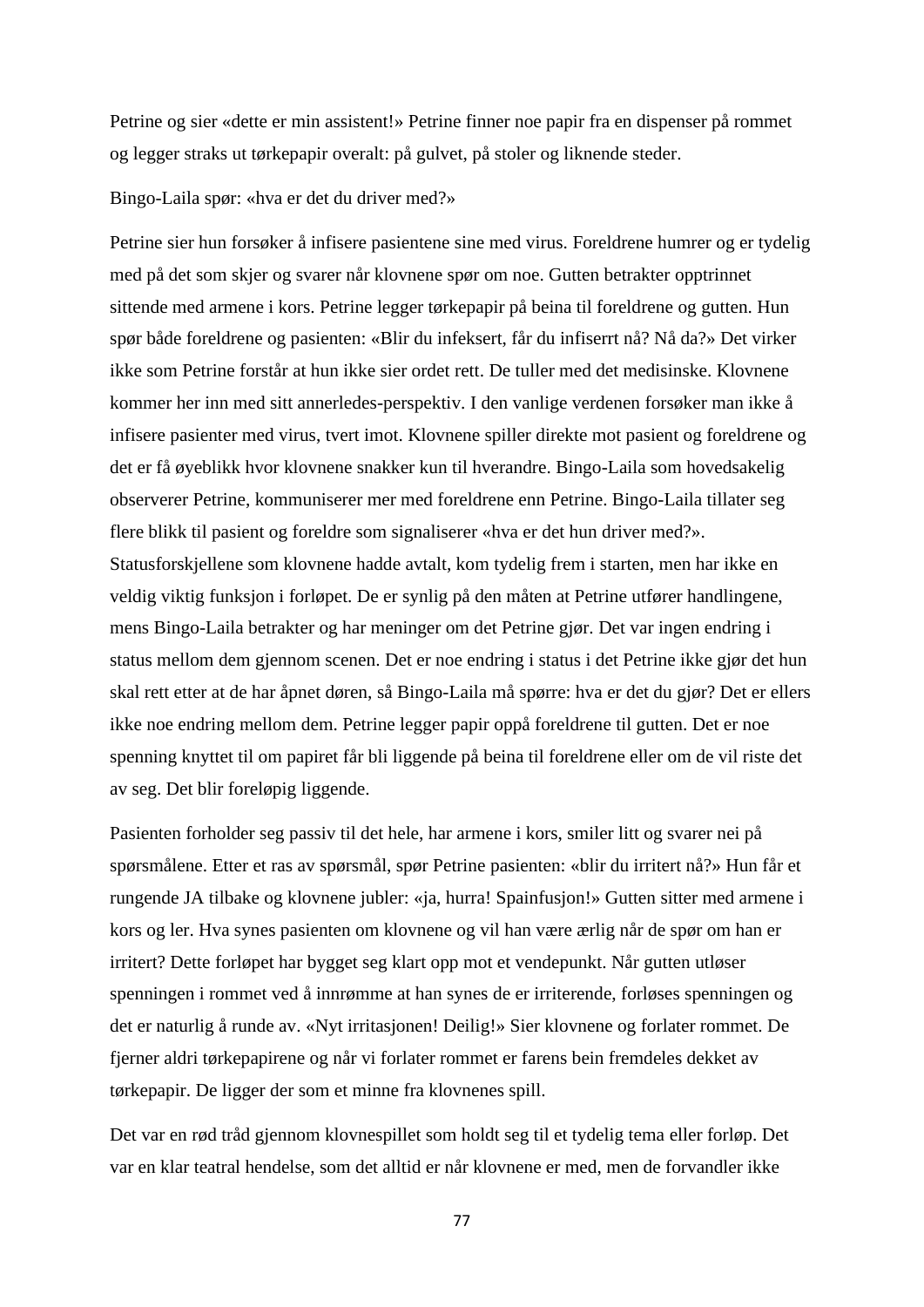Petrine og sier «dette er min assistent!» Petrine finner noe papir fra en dispenser på rommet og legger straks ut tørkepapir overalt: på gulvet, på stoler og liknende steder.

Bingo-Laila spør: «hva er det du driver med?»

Petrine sier hun forsøker å infisere pasientene sine med virus. Foreldrene humrer og er tydelig med på det som skjer og svarer når klovnene spør om noe. Gutten betrakter opptrinnet sittende med armene i kors. Petrine legger tørkepapir på beina til foreldrene og gutten. Hun spør både foreldrene og pasienten: «Blir du infeksert, får du infiserrt nå? Nå da?» Det virker ikke som Petrine forstår at hun ikke sier ordet rett. De tuller med det medisinske. Klovnene kommer her inn med sitt annerledes-perspektiv. I den vanlige verdenen forsøker man ikke å infisere pasienter med virus, tvert imot. Klovnene spiller direkte mot pasient og foreldrene og det er få øyeblikk hvor klovnene snakker kun til hverandre. Bingo-Laila som hovedsakelig observerer Petrine, kommuniserer mer med foreldrene enn Petrine. Bingo-Laila tillater seg flere blikk til pasient og foreldre som signaliserer «hva er det hun driver med?». Statusforskjellene som klovnene hadde avtalt, kom tydelig frem i starten, men har ikke en veldig viktig funksjon i forløpet. De er synlig på den måten at Petrine utfører handlingene, mens Bingo-Laila betrakter og har meninger om det Petrine gjør. Det var ingen endring i status mellom dem gjennom scenen. Det er noe endring i status i det Petrine ikke gjør det hun skal rett etter at de har åpnet døren, så Bingo-Laila må spørre: hva er det du gjør? Det er ellers ikke noe endring mellom dem. Petrine legger papir oppå foreldrene til gutten. Det er noe spenning knyttet til om papiret får bli liggende på beina til foreldrene eller om de vil riste det av seg. Det blir foreløpig liggende.

Pasienten forholder seg passiv til det hele, har armene i kors, smiler litt og svarer nei på spørsmålene. Etter et ras av spørsmål, spør Petrine pasienten: «blir du irritert nå?» Hun får et rungende JA tilbake og klovnene jubler: «ja, hurra! Spainfusjon!» Gutten sitter med armene i kors og ler. Hva synes pasienten om klovnene og vil han være ærlig når de spør om han er irritert? Dette forløpet har bygget seg klart opp mot et vendepunkt. Når gutten utløser spenningen i rommet ved å innrømme at han synes de er irriterende, forløses spenningen og det er naturlig å runde av. «Nyt irritasjonen! Deilig!» Sier klovnene og forlater rommet. De fjerner aldri tørkepapirene og når vi forlater rommet er farens bein fremdeles dekket av tørkepapir. De ligger der som et minne fra klovnenes spill.

Det var en rød tråd gjennom klovnespillet som holdt seg til et tydelig tema eller forløp. Det var en klar teatral hendelse, som det alltid er når klovnene er med, men de forvandler ikke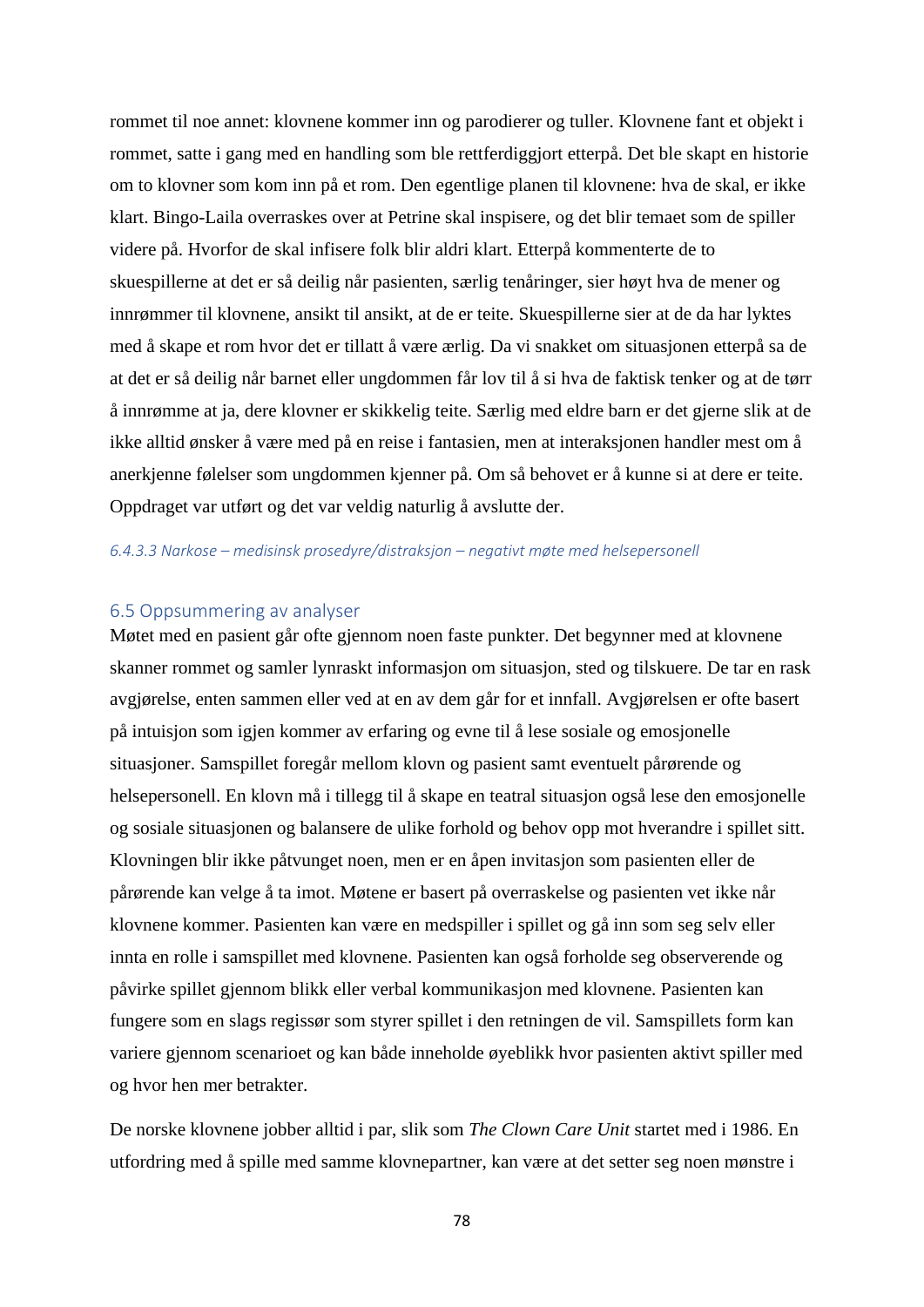rommet til noe annet: klovnene kommer inn og parodierer og tuller. Klovnene fant et objekt i rommet, satte i gang med en handling som ble rettferdiggjort etterpå. Det ble skapt en historie om to klovner som kom inn på et rom. Den egentlige planen til klovnene: hva de skal, er ikke klart. Bingo-Laila overraskes over at Petrine skal inspisere, og det blir temaet som de spiller videre på. Hvorfor de skal infisere folk blir aldri klart. Etterpå kommenterte de to skuespillerne at det er så deilig når pasienten, særlig tenåringer, sier høyt hva de mener og innrømmer til klovnene, ansikt til ansikt, at de er teite. Skuespillerne sier at de da har lyktes med å skape et rom hvor det er tillatt å være ærlig. Da vi snakket om situasjonen etterpå sa de at det er så deilig når barnet eller ungdommen får lov til å si hva de faktisk tenker og at de tørr å innrømme at ja, dere klovner er skikkelig teite. Særlig med eldre barn er det gjerne slik at de ikke alltid ønsker å være med på en reise i fantasien, men at interaksjonen handler mest om å anerkjenne følelser som ungdommen kjenner på. Om så behovet er å kunne si at dere er teite. Oppdraget var utført og det var veldig naturlig å avslutte der.

#### *6.4.3.3 Narkose – medisinsk prosedyre/distraksjon – negativt møte med helsepersonell*

## 6.5 Oppsummering av analyser

Møtet med en pasient går ofte gjennom noen faste punkter. Det begynner med at klovnene skanner rommet og samler lynraskt informasjon om situasjon, sted og tilskuere. De tar en rask avgjørelse, enten sammen eller ved at en av dem går for et innfall. Avgjørelsen er ofte basert på intuisjon som igjen kommer av erfaring og evne til å lese sosiale og emosjonelle situasjoner. Samspillet foregår mellom klovn og pasient samt eventuelt pårørende og helsepersonell. En klovn må i tillegg til å skape en teatral situasjon også lese den emosjonelle og sosiale situasjonen og balansere de ulike forhold og behov opp mot hverandre i spillet sitt. Klovningen blir ikke påtvunget noen, men er en åpen invitasjon som pasienten eller de pårørende kan velge å ta imot. Møtene er basert på overraskelse og pasienten vet ikke når klovnene kommer. Pasienten kan være en medspiller i spillet og gå inn som seg selv eller innta en rolle i samspillet med klovnene. Pasienten kan også forholde seg observerende og påvirke spillet gjennom blikk eller verbal kommunikasjon med klovnene. Pasienten kan fungere som en slags regissør som styrer spillet i den retningen de vil. Samspillets form kan variere gjennom scenarioet og kan både inneholde øyeblikk hvor pasienten aktivt spiller med og hvor hen mer betrakter.

De norske klovnene jobber alltid i par, slik som *The Clown Care Unit* startet med i 1986. En utfordring med å spille med samme klovnepartner, kan være at det setter seg noen mønstre i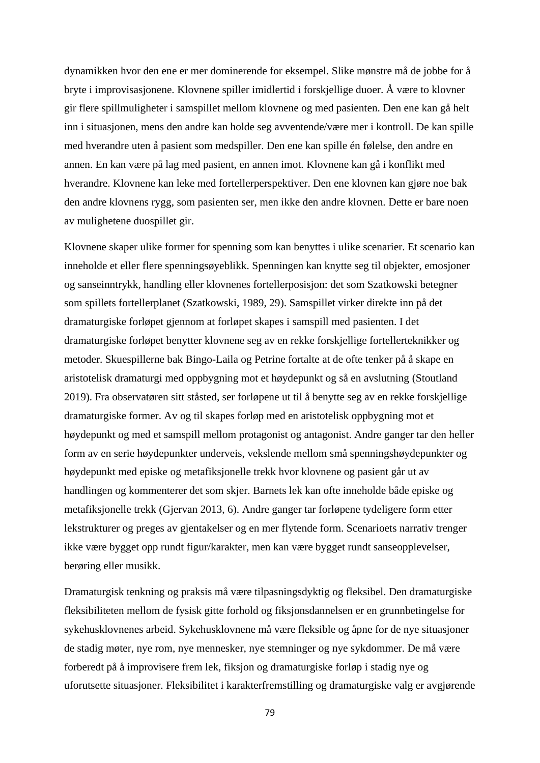dynamikken hvor den ene er mer dominerende for eksempel. Slike mønstre må de jobbe for å bryte i improvisasjonene. Klovnene spiller imidlertid i forskjellige duoer. Å være to klovner gir flere spillmuligheter i samspillet mellom klovnene og med pasienten. Den ene kan gå helt inn i situasjonen, mens den andre kan holde seg avventende/være mer i kontroll. De kan spille med hverandre uten å pasient som medspiller. Den ene kan spille én følelse, den andre en annen. En kan være på lag med pasient, en annen imot. Klovnene kan gå i konflikt med hverandre. Klovnene kan leke med fortellerperspektiver. Den ene klovnen kan gjøre noe bak den andre klovnens rygg, som pasienten ser, men ikke den andre klovnen. Dette er bare noen av mulighetene duospillet gir.

Klovnene skaper ulike former for spenning som kan benyttes i ulike scenarier. Et scenario kan inneholde et eller flere spenningsøyeblikk. Spenningen kan knytte seg til objekter, emosjoner og sanseinntrykk, handling eller klovnenes fortellerposisjon: det som Szatkowski betegner som spillets fortellerplanet (Szatkowski, 1989, 29). Samspillet virker direkte inn på det dramaturgiske forløpet gjennom at forløpet skapes i samspill med pasienten. I det dramaturgiske forløpet benytter klovnene seg av en rekke forskjellige fortellerteknikker og metoder. Skuespillerne bak Bingo-Laila og Petrine fortalte at de ofte tenker på å skape en aristotelisk dramaturgi med oppbygning mot et høydepunkt og så en avslutning (Stoutland 2019). Fra observatøren sitt ståsted, ser forløpene ut til å benytte seg av en rekke forskjellige dramaturgiske former. Av og til skapes forløp med en aristotelisk oppbygning mot et høydepunkt og med et samspill mellom protagonist og antagonist. Andre ganger tar den heller form av en serie høydepunkter underveis, vekslende mellom små spenningshøydepunkter og høydepunkt med episke og metafiksjonelle trekk hvor klovnene og pasient går ut av handlingen og kommenterer det som skjer. Barnets lek kan ofte inneholde både episke og metafiksjonelle trekk (Gjervan 2013, 6). Andre ganger tar forløpene tydeligere form etter lekstrukturer og preges av gjentakelser og en mer flytende form. Scenarioets narrativ trenger ikke være bygget opp rundt figur/karakter, men kan være bygget rundt sanseopplevelser, berøring eller musikk.

Dramaturgisk tenkning og praksis må være tilpasningsdyktig og fleksibel. Den dramaturgiske fleksibiliteten mellom de fysisk gitte forhold og fiksjonsdannelsen er en grunnbetingelse for sykehusklovnenes arbeid. Sykehusklovnene må være fleksible og åpne for de nye situasjoner de stadig møter, nye rom, nye mennesker, nye stemninger og nye sykdommer. De må være forberedt på å improvisere frem lek, fiksjon og dramaturgiske forløp i stadig nye og uforutsette situasjoner. Fleksibilitet i karakterfremstilling og dramaturgiske valg er avgjørende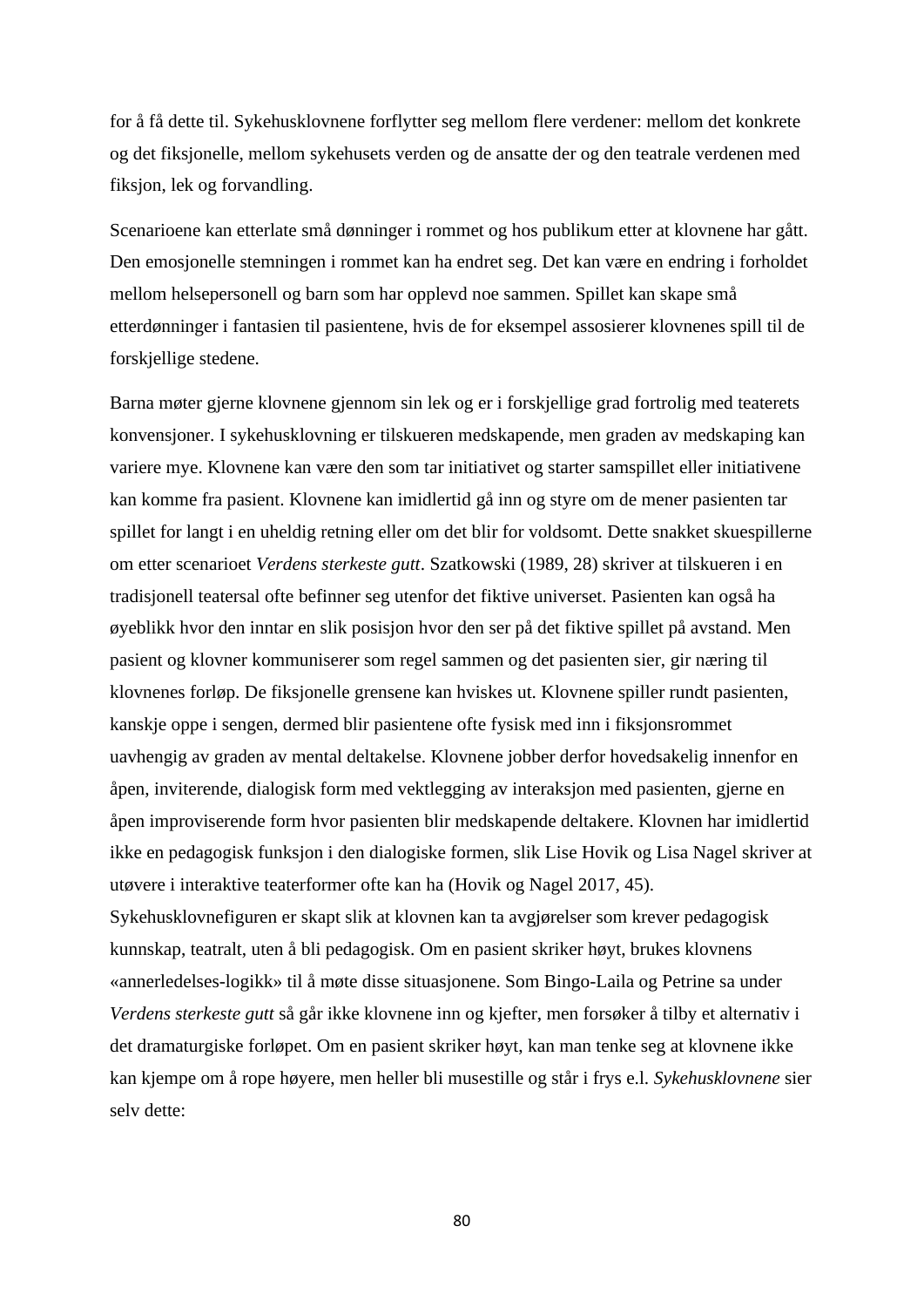for å få dette til. Sykehusklovnene forflytter seg mellom flere verdener: mellom det konkrete og det fiksjonelle, mellom sykehusets verden og de ansatte der og den teatrale verdenen med fiksjon, lek og forvandling.

Scenarioene kan etterlate små dønninger i rommet og hos publikum etter at klovnene har gått. Den emosjonelle stemningen i rommet kan ha endret seg. Det kan være en endring i forholdet mellom helsepersonell og barn som har opplevd noe sammen. Spillet kan skape små etterdønninger i fantasien til pasientene, hvis de for eksempel assosierer klovnenes spill til de forskjellige stedene.

Barna møter gjerne klovnene gjennom sin lek og er i forskjellige grad fortrolig med teaterets konvensjoner. I sykehusklovning er tilskueren medskapende, men graden av medskaping kan variere mye. Klovnene kan være den som tar initiativet og starter samspillet eller initiativene kan komme fra pasient. Klovnene kan imidlertid gå inn og styre om de mener pasienten tar spillet for langt i en uheldig retning eller om det blir for voldsomt. Dette snakket skuespillerne om etter scenarioet *Verdens sterkeste gutt*. Szatkowski (1989, 28) skriver at tilskueren i en tradisjonell teatersal ofte befinner seg utenfor det fiktive universet. Pasienten kan også ha øyeblikk hvor den inntar en slik posisjon hvor den ser på det fiktive spillet på avstand. Men pasient og klovner kommuniserer som regel sammen og det pasienten sier, gir næring til klovnenes forløp. De fiksjonelle grensene kan hviskes ut. Klovnene spiller rundt pasienten, kanskje oppe i sengen, dermed blir pasientene ofte fysisk med inn i fiksjonsrommet uavhengig av graden av mental deltakelse. Klovnene jobber derfor hovedsakelig innenfor en åpen, inviterende, dialogisk form med vektlegging av interaksjon med pasienten, gjerne en åpen improviserende form hvor pasienten blir medskapende deltakere. Klovnen har imidlertid ikke en pedagogisk funksjon i den dialogiske formen, slik Lise Hovik og Lisa Nagel skriver at utøvere i interaktive teaterformer ofte kan ha (Hovik og Nagel 2017, 45). Sykehusklovnefiguren er skapt slik at klovnen kan ta avgjørelser som krever pedagogisk kunnskap, teatralt, uten å bli pedagogisk. Om en pasient skriker høyt, brukes klovnens «annerledelses-logikk» til å møte disse situasjonene. Som Bingo-Laila og Petrine sa under *Verdens sterkeste gutt* så går ikke klovnene inn og kjefter, men forsøker å tilby et alternativ i det dramaturgiske forløpet. Om en pasient skriker høyt, kan man tenke seg at klovnene ikke kan kjempe om å rope høyere, men heller bli musestille og står i frys e.l. *Sykehusklovnene* sier selv dette: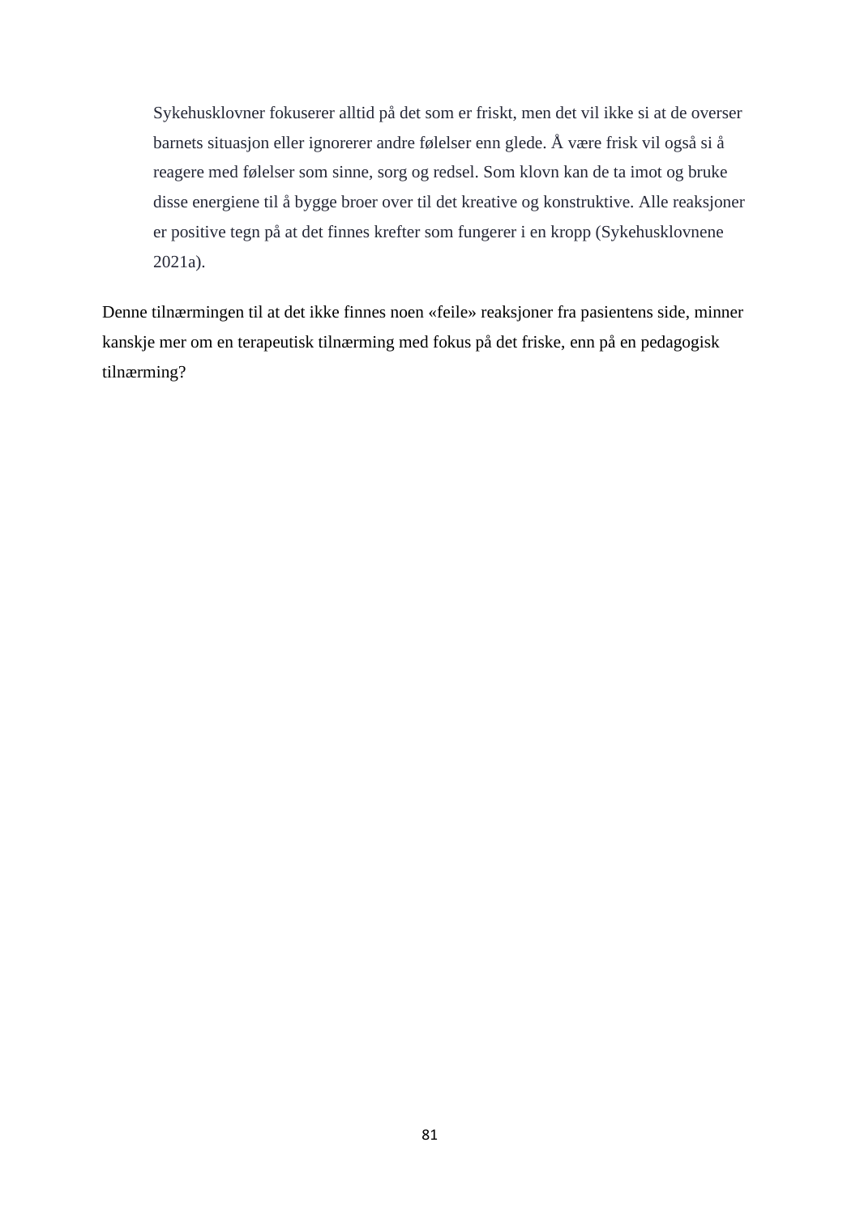> Sykehusklovner fokuserer alltid på det som er friskt, men det vil ikke si at de overser barnets situasjon eller ignorerer andre følelser enn glede. Å være frisk vil også si å reagere med følelser som sinne, sorg og redsel. Som klovn kan de ta imot og bruke disse energiene til å bygge broer over til det kreative og konstruktive. Alle reaksjoner er positive tegn på at det finnes krefter som fungerer i en kropp (Sykehusklovnene 2021a).

Denne tilnærmingen til at det ikke finnes noen «feile» reaksjoner fra pasientens side, minner kanskje mer om en terapeutisk tilnærming med fokus på det friske, enn på en pedagogisk tilnærming?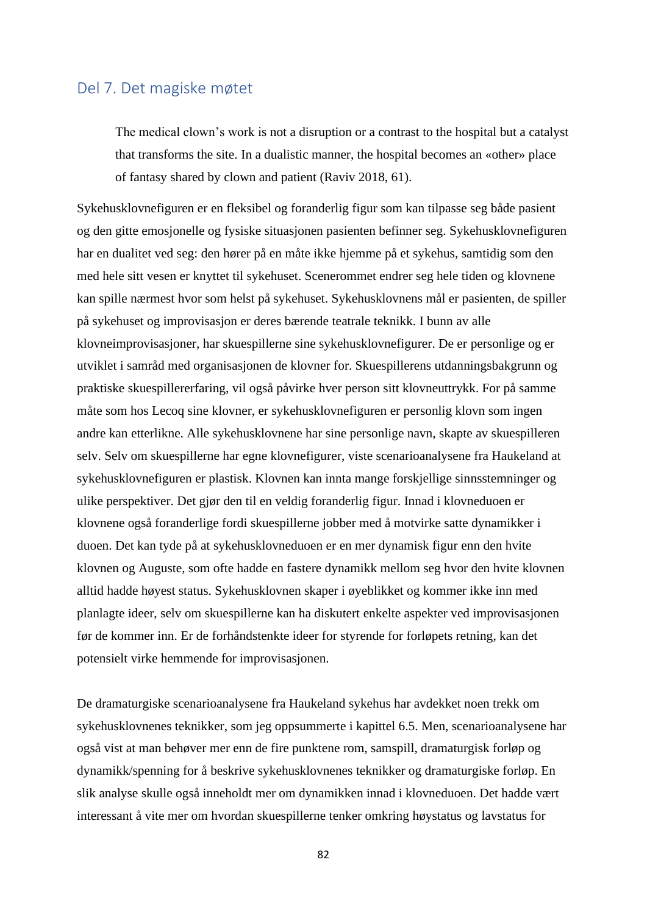## Del 7. Det magiske møtet

> The medical clown's work is not a disruption or a contrast to the hospital but a catalyst that transforms the site. In a dualistic manner, the hospital becomes an «other» place of fantasy shared by clown and patient (Raviv 2018, 61).

Sykehusklovnefiguren er en fleksibel og foranderlig figur som kan tilpasse seg både pasient og den gitte emosjonelle og fysiske situasjonen pasienten befinner seg. Sykehusklovnefiguren har en dualitet ved seg: den hører på en måte ikke hjemme på et sykehus, samtidig som den med hele sitt vesen er knyttet til sykehuset. Scenerommet endrer seg hele tiden og klovnene kan spille nærmest hvor som helst på sykehuset. Sykehusklovnens mål er pasienten, de spiller på sykehuset og improvisasjon er deres bærende teatrale teknikk. I bunn av alle klovneimprovisasjoner, har skuespillerne sine sykehusklovnefigurer. De er personlige og er utviklet i samråd med organisasjonen de klovner for. Skuespillerens utdanningsbakgrunn og praktiske skuespillererfaring, vil også påvirke hver person sitt klovneuttrykk. For på samme måte som hos Lecoq sine klovner, er sykehusklovnefiguren er personlig klovn som ingen andre kan etterlikne. Alle sykehusklovnene har sine personlige navn, skapte av skuespilleren selv. Selv om skuespillerne har egne klovnefigurer, viste scenarioanalysene fra Haukeland at sykehusklovnefiguren er plastisk. Klovnen kan innta mange forskjellige sinnsstemninger og ulike perspektiver. Det gjør den til en veldig foranderlig figur. Innad i klovneduoen er klovnene også foranderlige fordi skuespillerne jobber med å motvirke satte dynamikker i duoen. Det kan tyde på at sykehusklovneduoen er en mer dynamisk figur enn den hvite klovnen og Auguste, som ofte hadde en fastere dynamikk mellom seg hvor den hvite klovnen alltid hadde høyest status. Sykehusklovnen skaper i øyeblikket og kommer ikke inn med planlagte ideer, selv om skuespillerne kan ha diskutert enkelte aspekter ved improvisasjonen før de kommer inn. Er de forhåndstenkte ideer for styrende for forløpets retning, kan det potensielt virke hemmende for improvisasjonen.

De dramaturgiske scenarioanalysene fra Haukeland sykehus har avdekket noen trekk om sykehusklovnenes teknikker, som jeg oppsummerte i kapittel 6.5. Men, scenarioanalysene har også vist at man behøver mer enn de fire punktene rom, samspill, dramaturgisk forløp og dynamikk/spenning for å beskrive sykehusklovnenes teknikker og dramaturgiske forløp. En slik analyse skulle også inneholdt mer om dynamikken innad i klovneduoen. Det hadde vært interessant å vite mer om hvordan skuespillerne tenker omkring høystatus og lavstatus for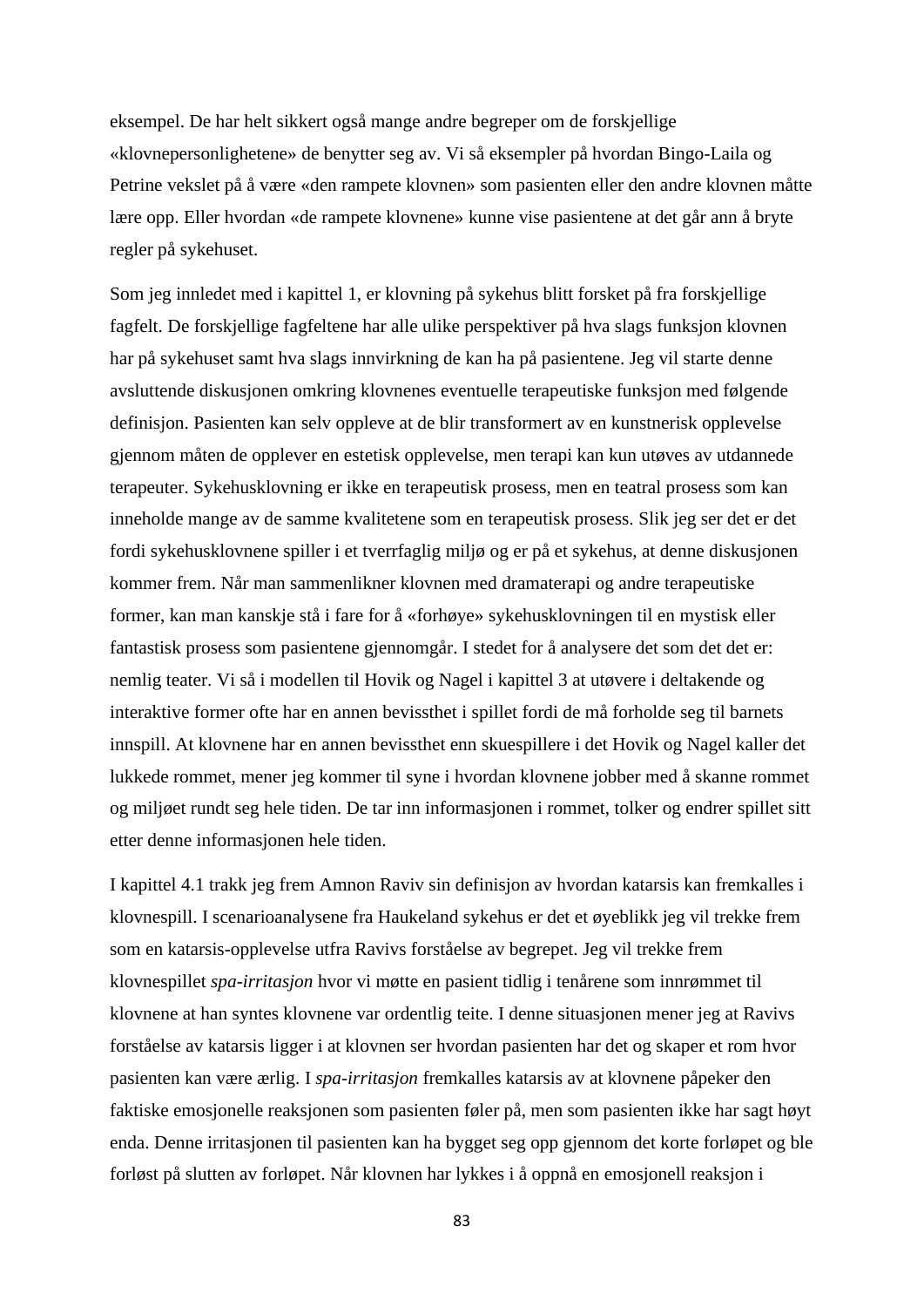eksempel. De har helt sikkert også mange andre begreper om de forskjellige «klovnepersonlighetene» de benytter seg av. Vi så eksempler på hvordan Bingo-Laila og Petrine vekslet på å være «den rampete klovnen» som pasienten eller den andre klovnen måtte lære opp. Eller hvordan «de rampete klovnene» kunne vise pasientene at det går ann å bryte regler på sykehuset.

Som jeg innledet med i kapittel 1, er klovning på sykehus blitt forsket på fra forskjellige fagfelt. De forskjellige fagfeltene har alle ulike perspektiver på hva slags funksjon klovnen har på sykehuset samt hva slags innvirkning de kan ha på pasientene. Jeg vil starte denne avsluttende diskusjonen omkring klovnenes eventuelle terapeutiske funksjon med følgende definisjon. Pasienten kan selv oppleve at de blir transformert av en kunstnerisk opplevelse gjennom måten de opplever en estetisk opplevelse, men terapi kan kun utøves av utdannede terapeuter. Sykehusklovning er ikke en terapeutisk prosess, men en teatral prosess som kan inneholde mange av de samme kvalitetene som en terapeutisk prosess. Slik jeg ser det er det fordi sykehusklovnene spiller i et tverrfaglig miljø og er på et sykehus, at denne diskusjonen kommer frem. Når man sammenlikner klovnen med dramaterapi og andre terapeutiske former, kan man kanskje stå i fare for å «forhøye» sykehusklovningen til en mystisk eller fantastisk prosess som pasientene gjennomgår. I stedet for å analysere det som det det er: nemlig teater. Vi så i modellen til Hovik og Nagel i kapittel 3 at utøvere i deltakende og interaktive former ofte har en annen bevissthet i spillet fordi de må forholde seg til barnets innspill. At klovnene har en annen bevissthet enn skuespillere i det Hovik og Nagel kaller det lukkede rommet, mener jeg kommer til syne i hvordan klovnene jobber med å skanne rommet og miljøet rundt seg hele tiden. De tar inn informasjonen i rommet, tolker og endrer spillet sitt etter denne informasjonen hele tiden.

I kapittel 4.1 trakk jeg frem Amnon Raviv sin definisjon av hvordan katarsis kan fremkalles i klovnespill. I scenarioanalysene fra Haukeland sykehus er det et øyeblikk jeg vil trekke frem som en katarsis-opplevelse utfra Ravivs forståelse av begrepet. Jeg vil trekke frem klovnespillet *spa-irritasjon* hvor vi møtte en pasient tidlig i tenårene som innrømmet til klovnene at han syntes klovnene var ordentlig teite. I denne situasjonen mener jeg at Ravivs forståelse av katarsis ligger i at klovnen ser hvordan pasienten har det og skaper et rom hvor pasienten kan være ærlig. I *spa-irritasjon* fremkalles katarsis av at klovnene påpeker den faktiske emosjonelle reaksjonen som pasienten føler på, men som pasienten ikke har sagt høyt enda. Denne irritasjonen til pasienten kan ha bygget seg opp gjennom det korte forløpet og ble forløst på slutten av forløpet. Når klovnen har lykkes i å oppnå en emosjonell reaksjon i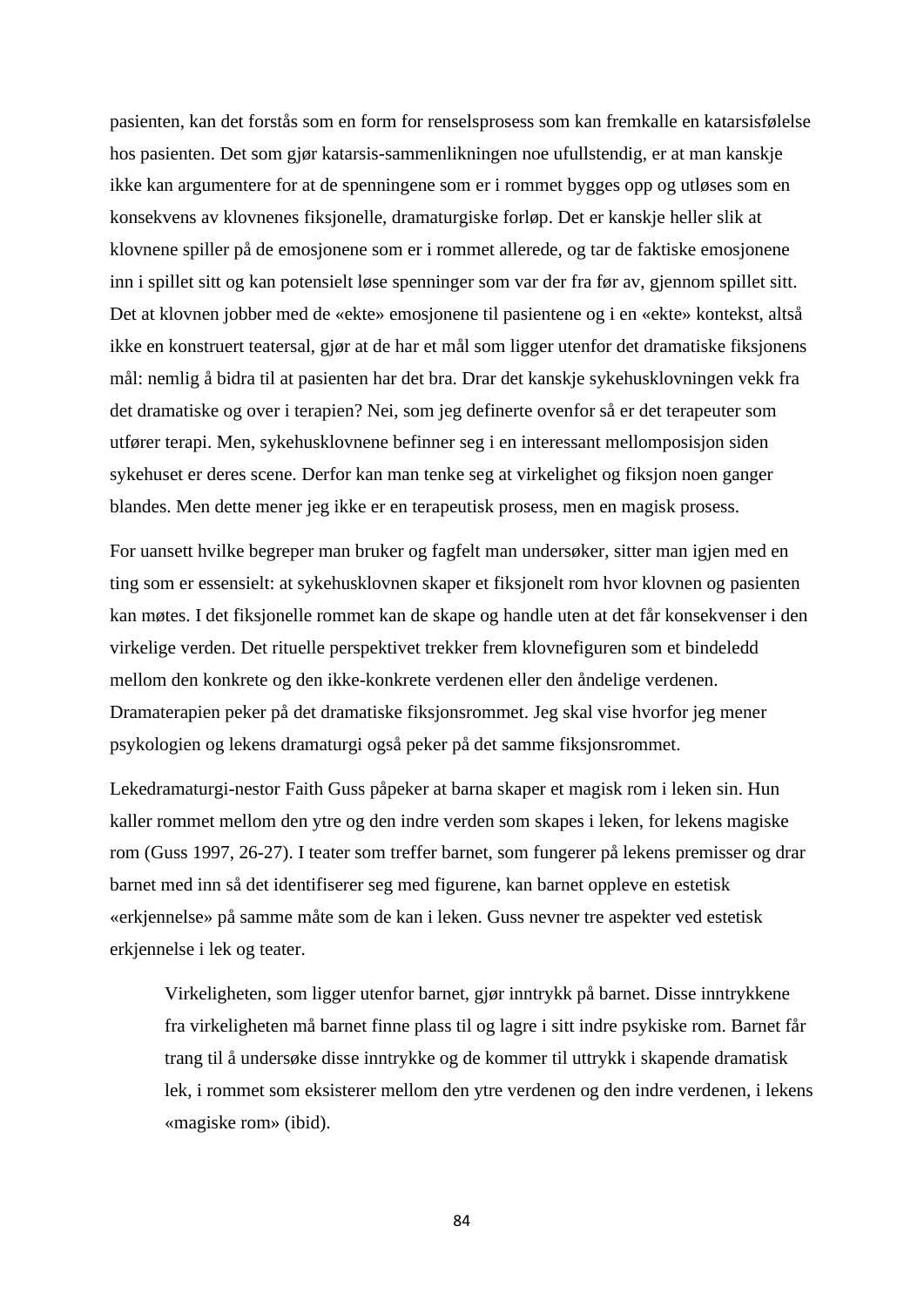pasienten, kan det forstås som en form for renselsprosess som kan fremkalle en katarsisfølelse hos pasienten. Det som gjør katarsis-sammenlikningen noe ufullstendig, er at man kanskje ikke kan argumentere for at de spenningene som er i rommet bygges opp og utløses som en konsekvens av klovnenes fiksjonelle, dramaturgiske forløp. Det er kanskje heller slik at klovnene spiller på de emosjonene som er i rommet allerede, og tar de faktiske emosjonene inn i spillet sitt og kan potensielt løse spenninger som var der fra før av, gjennom spillet sitt. Det at klovnen jobber med de «ekte» emosjonene til pasientene og i en «ekte» kontekst, altså ikke en konstruert teatersal, gjør at de har et mål som ligger utenfor det dramatiske fiksjonens mål: nemlig å bidra til at pasienten har det bra. Drar det kanskje sykehusklovningen vekk fra det dramatiske og over i terapien? Nei, som jeg definerte ovenfor så er det terapeuter som utfører terapi. Men, sykehusklovnene befinner seg i en interessant mellomposisjon siden sykehuset er deres scene. Derfor kan man tenke seg at virkelighet og fiksjon noen ganger blandes. Men dette mener jeg ikke er en terapeutisk prosess, men en magisk prosess.

For uansett hvilke begreper man bruker og fagfelt man undersøker, sitter man igjen med en ting som er essensielt: at sykehusklovnen skaper et fiksjonelt rom hvor klovnen og pasienten kan møtes. I det fiksjonelle rommet kan de skape og handle uten at det får konsekvenser i den virkelige verden. Det rituelle perspektivet trekker frem klovnefiguren som et bindeledd mellom den konkrete og den ikke-konkrete verdenen eller den åndelige verdenen. Dramaterapien peker på det dramatiske fiksjonsrommet. Jeg skal vise hvorfor jeg mener psykologien og lekens dramaturgi også peker på det samme fiksjonsrommet.

Lekedramaturgi-nestor Faith Guss påpeker at barna skaper et magisk rom i leken sin. Hun kaller rommet mellom den ytre og den indre verden som skapes i leken, for lekens magiske rom (Guss 1997, 26-27). I teater som treffer barnet, som fungerer på lekens premisser og drar barnet med inn så det identifiserer seg med figurene, kan barnet oppleve en estetisk «erkjennelse» på samme måte som de kan i leken. Guss nevner tre aspekter ved estetisk erkjennelse i lek og teater.

> Virkeligheten, som ligger utenfor barnet, gjør inntrykk på barnet. Disse inntrykkene fra virkeligheten må barnet finne plass til og lagre i sitt indre psykiske rom. Barnet får trang til å undersøke disse inntrykke og de kommer til uttrykk i skapende dramatisk lek, i rommet som eksisterer mellom den ytre verdenen og den indre verdenen, i lekens «magiske rom» (ibid).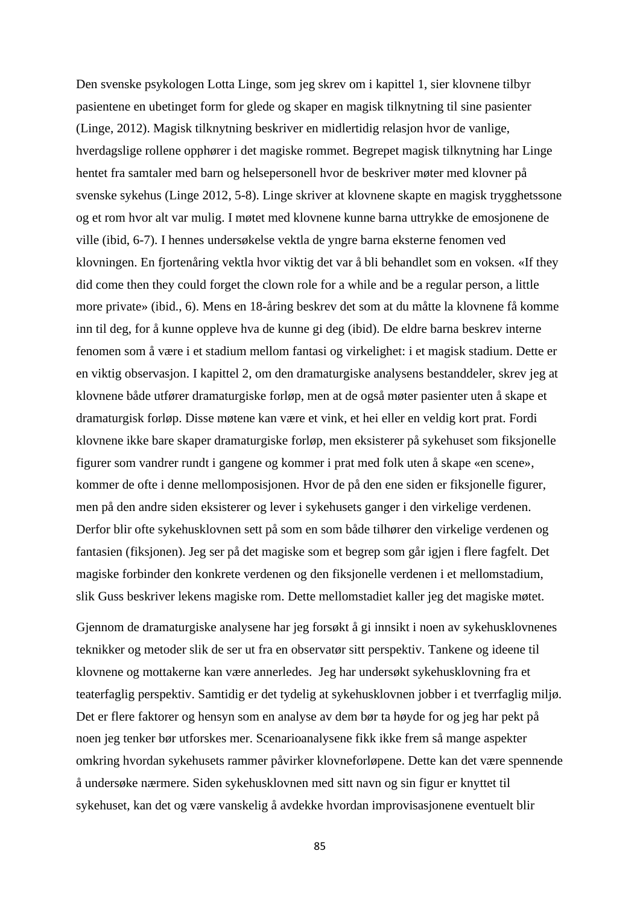Den svenske psykologen Lotta Linge, som jeg skrev om i kapittel 1, sier klovnene tilbyr pasientene en ubetinget form for glede og skaper en magisk tilknytning til sine pasienter (Linge, 2012). Magisk tilknytning beskriver en midlertidig relasjon hvor de vanlige, hverdagslige rollene opphører i det magiske rommet. Begrepet magisk tilknytning har Linge hentet fra samtaler med barn og helsepersonell hvor de beskriver møter med klovner på svenske sykehus (Linge 2012, 5-8). Linge skriver at klovnene skapte en magisk trygghetssone og et rom hvor alt var mulig. I møtet med klovnene kunne barna uttrykke de emosjonene de ville (ibid, 6-7). I hennes undersøkelse vektla de yngre barna eksterne fenomen ved klovningen. En fjortenåring vektla hvor viktig det var å bli behandlet som en voksen. «If they did come then they could forget the clown role for a while and be a regular person, a little more private» (ibid., 6). Mens en 18-åring beskrev det som at du måtte la klovnene få komme inn til deg, for å kunne oppleve hva de kunne gi deg (ibid). De eldre barna beskrev interne fenomen som å være i et stadium mellom fantasi og virkelighet: i et magisk stadium. Dette er en viktig observasjon. I kapittel 2, om den dramaturgiske analysens bestanddeler, skrev jeg at klovnene både utfører dramaturgiske forløp, men at de også møter pasienter uten å skape et dramaturgisk forløp. Disse møtene kan være et vink, et hei eller en veldig kort prat. Fordi klovnene ikke bare skaper dramaturgiske forløp, men eksisterer på sykehuset som fiksjonelle figurer som vandrer rundt i gangene og kommer i prat med folk uten å skape «en scene», kommer de ofte i denne mellomposisjonen. Hvor de på den ene siden er fiksjonelle figurer, men på den andre siden eksisterer og lever i sykehusets ganger i den virkelige verdenen. Derfor blir ofte sykehusklovnen sett på som en som både tilhører den virkelige verdenen og fantasien (fiksjonen). Jeg ser på det magiske som et begrep som går igjen i flere fagfelt. Det magiske forbinder den konkrete verdenen og den fiksjonelle verdenen i et mellomstadium, slik Guss beskriver lekens magiske rom. Dette mellomstadiet kaller jeg det magiske møtet.

Gjennom de dramaturgiske analysene har jeg forsøkt å gi innsikt i noen av sykehusklovnenes teknikker og metoder slik de ser ut fra en observatør sitt perspektiv. Tankene og ideene til klovnene og mottakerne kan være annerledes. Jeg har undersøkt sykehusklovning fra et teaterfaglig perspektiv. Samtidig er det tydelig at sykehusklovnen jobber i et tverrfaglig miljø. Det er flere faktorer og hensyn som en analyse av dem bør ta høyde for og jeg har pekt på noen jeg tenker bør utforskes mer. Scenarioanalysene fikk ikke frem så mange aspekter omkring hvordan sykehusets rammer påvirker klovneforløpene. Dette kan det være spennende å undersøke nærmere. Siden sykehusklovnen med sitt navn og sin figur er knyttet til sykehuset, kan det og være vanskelig å avdekke hvordan improvisasjonene eventuelt blir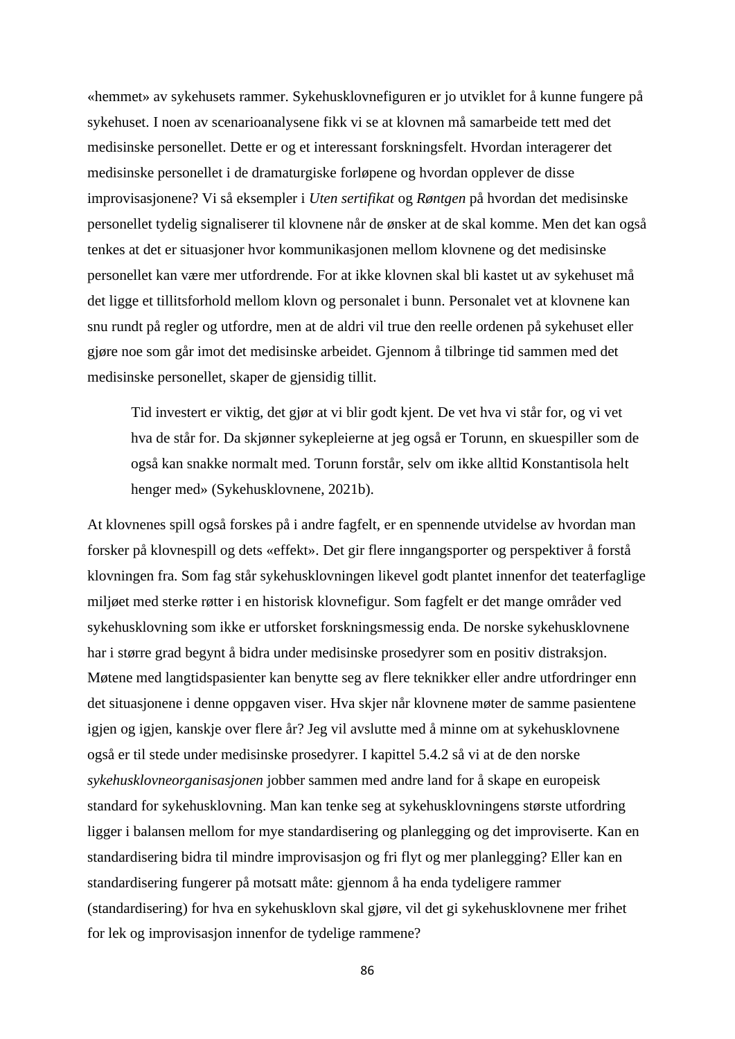«hemmet» av sykehusets rammer. Sykehusklovnefiguren er jo utviklet for å kunne fungere på sykehuset. I noen av scenarioanalysene fikk vi se at klovnen må samarbeide tett med det medisinske personellet. Dette er og et interessant forskningsfelt. Hvordan interagerer det medisinske personellet i de dramaturgiske forløpene og hvordan opplever de disse improvisasjonene? Vi så eksempler i *Uten sertifikat* og *Røntgen* på hvordan det medisinske personellet tydelig signaliserer til klovnene når de ønsker at de skal komme. Men det kan også tenkes at det er situasjoner hvor kommunikasjonen mellom klovnene og det medisinske personellet kan være mer utfordrende. For at ikke klovnen skal bli kastet ut av sykehuset må det ligge et tillitsforhold mellom klovn og personalet i bunn. Personalet vet at klovnene kan snu rundt på regler og utfordre, men at de aldri vil true den reelle ordenen på sykehuset eller gjøre noe som går imot det medisinske arbeidet. Gjennom å tilbringe tid sammen med det medisinske personellet, skaper de gjensidig tillit.

> Tid investert er viktig, det gjør at vi blir godt kjent. De vet hva vi står for, og vi vet hva de står for. Da skjønner sykepleierne at jeg også er Torunn, en skuespiller som de også kan snakke normalt med. Torunn forstår, selv om ikke alltid Konstantisola helt henger med» (Sykehusklovnene, 2021b).

At klovnenes spill også forskes på i andre fagfelt, er en spennende utvidelse av hvordan man forsker på klovnespill og dets «effekt». Det gir flere inngangsporter og perspektiver å forstå klovningen fra. Som fag står sykehusklovningen likevel godt plantet innenfor det teaterfaglige miljøet med sterke røtter i en historisk klovnefigur. Som fagfelt er det mange områder ved sykehusklovning som ikke er utforsket forskningsmessig enda. De norske sykehusklovnene har i større grad begynt å bidra under medisinske prosedyrer som en positiv distraksjon. Møtene med langtidspasienter kan benytte seg av flere teknikker eller andre utfordringer enn det situasjonene i denne oppgaven viser. Hva skjer når klovnene møter de samme pasientene igjen og igjen, kanskje over flere år? Jeg vil avslutte med å minne om at sykehusklovnene også er til stede under medisinske prosedyrer. I kapittel 5.4.2 så vi at de den norske *sykehusklovneorganisasjonen* jobber sammen med andre land for å skape en europeisk standard for sykehusklovning. Man kan tenke seg at sykehusklovningens største utfordring ligger i balansen mellom for mye standardisering og planlegging og det improviserte. Kan en standardisering bidra til mindre improvisasjon og fri flyt og mer planlegging? Eller kan en standardisering fungerer på motsatt måte: gjennom å ha enda tydeligere rammer (standardisering) for hva en sykehusklovn skal gjøre, vil det gi sykehusklovnene mer frihet for lek og improvisasjon innenfor de tydelige rammene?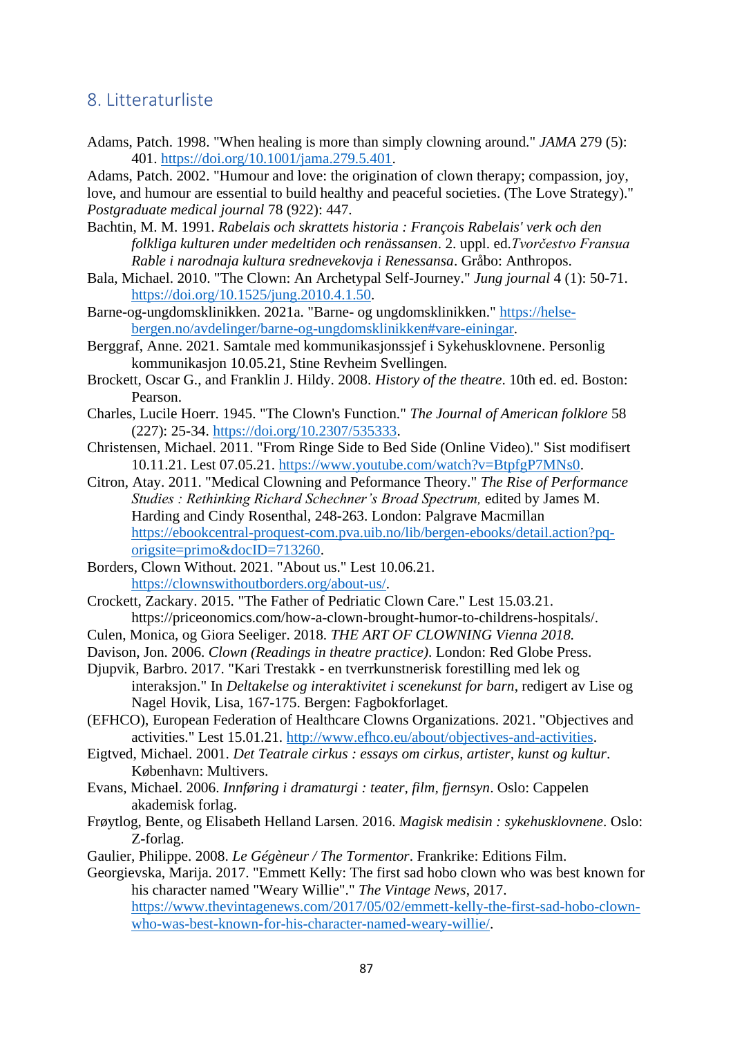## 8. Litteraturliste

Adams, Patch. 1998. "When healing is more than simply clowning around." *JAMA* 279 (5): 401. https://doi.org/10.1001/jama.279.5.401.

Adams, Patch. 2002. "Humour and love: the origination of clown therapy; compassion, joy, love, and humour are essential to build healthy and peaceful societies. (The Love Strategy)." *Postgraduate medical journal* 78 (922): 447.

Bachtin, M. M. 1991. *Rabelais och skrattets historia : François Rabelais' verk och den folkliga kulturen under medeltiden och renässansen*. 2. uppl. ed.*Tvorčestvo Fransua Rable i narodnaja kultura srednevekovja i Renessansa*. Gråbo: Anthropos.

Bala, Michael. 2010. "The Clown: An Archetypal Self-Journey." *Jung journal* 4 (1): 50-71. https://doi.org/10.1525/jung.2010.4.1.50.

Barne-og-ungdomsklinikken. 2021a. "Barne- og ungdomsklinikken." https://helse-bergen.no/avdelinger/barne-og-ungdomsklinikken#vare-einingar.

Berggraf, Anne. 2021. Samtale med kommunikasjonssjef i Sykehusklovnene. Personlig kommunikasjon 10.05.21, Stine Revheim Svellingen.

Brockett, Oscar G., and Franklin J. Hildy. 2008. *History of the theatre*. 10th ed. ed. Boston: Pearson.

Charles, Lucile Hoerr. 1945. "The Clown's Function." *The Journal of American folklore* 58 (227): 25-34. https://doi.org/10.2307/535333.

Christensen, Michael. 2011. "From Ringe Side to Bed Side (Online Video)." Sist modifisert 10.11.21. Lest 07.05.21. https://www.youtube.com/watch?v=BtpfgP7MNs0.

Citron, Atay. 2011. "Medical Clowning and Peformance Theory." *The Rise of Performance Studies : Rethinking Richard Schechner's Broad Spectrum,* edited by James M. Harding and Cindy Rosenthal, 248-263. London: Palgrave Macmillan https://ebookcentral-proquest-com.pva.uib.no/lib/bergen-ebooks/detail.action?pq-origsite=primo&docID=713260.

Borders, Clown Without. 2021. "About us." Lest 10.06.21. https://clownswithoutborders.org/about-us/.

Crockett, Zackary. 2015. "The Father of Pedriatic Clown Care." Lest 15.03.21. https://priceonomics.com/how-a-clown-brought-humor-to-childrens-hospitals/.

Culen, Monica, og Giora Seeliger. 2018. *THE ART OF CLOWNING Vienna 2018.*

Davison, Jon. 2006. *Clown (Readings in theatre practice)*. London: Red Globe Press.

Djupvik, Barbro. 2017. "Kari Trestakk - en tverrkunstnerisk forestilling med lek og interaksjon." In *Deltakelse og interaktivitet i scenekunst for barn*, redigert av Lise og Nagel Hovik, Lisa, 167-175. Bergen: Fagbokforlaget.

(EFHCO), European Federation of Healthcare Clowns Organizations. 2021. "Objectives and activities." Lest 15.01.21. http://www.efhco.eu/about/objectives-and-activities.

Eigtved, Michael. 2001. *Det Teatrale cirkus : essays om cirkus, artister, kunst og kultur*. København: Multivers.

Evans, Michael. 2006. *Innføring i dramaturgi : teater, film, fjernsyn*. Oslo: Cappelen akademisk forlag.

Frøytlog, Bente, og Elisabeth Helland Larsen. 2016. *Magisk medisin : sykehusklovnene*. Oslo: Z-forlag.

Gaulier, Philippe. 2008. *Le Gégèneur / The Tormentor*. Frankrike: Editions Film.

Georgievska, Marija. 2017. "Emmett Kelly: The first sad hobo clown who was best known for his character named "Weary Willie"." *The Vintage News*, 2017. https://www.thevintagenews.com/2017/05/02/emmett-kelly-the-first-sad-hobo-clown-who-was-best-known-for-his-character-named-weary-willie/.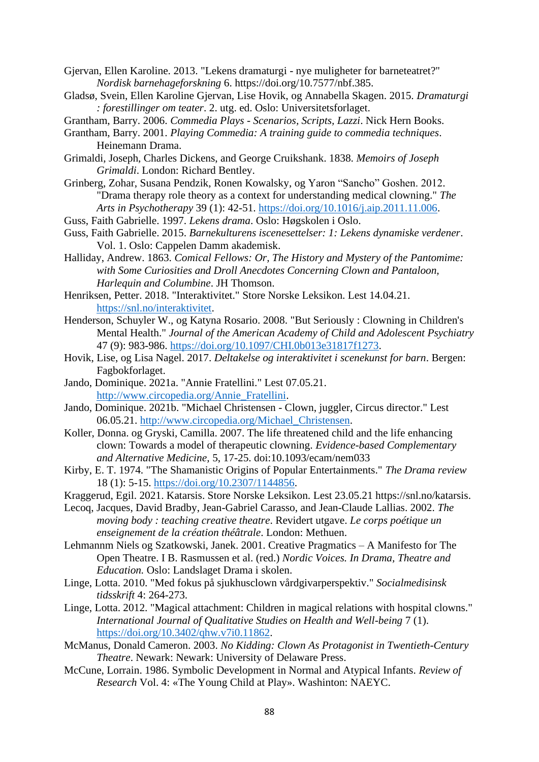Gjervan, Ellen Karoline. 2013. "Lekens dramaturgi - nye muligheter for barneteatret?" *Nordisk barnehageforskning* 6. https://doi.org/10.7577/nbf.385.

Gladsø, Svein, Ellen Karoline Gjervan, Lise Hovik, og Annabella Skagen. 2015. *Dramaturgi : forestillinger om teater*. 2. utg. ed. Oslo: Universitetsforlaget.

Grantham, Barry. 2006. *Commedia Plays - Scenarios, Scripts, Lazzi*. Nick Hern Books.

Grantham, Barry. 2001. *Playing Commedia: A training guide to commedia techniques*. Heinemann Drama.

Grimaldi, Joseph, Charles Dickens, and George Cruikshank. 1838. *Memoirs of Joseph Grimaldi*. London: Richard Bentley.

Grinberg, Zohar, Susana Pendzik, Ronen Kowalsky, og Yaron "Sancho" Goshen. 2012. "Drama therapy role theory as a context for understanding medical clowning." *The Arts in Psychotherapy* 39 (1): 42-51. https://doi.org/10.1016/j.aip.2011.11.006.

Guss, Faith Gabrielle. 1997. *Lekens drama*. Oslo: Høgskolen i Oslo.

Guss, Faith Gabrielle. 2015. *Barnekulturens iscenesettelser: 1: Lekens dynamiske verdener*. Vol. 1. Oslo: Cappelen Damm akademisk.

Halliday, Andrew. 1863. *Comical Fellows: Or, The History and Mystery of the Pantomime: with Some Curiosities and Droll Anecdotes Concerning Clown and Pantaloon, Harlequin and Columbine*. JH Thomson.

Henriksen, Petter. 2018. "Interaktivitet." Store Norske Leksikon. Lest 14.04.21. https://snl.no/interaktivitet.

Henderson, Schuyler W., og Katyna Rosario. 2008. "But Seriously : Clowning in Children's Mental Health." *Journal of the American Academy of Child and Adolescent Psychiatry* 47 (9): 983-986. https://doi.org/10.1097/CHI.0b013e31817f1273.

Hovik, Lise, og Lisa Nagel. 2017. *Deltakelse og interaktivitet i scenekunst for barn*. Bergen: Fagbokforlaget.

Jando, Dominique. 2021a. "Annie Fratellini." Lest 07.05.21. http://www.circopedia.org/Annie_Fratellini.

Jando, Dominique. 2021b. "Michael Christensen - Clown, juggler, Circus director." Lest 06.05.21. http://www.circopedia.org/Michael_Christensen.

Koller, Donna. og Gryski, Camilla. 2007. The life threatened child and the life enhancing clown: Towards a model of therapeutic clowning. *Evidence-based Complementary and Alternative Medicine*, 5, 17-25. doi:10.1093/ecam/nem033

Kirby, E. T. 1974. "The Shamanistic Origins of Popular Entertainments." *The Drama review* 18 (1): 5-15. https://doi.org/10.2307/1144856.

Kraggerud, Egil. 2021. Katarsis. Store Norske Leksikon. Lest 23.05.21 https://snl.no/katarsis.

Lecoq, Jacques, David Bradby, Jean-Gabriel Carasso, and Jean-Claude Lallias. 2002. *The moving body : teaching creative theatre*. Revidert utgave. *Le corps poétique un enseignement de la création théâtrale*. London: Methuen.

Lehmannm Niels og Szatkowski, Janek. 2001. Creative Pragmatics – A Manifesto for The Open Theatre. I B. Rasmussen et al. (red.) *Nordic Voices. In Drama, Theatre and Education.* Oslo: Landslaget Drama i skolen.

Linge, Lotta. 2010. "Med fokus på sjukhusclown vårdgivarperspektiv." *Socialmedisinsk tidsskrift* 4: 264-273.

Linge, Lotta. 2012. "Magical attachment: Children in magical relations with hospital clowns." *International Journal of Qualitative Studies on Health and Well-being* 7 (1). https://doi.org/10.3402/qhw.v7i0.11862.

McManus, Donald Cameron. 2003. *No Kidding: Clown As Protagonist in Twentieth-Century Theatre*. Newark: Newark: University of Delaware Press.

McCune, Lorrain. 1986. Symbolic Development in Normal and Atypical Infants. *Review of Research* Vol. 4: «The Young Child at Play». Washinton: NAEYC.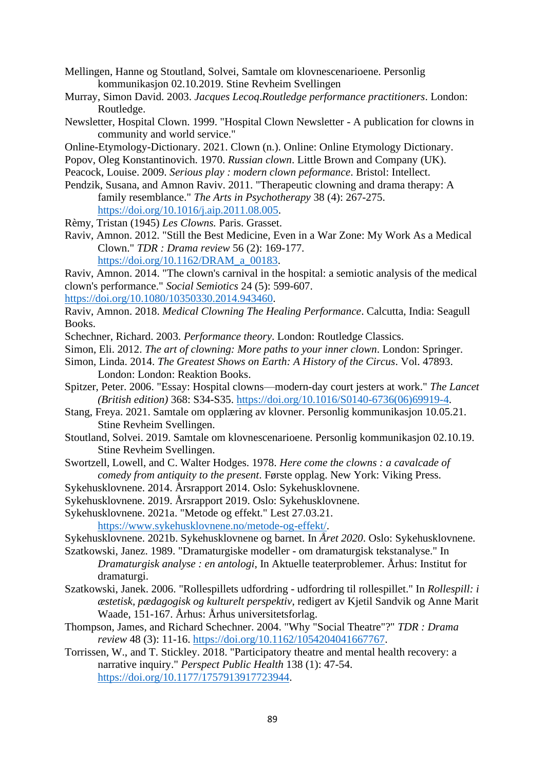Mellingen, Hanne og Stoutland, Solvei, Samtale om klovnescenarioene. Personlig kommunikasjon 02.10.2019. Stine Revheim Svellingen

Murray, Simon David. 2003. *Jacques Lecoq.Routledge performance practitioners*. London: Routledge.

Newsletter, Hospital Clown. 1999. "Hospital Clown Newsletter - A publication for clowns in community and world service."

Online-Etymology-Dictionary. 2021. Clown (n.). Online: Online Etymology Dictionary.

Popov, Oleg Konstantinovich. 1970. *Russian clown*. Little Brown and Company (UK).

Peacock, Louise. 2009. *Serious play : modern clown peformance*. Bristol: Intellect.

Pendzik, Susana, and Amnon Raviv. 2011. "Therapeutic clowning and drama therapy: A family resemblance." *The Arts in Psychotherapy* 38 (4): 267-275. https://doi.org/10.1016/j.aip.2011.08.005.

Rèmy, Tristan (1945) *Les Clowns.* Paris. Grasset.

Raviv, Amnon. 2012. "Still the Best Medicine, Even in a War Zone: My Work As a Medical Clown." *TDR : Drama review* 56 (2): 169-177. https://doi.org/10.1162/DRAM_a_00183.

Raviv, Amnon. 2014. "The clown's carnival in the hospital: a semiotic analysis of the medical clown's performance." *Social Semiotics* 24 (5): 599-607. https://doi.org/10.1080/10350330.2014.943460.

Raviv, Amnon. 2018. *Medical Clowning The Healing Performance*. Calcutta, India: Seagull Books.

Schechner, Richard. 2003. *Performance theory*. London: Routledge Classics.

Simon, Eli. 2012. *The art of clowning: More paths to your inner clown*. London: Springer.

Simon, Linda. 2014. *The Greatest Shows on Earth: A History of the Circus*. Vol. 47893. London: London: Reaktion Books.

Spitzer, Peter. 2006. "Essay: Hospital clowns—modern-day court jesters at work." *The Lancet (British edition)* 368: S34-S35. https://doi.org/10.1016/S0140-6736(06)69919-4.

Stang, Freya. 2021. Samtale om opplæring av klovner. Personlig kommunikasjon 10.05.21. Stine Revheim Svellingen.

Stoutland, Solvei. 2019. Samtale om klovnescenarioene. Personlig kommunikasjon 02.10.19. Stine Revheim Svellingen.

Swortzell, Lowell, and C. Walter Hodges. 1978. *Here come the clowns : a cavalcade of comedy from antiquity to the present*. Første opplag. New York: Viking Press.

Sykehusklovnene. 2014. Årsrapport 2014. Oslo: Sykehusklovnene.

Sykehusklovnene. 2019. Årsrapport 2019. Oslo: Sykehusklovnene.

Sykehusklovnene. 2021a. "Metode og effekt." Lest 27.03.21. https://www.sykehusklovnene.no/metode-og-effekt/.

Sykehusklovnene. 2021b. Sykehusklovnene og barnet. In *Året 2020*. Oslo: Sykehusklovnene.

Szatkowski, Janez. 1989. "Dramaturgiske modeller - om dramaturgisk tekstanalyse." In *Dramaturgisk analyse : en antologi*, In Aktuelle teaterproblemer. Århus: Institut for dramaturgi.

Szatkowski, Janek. 2006. "Rollespillets udfordring - udfordring til rollespillet." In *Rollespill: i æstetisk, pædagogisk og kulturelt perspektiv*, redigert av Kjetil Sandvik og Anne Marit Waade, 151-167. Århus: Århus universitetsforlag.

Thompson, James, and Richard Schechner. 2004. "Why "Social Theatre"?" *TDR : Drama review* 48 (3): 11-16. https://doi.org/10.1162/1054204041667767.

Torrissen, W., and T. Stickley. 2018. "Participatory theatre and mental health recovery: a narrative inquiry." *Perspect Public Health* 138 (1): 47-54. https://doi.org/10.1177/1757913917723944.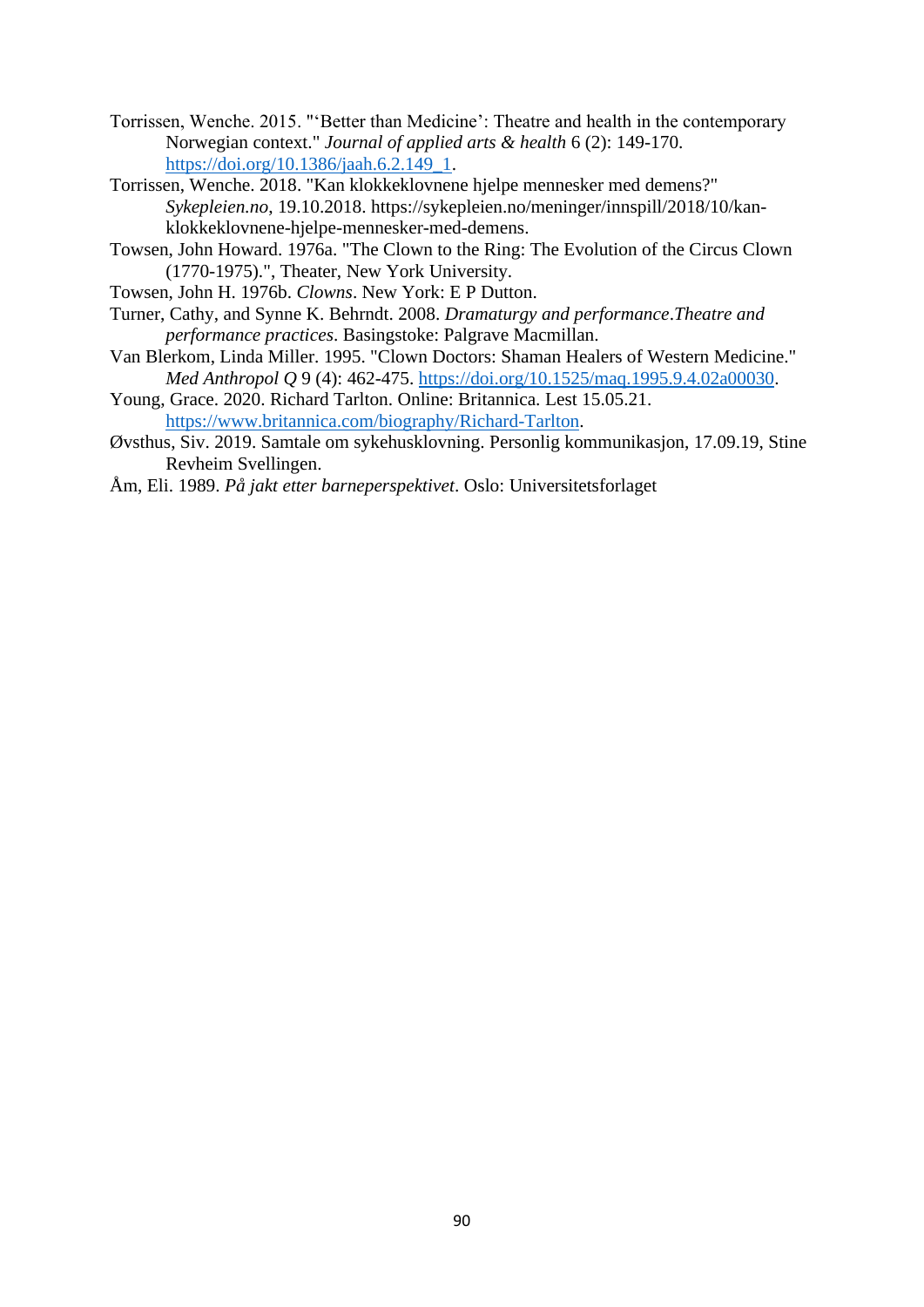Torrissen, Wenche. 2015. "'Better than Medicine': Theatre and health in the contemporary Norwegian context." *Journal of applied arts & health* 6 (2): 149-170. https://doi.org/10.1386/jaah.6.2.149_1.

Torrissen, Wenche. 2018. "Kan klokkeklovnene hjelpe mennesker med demens?" *Sykepleien.no*, 19.10.2018. https://sykepleien.no/meninger/innspill/2018/10/kan-klokkeklovnene-hjelpe-mennesker-med-demens.

Towsen, John Howard. 1976a. "The Clown to the Ring: The Evolution of the Circus Clown (1770-1975).", Theater, New York University.

Towsen, John H. 1976b. *Clowns*. New York: E P Dutton.

Turner, Cathy, and Synne K. Behrndt. 2008. *Dramaturgy and performance*.*Theatre and performance practices*. Basingstoke: Palgrave Macmillan.

Van Blerkom, Linda Miller. 1995. "Clown Doctors: Shaman Healers of Western Medicine." *Med Anthropol Q* 9 (4): 462-475. https://doi.org/10.1525/maq.1995.9.4.02a00030.

Young, Grace. 2020. Richard Tarlton. Online: Britannica. Lest 15.05.21. https://www.britannica.com/biography/Richard-Tarlton.

Øvsthus, Siv. 2019. Samtale om sykehusklovning. Personlig kommunikasjon, 17.09.19, Stine Revheim Svellingen.

Åm, Eli. 1989. *På jakt etter barneperspektivet*. Oslo: Universitetsforlaget